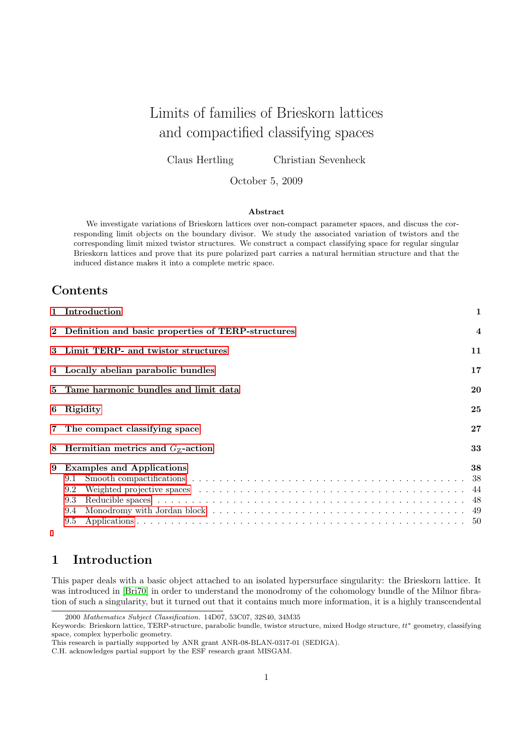# Limits of families of Brieskorn lattices and compactified classifying spaces

Claus Hertling Christian Sevenheck

October 5, 2009

### Abstract

We investigate variations of Brieskorn lattices over non-compact parameter spaces, and discuss the corresponding limit objects on the boundary divisor. We study the associated variation of twistors and the corresponding limit mixed twistor structures. We construct a compact classifying space for regular singular Brieskorn lattices and prove that its pure polarized part carries a natural hermitian structure and that the induced distance makes it into a complete metric space.

## Contents

| | |
|---|---|
| **1 Introduction** | **1** |
| **2 Definition and basic properties of TERP-structures** | **4** |
| **3 Limit TERP- and twistor structures** | **11** |
| **4 Locally abelian parabolic bundles** | **17** |
| **5 Tame harmonic bundles and limit data** | **20** |
| **6 Rigidity** | **25** |
| **7 The compact classifying space** | **27** |
| **8 Hermitian metrics and $G_\mathbb{Z}$-action** | **33** |
| **9 Examples and Applications** | **38** |
| 9.1 Smooth compactifications | 38 |
| 9.2 Weighted projective spaces | 44 |
| 9.3 Reducible spaces | 48 |
| 9.4 Monodromy with Jordan block | 49 |
| 9.5 Applications | 50 |

## 1 Introduction

This paper deals with a basic object attached to an isolated hypersurface singularity: the Brieskorn lattice. It was introduced in [Bri70] in order to understand the monodromy of the cohomology bundle of the Milnor fibration of such a singularity, but it turned out that it contains much more information, it is a highly transcendental

2000 *Mathematics Subject Classification.* 14D07, 53C07, 32S40, 34M35

Keywords: Brieskorn lattice, TERP-structure, parabolic bundle, twistor structure, mixed Hodge structure, $tt^*$ geometry, classifying space, complex hyperbolic geometry.

This research is partially supported by ANR grant ANR-08-BLAN-0317-01 (SEDIGA).

C.H. acknowledges partial support by the ESF research grant MISGAM.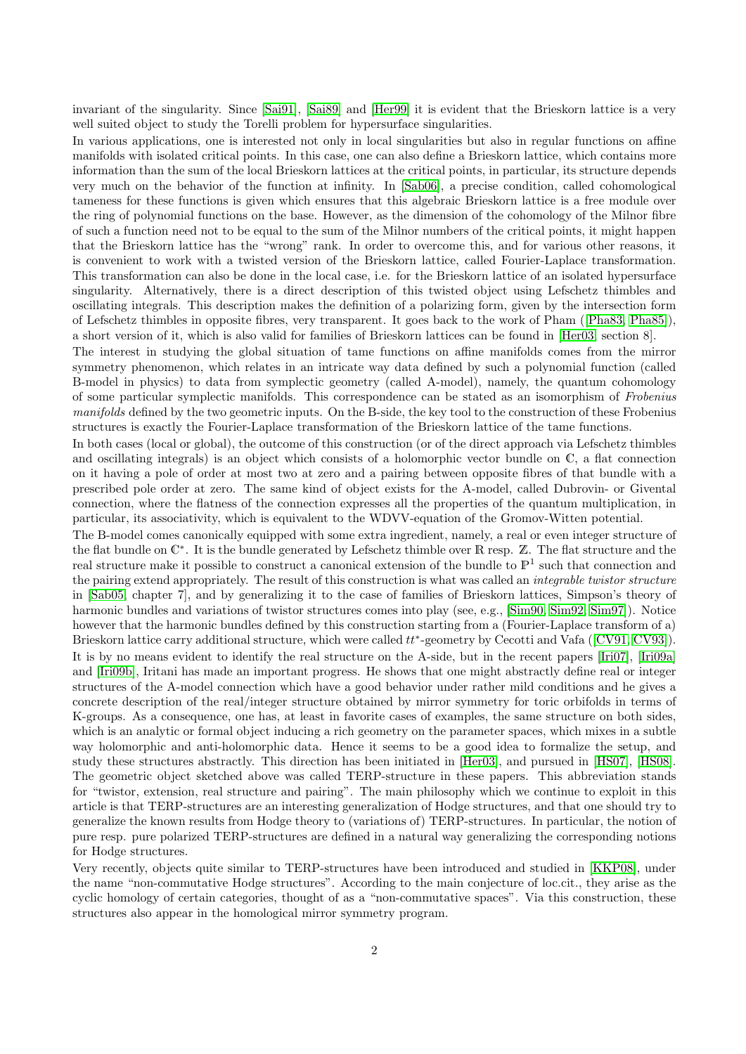invariant of the singularity. Since [Sai91], [Sai89] and [Her99] it is evident that the Brieskorn lattice is a very well suited object to study the Torelli problem for hypersurface singularities.

In various applications, one is interested not only in local singularities but also in regular functions on affine manifolds with isolated critical points. In this case, one can also define a Brieskorn lattice, which contains more information than the sum of the local Brieskorn lattices at the critical points, in particular, its structure depends very much on the behavior of the function at infinity. In [Sab06], a precise condition, called cohomological tameness for these functions is given which ensures that this algebraic Brieskorn lattice is a free module over the ring of polynomial functions on the base. However, as the dimension of the cohomology of the Milnor fibre of such a function need not to be equal to the sum of the Milnor numbers of the critical points, it might happen that the Brieskorn lattice has the "wrong" rank. In order to overcome this, and for various other reasons, it is convenient to work with a twisted version of the Brieskorn lattice, called Fourier-Laplace transformation. This transformation can also be done in the local case, i.e. for the Brieskorn lattice of an isolated hypersurface singularity. Alternatively, there is a direct description of this twisted object using Lefschetz thimbles and oscillating integrals. This description makes the definition of a polarizing form, given by the intersection form of Lefschetz thimbles in opposite fibres, very transparent. It goes back to the work of Pham ([Pha83, Pha85]), a short version of it, which is also valid for families of Brieskorn lattices can be found in [Her03, section 8].

The interest in studying the global situation of tame functions on affine manifolds comes from the mirror symmetry phenomenon, which relates in an intricate way data defined by such a polynomial function (called B-model in physics) to data from symplectic geometry (called A-model), namely, the quantum cohomology of some particular symplectic manifolds. This correspondence can be stated as an isomorphism of *Frobenius manifolds* defined by the two geometric inputs. On the B-side, the key tool to the construction of these Frobenius structures is exactly the Fourier-Laplace transformation of the Brieskorn lattice of the tame functions.

In both cases (local or global), the outcome of this construction (or of the direct approach via Lefschetz thimbles and oscillating integrals) is an object which consists of a holomorphic vector bundle on $\mathbb{C}$, a flat connection on it having a pole of order at most two at zero and a pairing between opposite fibres of that bundle with a prescribed pole order at zero. The same kind of object exists for the A-model, called Dubrovin- or Givental connection, where the flatness of the connection expresses all the properties of the quantum multiplication, in particular, its associativity, which is equivalent to the WDVV-equation of the Gromov-Witten potential.

The B-model comes canonically equipped with some extra ingredient, namely, a real or even integer structure of the flat bundle on $\mathbb{C}^*$. It is the bundle generated by Lefschetz thimble over $\mathbb{R}$ resp. $\mathbb{Z}$. The flat structure and the real structure make it possible to construct a canonical extension of the bundle to $\mathbb{P}^1$ such that connection and the pairing extend appropriately. The result of this construction is what was called an *integrable twistor structure* in [Sab05, chapter 7], and by generalizing it to the case of families of Brieskorn lattices, Simpson's theory of harmonic bundles and variations of twistor structures comes into play (see, e.g., [Sim90, Sim92, Sim97]). Notice however that the harmonic bundles defined by this construction starting from a (Fourier-Laplace transform of a) Brieskorn lattice carry additional structure, which were called $tt^*$-geometry by Cecotti and Vafa ([CV91, CV93]). It is by no means evident to identify the real structure on the A-side, but in the recent papers [Iri07], [Iri09a] and [Iri09b], Iritani has made an important progress. He shows that one might abstractly define real or integer structures of the A-model connection which have a good behavior under rather mild conditions and he gives a concrete description of the real/integer structure obtained by mirror symmetry for toric orbifolds in terms of K-groups. As a consequence, one has, at least in favorite cases of examples, the same structure on both sides, which is an analytic or formal object inducing a rich geometry on the parameter spaces, which mixes in a subtle way holomorphic and anti-holomorphic data. Hence it seems to be a good idea to formalize the setup, and study these structures abstractly. This direction has been initiated in [Her03], and pursued in [HS07], [HS08]. The geometric object sketched above was called TERP-structure in these papers. This abbreviation stands for "twistor, extension, real structure and pairing". The main philosophy which we continue to exploit in this article is that TERP-structures are an interesting generalization of Hodge structures, and that one should try to generalize the known results from Hodge theory to (variations of) TERP-structures. In particular, the notion of pure resp. pure polarized TERP-structures are defined in a natural way generalizing the corresponding notions for Hodge structures.

Very recently, objects quite similar to TERP-structures have been introduced and studied in [KKP08], under the name "non-commutative Hodge structures". According to the main conjecture of loc.cit., they arise as the cyclic homology of certain categories, thought of as a "non-commutative spaces". Via this construction, these structures also appear in the homological mirror symmetry program.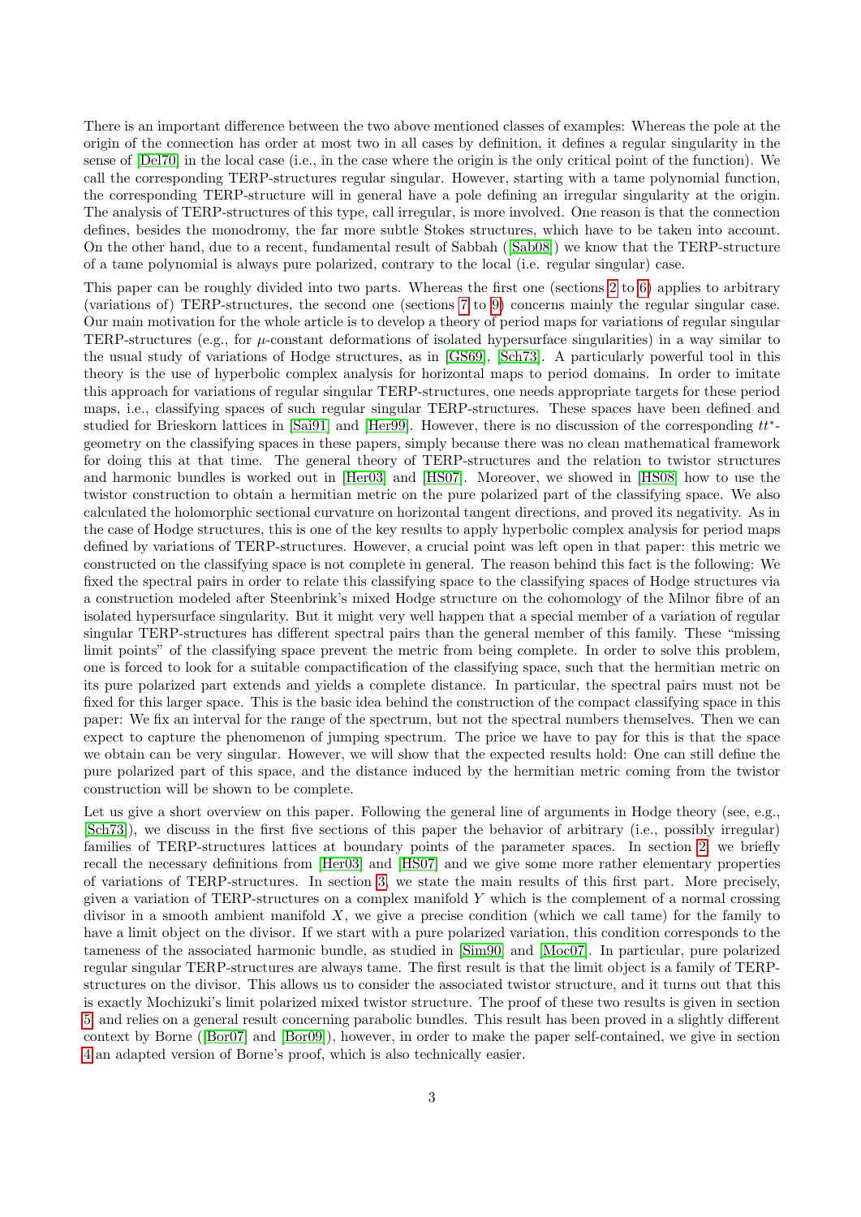There is an important difference between the two above mentioned classes of examples: Whereas the pole at the origin of the connection has order at most two in all cases by definition, it defines a regular singularity in the sense of [Del70] in the local case (i.e., in the case where the origin is the only critical point of the function). We call the corresponding TERP-structures regular singular. However, starting with a tame polynomial function, the corresponding TERP-structure will in general have a pole defining an irregular singularity at the origin. The analysis of TERP-structures of this type, call irregular, is more involved. One reason is that the connection defines, besides the monodromy, the far more subtle Stokes structures, which have to be taken into account. On the other hand, due to a recent, fundamental result of Sabbah ([Sab08]) we know that the TERP-structure of a tame polynomial is always pure polarized, contrary to the local (i.e. regular singular) case.

This paper can be roughly divided into two parts. Whereas the first one (sections 2 to 6) applies to arbitrary (variations of) TERP-structures, the second one (sections 7 to 9) concerns mainly the regular singular case. Our main motivation for the whole article is to develop a theory of period maps for variations of regular singular TERP-structures (e.g., for $\mu$-constant deformations of isolated hypersurface singularities) in a way similar to the usual study of variations of Hodge structures, as in [GS69], [Sch73]. A particularly powerful tool in this theory is the use of hyperbolic complex analysis for horizontal maps to period domains. In order to imitate this approach for variations of regular singular TERP-structures, one needs appropriate targets for these period maps, i.e., classifying spaces of such regular singular TERP-structures. These spaces have been defined and studied for Brieskorn lattices in [Sai91] and [Her99]. However, there is no discussion of the corresponding $tt^*$-geometry on the classifying spaces in these papers, simply because there was no clean mathematical framework for doing this at that time. The general theory of TERP-structures and the relation to twistor structures and harmonic bundles is worked out in [Her03] and [HS07]. Moreover, we showed in [HS08] how to use the twistor construction to obtain a hermitian metric on the pure polarized part of the classifying space. We also calculated the holomorphic sectional curvature on horizontal tangent directions, and proved its negativity. As in the case of Hodge structures, this is one of the key results to apply hyperbolic complex analysis for period maps defined by variations of TERP-structures. However, a crucial point was left open in that paper: this metric we constructed on the classifying space is not complete in general. The reason behind this fact is the following: We fixed the spectral pairs in order to relate this classifying space to the classifying spaces of Hodge structures via a construction modeled after Steenbrink's mixed Hodge structure on the cohomology of the Milnor fibre of an isolated hypersurface singularity. But it might very well happen that a special member of a variation of regular singular TERP-structures has different spectral pairs than the general member of this family. These "missing limit points" of the classifying space prevent the metric from being complete. In order to solve this problem, one is forced to look for a suitable compactification of the classifying space, such that the hermitian metric on its pure polarized part extends and yields a complete distance. In particular, the spectral pairs must not be fixed for this larger space. This is the basic idea behind the construction of the compact classifying space in this paper: We fix an interval for the range of the spectrum, but not the spectral numbers themselves. Then we can expect to capture the phenomenon of jumping spectrum. The price we have to pay for this is that the space we obtain can be very singular. However, we will show that the expected results hold: One can still define the pure polarized part of this space, and the distance induced by the hermitian metric coming from the twistor construction will be shown to be complete.

Let us give a short overview on this paper. Following the general line of arguments in Hodge theory (see, e.g., [Sch73]), we discuss in the first five sections of this paper the behavior of arbitrary (i.e., possibly irregular) families of TERP-structures lattices at boundary points of the parameter spaces. In section 2, we briefly recall the necessary definitions from [Her03] and [HS07] and we give some more rather elementary properties of variations of TERP-structures. In section 3, we state the main results of this first part. More precisely, given a variation of TERP-structures on a complex manifold $Y$ which is the complement of a normal crossing divisor in a smooth ambient manifold $X$, we give a precise condition (which we call tame) for the family to have a limit object on the divisor. If we start with a pure polarized variation, this condition corresponds to the tameness of the associated harmonic bundle, as studied in [Sim90] and [Moc07]. In particular, pure polarized regular singular TERP-structures are always tame. The first result is that the limit object is a family of TERP-structures on the divisor. This allows us to consider the associated twistor structure, and it turns out that this is exactly Mochizuki's limit polarized mixed twistor structure. The proof of these two results is given in section 5 and relies on a general result concerning parabolic bundles. This result has been proved in a slightly different context by Borne ([Bor07] and [Bor09]), however, in order to make the paper self-contained, we give in section 4 an adapted version of Borne's proof, which is also technically easier.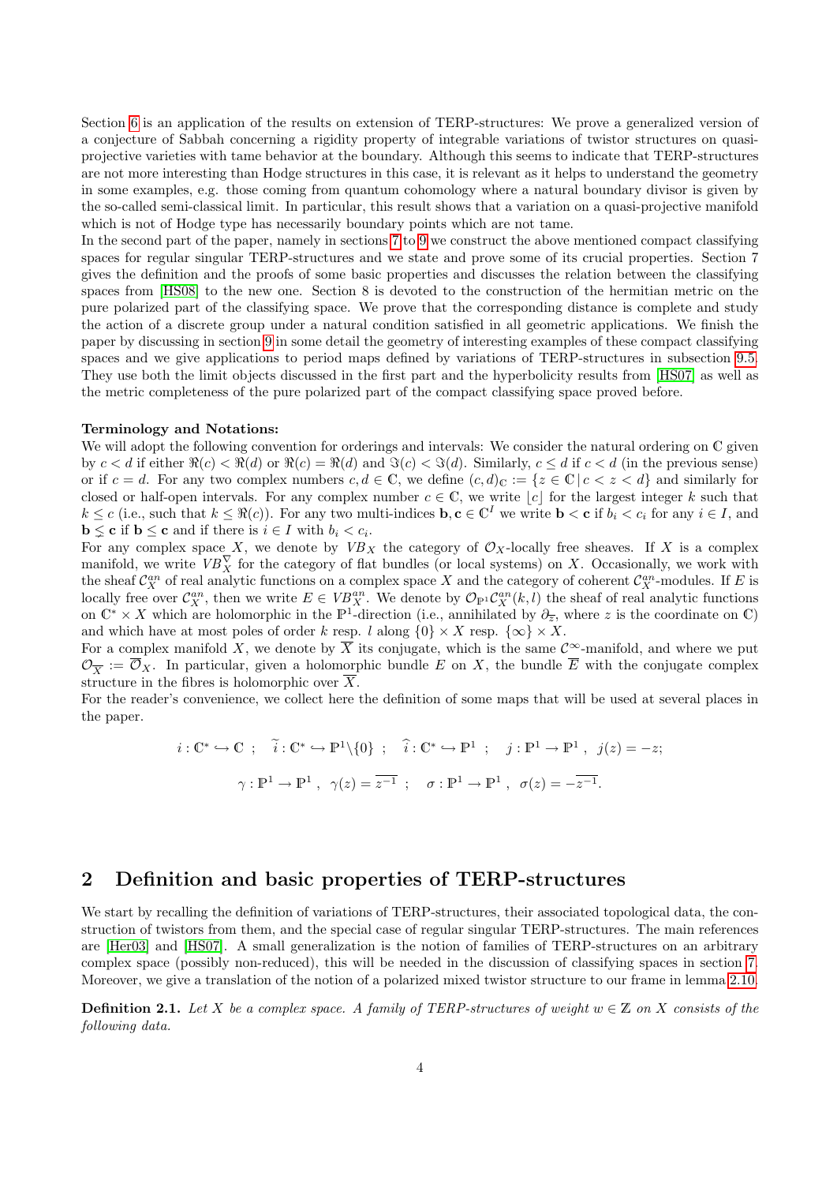Section 6 is an application of the results on extension of TERP-structures: We prove a generalized version of a conjecture of Sabbah concerning a rigidity property of integrable variations of twistor structures on quasi-projective varieties with tame behavior at the boundary. Although this seems to indicate that TERP-structures are not more interesting than Hodge structures in this case, it is relevant as it helps to understand the geometry in some examples, e.g. those coming from quantum cohomology where a natural boundary divisor is given by the so-called semi-classical limit. In particular, this result shows that a variation on a quasi-projective manifold which is not of Hodge type has necessarily boundary points which are not tame.

In the second part of the paper, namely in sections 7 to 9 we construct the above mentioned compact classifying spaces for regular singular TERP-structures and we state and prove some of its crucial properties. Section 7 gives the definition and the proofs of some basic properties and discusses the relation between the classifying spaces from [HS08] to the new one. Section 8 is devoted to the construction of the hermitian metric on the pure polarized part of the classifying space. We prove that the corresponding distance is complete and study the action of a discrete group under a natural condition satisfied in all geometric applications. We finish the paper by discussing in section 9 in some detail the geometry of interesting examples of these compact classifying spaces and we give applications to period maps defined by variations of TERP-structures in subsection 9.5. They use both the limit objects discussed in the first part and the hyperbolicity results from [HS07] as well as the metric completeness of the pure polarized part of the compact classifying space proved before.

**Terminology and Notations:**

We will adopt the following convention for orderings and intervals: We consider the natural ordering on $\mathbb{C}$ given by $c < d$ if either $\Re(c) < \Re(d)$ or $\Re(c) = \Re(d)$ and $\Im(c) < \Im(d)$. Similarly, $c \leq d$ if $c < d$ (in the previous sense) or if $c = d$. For any two complex numbers $c, d \in \mathbb{C}$, we define $(c, d)_{\mathbb{C}} := \{z \in \mathbb{C} \,|\, c < z < d\}$ and similarly for closed or half-open intervals. For any complex number $c \in \mathbb{C}$, we write $\lfloor c \rfloor$ for the largest integer $k$ such that $k \leq c$ (i.e., such that $k \leq \Re(c)$). For any two multi-indices $\mathbf{b}, \mathbf{c} \in \mathbb{C}^I$ we write $\mathbf{b} < \mathbf{c}$ if $b_i < c_i$ for any $i \in I$, and $\mathbf{b} \lneq \mathbf{c}$ if $\mathbf{b} \leq \mathbf{c}$ and if there is $i \in I$ with $b_i < c_i$.

For any complex space $X$, we denote by $VB_X$ the category of $\mathcal{O}_X$-locally free sheaves. If $X$ is a complex manifold, we write $VB_X^{\nabla}$ for the category of flat bundles (or local systems) on $X$. Occasionally, we work with the sheaf $\mathcal{C}_X^{an}$ of real analytic functions on a complex space $X$ and the category of coherent $\mathcal{C}_X^{an}$-modules. If $E$ is locally free over $\mathcal{C}_X^{an}$, then we write $E \in VB_X^{an}$. We denote by $\mathcal{O}_{\mathbb{P}^1}\mathcal{C}_X^{an}(k,l)$ the sheaf of real analytic functions on $\mathbb{C}^* \times X$ which are holomorphic in the $\mathbb{P}^1$-direction (i.e., annihilated by $\partial_{\overline{z}}$, where $z$ is the coordinate on $\mathbb{C}$) and which have at most poles of order $k$ resp. $l$ along $\{0\} \times X$ resp. $\{\infty\} \times X$.

For a complex manifold $X$, we denote by $\overline{X}$ its conjugate, which is the same $\mathcal{C}^\infty$-manifold, and where we put $\mathcal{O}_{\overline{X}} := \overline{\mathcal{O}}_X$. In particular, given a holomorphic bundle $E$ on $X$, the bundle $\overline{E}$ with the conjugate complex structure in the fibres is holomorphic over $\overline{X}$.

For the reader's convenience, we collect here the definition of some maps that will be used at several places in the paper.

$$i : \mathbb{C}^* \hookrightarrow \mathbb{C} \;\; ; \quad \widetilde{i} : \mathbb{C}^* \hookrightarrow \mathbb{P}^1 \backslash \{0\} \;\; ; \quad \widehat{i} : \mathbb{C}^* \hookrightarrow \mathbb{P}^1 \;\; ; \quad j : \mathbb{P}^1 \to \mathbb{P}^1 \,, \; j(z) = -z;$$

$$\gamma : \mathbb{P}^1 \to \mathbb{P}^1 \,, \; \gamma(z) = \overline{z^{-1}} \;\; ; \quad \sigma : \mathbb{P}^1 \to \mathbb{P}^1 \,, \; \sigma(z) = -\overline{z^{-1}}.$$

## 2 Definition and basic properties of TERP-structures

We start by recalling the definition of variations of TERP-structures, their associated topological data, the construction of twistors from them, and the special case of regular singular TERP-structures. The main references are [Her03] and [HS07]. A small generalization is the notion of families of TERP-structures on an arbitrary complex space (possibly non-reduced), this will be needed in the discussion of classifying spaces in section 7. Moreover, we give a translation of the notion of a polarized mixed twistor structure to our frame in lemma 2.10.

**Definition 2.1.** *Let $X$ be a complex space. A family of TERP-structures of weight $w \in \mathbb{Z}$ on $X$ consists of the following data.*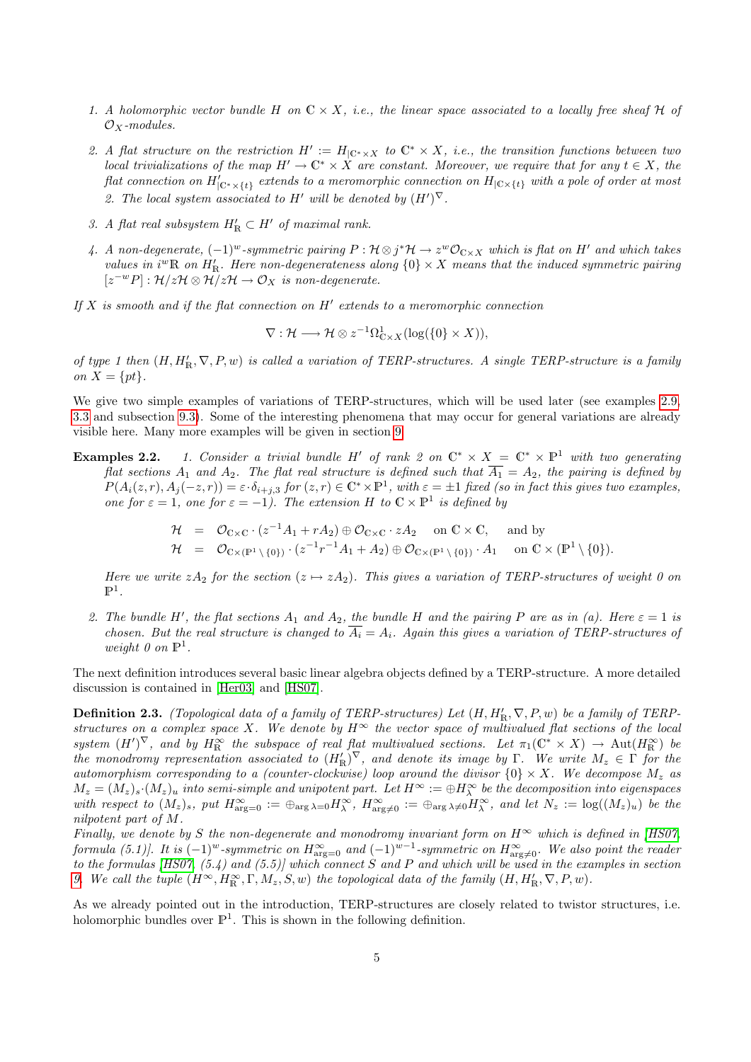1. *A holomorphic vector bundle $H$ on $\mathbb{C} \times X$, i.e., the linear space associated to a locally free sheaf $\mathcal{H}$ of $\mathcal{O}_X$-modules.*

2. *A flat structure on the restriction $H' := H_{|\mathbb{C}^* \times X}$ to $\mathbb{C}^* \times X$, i.e., the transition functions between two local trivializations of the map $H' \to \mathbb{C}^* \times X$ are constant. Moreover, we require that for any $t \in X$, the flat connection on $H'_{|\mathbb{C}^* \times \{t\}}$ extends to a meromorphic connection on $H_{|\mathbb{C} \times \{t\}}$ with a pole of order at most 2. The local system associated to $H'$ will be denoted by $(H')^\nabla$.*

3. *A flat real subsystem $H'_\mathbb{R} \subset H'$ of maximal rank.*

4. *A non-degenerate, $(-1)^w$-symmetric pairing $P : \mathcal{H} \otimes j^*\mathcal{H} \to z^w \mathcal{O}_{\mathbb{C} \times X}$ which is flat on $H'$ and which takes values in $i^w\mathbb{R}$ on $H'_\mathbb{R}$. Here non-degenerateness along $\{0\} \times X$ means that the induced symmetric pairing $[z^{-w}P] : \mathcal{H}/z\mathcal{H} \otimes \mathcal{H}/z\mathcal{H} \to \mathcal{O}_X$ is non-degenerate.*

*If $X$ is smooth and if the flat connection on $H'$ extends to a meromorphic connection*

$$\nabla : \mathcal{H} \longrightarrow \mathcal{H} \otimes z^{-1}\Omega^1_{\mathbb{C} \times X}(\log(\{0\} \times X)),$$

*of type 1 then $(H, H'_\mathbb{R}, \nabla, P, w)$ is called a variation of TERP-structures. A single TERP-structure is a family on $X = \{pt\}$.*

We give two simple examples of variations of TERP-structures, which will be used later (see examples 2.9, 3.3 and subsection 9.3). Some of the interesting phenomena that may occur for general variations are already visible here. Many more examples will be given in section 9.

**Examples 2.2.** *1. Consider a trivial bundle $H'$ of rank 2 on $\mathbb{C}^* \times X = \mathbb{C}^* \times \mathbb{P}^1$ with two generating flat sections $A_1$ and $A_2$. The flat real structure is defined such that $\overline{A_1} = A_2$, the pairing is defined by $P(A_i(z,r), A_j(-z,r)) = \varepsilon \cdot \delta_{i+j,3}$ for $(z,r) \in \mathbb{C}^* \times \mathbb{P}^1$, with $\varepsilon = \pm 1$ fixed (so in fact this gives two examples, one for $\varepsilon = 1$, one for $\varepsilon = -1$). The extension $H$ to $\mathbb{C} \times \mathbb{P}^1$ is defined by*

$$\begin{aligned}
\mathcal{H} &= \mathcal{O}_{\mathbb{C}\times\mathbb{C}} \cdot (z^{-1}A_1 + rA_2) \oplus \mathcal{O}_{\mathbb{C}\times\mathbb{C}} \cdot zA_2 \quad \text{ on } \mathbb{C} \times \mathbb{C}, \quad \text{ and by} \\
\mathcal{H} &= \mathcal{O}_{\mathbb{C}\times(\mathbb{P}^1\setminus\{0\})} \cdot (z^{-1}r^{-1}A_1 + A_2) \oplus \mathcal{O}_{\mathbb{C}\times(\mathbb{P}^1\setminus\{0\})} \cdot A_1 \quad \text{ on } \mathbb{C} \times (\mathbb{P}^1 \setminus \{0\}).
\end{aligned}$$

*Here we write $zA_2$ for the section $(z \mapsto zA_2)$. This gives a variation of TERP-structures of weight 0 on $\mathbb{P}^1$.*

*2. The bundle $H'$, the flat sections $A_1$ and $A_2$, the bundle $H$ and the pairing $P$ are as in (a). Here $\varepsilon = 1$ is chosen. But the real structure is changed to $\overline{A_i} = A_i$. Again this gives a variation of TERP-structures of weight 0 on $\mathbb{P}^1$.*

The next definition introduces several basic linear algebra objects defined by a TERP-structure. A more detailed discussion is contained in [Her03] and [HS07].

**Definition 2.3.** *(Topological data of a family of TERP-structures) Let $(H, H'_\mathbb{R}, \nabla, P, w)$ be a family of TERP-structures on a complex space $X$. We denote by $H^\infty$ the vector space of multivalued flat sections of the local system $(H')^\nabla$, and by $H^\infty_\mathbb{R}$ the subspace of real flat multivalued sections. Let $\pi_1(\mathbb{C}^* \times X) \to \operatorname{Aut}(H^\infty_\mathbb{R})$ be the monodromy representation associated to $(H'_\mathbb{R})^\nabla$, and denote its image by $\Gamma$. We write $M_z \in \Gamma$ for the automorphism corresponding to a (counter-clockwise) loop around the divisor $\{0\} \times X$. We decompose $M_z$ as $M_z = (M_z)_s \cdot (M_z)_u$ into semi-simple and unipotent part. Let $H^\infty := \oplus H^\infty_\lambda$ be the decomposition into eigenspaces with respect to $(M_z)_s$, put $H^\infty_{\arg=0} := \oplus_{\arg\lambda=0} H^\infty_\lambda$, $H^\infty_{\arg\neq0} := \oplus_{\arg\lambda\neq0} H^\infty_\lambda$, and let $N_z := \log((M_z)_u)$ be the nilpotent part of $M$.*

*Finally, we denote by $S$ the non-degenerate and monodromy invariant form on $H^\infty$ which is defined in [HS07, formula (5.1)]. It is $(-1)^w$-symmetric on $H^\infty_{\arg=0}$ and $(-1)^{w-1}$-symmetric on $H^\infty_{\arg\neq0}$. We also point the reader to the formulas [HS07, (5.4) and (5.5)] which connect $S$ and $P$ and which will be used in the examples in section 9. We call the tuple $(H^\infty, H^\infty_\mathbb{R}, \Gamma, M_z, S, w)$ the topological data of the family $(H, H'_\mathbb{R}, \nabla, P, w)$.*

As we already pointed out in the introduction, TERP-structures are closely related to twistor structures, i.e. holomorphic bundles over $\mathbb{P}^1$. This is shown in the following definition.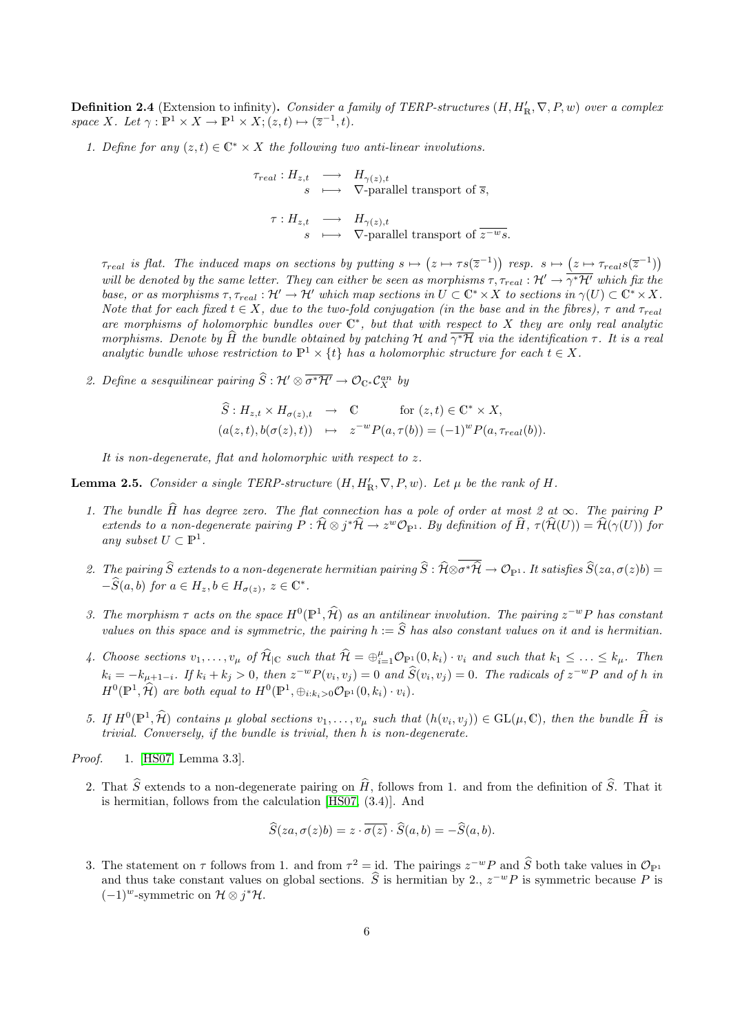**Definition 2.4** (Extension to infinity)**.** *Consider a family of TERP-structures $(H, H'_{\mathbb{R}}, \nabla, P, w)$ over a complex space $X$. Let $\gamma : \mathbb{P}^1 \times X \to \mathbb{P}^1 \times X; (z,t) \mapsto (\overline{z}^{-1}, t)$.*

1. *Define for any $(z,t) \in \mathbb{C}^* \times X$ the following two anti-linear involutions.*

$$
\begin{array}{rccl}
\tau_{real} : H_{z,t} & \longrightarrow & H_{\gamma(z),t} \\
s & \longmapsto & \nabla\text{-parallel transport of } \overline{s},
\end{array}
$$

$$
\begin{array}{rccl}
\tau : H_{z,t} & \longrightarrow & H_{\gamma(z),t} \\
s & \longmapsto & \nabla\text{-parallel transport of } \overline{z^{-w}s}.
\end{array}
$$

*$\tau_{real}$ is flat. The induced maps on sections by putting $s \mapsto \big(z \mapsto \tau s(\overline{z}^{-1})\big)$ resp. $s \mapsto \big(z \mapsto \tau_{real} s(\overline{z}^{-1})\big)$ will be denoted by the same letter. They can either be seen as morphisms $\tau, \tau_{real} : \mathcal{H}' \to \overline{\gamma^* \mathcal{H}'}$ which fix the base, or as morphisms $\tau, \tau_{real} : \mathcal{H}' \to \mathcal{H}'$ which map sections in $U \subset \mathbb{C}^* \times X$ to sections in $\gamma(U) \subset \mathbb{C}^* \times X$. Note that for each fixed $t \in X$, due to the two-fold conjugation (in the base and in the fibres), $\tau$ and $\tau_{real}$ are morphisms of holomorphic bundles over $\mathbb{C}^*$, but that with respect to $X$ they are only real analytic morphisms. Denote by $\widehat{H}$ the bundle obtained by patching $\mathcal{H}$ and $\overline{\gamma^* \mathcal{H}}$ via the identification $\tau$. It is a real analytic bundle whose restriction to $\mathbb{P}^1 \times \{t\}$ has a holomorphic structure for each $t \in X$.*

2. *Define a sesquilinear pairing $\widehat{S} : \mathcal{H}' \otimes \overline{\sigma^* \mathcal{H}'} \to \mathcal{O}_{\mathbb{C}^*}\mathcal{C}^{an}_X$ by*

$$
\begin{array}{rclll}
\widehat{S} : H_{z,t} \times H_{\sigma(z),t} & \to & \mathbb{C} & & \text{for } (z,t) \in \mathbb{C}^* \times X, \\
(a(z,t), b(\sigma(z),t)) & \mapsto & z^{-w} P(a, \tau(b)) = (-1)^w P(a, \tau_{real}(b)). & &
\end{array}
$$

*It is non-degenerate, flat and holomorphic with respect to $z$.*

**Lemma 2.5.** *Consider a single TERP-structure $(H, H'_{\mathbb{R}}, \nabla, P, w)$. Let $\mu$ be the rank of $H$.*

1. *The bundle $\widehat{H}$ has degree zero. The flat connection has a pole of order at most 2 at $\infty$. The pairing $P$ extends to a non-degenerate pairing $P : \widehat{\mathcal{H}} \otimes j^* \widehat{\mathcal{H}} \to z^w \mathcal{O}_{\mathbb{P}^1}$. By definition of $\widehat{H}$, $\tau(\widehat{\mathcal{H}}(U)) = \widehat{\mathcal{H}}(\gamma(U))$ for any subset $U \subset \mathbb{P}^1$.*

2. *The pairing $\widehat{S}$ extends to a non-degenerate hermitian pairing $\widehat{S} : \widehat{\mathcal{H}} \otimes \overline{\sigma^* \widehat{\mathcal{H}}} \to \mathcal{O}_{\mathbb{P}^1}$. It satisfies $\widehat{S}(za, \sigma(z)b) = -\widehat{S}(a,b)$ for $a \in H_z, b \in H_{\sigma(z)}$, $z \in \mathbb{C}^*$.*

3. *The morphism $\tau$ acts on the space $H^0(\mathbb{P}^1, \widehat{\mathcal{H}})$ as an antilinear involution. The pairing $z^{-w}P$ has constant values on this space and is symmetric, the pairing $h := \widehat{S}$ has also constant values on it and is hermitian.*

4. *Choose sections $v_1, \ldots, v_\mu$ of $\widehat{\mathcal{H}}_{|\mathbb{C}}$ such that $\widehat{\mathcal{H}} = \oplus_{i=1}^{\mu} \mathcal{O}_{\mathbb{P}^1}(0, k_i) \cdot v_i$ and such that $k_1 \leq \ldots \leq k_\mu$. Then $k_i = -k_{\mu+1-i}$. If $k_i + k_j > 0$, then $z^{-w}P(v_i, v_j) = 0$ and $\widehat{S}(v_i, v_j) = 0$. The radicals of $z^{-w}P$ and of $h$ in $H^0(\mathbb{P}^1, \widehat{\mathcal{H}})$ are both equal to $H^0(\mathbb{P}^1, \oplus_{i:k_i>0} \mathcal{O}_{\mathbb{P}^1}(0, k_i) \cdot v_i)$.*

5. *If $H^0(\mathbb{P}^1, \widehat{\mathcal{H}})$ contains $\mu$ global sections $v_1, \ldots, v_\mu$ such that $(h(v_i, v_j)) \in \mathrm{GL}(\mu, \mathbb{C})$, then the bundle $\widehat{H}$ is trivial. Conversely, if the bundle is trivial, then $h$ is non-degenerate.*

*Proof.* 1. [HS07, Lemma 3.3].

2. That $\widehat{S}$ extends to a non-degenerate pairing on $\widehat{H}$, follows from 1. and from the definition of $\widehat{S}$. That it is hermitian, follows from the calculation [HS07, (3.4)]. And

$$
\widehat{S}(za, \sigma(z)b) = z \cdot \overline{\sigma(z)} \cdot \widehat{S}(a,b) = -\widehat{S}(a,b).
$$

3. The statement on $\tau$ follows from 1. and from $\tau^2 = \mathrm{id}$. The pairings $z^{-w}P$ and $\widehat{S}$ both take values in $\mathcal{O}_{\mathbb{P}^1}$ and thus take constant values on global sections. $\widehat{S}$ is hermitian by 2., $z^{-w}P$ is symmetric because $P$ is $(-1)^w$-symmetric on $\mathcal{H} \otimes j^*\mathcal{H}$.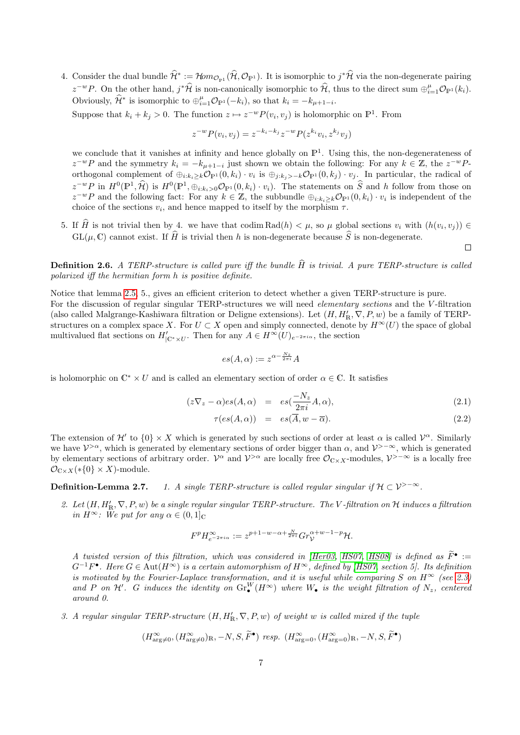4. Consider the dual bundle $\widehat{\mathcal{H}}^* := \mathcal{H}om_{\mathcal{O}_{\mathbb{P}^1}}(\widehat{\mathcal{H}}, \mathcal{O}_{\mathbb{P}^1})$. It is isomorphic to $j^*\widehat{\mathcal{H}}$ via the non-degenerate pairing $z^{-w}P$. On the other hand, $j^*\widehat{\mathcal{H}}$ is non-canonically isomorphic to $\widehat{\mathcal{H}}$, thus to the direct sum $\oplus_{i=1}^{\mu}\mathcal{O}_{\mathbb{P}^1}(k_i)$. Obviously, $\widehat{\mathcal{H}}^*$ is isomorphic to $\oplus_{i=1}^{\mu}\mathcal{O}_{\mathbb{P}^1}(-k_i)$, so that $k_i = -k_{\mu+1-i}$.

   Suppose that $k_i + k_j > 0$. The function $z \mapsto z^{-w}P(v_i, v_j)$ is holomorphic on $\mathbb{P}^1$. From

$$z^{-w}P(v_i, v_j) = z^{-k_i-k_j}z^{-w}P(z^{k_i}v_i, z^{k_j}v_j)$$

   we conclude that it vanishes at infinity and hence globally on $\mathbb{P}^1$. Using this, the non-degenerateness of $z^{-w}P$ and the symmetry $k_i = -k_{\mu+1-i}$ just shown we obtain the following: For any $k \in \mathbb{Z}$, the $z^{-w}P$-orthogonal complement of $\oplus_{i:k_i \geq k}\mathcal{O}_{\mathbb{P}^1}(0, k_i) \cdot v_i$ is $\oplus_{j:k_j > -k}\mathcal{O}_{\mathbb{P}^1}(0, k_j) \cdot v_j$. In particular, the radical of $z^{-w}P$ in $H^0(\mathbb{P}^1, \widehat{\mathcal{H}})$ is $H^0(\mathbb{P}^1, \oplus_{i:k_i>0}\mathcal{O}_{\mathbb{P}^1}(0, k_i) \cdot v_i)$. The statements on $\widehat{S}$ and $h$ follow from those on $z^{-w}P$ and the following fact: For any $k \in \mathbb{Z}$, the subbundle $\oplus_{i:k_i \geq k}\mathcal{O}_{\mathbb{P}^1}(0, k_i) \cdot v_i$ is independent of the choice of the sections $v_i$, and hence mapped to itself by the morphism $\tau$.

5. If $\widehat{H}$ is not trivial then by 4. we have that $\operatorname{codim} \operatorname{Rad}(h) < \mu$, so $\mu$ global sections $v_i$ with $(h(v_i, v_j)) \in \operatorname{GL}(\mu, \mathbb{C})$ cannot exist. If $\widehat{H}$ is trivial then $h$ is non-degenerate because $\widehat{S}$ is non-degenerate.

□

**Definition 2.6.** *A TERP-structure is called pure iff the bundle $\widehat{H}$ is trivial. A pure TERP-structure is called polarized iff the hermitian form $h$ is positive definite.*

Notice that lemma 2.5, 5., gives an efficient criterion to detect whether a given TERP-structure is pure. For the discussion of regular singular TERP-structures we will need *elementary sections* and the $V$-filtration (also called Malgrange-Kashiwara filtration or Deligne extensions). Let $(H, H'_{\mathbb{R}}, \nabla, P, w)$ be a family of TERP-structures on a complex space $X$. For $U \subset X$ open and simply connected, denote by $H^\infty(U)$ the space of global multivalued flat sections on $H'_{|\mathbb{C}^* \times U}$. Then for any $A \in H^\infty(U)_{e^{-2\pi i\alpha}}$, the section

$$es(A, \alpha) := z^{\alpha - \frac{N_z}{2\pi i}}A$$

is holomorphic on $\mathbb{C}^* \times U$ and is called an elementary section of order $\alpha \in \mathbb{C}$. It satisfies

$$(z\nabla_z - \alpha)es(A, \alpha) = es(\frac{-N_z}{2\pi i}A, \alpha), \tag{2.1}$$

$$\tau(es(A, \alpha)) = es(\overline{A}, w - \overline{\alpha}). \tag{2.2}$$

The extension of $\mathcal{H}'$ to $\{0\} \times X$ which is generated by such sections of order at least $\alpha$ is called $\mathcal{V}^\alpha$. Similarly we have $\mathcal{V}^{>\alpha}$, which is generated by elementary sections of order bigger than $\alpha$, and $\mathcal{V}^{>-\infty}$, which is generated by elementary sections of arbitrary order. $\mathcal{V}^\alpha$ and $\mathcal{V}^{>\alpha}$ are locally free $\mathcal{O}_{\mathbb{C}\times X}$-modules, $\mathcal{V}^{>-\infty}$ is a locally free $\mathcal{O}_{\mathbb{C}\times X}(*\{0\} \times X)$-module.

**Definition-Lemma 2.7.**

1. *A single TERP-structure is called regular singular if $\mathcal{H} \subset \mathcal{V}^{>-\infty}$.*

2. *Let $(H, H'_{\mathbb{R}}, \nabla, P, w)$ be a single regular singular TERP-structure. The $V$-filtration on $\mathcal{H}$ induces a filtration in $H^\infty$: We put for any $\alpha \in (0, 1]_{\mathbb{C}}$*

$$F^p H^\infty_{e^{-2\pi i\alpha}} := z^{p+1-w-\alpha+\frac{N}{2\pi i}} Gr_{\mathcal{V}}^{\alpha+w-1-p}\mathcal{H}.$$

   *A twisted version of this filtration, which was considered in [Her03, HS07, HS08] is defined as $\widetilde{F}^\bullet := G^{-1}F^\bullet$. Here $G \in \operatorname{Aut}(H^\infty)$ is a certain automorphism of $H^\infty$, defined by [HS07, section 5]. Its definition is motivated by the Fourier-Laplace transformation, and it is useful while comparing $S$ on $H^\infty$ (see 2.3) and $P$ on $\mathcal{H}'$. $G$ induces the identity on $\operatorname{Gr}^W_\bullet(H^\infty)$ where $W_\bullet$ is the weight filtration of $N_z$, centered around 0.*

3. *A regular singular TERP-structure $(H, H'_{\mathbb{R}}, \nabla, P, w)$ of weight $w$ is called mixed if the tuple*

$$(H^\infty_{\arg\neq 0}, (H^\infty_{\arg\neq 0})_{\mathbb{R}}, -N, S, \widetilde{F}^\bullet) \text{ resp. } (H^\infty_{\arg=0}, (H^\infty_{\arg=0})_{\mathbb{R}}, -N, S, \widetilde{F}^\bullet)$$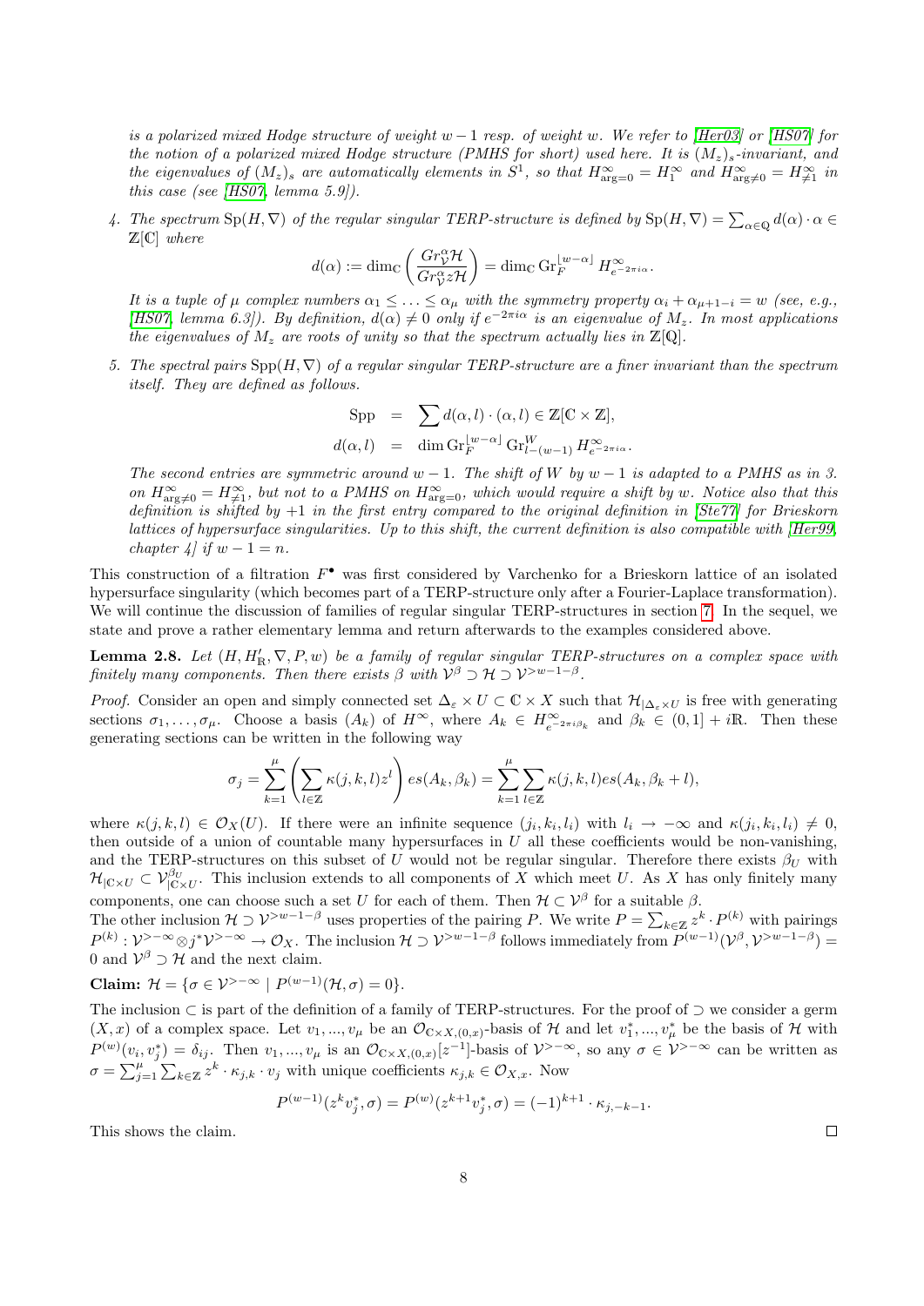*is a polarized mixed Hodge structure of weight $w-1$ resp. of weight $w$. We refer to [Her03] or [HS07] for the notion of a polarized mixed Hodge structure (PMHS for short) used here. It is $(M_z)_s$-invariant, and the eigenvalues of $(M_z)_s$ are automatically elements in $S^1$, so that $H^\infty_{\arg=0} = H^\infty_1$ and $H^\infty_{\arg\neq 0} = H^\infty_{\neq 1}$ in this case (see [HS07, lemma 5.9]).*

4. *The spectrum $\mathrm{Sp}(H,\nabla)$ of the regular singular TERP-structure is defined by $\mathrm{Sp}(H,\nabla) = \sum_{\alpha\in\mathbb{Q}} d(\alpha)\cdot\alpha \in \mathbb{Z}[\mathbb{C}]$ where*
$$d(\alpha) := \dim_\mathbb{C}\left(\frac{Gr^\alpha_\mathcal{V}\mathcal{H}}{Gr^\alpha_\mathcal{V} z\mathcal{H}}\right) = \dim_\mathbb{C} \mathrm{Gr}_F^{\lfloor w-\alpha\rfloor} H^\infty_{e^{-2\pi i\alpha}}.$$
*It is a tuple of $\mu$ complex numbers $\alpha_1 \leq \ldots \leq \alpha_\mu$ with the symmetry property $\alpha_i + \alpha_{\mu+1-i} = w$ (see, e.g., [HS07, lemma 6.3]). By definition, $d(\alpha)\neq 0$ only if $e^{-2\pi i\alpha}$ is an eigenvalue of $M_z$. In most applications the eigenvalues of $M_z$ are roots of unity so that the spectrum actually lies in $\mathbb{Z}[\mathbb{Q}]$.*

5. *The spectral pairs $\mathrm{Spp}(H,\nabla)$ of a regular singular TERP-structure are a finer invariant than the spectrum itself. They are defined as follows.*
$$\begin{aligned}\mathrm{Spp} &= \sum d(\alpha,l)\cdot(\alpha,l) \in \mathbb{Z}[\mathbb{C}\times\mathbb{Z}],\\ d(\alpha,l) &= \dim \mathrm{Gr}_F^{\lfloor w-\alpha\rfloor}\mathrm{Gr}^W_{l-(w-1)} H^\infty_{e^{-2\pi i\alpha}}.\end{aligned}$$
*The second entries are symmetric around $w-1$. The shift of $W$ by $w-1$ is adapted to a PMHS as in 3. on $H^\infty_{\arg\neq 0} = H^\infty_{\neq 1}$, but not to a PMHS on $H^\infty_{\arg=0}$, which would require a shift by $w$. Notice also that this definition is shifted by $+1$ in the first entry compared to the original definition in [Ste77] for Brieskorn lattices of hypersurface singularities. Up to this shift, the current definition is also compatible with [Her99, chapter 4] if $w-1=n$.*

This construction of a filtration $F^\bullet$ was first considered by Varchenko for a Brieskorn lattice of an isolated hypersurface singularity (which becomes part of a TERP-structure only after a Fourier-Laplace transformation). We will continue the discussion of families of regular singular TERP-structures in section 7. In the sequel, we state and prove a rather elementary lemma and return afterwards to the examples considered above.

**Lemma 2.8.** *Let $(H, H'_\mathbb{R}, \nabla, P, w)$ be a family of regular singular TERP-structures on a complex space with finitely many components. Then there exists $\beta$ with $\mathcal{V}^\beta \supset \mathcal{H} \supset \mathcal{V}^{>w-1-\beta}$.*

*Proof.* Consider an open and simply connected set $\Delta_\varepsilon \times U \subset \mathbb{C}\times X$ such that $\mathcal{H}_{|\Delta_\varepsilon\times U}$ is free with generating sections $\sigma_1,\ldots,\sigma_\mu$. Choose a basis $(A_k)$ of $H^\infty$, where $A_k \in H^\infty_{e^{-2\pi i\beta_k}}$ and $\beta_k \in (0,1]+i\mathbb{R}$. Then these generating sections can be written in the following way
$$\sigma_j = \sum_{k=1}^\mu\left(\sum_{l\in\mathbb{Z}}\kappa(j,k,l)z^l\right)es(A_k,\beta_k) = \sum_{k=1}^\mu\sum_{l\in\mathbb{Z}}\kappa(j,k,l)es(A_k,\beta_k+l),$$
where $\kappa(j,k,l)\in\mathcal{O}_X(U)$. If there were an infinite sequence $(j_i,k_i,l_i)$ with $l_i\to-\infty$ and $\kappa(j_i,k_i,l_i)\neq 0$, then outside of a union of countable many hypersurfaces in $U$ all these coefficients would be non-vanishing, and the TERP-structures on this subset of $U$ would not be regular singular. Therefore there exists $\beta_U$ with $\mathcal{H}_{|\mathbb{C}\times U}\subset\mathcal{V}^{\beta_U}_{|\mathbb{C}\times U}$. This inclusion extends to all components of $X$ which meet $U$. As $X$ has only finitely many components, one can choose such a set $U$ for each of them. Then $\mathcal{H}\subset\mathcal{V}^\beta$ for a suitable $\beta$.
The other inclusion $\mathcal{H}\supset\mathcal{V}^{>w-1-\beta}$ uses properties of the pairing $P$. We write $P=\sum_{k\in\mathbb{Z}} z^k\cdot P^{(k)}$ with pairings $P^{(k)}:\mathcal{V}^{>-\infty}\otimes j^*\mathcal{V}^{>-\infty}\to\mathcal{O}_X$. The inclusion $\mathcal{H}\supset\mathcal{V}^{>w-1-\beta}$ follows immediately from $P^{(w-1)}(\mathcal{V}^\beta,\mathcal{V}^{>w-1-\beta})=0$ and $\mathcal{V}^\beta\supset\mathcal{H}$ and the next claim.

**Claim:** $\mathcal{H}=\{\sigma\in\mathcal{V}^{>-\infty}\mid P^{(w-1)}(\mathcal{H},\sigma)=0\}$.

The inclusion $\subset$ is part of the definition of a family of TERP-structures. For the proof of $\supset$ we consider a germ $(X,x)$ of a complex space. Let $v_1,...,v_\mu$ be an $\mathcal{O}_{\mathbb{C}\times X,(0,x)}$-basis of $\mathcal{H}$ and let $v_1^*,...,v_\mu^*$ be the basis of $\mathcal{H}$ with $P^{(w)}(v_i,v_j^*)=\delta_{ij}$. Then $v_1,...,v_\mu$ is an $\mathcal{O}_{\mathbb{C}\times X,(0,x)}[z^{-1}]$-basis of $\mathcal{V}^{>-\infty}$, so any $\sigma\in\mathcal{V}^{>-\infty}$ can be written as $\sigma=\sum_{j=1}^\mu\sum_{k\in\mathbb{Z}} z^k\cdot\kappa_{j,k}\cdot v_j$ with unique coefficients $\kappa_{j,k}\in\mathcal{O}_{X,x}$. Now
$$P^{(w-1)}(z^k v_j^*,\sigma) = P^{(w)}(z^{k+1}v_j^*,\sigma) = (-1)^{k+1}\cdot\kappa_{j,-k-1}.$$
This shows the claim. □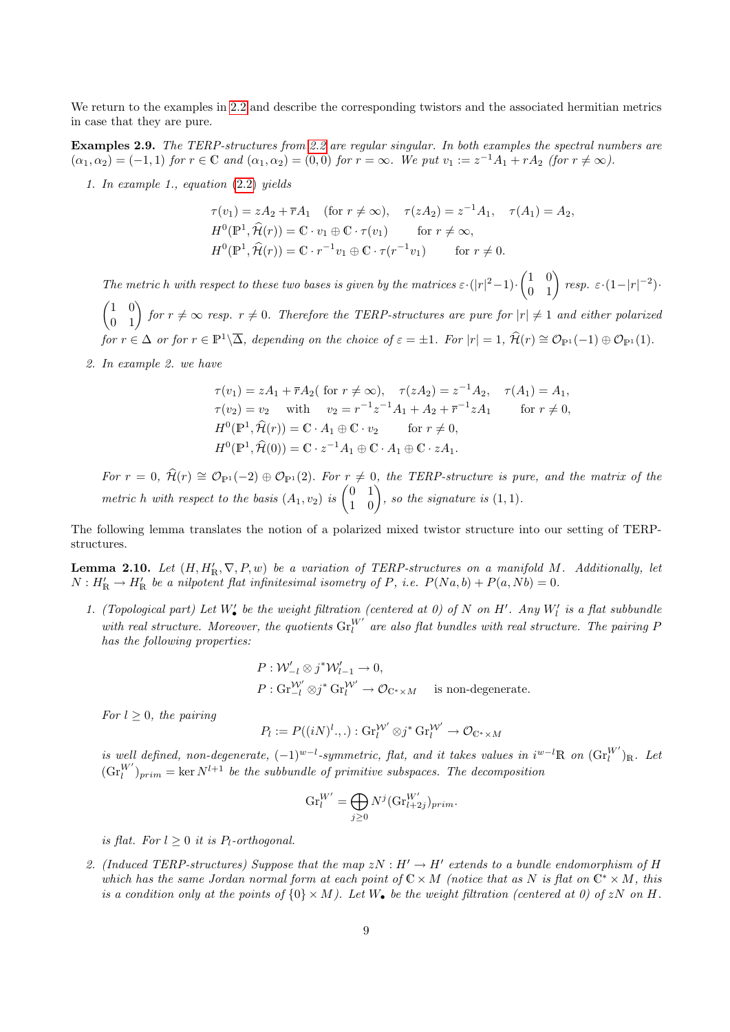We return to the examples in 2.2 and describe the corresponding twistors and the associated hermitian metrics in case that they are pure.

**Examples 2.9.** *The TERP-structures from 2.2 are regular singular. In both examples the spectral numbers are $(\alpha_1, \alpha_2) = (-1, 1)$ for $r \in \mathbb{C}$ and $(\alpha_1, \alpha_2) = (0, 0)$ for $r = \infty$. We put $v_1 := z^{-1}A_1 + rA_2$ (for $r \neq \infty$).*

1. *In example 1., equation (2.2) yields*

$$
\begin{aligned}
&\tau(v_1) = zA_2 + \overline{r}A_1 \quad (\text{for } r \neq \infty), \quad \tau(zA_2) = z^{-1}A_1, \quad \tau(A_1) = A_2,\\
&H^0(\mathbb{P}^1, \widehat{\mathcal{H}}(r)) = \mathbb{C} \cdot v_1 \oplus \mathbb{C} \cdot \tau(v_1) \qquad \text{for } r \neq \infty,\\
&H^0(\mathbb{P}^1, \widehat{\mathcal{H}}(r)) = \mathbb{C} \cdot r^{-1}v_1 \oplus \mathbb{C} \cdot \tau(r^{-1}v_1) \qquad \text{for } r \neq 0.
\end{aligned}
$$

   *The metric $h$ with respect to these two bases is given by the matrices $\varepsilon \cdot (|r|^2 - 1) \cdot \begin{pmatrix} 1 & 0 \\ 0 & 1 \end{pmatrix}$ resp. $\varepsilon \cdot (1 - |r|^{-2}) \cdot \begin{pmatrix} 1 & 0 \\ 0 & 1 \end{pmatrix}$ for $r \neq \infty$ resp. $r \neq 0$. Therefore the TERP-structures are pure for $|r| \neq 1$ and either polarized for $r \in \Delta$ or for $r \in \mathbb{P}^1 \backslash \overline{\Delta}$, depending on the choice of $\varepsilon = \pm 1$. For $|r| = 1$, $\widehat{\mathcal{H}}(r) \cong \mathcal{O}_{\mathbb{P}^1}(-1) \oplus \mathcal{O}_{\mathbb{P}^1}(1)$.*

2. *In example 2. we have*

$$
\begin{aligned}
&\tau(v_1) = zA_1 + \overline{r}A_2 (\text{ for } r \neq \infty), \quad \tau(zA_2) = z^{-1}A_2, \quad \tau(A_1) = A_1,\\
&\tau(v_2) = v_2 \quad \text{with} \quad v_2 = r^{-1}z^{-1}A_1 + A_2 + \overline{r}^{-1}zA_1 \qquad \text{for } r \neq 0,\\
&H^0(\mathbb{P}^1, \widehat{\mathcal{H}}(r)) = \mathbb{C} \cdot A_1 \oplus \mathbb{C} \cdot v_2 \qquad \text{for } r \neq 0,\\
&H^0(\mathbb{P}^1, \widehat{\mathcal{H}}(0)) = \mathbb{C} \cdot z^{-1}A_1 \oplus \mathbb{C} \cdot A_1 \oplus \mathbb{C} \cdot zA_1.
\end{aligned}
$$

   *For $r = 0$, $\widehat{\mathcal{H}}(r) \cong \mathcal{O}_{\mathbb{P}^1}(-2) \oplus \mathcal{O}_{\mathbb{P}^1}(2)$. For $r \neq 0$, the TERP-structure is pure, and the matrix of the metric $h$ with respect to the basis $(A_1, v_2)$ is $\begin{pmatrix} 0 & 1 \\ 1 & 0 \end{pmatrix}$, so the signature is $(1, 1)$.*

The following lemma translates the notion of a polarized mixed twistor structure into our setting of TERP-structures.

**Lemma 2.10.** *Let $(H, H'_{\mathbb{R}}, \nabla, P, w)$ be a variation of TERP-structures on a manifold $M$. Additionally, let $N : H'_{\mathbb{R}} \to H'_{\mathbb{R}}$ be a nilpotent flat infinitesimal isometry of $P$, i.e. $P(Na, b) + P(a, Nb) = 0$.*

1. *(Topological part) Let $W'_\bullet$ be the weight filtration (centered at 0) of $N$ on $H'$. Any $W'_l$ is a flat subbundle with real structure. Moreover, the quotients $\mathrm{Gr}_l^{W'}$ are also flat bundles with real structure. The pairing $P$ has the following properties:*

$$
\begin{aligned}
&P : \mathcal{W}'_{-l} \otimes j^*\mathcal{W}'_{l-1} \to 0,\\
&P : \mathrm{Gr}_{-l}^{\mathcal{W}'} \otimes j^* \mathrm{Gr}_l^{\mathcal{W}'} \to \mathcal{O}_{\mathbb{C}^* \times M} \qquad \text{is non-degenerate.}
\end{aligned}
$$

   *For $l \geq 0$, the pairing*

$$
P_l := P((iN)^l ., .) : \mathrm{Gr}_l^{\mathcal{W}'} \otimes j^* \mathrm{Gr}_l^{\mathcal{W}'} \to \mathcal{O}_{\mathbb{C}^* \times M}
$$

   *is well defined, non-degenerate, $(-1)^{w-l}$-symmetric, flat, and it takes values in $i^{w-l}\mathbb{R}$ on $(\mathrm{Gr}_l^{W'})_{\mathbb{R}}$. Let $(\mathrm{Gr}_l^{W'})_{prim} = \ker N^{l+1}$ be the subbundle of primitive subspaces. The decomposition*

$$
\mathrm{Gr}_l^{W'} = \bigoplus_{j \geq 0} N^j (\mathrm{Gr}_{l+2j}^{W'})_{prim}.
$$

   *is flat. For $l \geq 0$ it is $P_l$-orthogonal.*

2. *(Induced TERP-structures) Suppose that the map $zN : H' \to H'$ extends to a bundle endomorphism of $H$ which has the same Jordan normal form at each point of $\mathbb{C} \times M$ (notice that as $N$ is flat on $\mathbb{C}^* \times M$, this is a condition only at the points of $\{0\} \times M$). Let $W_\bullet$ be the weight filtration (centered at 0) of $zN$ on $H$.*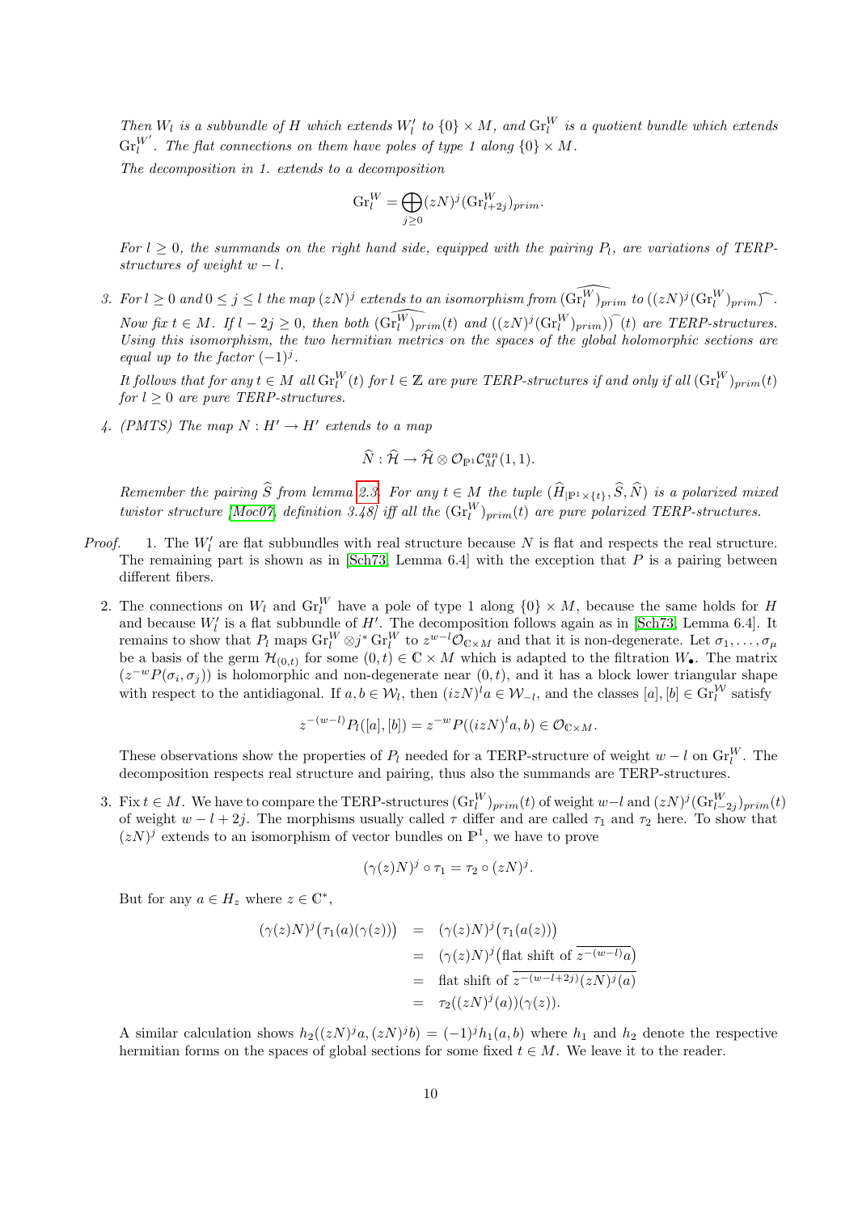*Then $W_l$ is a subbundle of $H$ which extends $W'_l$ to $\{0\} \times M$, and $\mathrm{Gr}^W_l$ is a quotient bundle which extends $\mathrm{Gr}^{W'}_l$. The flat connections on them have poles of type 1 along $\{0\} \times M$.*

*The decomposition in 1. extends to a decomposition*

$$\mathrm{Gr}^W_l = \bigoplus_{j \geq 0} (zN)^j (\mathrm{Gr}^W_{l+2j})_{prim}.$$

*For $l \geq 0$, the summands on the right hand side, equipped with the pairing $P_l$, are variations of TERP-structures of weight $w - l$.*

3. *For $l \geq 0$ and $0 \leq j \leq l$ the map $(zN)^j$ extends to an isomorphism from $\widehat{(\mathrm{Gr}^W_l)}_{prim}$ to $((zN)^j(\mathrm{Gr}^W_l)_{prim})\widehat{\ }$. Now fix $t \in M$. If $l - 2j \geq 0$, then both $\widehat{(\mathrm{Gr}^W_l)}_{prim}(t)$ and $((zN)^j(\mathrm{Gr}^W_l)_{prim})\widehat{\ }(t)$ are TERP-structures. Using this isomorphism, the two hermitian metrics on the spaces of the global holomorphic sections are equal up to the factor $(-1)^j$.*

   *It follows that for any $t \in M$ all $\mathrm{Gr}^W_l(t)$ for $l \in \mathbb{Z}$ are pure TERP-structures if and only if all $(\mathrm{Gr}^W_l)_{prim}(t)$ for $l \geq 0$ are pure TERP-structures.*

4. *(PMTS) The map $N : H' \to H'$ extends to a map*

   $$\widehat{N} : \widehat{\mathcal{H}} \to \widehat{\mathcal{H}} \otimes \mathcal{O}_{\mathbb{P}^1}\mathcal{C}^{an}_M(1,1).$$

   *Remember the pairing $\widehat{S}$ from lemma 2.3. For any $t \in M$ the tuple $(\widehat{H}_{|\mathbb{P}^1 \times \{t\}}, \widehat{S}, \widehat{N})$ is a polarized mixed twistor structure [Moc07, definition 3.48] iff all the $(\mathrm{Gr}^W_l)_{prim}(t)$ are pure polarized TERP-structures.*

*Proof.* 1. The $W'_l$ are flat subbundles with real structure because $N$ is flat and respects the real structure. The remaining part is shown as in [Sch73, Lemma 6.4] with the exception that $P$ is a pairing between different fibers.

2. The connections on $W_l$ and $\mathrm{Gr}^W_l$ have a pole of type 1 along $\{0\} \times M$, because the same holds for $H$ and because $W'_l$ is a flat subbundle of $H'$. The decomposition follows again as in [Sch73, Lemma 6.4]. It remains to show that $P_l$ maps $\mathrm{Gr}^W_l \otimes j^* \mathrm{Gr}^W_l$ to $z^{w-l}\mathcal{O}_{\mathbb{C}\times M}$ and that it is non-degenerate. Let $\sigma_1, \ldots, \sigma_\mu$ be a basis of the germ $\mathcal{H}_{(0,t)}$ for some $(0,t) \in \mathbb{C} \times M$ which is adapted to the filtration $W_\bullet$. The matrix $(z^{-w}P(\sigma_i, \sigma_j))$ is holomorphic and non-degenerate near $(0,t)$, and it has a block lower triangular shape with respect to the antidiagonal. If $a, b \in \mathcal{W}_l$, then $(izN)^l a \in \mathcal{W}_{-l}$, and the classes $[a], [b] \in \mathrm{Gr}^{\mathcal{W}}_l$ satisfy

$$z^{-(w-l)} P_l([a],[b]) = z^{-w} P((izN)^l a, b) \in \mathcal{O}_{\mathbb{C}\times M}.$$

These observations show the properties of $P_l$ needed for a TERP-structure of weight $w - l$ on $\mathrm{Gr}^W_l$. The decomposition respects real structure and pairing, thus also the summands are TERP-structures.

3. Fix $t \in M$. We have to compare the TERP-structures $(\mathrm{Gr}^W_l)_{prim}(t)$ of weight $w-l$ and $(zN)^j(\mathrm{Gr}^W_{l-2j})_{prim}(t)$ of weight $w - l + 2j$. The morphisms usually called $\tau$ differ and are called $\tau_1$ and $\tau_2$ here. To show that $(zN)^j$ extends to an isomorphism of vector bundles on $\mathbb{P}^1$, we have to prove

$$(\gamma(z)N)^j \circ \tau_1 = \tau_2 \circ (zN)^j.$$

But for any $a \in H_z$ where $z \in \mathbb{C}^*$,

$$\begin{aligned}
(\gamma(z)N)^j\big(\tau_1(a)(\gamma(z))\big) &= (\gamma(z)N)^j\big(\tau_1(a(z))\big) \\
&= (\gamma(z)N)^j\big(\text{flat shift of } \overline{z^{-(w-l)}a}\big) \\
&= \text{flat shift of } \overline{z^{-(w-l+2j)}(zN)^j(a)} \\
&= \tau_2((zN)^j(a))(\gamma(z)).
\end{aligned}$$

A similar calculation shows $h_2((zN)^j a, (zN)^j b) = (-1)^j h_1(a,b)$ where $h_1$ and $h_2$ denote the respective hermitian forms on the spaces of global sections for some fixed $t \in M$. We leave it to the reader.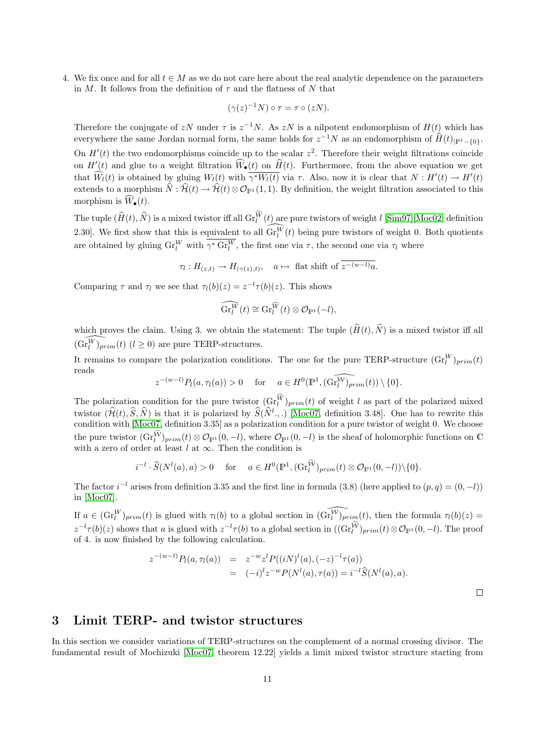4. We fix once and for all $t \in M$ as we do not care here about the real analytic dependence on the parameters in $M$. It follows from the definition of $\tau$ and the flatness of $N$ that

$$(\gamma(z)^{-1}N) \circ \tau = \tau \circ (zN).$$

Therefore the conjugate of $zN$ under $\tau$ is $z^{-1}N$. As $zN$ is a nilpotent endomorphism of $H(t)$ which has everywhere the same Jordan normal form, the same holds for $z^{-1}N$ as an endomorphism of $\widehat{H}(t)_{|\mathbb{P}^1 - \{0\}}$. On $H'(t)$ the two endomorphisms coincide up to the scalar $z^2$. Therefore their weight filtrations coincide on $H'(t)$ and glue to a weight filtration $\widehat{W}_\bullet(t)$ on $\widehat{H}(t)$. Furthermore, from the above equation we get that $\widehat{W}_l(t)$ is obtained by gluing $W_l(t)$ with $\overline{\gamma^* W_l(t)}$ via $\tau$. Also, now it is clear that $N : H'(t) \to H'(t)$ extends to a morphism $\widehat{N} : \widehat{\mathcal{H}}(t) \to \widehat{\mathcal{H}}(t) \otimes \mathcal{O}_{\mathbb{P}^1}(1,1)$. By definition, the weight filtration associated to this morphism is $\widehat{W}_\bullet(t)$.

The tuple $(\widehat{H}(t), \widehat{N})$ is a mixed twistor iff all $\mathrm{Gr}_l^{\widehat{W}}(t)$ are pure twistors of weight $l$ [Sim97][Moc02, definition 2.30]. We first show that this is equivalent to all $\widehat{\mathrm{Gr}_l^W}(t)$ being pure twistors of weight 0. Both quotients are obtained by gluing $\mathrm{Gr}_l^W$ with $\overline{\gamma^* \mathrm{Gr}_l^W}$, the first one via $\tau$, the second one via $\tau_l$ where

$$\tau_l : H_{(z,t)} \to H_{(\gamma(z),t)}, \quad a \mapsto \text{ flat shift of } \overline{z^{-(w-l)}a}.$$

Comparing $\tau$ and $\tau_l$ we see that $\tau_l(b)(z) = z^{-l}\tau(b)(z)$. This shows

$$\widehat{\mathrm{Gr}_l^W}(t) \cong \mathrm{Gr}_l^{\widehat{W}}(t) \otimes \mathcal{O}_{\mathbb{P}^1}(-l),$$

which proves the claim. Using 3. we obtain the statement: The tuple $(\widehat{H}(t), \widehat{N})$ is a mixed twistor iff all $\widehat{(\mathrm{Gr}_l^W)_{prim}}(t)$ $(l \geq 0)$ are pure TERP-structures.

It remains to compare the polarization conditions. The one for the pure TERP-structure $(\mathrm{Gr}_l^W)_{prim}(t)$ reads

$$z^{-(w-l)} P_l(a, \tau_l(a)) > 0 \quad \text{ for } \quad a \in H^0(\mathbb{P}^1, \widehat{(\mathrm{Gr}_l^{\mathcal{W}})_{prim}}(t)) \setminus \{0\}.$$

The polarization condition for the pure twistor $(\mathrm{Gr}_l^{\widehat{W}})_{prim}(t)$ of weight $l$ as part of the polarized mixed twistor $(\widehat{\mathcal{H}}(t), \widehat{S}, \widehat{N})$ is that it is polarized by $\widehat{S}(\widehat{N}^l., .)$ [Moc07, definition 3.48]. One has to rewrite this condition with [Moc07, definition 3.35] as a polarization condition for a pure twistor of weight 0. We choose the pure twistor $(\mathrm{Gr}_l^{\widehat{\mathcal{W}}})_{prim}(t) \otimes \mathcal{O}_{\mathbb{P}^1}(0, -l)$, where $\mathcal{O}_{\mathbb{P}^1}(0, -l)$ is the sheaf of holomorphic functions on $\mathbb{C}$ with a zero of order at least $l$ at $\infty$. Then the condition is

$$i^{-l} \cdot \widehat{S}(N^l(a), a) > 0 \quad \text{ for } \quad a \in H^0(\mathbb{P}^1, (\mathrm{Gr}_l^{\widehat{\mathcal{W}}})_{prim}(t) \otimes \mathcal{O}_{\mathbb{P}^1}(0, -l)) \backslash \{0\}.$$

The factor $i^{-l}$ arises from definition 3.35 and the first line in formula (3.8) (here applied to $(p, q) = (0, -l)$) in [Moc07].

If $a \in (\mathrm{Gr}_l^W)_{prim}(t)$ is glued with $\tau_l(b)$ to a global section in $\widehat{(\mathrm{Gr}_l^{\mathcal{W}})_{prim}}(t)$, then the formula $\tau_l(b)(z) = z^{-l}\tau(b)(z)$ shows that $a$ is glued with $z^{-l}\tau(b)$ to a global section in $((\mathrm{Gr}_l^{\widehat{\mathcal{W}}})_{prim}(t) \otimes \mathcal{O}_{\mathbb{P}^1}(0, -l)$. The proof of 4. is now finished by the following calculation.

$$\begin{aligned} z^{-(w-l)} P_l(a, \tau_l(a)) &= z^{-w} z^l P((iN)^l(a), (-z)^{-l}\tau(a)) \\ &= (-i)^l z^{-w} P(N^l(a), \tau(a)) = i^{-l}\widehat{S}(N^l(a), a). \end{aligned}$$

□

# 3 Limit TERP- and twistor structures

In this section we consider variations of TERP-structures on the complement of a normal crossing divisor. The fundamental result of Mochizuki [Moc07, theorem 12.22] yields a limit mixed twistor structure starting from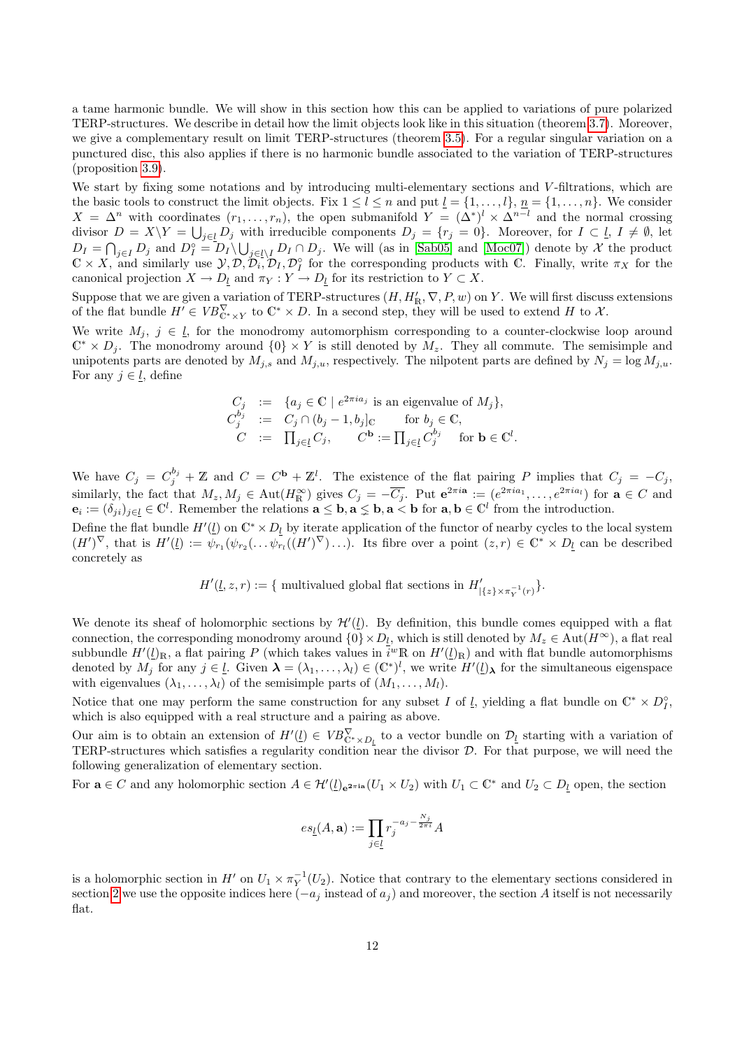a tame harmonic bundle. We will show in this section how this can be applied to variations of pure polarized TERP-structures. We describe in detail how the limit objects look like in this situation (theorem 3.7). Moreover, we give a complementary result on limit TERP-structures (theorem 3.5). For a regular singular variation on a punctured disc, this also applies if there is no harmonic bundle associated to the variation of TERP-structures (proposition 3.9).

We start by fixing some notations and by introducing multi-elementary sections and $V$-filtrations, which are the basic tools to construct the limit objects. Fix $1 \le l \le n$ and put $\underline{l} = \{1, \ldots, l\}$, $\underline{n} = \{1, \ldots, n\}$. We consider $X = \Delta^n$ with coordinates $(r_1, \ldots, r_n)$, the open submanifold $Y = (\Delta^*)^l \times \Delta^{n-l}$ and the normal crossing divisor $D = X \backslash Y = \bigcup_{j \in \underline{l}} D_j$ with irreducible components $D_j = \{r_j = 0\}$. Moreover, for $I \subset \underline{l}$, $I \neq \emptyset$, let $D_I = \bigcap_{j \in I} D_j$ and $D_I^\circ = D_I \backslash \bigcup_{j \in \underline{l} \backslash I} D_I \cap D_j$. We will (as in [Sab05] and [Moc07]) denote by $\mathcal{X}$ the product $\mathbb{C} \times X$, and similarly use $\mathcal{Y}, \mathcal{D}, \mathcal{D}_i, \mathcal{D}_I, \mathcal{D}_I^\circ$ for the corresponding products with $\mathbb{C}$. Finally, write $\pi_X$ for the canonical projection $X \to D_{\underline{l}}$ and $\pi_Y : Y \to D_{\underline{l}}$ for its restriction to $Y \subset X$.

Suppose that we are given a variation of TERP-structures $(H, H'_\mathbb{R}, \nabla, P, w)$ on $Y$. We will first discuss extensions of the flat bundle $H' \in VB^\nabla_{\mathbb{C}^* \times Y}$ to $\mathbb{C}^* \times D$. In a second step, they will be used to extend $H$ to $\mathcal{X}$.

We write $M_j$, $j \in \underline{l}$, for the monodromy automorphism corresponding to a counter-clockwise loop around $\mathbb{C}^* \times D_j$. The monodromy around $\{0\} \times Y$ is still denoted by $M_z$. They all commute. The semisimple and unipotents parts are denoted by $M_{j,s}$ and $M_{j,u}$, respectively. The nilpotent parts are defined by $N_j = \log M_{j,u}$. For any $j \in \underline{l}$, define

$$
\begin{array}{rcl}
C_j & := & \{a_j \in \mathbb{C} \mid e^{2\pi i a_j} \text{ is an eigenvalue of } M_j\}, \\
C_j^{b_j} & := & C_j \cap (b_j - 1, b_j]_\mathbb{C} \qquad \text{for } b_j \in \mathbb{C}, \\
C & := & \prod_{j \in \underline{l}} C_j, \qquad C^\mathbf{b} := \prod_{j \in \underline{l}} C_j^{b_j} \quad \text{for } \mathbf{b} \in \mathbb{C}^l.
\end{array}
$$

We have $C_j = C_j^{b_j} + \mathbb{Z}$ and $C = C^\mathbf{b} + \mathbb{Z}^l$. The existence of the flat pairing $P$ implies that $C_j = -C_j$, similarly, the fact that $M_z, M_j \in \mathrm{Aut}(H^\infty_\mathbb{R})$ gives $C_j = -\overline{C_j}$. Put $\mathbf{e}^{2\pi i \mathbf{a}} := (e^{2\pi i a_1}, \ldots, e^{2\pi i a_l})$ for $\mathbf{a} \in C$ and $\mathbf{e}_i := (\delta_{ji})_{j \in \underline{l}} \in \mathbb{C}^l$. Remember the relations $\mathbf{a} \le \mathbf{b}, \mathbf{a} \lneq \mathbf{b}, \mathbf{a} < \mathbf{b}$ for $\mathbf{a}, \mathbf{b} \in \mathbb{C}^l$ from the introduction.

Define the flat bundle $H'(\underline{l})$ on $\mathbb{C}^* \times D_{\underline{l}}$ by iterate application of the functor of nearby cycles to the local system $(H')^\nabla$, that is $H'(\underline{l}) := \psi_{r_1}(\psi_{r_2}(\ldots \psi_{r_l}((H')^\nabla) \ldots))$. Its fibre over a point $(z, r) \in \mathbb{C}^* \times D_{\underline{l}}$ can be described concretely as

$$
H'(\underline{l}, z, r) := \{ \text{ multivalued global flat sections in } H'_{|\{z\} \times \pi_Y^{-1}(r)} \}.
$$

We denote its sheaf of holomorphic sections by $\mathcal{H}'(\underline{l})$. By definition, this bundle comes equipped with a flat connection, the corresponding monodromy around $\{0\} \times D_{\underline{l}}$, which is still denoted by $M_z \in \mathrm{Aut}(H^\infty)$, a flat real subbundle $H'(\underline{l})_\mathbb{R}$, a flat pairing $P$ (which takes values in $i^w \mathbb{R}$ on $H'(\underline{l})_\mathbb{R}$) and with flat bundle automorphisms denoted by $M_j$ for any $j \in \underline{l}$. Given $\boldsymbol{\lambda} = (\lambda_1, \ldots, \lambda_l) \in (\mathbb{C}^*)^l$, we write $H'(\underline{l})_{\boldsymbol{\lambda}}$ for the simultaneous eigenspace with eigenvalues $(\lambda_1, \ldots, \lambda_l)$ of the semisimple parts of $(M_1, \ldots, M_l)$.

Notice that one may perform the same construction for any subset $I$ of $\underline{l}$, yielding a flat bundle on $\mathbb{C}^* \times D_I^\circ$, which is also equipped with a real structure and a pairing as above.

Our aim is to obtain an extension of $H'(\underline{l}) \in VB^\nabla_{\mathbb{C}^* \times D_{\underline{l}}}$ to a vector bundle on $\mathcal{D}_{\underline{l}}$ starting with a variation of TERP-structures which satisfies a regularity condition near the divisor $\mathcal{D}$. For that purpose, we will need the following generalization of elementary section.

For $\mathbf{a} \in C$ and any holomorphic section $A \in \mathcal{H}'(\underline{l})_{\mathbf{e}^{2\pi i \mathbf{a}}}(U_1 \times U_2)$ with $U_1 \subset \mathbb{C}^*$ and $U_2 \subset D_{\underline{l}}$ open, the section

$$
es_{\underline{l}}(A, \mathbf{a}) := \prod_{j \in \underline{l}} r_j^{-a_j - \frac{N_j}{2\pi i}} A
$$

is a holomorphic section in $H'$ on $U_1 \times \pi_Y^{-1}(U_2)$. Notice that contrary to the elementary sections considered in section 2 we use the opposite indices here ($-a_j$ instead of $a_j$) and moreover, the section $A$ itself is not necessarily flat.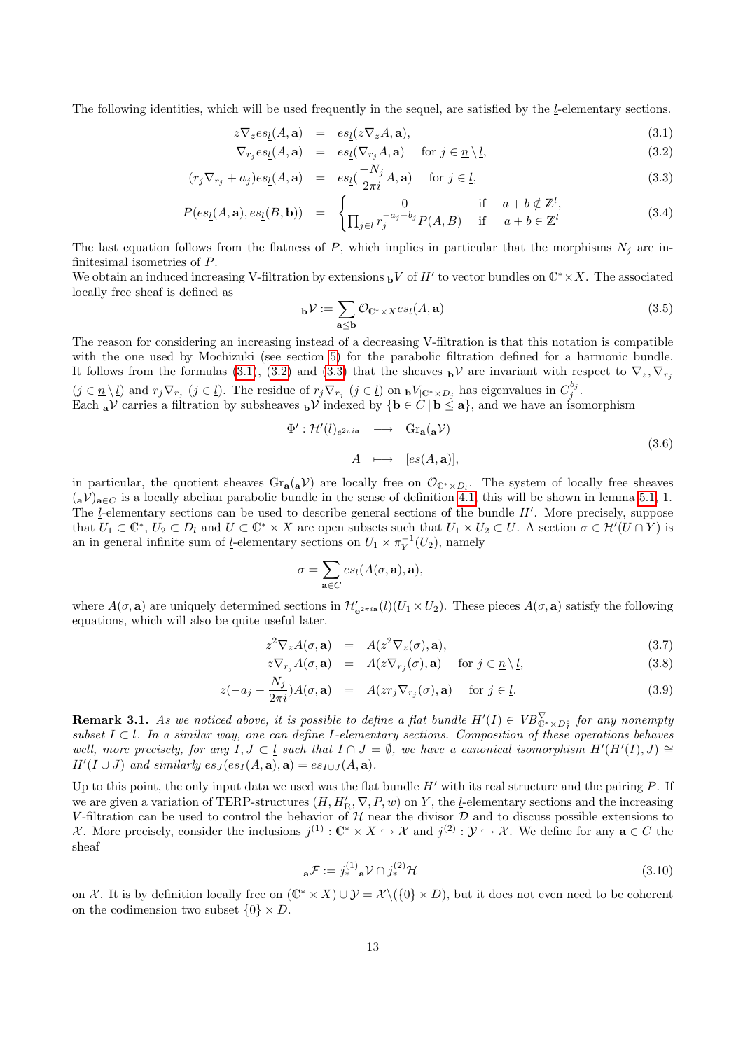The following identities, which will be used frequently in the sequel, are satisfied by the $\underline{l}$-elementary sections.

$$
\begin{aligned}
z\nabla_z es_{\underline{l}}(A,\mathbf{a}) &= es_{\underline{l}}(z\nabla_z A,\mathbf{a}), && (3.1)\\
\nabla_{r_j} es_{\underline{l}}(A,\mathbf{a}) &= es_{\underline{l}}(\nabla_{r_j} A,\mathbf{a}) \quad \text{for } j\in\underline{n}\setminus\underline{l}, && (3.2)\\
(r_j\nabla_{r_j}+a_j) es_{\underline{l}}(A,\mathbf{a}) &= es_{\underline{l}}(\frac{-N_j}{2\pi i}A,\mathbf{a}) \quad \text{for } j\in\underline{l}, && (3.3)\\
P(es_{\underline{l}}(A,\mathbf{a}), es_{\underline{l}}(B,\mathbf{b})) &= \begin{cases} 0 & \text{if} \quad a+b\notin\mathbb{Z}^l,\\ \prod_{j\in\underline{l}} r_j^{-a_j-b_j} P(A,B) & \text{if} \quad a+b\in\mathbb{Z}^l \end{cases} && (3.4)
\end{aligned}
$$

The last equation follows from the flatness of $P$, which implies in particular that the morphisms $N_j$ are infinitesimal isometries of $P$.

We obtain an induced increasing V-filtration by extensions ${}_{\mathbf{b}}V$ of $H'$ to vector bundles on $\mathbb{C}^*\times X$. The associated locally free sheaf is defined as

$$
{}_{\mathbf{b}}\mathcal{V} := \sum_{\mathbf{a}\le\mathbf{b}} \mathcal{O}_{\mathbb{C}^*\times X} es_{\underline{l}}(A,\mathbf{a}) \tag{3.5}
$$

The reason for considering an increasing instead of a decreasing V-filtration is that this notation is compatible with the one used by Mochizuki (see section 5) for the parabolic filtration defined for a harmonic bundle. It follows from the formulas (3.1), (3.2) and (3.3) that the sheaves ${}_{\mathbf{b}}\mathcal{V}$ are invariant with respect to $\nabla_z, \nabla_{r_j}$ ($j\in\underline{n}\setminus\underline{l}$) and $r_j\nabla_{r_j}$ ($j\in\underline{l}$). The residue of $r_j\nabla_{r_j}$ ($j\in\underline{l}$) on ${}_{\mathbf{b}}V_{|\mathbb{C}^*\times D_j}$ has eigenvalues in $C_j^{b_j}$.

Each ${}_{\mathbf{a}}\mathcal{V}$ carries a filtration by subsheaves ${}_{\mathbf{b}}\mathcal{V}$ indexed by $\{\mathbf{b}\in C\,|\,\mathbf{b}\le\mathbf{a}\}$, and we have an isomorphism

$$
\begin{aligned}
\Phi' : \mathcal{H}'(\underline{l})_{e^{2\pi i\mathbf{a}}} &\longrightarrow \mathrm{Gr}_{\mathbf{a}}({}_{\mathbf{a}}\mathcal{V}) \\
A &\longmapsto [es(A,\mathbf{a})],
\end{aligned} \tag{3.6}
$$

in particular, the quotient sheaves $\mathrm{Gr}_{\mathbf{a}}({}_{\mathbf{a}}\mathcal{V})$ are locally free on $\mathcal{O}_{\mathbb{C}^*\times D_{\underline{l}}}$. The system of locally free sheaves $({}_{\mathbf{a}}\mathcal{V})_{\mathbf{a}\in C}$ is a locally abelian parabolic bundle in the sense of definition 4.1, this will be shown in lemma 5.1, 1.

The $\underline{l}$-elementary sections can be used to describe general sections of the bundle $H'$. More precisely, suppose that $U_1\subset\mathbb{C}^*$, $U_2\subset D_{\underline{l}}$ and $U\subset\mathbb{C}^*\times X$ are open subsets such that $U_1\times U_2\subset U$. A section $\sigma\in\mathcal{H}'(U\cap Y)$ is an in general infinite sum of $\underline{l}$-elementary sections on $U_1\times\pi_Y^{-1}(U_2)$, namely

$$
\sigma = \sum_{\mathbf{a}\in C} es_{\underline{l}}(A(\sigma,\mathbf{a}),\mathbf{a}),
$$

where $A(\sigma,\mathbf{a})$ are uniquely determined sections in $\mathcal{H}'_{\mathbf{e}^{2\pi i\mathbf{a}}}(\underline{l})(U_1\times U_2)$. These pieces $A(\sigma,\mathbf{a})$ satisfy the following equations, which will also be quite useful later.

$$
\begin{aligned}
z^2\nabla_z A(\sigma,\mathbf{a}) &= A(z^2\nabla_z(\sigma),\mathbf{a}), && (3.7)\\
z\nabla_{r_j} A(\sigma,\mathbf{a}) &= A(z\nabla_{r_j}(\sigma),\mathbf{a}) \quad \text{for } j\in\underline{n}\setminus\underline{l}, && (3.8)\\
z(-a_j-\frac{N_j}{2\pi i})A(\sigma,\mathbf{a}) &= A(zr_j\nabla_{r_j}(\sigma),\mathbf{a}) \quad \text{for } j\in\underline{l}. && (3.9)
\end{aligned}
$$

**Remark 3.1.** *As we noticed above, it is possible to define a flat bundle $H'(I)\in VB^{\nabla}_{\mathbb{C}^*\times D_I^\circ}$ for any nonempty subset $I\subset\underline{l}$. In a similar way, one can define $I$-elementary sections. Composition of these operations behaves well, more precisely, for any $I,J\subset\underline{l}$ such that $I\cap J=\emptyset$, we have a canonical isomorphism $H'(H'(I),J)\cong H'(I\cup J)$ and similarly $es_J(es_I(A,\mathbf{a}),\mathbf{a}) = es_{I\cup J}(A,\mathbf{a})$.*

Up to this point, the only input data we used was the flat bundle $H'$ with its real structure and the pairing $P$. If we are given a variation of TERP-structures $(H,H'_{\mathbb{R}},\nabla,P,w)$ on $Y$, the $\underline{l}$-elementary sections and the increasing $V$-filtration can be used to control the behavior of $\mathcal{H}$ near the divisor $\mathcal{D}$ and to discuss possible extensions to $\mathcal{X}$. More precisely, consider the inclusions $j^{(1)}:\mathbb{C}^*\times X\hookrightarrow\mathcal{X}$ and $j^{(2)}:\mathcal{Y}\hookrightarrow\mathcal{X}$. We define for any $\mathbf{a}\in C$ the sheaf

$$
{}_{\mathbf{a}}\mathcal{F} := j^{(1)}_* {}_{\mathbf{a}}\mathcal{V}\cap j^{(2)}_*\mathcal{H} \tag{3.10}
$$

on $\mathcal{X}$. It is by definition locally free on $(\mathbb{C}^*\times X)\cup\mathcal{Y} = \mathcal{X}\backslash(\{0\}\times D)$, but it does not even need to be coherent on the codimension two subset $\{0\}\times D$.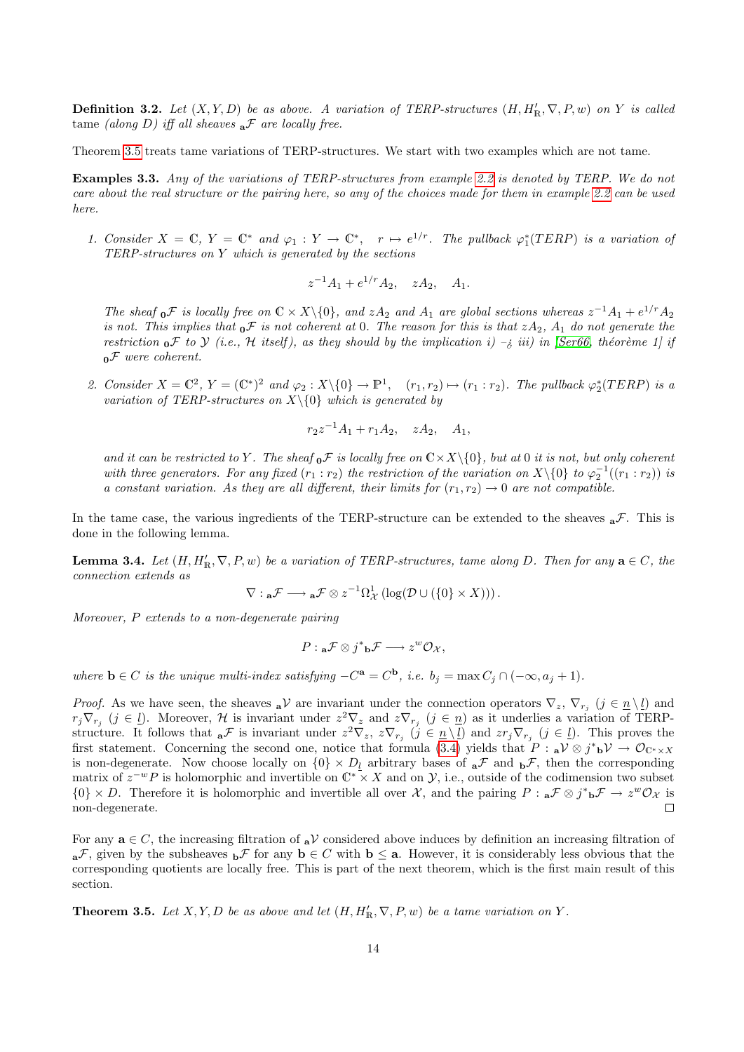**Definition 3.2.** *Let $(X, Y, D)$ be as above. A variation of TERP-structures $(H, H'_{\mathbb{R}}, \nabla, P, w)$ on $Y$ is called* tame *(along $D$) iff all sheaves ${}_{\mathbf{a}}\mathcal{F}$ are locally free.*

Theorem 3.5 treats tame variations of TERP-structures. We start with two examples which are not tame.

**Examples 3.3.** *Any of the variations of TERP-structures from example 2.2 is denoted by TERP. We do not care about the real structure or the pairing here, so any of the choices made for them in example 2.2 can be used here.*

1. *Consider $X = \mathbb{C}$, $Y = \mathbb{C}^*$ and $\varphi_1 : Y \to \mathbb{C}^*$, $\quad r \mapsto e^{1/r}$. The pullback $\varphi_1^*(TERP)$ is a variation of TERP-structures on $Y$ which is generated by the sections*

$$z^{-1}A_1 + e^{1/r}A_2, \quad zA_2, \quad A_1.$$

*The sheaf ${}_{\mathbf{0}}\mathcal{F}$ is locally free on $\mathbb{C} \times X\backslash\{0\}$, and $zA_2$ and $A_1$ are global sections whereas $z^{-1}A_1 + e^{1/r}A_2$ is not. This implies that ${}_{\mathbf{0}}\mathcal{F}$ is not coherent at 0. The reason for this is that $zA_2$, $A_1$ do not generate the restriction ${}_{\mathbf{0}}\mathcal{F}$ to $\mathcal{Y}$ (i.e., $\mathcal{H}$ itself), as they should by the implication i) -¿ iii) in [Ser66, théorème 1] if ${}_{\mathbf{0}}\mathcal{F}$ were coherent.*

2. *Consider $X = \mathbb{C}^2$, $Y = (\mathbb{C}^*)^2$ and $\varphi_2 : X\backslash\{0\} \to \mathbb{P}^1$, $\quad (r_1, r_2) \mapsto (r_1 : r_2)$. The pullback $\varphi_2^*(TERP)$ is a variation of TERP-structures on $X\backslash\{0\}$ which is generated by*

$$r_2 z^{-1}A_1 + r_1 A_2, \quad zA_2, \quad A_1,$$

*and it can be restricted to $Y$. The sheaf ${}_{\mathbf{0}}\mathcal{F}$ is locally free on $\mathbb{C}\times X\backslash\{0\}$, but at 0 it is not, but only coherent with three generators. For any fixed $(r_1 : r_2)$ the restriction of the variation on $X\backslash\{0\}$ to $\varphi_2^{-1}((r_1 : r_2))$ is a constant variation. As they are all different, their limits for $(r_1, r_2) \to 0$ are not compatible.*

In the tame case, the various ingredients of the TERP-structure can be extended to the sheaves ${}_{\mathbf{a}}\mathcal{F}$. This is done in the following lemma.

**Lemma 3.4.** *Let $(H, H'_{\mathbb{R}}, \nabla, P, w)$ be a variation of TERP-structures, tame along $D$. Then for any $\mathbf{a} \in C$, the connection extends as*

$$\nabla : {}_{\mathbf{a}}\mathcal{F} \longrightarrow {}_{\mathbf{a}}\mathcal{F} \otimes z^{-1}\Omega^1_{\mathcal{X}}\left(\log(\mathcal{D} \cup (\{0\} \times X))\right).$$

*Moreover, $P$ extends to a non-degenerate pairing*

$$P : {}_{\mathbf{a}}\mathcal{F} \otimes j^*{}_{\mathbf{b}}\mathcal{F} \longrightarrow z^w\mathcal{O}_{\mathcal{X}},$$

*where $\mathbf{b} \in C$ is the unique multi-index satisfying $-C^{\mathbf{a}} = C^{\mathbf{b}}$, i.e. $b_j = \max C_j \cap (-\infty, a_j + 1)$.*

*Proof.* As we have seen, the sheaves ${}_{\mathbf{a}}\mathcal{V}$ are invariant under the connection operators $\nabla_z$, $\nabla_{r_j}$ $(j \in \underline{n}\setminus\underline{l})$ and $r_j\nabla_{r_j}$ $(j \in \underline{l})$. Moreover, $\mathcal{H}$ is invariant under $z^2\nabla_z$ and $z\nabla_{r_j}$ $(j \in \underline{n})$ as it underlies a variation of TERP-structure. It follows that ${}_{\mathbf{a}}\mathcal{F}$ is invariant under $z^2\nabla_z$, $z\nabla_{r_j}$ $(j \in \underline{n}\setminus\underline{l})$ and $zr_j\nabla_{r_j}$ $(j \in \underline{l})$. This proves the first statement. Concerning the second one, notice that formula (3.4) yields that $P : {}_{\mathbf{a}}\mathcal{V} \otimes j^*{}_{\mathbf{b}}\mathcal{V} \to \mathcal{O}_{\mathbb{C}^*\times X}$ is non-degenerate. Now choose locally on $\{0\} \times D_{\underline{l}}$ arbitrary bases of ${}_{\mathbf{a}}\mathcal{F}$ and ${}_{\mathbf{b}}\mathcal{F}$, then the corresponding matrix of $z^{-w}P$ is holomorphic and invertible on $\mathbb{C}^* \times X$ and on $\mathcal{Y}$, i.e., outside of the codimension two subset $\{0\} \times D$. Therefore it is holomorphic and invertible all over $\mathcal{X}$, and the pairing $P : {}_{\mathbf{a}}\mathcal{F} \otimes j^*{}_{\mathbf{b}}\mathcal{F} \to z^w\mathcal{O}_{\mathcal{X}}$ is non-degenerate. $\square$

For any $\mathbf{a} \in C$, the increasing filtration of ${}_{\mathbf{a}}\mathcal{V}$ considered above induces by definition an increasing filtration of ${}_{\mathbf{a}}\mathcal{F}$, given by the subsheaves ${}_{\mathbf{b}}\mathcal{F}$ for any $\mathbf{b} \in C$ with $\mathbf{b} \leq \mathbf{a}$. However, it is considerably less obvious that the corresponding quotients are locally free. This is part of the next theorem, which is the first main result of this section.

**Theorem 3.5.** *Let $X, Y, D$ be as above and let $(H, H'_{\mathbb{R}}, \nabla, P, w)$ be a tame variation on $Y$.*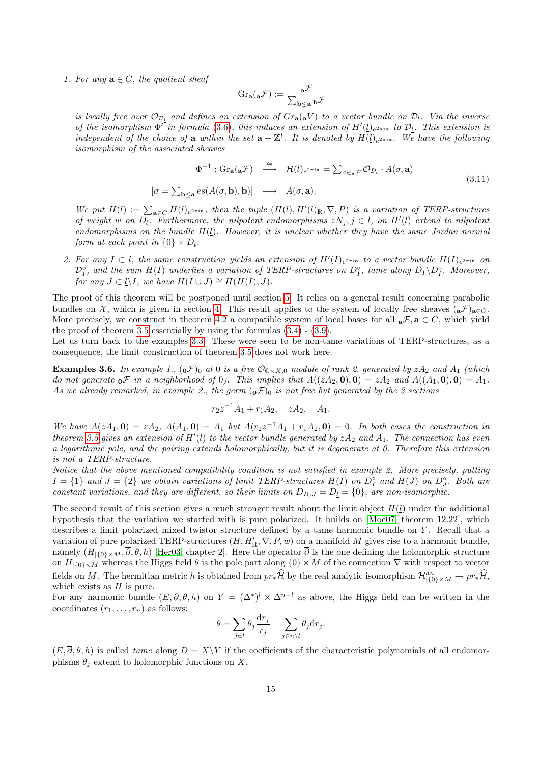1. *For any $\mathbf{a} \in C$, the quotient sheaf*

$$\mathrm{Gr}_{\mathbf{a}}({}_{\mathbf{a}}\mathcal{F}) := \frac{{}_{\mathbf{a}}\mathcal{F}}{\sum_{\mathbf{b} \lneq \mathbf{a}} {}_{\mathbf{b}}\mathcal{F}}$$

*is locally free over $\mathcal{O}_{\mathcal{D}_{\underline{l}}}$ and defines an extension of $Gr_{\mathbf{a}}({}_{\mathbf{a}}V)$ to a vector bundle on $\mathcal{D}_{\underline{l}}$. Via the inverse of the isomorphism $\Phi'$ in formula (3.6), this induces an extension of $H'(\underline{l})_{e^{2\pi i a}}$ to $\mathcal{D}_{\underline{l}}$. This extension is independent of the choice of $\mathbf{a}$ within the set $\mathbf{a} + \mathbb{Z}^l$. It is denoted by $H(\underline{l})_{e^{2\pi i \mathbf{a}}}$. We have the following isomorphism of the associated sheaves*

$$\begin{array}{rcl} \Phi^{-1}: \mathrm{Gr}_{\mathbf{a}}({}_{\mathbf{a}}\mathcal{F}) & \stackrel{\cong}{\longrightarrow} & \mathcal{H}(\underline{l})_{e^{2\pi i \mathbf{a}}} = \sum_{\sigma \in {}_{\mathbf{a}}\mathcal{F}} \mathcal{O}_{\mathcal{D}_{\underline{l}}} \cdot A(\sigma, \mathbf{a}) \\ {[\sigma = \sum_{\mathbf{b} \leq \mathbf{a}} es(A(\sigma, \mathbf{b}), \mathbf{b})]} & \longmapsto & A(\sigma, \mathbf{a}). \end{array} \tag{3.11}$$

*We put $H(\underline{l}) := \sum_{\mathbf{a} \in C} H(\underline{l})_{e^{2\pi i \mathbf{a}}}$, then the tuple $(H(\underline{l}), H'(\underline{l})_{\mathbb{R}}, \nabla, P)$ is a variation of TERP-structures of weight $w$ on $D_{\underline{l}}$. Furthermore, the nilpotent endomorphisms $zN_j, j \in \underline{l}$, on $H'(\underline{l})$ extend to nilpotent endomorphisms on the bundle $H(\underline{l})$. However, it is unclear whether they have the same Jordan normal form at each point in $\{0\} \times D_{\underline{l}}$.*

2. *For any $I \subset \underline{l}$, the same construction yields an extension of $H'(I)_{e^{2\pi i \mathbf{a}}}$ to a vector bundle $H(I)_{e^{2\pi i \mathbf{a}}}$ on $\mathcal{D}_I^\circ$, and the sum $H(I)$ underlies a variation of TERP-structures on $D_I^\circ$, tame along $D_I \backslash D_I^\circ$. Moreover, for any $J \subset \underline{l} \backslash I$, we have $H(I \cup J) \cong H(H(I), J)$.*

The proof of this theorem will be postponed until section 5. It relies on a general result concerning parabolic bundles on $\mathcal{X}$, which is given in section 4. This result applies to the system of locally free sheaves $({}_{\mathbf{a}}\mathcal{F})_{\mathbf{a} \in C}$. More precisely, we construct in theorem 4.2 a compatible system of local bases for all ${}_{\mathbf{a}}\mathcal{F}, \mathbf{a} \in C$, which yield the proof of theorem 3.5 essentially by using the formulas (3.4) - (3.9).

Let us turn back to the examples 3.3. These were seen to be non-tame variations of TERP-structures, as a consequence, the limit construction of theorem 3.5 does not work here.

**Examples 3.6.** *In example 1., $({}_{\mathbf{0}}\mathcal{F})_0$ at 0 is a free $\mathcal{O}_{\mathbb{C} \times X, 0}$ module of rank 2, generated by $zA_2$ and $A_1$ (which do not generate ${}_{\mathbf{0}}\mathcal{F}$ in a neighborhood of 0). This implies that $A((zA_2, \mathbf{0}), \mathbf{0}) = zA_2$ and $A((A_1, \mathbf{0}), \mathbf{0}) = A_1$. As we already remarked, in example 2., the germ $({}_{\mathbf{0}}\mathcal{F})_0$ is not free but generated by the 3 sections*

$$r_2 z^{-1} A_1 + r_1 A_2, \quad zA_2, \quad A_1.$$

*We have $A(zA_1, \mathbf{0}) = zA_2$, $A(A_1, \mathbf{0}) = A_1$ but $A(r_2 z^{-1} A_1 + r_1 A_2, \mathbf{0}) = 0$. In both cases the construction in theorem 3.5 gives an extension of $H'(\underline{l})$ to the vector bundle generated by $zA_2$ and $A_1$. The connection has even a logarithmic pole, and the pairing extends holomorphically, but it is degenerate at 0. Therefore this extension is not a TERP-structure.*

*Notice that the above mentioned compatibility condition is not satisfied in example 2. More precisely, putting $I = \{1\}$ and $J = \{2\}$ we obtain variations of limit TERP-structures $H(I)$ on $D_I^\circ$ and $H(J)$ on $D_J^\circ$. Both are constant variations, and they are different, so their limits on $D_{I \cup J} = D_{\underline{l}} = \{0\}$, are non-isomorphic.*

The second result of this section gives a much stronger result about the limit object $H(\underline{l})$ under the additional hypothesis that the variation we started with is pure polarized. It builds on [Moc07, theorem 12.22], which describes a limit polarized mixed twistor structure defined by a tame harmonic bundle on $Y$. Recall that a variation of pure polarized TERP-structures $(H, H'_{\mathbb{R}}, \nabla, P, w)$ on a manifold $M$ gives rise to a harmonic bundle, namely $(H_{|\{0\} \times M}, \overline{\partial}, \theta, h)$ [Her03, chapter 2]. Here the operator $\overline{\partial}$ is the one defining the holomorphic structure on $H_{|\{0\} \times M}$ whereas the Higgs field $\theta$ is the pole part along $\{0\} \times M$ of the connection $\nabla$ with respect to vector fields on $M$. The hermitian metric $h$ is obtained from $pr_* \widehat{\mathcal{H}}$ by the real analytic isomorphism $\mathcal{H}^{an}_{|\{0\} \times M} \to pr_* \widehat{\mathcal{H}}$, which exists as $H$ is pure.

For any harmonic bundle $(E, \overline{\partial}, \theta, h)$ on $Y = (\Delta^*)^l \times \Delta^{n-l}$ as above, the Higgs field can be written in the coordinates $(r_1, \ldots, r_n)$ as follows:

$$\theta = \sum_{j \in \underline{l}} \theta_j \frac{\mathrm{d}r_j}{r_j} + \sum_{j \in \underline{n} \backslash \underline{l}} \theta_j \mathrm{d}r_j.$$

$(E, \overline{\partial}, \theta, h)$ is called *tame* along $D = X \backslash Y$ if the coefficients of the characteristic polynomials of all endomorphisms $\theta_j$ extend to holomorphic functions on $X$.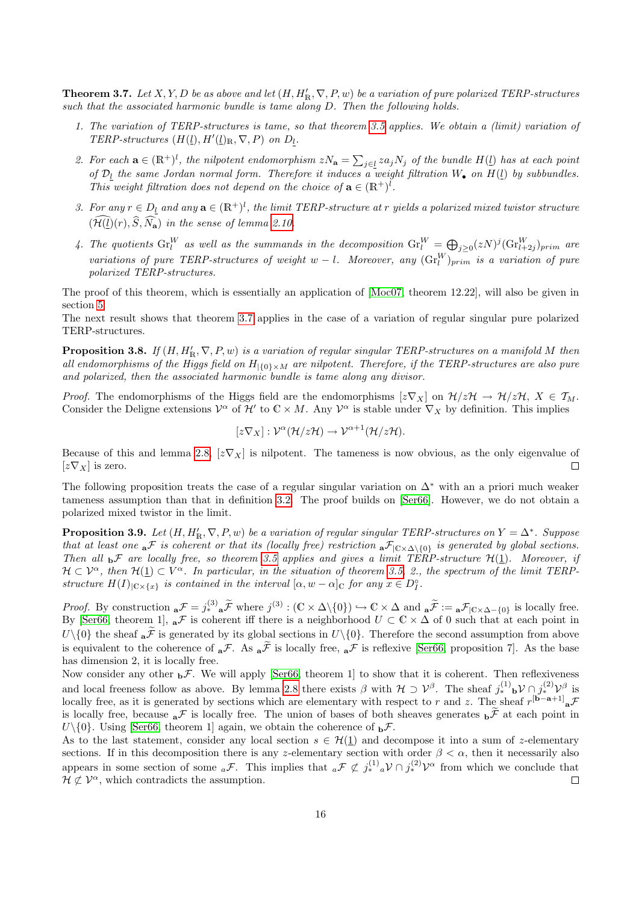**Theorem 3.7.** *Let $X, Y, D$ be as above and let $(H, H'_{\mathbb{R}}, \nabla, P, w)$ be a variation of pure polarized TERP-structures such that the associated harmonic bundle is tame along $D$. Then the following holds.*

1. *The variation of TERP-structures is tame, so that theorem 3.5 applies. We obtain a (limit) variation of TERP-structures $(H(\underline{l}), H'(\underline{l})_{\mathbb{R}}, \nabla, P)$ on $D_{\underline{l}}$.*
2. *For each $\mathbf{a} \in (\mathbb{R}^+)^l$, the nilpotent endomorphism $zN_{\mathbf{a}} = \sum_{j \in \underline{l}} z a_j N_j$ of the bundle $H(\underline{l})$ has at each point of $\mathcal{D}_{\underline{l}}$ the same Jordan normal form. Therefore it induces a weight filtration $W_\bullet$ on $H(\underline{l})$ by subbundles. This weight filtration does not depend on the choice of $\mathbf{a} \in (\mathbb{R}^+)^l$.*
3. *For any $r \in D_{\underline{l}}$ and any $\mathbf{a} \in (\mathbb{R}^+)^l$, the limit TERP-structure at $r$ yields a polarized mixed twistor structure $(\widehat{\mathcal{H}(\underline{l})}(r), \widehat{S}, \widehat{N_{\mathbf{a}}})$ in the sense of lemma 2.10.*
4. *The quotients $\mathrm{Gr}^W_l$ as well as the summands in the decomposition $\mathrm{Gr}^W_l = \bigoplus_{j \geq 0} (zN)^j (\mathrm{Gr}^W_{l+2j})_{prim}$ are variations of pure TERP-structures of weight $w - l$. Moreover, any $(\mathrm{Gr}^W_l)_{prim}$ is a variation of pure polarized TERP-structures.*

The proof of this theorem, which is essentially an application of [Moc07, theorem 12.22], will also be given in section 5.
The next result shows that theorem 3.7 applies in the case of a variation of regular singular pure polarized TERP-structures.

**Proposition 3.8.** *If $(H, H'_{\mathbb{R}}, \nabla, P, w)$ is a variation of regular singular TERP-structures on a manifold $M$ then all endomorphisms of the Higgs field on $H_{|\{0\}\times M}$ are nilpotent. Therefore, if the TERP-structures are also pure and polarized, then the associated harmonic bundle is tame along any divisor.*

*Proof.* The endomorphisms of the Higgs field are the endomorphisms $[z\nabla_X]$ on $\mathcal{H}/z\mathcal{H} \to \mathcal{H}/z\mathcal{H}$, $X \in \mathcal{T}_M$. Consider the Deligne extensions $\mathcal{V}^\alpha$ of $\mathcal{H}'$ to $\mathbb{C} \times M$. Any $\mathcal{V}^\alpha$ is stable under $\nabla_X$ by definition. This implies

$$[z\nabla_X] : \mathcal{V}^\alpha(\mathcal{H}/z\mathcal{H}) \to \mathcal{V}^{\alpha+1}(\mathcal{H}/z\mathcal{H}).$$

Because of this and lemma 2.8, $[z\nabla_X]$ is nilpotent. The tameness is now obvious, as the only eigenvalue of $[z\nabla_X]$ is zero. $\square$

The following proposition treats the case of a regular singular variation on $\Delta^*$ with an a priori much weaker tameness assumption than that in definition 3.2. The proof builds on [Ser66]. However, we do not obtain a polarized mixed twistor in the limit.

**Proposition 3.9.** *Let $(H, H'_{\mathbb{R}}, \nabla, P, w)$ be a variation of regular singular TERP-structures on $Y = \Delta^*$. Suppose that at least one ${}_{\mathbf{a}}\mathcal{F}$ is coherent or that its (locally free) restriction ${}_{\mathbf{a}}\mathcal{F}_{|\mathbb{C}\times\Delta\backslash\{0\}}$ is generated by global sections. Then all ${}_{\mathbf{b}}\mathcal{F}$ are locally free, so theorem 3.5 applies and gives a limit TERP-structure $\mathcal{H}(\underline{1})$. Moreover, if $\mathcal{H} \subset \mathcal{V}^\alpha$, then $\mathcal{H}(\underline{1}) \subset V^\alpha$. In particular, in the situation of theorem 3.5 2., the spectrum of the limit TERP-structure $H(I)_{|\mathbb{C}\times\{x\}}$ is contained in the interval $[\alpha, w-\alpha]_{\mathbb{C}}$ for any $x \in D_I^\circ$.*

*Proof.* By construction ${}_{\mathbf{a}}\mathcal{F} = j^{(3)}_* {}_{\mathbf{a}}\widetilde{\mathcal{F}}$ where $j^{(3)} : (\mathbb{C} \times \Delta\backslash\{0\}) \hookrightarrow \mathbb{C} \times \Delta$ and ${}_{\mathbf{a}}\widetilde{\mathcal{F}} := {}_{\mathbf{a}}\mathcal{F}_{|\mathbb{C}\times\Delta-\{0\}}$ is locally free. By [Ser66, theorem 1], ${}_{\mathbf{a}}\mathcal{F}$ is coherent iff there is a neighborhood $U \subset \mathbb{C} \times \Delta$ of 0 such that at each point in $U\backslash\{0\}$ the sheaf ${}_{\mathbf{a}}\widetilde{\mathcal{F}}$ is generated by its global sections in $U\backslash\{0\}$. Therefore the second assumption from above is equivalent to the coherence of ${}_{\mathbf{a}}\mathcal{F}$. As ${}_{\mathbf{a}}\widetilde{\mathcal{F}}$ is locally free, ${}_{\mathbf{a}}\mathcal{F}$ is reflexive [Ser66, proposition 7]. As the base has dimension 2, it is locally free.
Now consider any other ${}_{\mathbf{b}}\mathcal{F}$. We will apply [Ser66, theorem 1] to show that it is coherent. Then reflexiveness and local freeness follow as above. By lemma 2.8 there exists $\beta$ with $\mathcal{H} \supset \mathcal{V}^\beta$. The sheaf $j^{(1)}_* {}_{\mathbf{b}}\mathcal{V} \cap j^{(2)}_* \mathcal{V}^\beta$ is locally free, as it is generated by sections which are elementary with respect to $r$ and $z$. The sheaf $r^{[\mathbf{b}-\mathbf{a}+1]} {}_{\mathbf{a}}\mathcal{F}$ is locally free, because ${}_{\mathbf{a}}\mathcal{F}$ is locally free. The union of bases of both sheaves generates ${}_{\mathbf{b}}\widetilde{\mathcal{F}}$ at each point in $U\backslash\{0\}$. Using [Ser66, theorem 1] again, we obtain the coherence of ${}_{\mathbf{b}}\mathcal{F}$.
As to the last statement, consider any local section $s \in \mathcal{H}(\underline{1})$ and decompose it into a sum of $z$-elementary sections. If in this decomposition there is any $z$-elementary section with order $\beta < \alpha$, then it necessarily also appears in some section of some ${}_a\mathcal{F}$. This implies that ${}_a\mathcal{F} \not\subset j^{(1)}_* {}_a\mathcal{V} \cap j^{(2)}_* \mathcal{V}^\alpha$ from which we conclude that $\mathcal{H} \not\subset \mathcal{V}^\alpha$, which contradicts the assumption. $\square$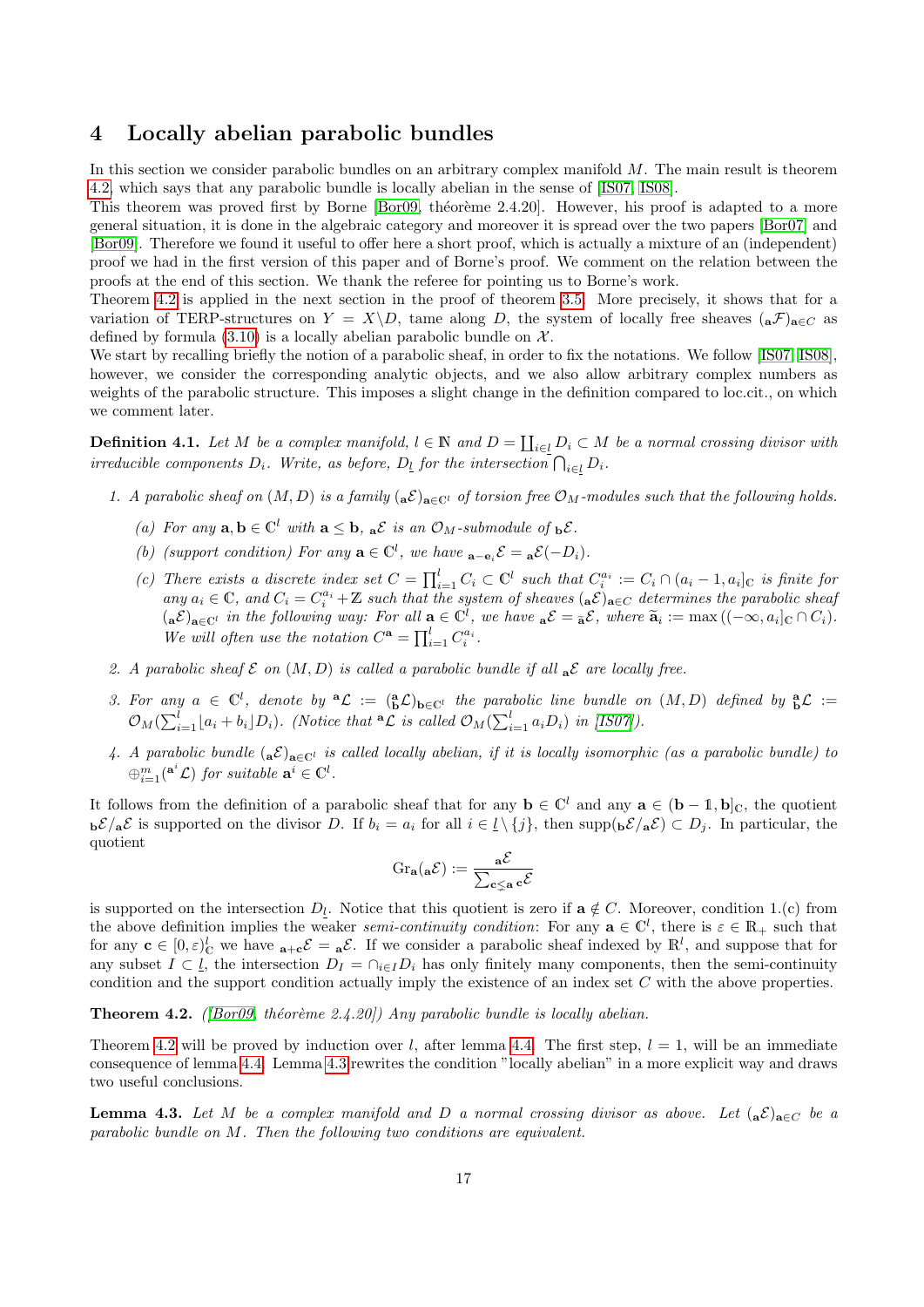## 4 Locally abelian parabolic bundles

In this section we consider parabolic bundles on an arbitrary complex manifold $M$. The main result is theorem 4.2, which says that any parabolic bundle is locally abelian in the sense of [IS07, IS08].

This theorem was proved first by Borne [Bor09, théorème 2.4.20]. However, his proof is adapted to a more general situation, it is done in the algebraic category and moreover it is spread over the two papers [Bor07] and [Bor09]. Therefore we found it useful to offer here a short proof, which is actually a mixture of an (independent) proof we had in the first version of this paper and of Borne's proof. We comment on the relation between the proofs at the end of this section. We thank the referee for pointing us to Borne's work.

Theorem 4.2 is applied in the next section in the proof of theorem 3.5. More precisely, it shows that for a variation of TERP-structures on $Y = X\backslash D$, tame along $D$, the system of locally free sheaves $({}_{\mathbf{a}}\mathcal{F})_{\mathbf{a}\in C}$ as defined by formula (3.10) is a locally abelian parabolic bundle on $\mathcal{X}$.

We start by recalling briefly the notion of a parabolic sheaf, in order to fix the notations. We follow [IS07, IS08], however, we consider the corresponding analytic objects, and we also allow arbitrary complex numbers as weights of the parabolic structure. This imposes a slight change in the definition compared to loc.cit., on which we comment later.

**Definition 4.1.** *Let $M$ be a complex manifold, $l \in \mathbb{N}$ and $D = \coprod_{i\in \underline{l}} D_i \subset M$ be a normal crossing divisor with irreducible components $D_i$. Write, as before, $D_{\underline{l}}$ for the intersection $\bigcap_{i\in\underline{l}} D_i$.*

1. *A parabolic sheaf on $(M, D)$ is a family $({}_{\mathbf{a}}\mathcal{E})_{\mathbf{a}\in\mathbb{C}^l}$ of torsion free $\mathcal{O}_M$-modules such that the following holds.*
   - *(a) For any $\mathbf{a}, \mathbf{b} \in \mathbb{C}^l$ with $\mathbf{a} \leq \mathbf{b}$, ${}_{\mathbf{a}}\mathcal{E}$ is an $\mathcal{O}_M$-submodule of ${}_{\mathbf{b}}\mathcal{E}$.*
   - *(b) (support condition) For any $\mathbf{a} \in \mathbb{C}^l$, we have ${}_{\mathbf{a}-\mathbf{e}_i}\mathcal{E} = {}_{\mathbf{a}}\mathcal{E}(-D_i)$.*
   - *(c) There exists a discrete index set $C = \prod_{i=1}^{l} C_i \subset \mathbb{C}^l$ such that $C_i^{a_i} := C_i \cap (a_i - 1, a_i]_{\mathbb{C}}$ is finite for any $a_i \in \mathbb{C}$, and $C_i = C_i^{a_i} + \mathbb{Z}$ such that the system of sheaves $({}_{\mathbf{a}}\mathcal{E})_{\mathbf{a}\in C}$ determines the parabolic sheaf $({}_{\mathbf{a}}\mathcal{E})_{\mathbf{a}\in\mathbb{C}^l}$ in the following way: For all $\mathbf{a} \in \mathbb{C}^l$, we have ${}_{\mathbf{a}}\mathcal{E} = {}_{\widetilde{\mathbf{a}}}\mathcal{E}$, where $\widetilde{\mathbf{a}}_i := \max\left((-\infty, a_i]_{\mathbb{C}} \cap C_i\right)$. We will often use the notation $C^{\mathbf{a}} = \prod_{i=1}^{l} C_i^{a_i}$.*
2. *A parabolic sheaf $\mathcal{E}$ on $(M, D)$ is called a parabolic bundle if all ${}_{\mathbf{a}}\mathcal{E}$ are locally free.*
3. *For any $a \in \mathbb{C}^l$, denote by ${}^{\mathbf{a}}\mathcal{L} := ({}^{\mathbf{a}}_{\mathbf{b}}\mathcal{L})_{\mathbf{b}\in\mathbb{C}^l}$ the parabolic line bundle on $(M, D)$ defined by ${}^{\mathbf{a}}_{\mathbf{b}}\mathcal{L} := \mathcal{O}_M(\sum_{i=1}^{l} \lfloor a_i + b_i \rfloor D_i)$. (Notice that ${}^{\mathbf{a}}\mathcal{L}$ is called $\mathcal{O}_M(\sum_{i=1}^{l} a_i D_i)$ in [IS07]).*
4. *A parabolic bundle $({}_{\mathbf{a}}\mathcal{E})_{\mathbf{a}\in\mathbb{C}^l}$ is called locally abelian, if it is locally isomorphic (as a parabolic bundle) to $\oplus_{i=1}^{m}({}^{\mathbf{a}^i}\mathcal{L})$ for suitable $\mathbf{a}^i \in \mathbb{C}^l$.*

It follows from the definition of a parabolic sheaf that for any $\mathbf{b} \in \mathbb{C}^l$ and any $\mathbf{a} \in (\mathbf{b} - \mathbb{1}, \mathbf{b}]_{\mathbb{C}}$, the quotient ${}_{\mathbf{b}}\mathcal{E}/{}_{\mathbf{a}}\mathcal{E}$ is supported on the divisor $D$. If $b_i = a_i$ for all $i \in \underline{l}\setminus\{j\}$, then $\mathrm{supp}({}_{\mathbf{b}}\mathcal{E}/{}_{\mathbf{a}}\mathcal{E}) \subset D_j$. In particular, the quotient

$$\mathrm{Gr}_{\mathbf{a}}({}_{\mathbf{a}}\mathcal{E}) := \frac{{}_{\mathbf{a}}\mathcal{E}}{\sum_{\mathbf{c}\lneq\mathbf{a}} {}_{\mathbf{c}}\mathcal{E}}$$

is supported on the intersection $D_{\underline{l}}$. Notice that this quotient is zero if $\mathbf{a} \notin C$. Moreover, condition 1.(c) from the above definition implies the weaker *semi-continuity condition*: For any $\mathbf{a} \in \mathbb{C}^l$, there is $\varepsilon \in \mathbb{R}_+$ such that for any $\mathbf{c} \in [0, \varepsilon)^l_{\mathbb{C}}$ we have ${}_{\mathbf{a}+\mathbf{c}}\mathcal{E} = {}_{\mathbf{a}}\mathcal{E}$. If we consider a parabolic sheaf indexed by $\mathbb{R}^l$, and suppose that for any subset $I \subset \underline{l}$, the intersection $D_I = \cap_{i\in I} D_i$ has only finitely many components, then the semi-continuity condition and the support condition actually imply the existence of an index set $C$ with the above properties.

**Theorem 4.2.** *([Bor09, théorème 2.4.20]) Any parabolic bundle is locally abelian.*

Theorem 4.2 will be proved by induction over $l$, after lemma 4.4. The first step, $l = 1$, will be an immediate consequence of lemma 4.4. Lemma 4.3 rewrites the condition "locally abelian" in a more explicit way and draws two useful conclusions.

**Lemma 4.3.** *Let $M$ be a complex manifold and $D$ a normal crossing divisor as above. Let $({}_{\mathbf{a}}\mathcal{E})_{\mathbf{a}\in C}$ be a parabolic bundle on $M$. Then the following two conditions are equivalent.*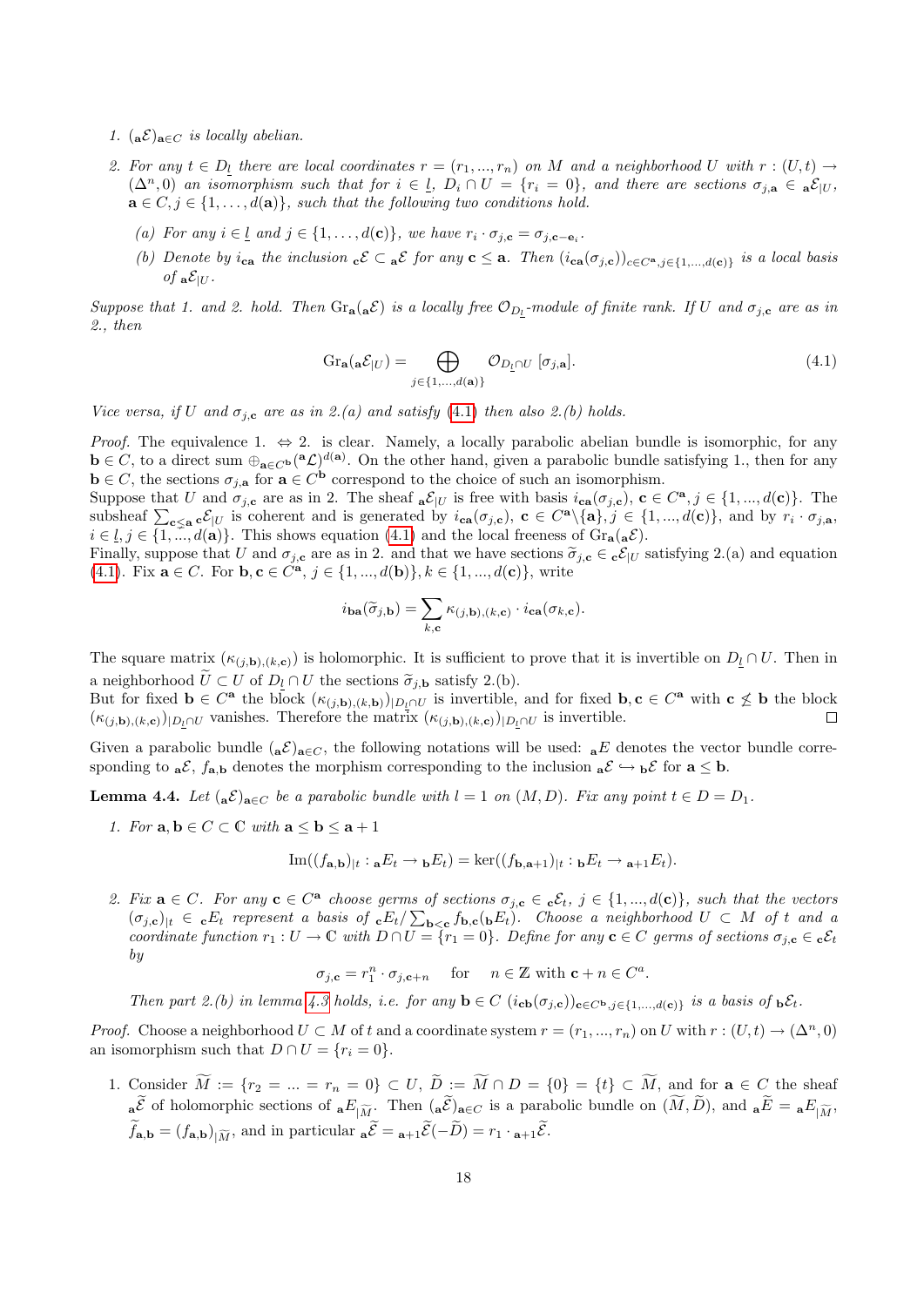1. $({}_{\mathbf{a}}\mathcal{E})_{\mathbf{a}\in C}$ *is locally abelian.*

2. *For any $t \in D_{\underline{l}}$ there are local coordinates $r = (r_1, ..., r_n)$ on $M$ and a neighborhood $U$ with $r : (U, t) \to (\Delta^n, 0)$ an isomorphism such that for $i \in \underline{l}$, $D_i \cap U = \{r_i = 0\}$, and there are sections $\sigma_{j,\mathbf{a}} \in {}_{\mathbf{a}}\mathcal{E}_{|U}$, $\mathbf{a} \in C, j \in \{1, \ldots, d(\mathbf{a})\}$, such that the following two conditions hold.*

   (a) *For any $i \in \underline{l}$ and $j \in \{1, \ldots, d(\mathbf{c})\}$, we have $r_i \cdot \sigma_{j,\mathbf{c}} = \sigma_{j,\mathbf{c}-\mathbf{e}_i}$.*

   (b) *Denote by $i_{\mathbf{ca}}$ the inclusion ${}_{\mathbf{c}}\mathcal{E} \subset {}_{\mathbf{a}}\mathcal{E}$ for any $\mathbf{c} \le \mathbf{a}$. Then $(i_{\mathbf{ca}}(\sigma_{j,\mathbf{c}}))_{c\in C^{\mathbf{a}}, j\in\{1,...,d(\mathbf{c})\}}$ is a local basis of ${}_{\mathbf{a}}\mathcal{E}_{|U}$.*

*Suppose that 1. and 2. hold. Then $\mathrm{Gr}_{\mathbf{a}}({}_{\mathbf{a}}\mathcal{E})$ is a locally free $\mathcal{O}_{D_{\underline{l}}}$-module of finite rank. If $U$ and $\sigma_{j,\mathbf{c}}$ are as in 2., then*

$$\mathrm{Gr}_{\mathbf{a}}({}_{\mathbf{a}}\mathcal{E}_{|U}) = \bigoplus_{j\in\{1,...,d(\mathbf{a})\}} \mathcal{O}_{D_{\underline{l}}\cap U}\,[\sigma_{j,\mathbf{a}}]. \tag{4.1}$$

*Vice versa, if $U$ and $\sigma_{j,\mathbf{c}}$ are as in 2.(a) and satisfy (4.1) then also 2.(b) holds.*

*Proof.* The equivalence 1. $\Leftrightarrow$ 2. is clear. Namely, a locally parabolic abelian bundle is isomorphic, for any $\mathbf{b} \in C$, to a direct sum $\oplus_{\mathbf{a}\in C^{\mathbf{b}}}({}^{\mathbf{a}}\mathcal{L})^{d(\mathbf{a})}$. On the other hand, given a parabolic bundle satisfying 1., then for any $\mathbf{b} \in C$, the sections $\sigma_{j,\mathbf{a}}$ for $\mathbf{a} \in C^{\mathbf{b}}$ correspond to the choice of such an isomorphism.
Suppose that $U$ and $\sigma_{j,\mathbf{c}}$ are as in 2. The sheaf ${}_{\mathbf{a}}\mathcal{E}_{|U}$ is free with basis $i_{\mathbf{ca}}(\sigma_{j,\mathbf{c}})$, $\mathbf{c} \in C^{\mathbf{a}}, j \in \{1, ..., d(\mathbf{c})\}$. The subsheaf $\sum_{\mathbf{c}\lneq\mathbf{a}} {}_{\mathbf{c}}\mathcal{E}_{|U}$ is coherent and is generated by $i_{\mathbf{ca}}(\sigma_{j,\mathbf{c}})$, $\mathbf{c} \in C^{\mathbf{a}}\backslash\{\mathbf{a}\}, j \in \{1, ..., d(\mathbf{c})\}$, and by $r_i \cdot \sigma_{j,\mathbf{a}}$, $i \in \underline{l}, j \in \{1, ..., d(\mathbf{a})\}$. This shows equation (4.1) and the local freeness of $\mathrm{Gr}_{\mathbf{a}}({}_{\mathbf{a}}\mathcal{E})$.
Finally, suppose that $U$ and $\sigma_{j,\mathbf{c}}$ are as in 2. and that we have sections $\widetilde{\sigma}_{j,\mathbf{c}} \in {}_{\mathbf{c}}\mathcal{E}_{|U}$ satisfying 2.(a) and equation (4.1). Fix $\mathbf{a} \in C$. For $\mathbf{b}, \mathbf{c} \in C^{\mathbf{a}}$, $j \in \{1, ..., d(\mathbf{b})\}, k \in \{1, ..., d(\mathbf{c})\}$, write

$$i_{\mathbf{ba}}(\widetilde{\sigma}_{j,\mathbf{b}}) = \sum_{k,\mathbf{c}} \kappa_{(j,\mathbf{b}),(k,\mathbf{c})} \cdot i_{\mathbf{ca}}(\sigma_{k,\mathbf{c}}).$$

The square matrix $(\kappa_{(j,\mathbf{b}),(k,\mathbf{c})})$ is holomorphic. It is sufficient to prove that it is invertible on $D_{\underline{l}} \cap U$. Then in a neighborhood $\widetilde{U} \subset U$ of $D_{\underline{l}} \cap U$ the sections $\widetilde{\sigma}_{j,\mathbf{b}}$ satisfy 2.(b).
But for fixed $\mathbf{b} \in C^{\mathbf{a}}$ the block $(\kappa_{(j,\mathbf{b}),(k,\mathbf{b})})_{|D_{\underline{l}}\cap U}$ is invertible, and for fixed $\mathbf{b}, \mathbf{c} \in C^{\mathbf{a}}$ with $\mathbf{c} \not\le \mathbf{b}$ the block $(\kappa_{(j,\mathbf{b}),(k,\mathbf{c})})_{|D_{\underline{l}}\cap U}$ vanishes. Therefore the matrix $(\kappa_{(j,\mathbf{b}),(k,\mathbf{c})})_{|D_{\underline{l}}\cap U}$ is invertible. $\square$

Given a parabolic bundle $({}_{\mathbf{a}}\mathcal{E})_{\mathbf{a}\in C}$, the following notations will be used: ${}_{\mathbf{a}}E$ denotes the vector bundle corresponding to ${}_{\mathbf{a}}\mathcal{E}$, $f_{\mathbf{a},\mathbf{b}}$ denotes the morphism corresponding to the inclusion ${}_{\mathbf{a}}\mathcal{E} \hookrightarrow {}_{\mathbf{b}}\mathcal{E}$ for $\mathbf{a} \le \mathbf{b}$.

**Lemma 4.4.** *Let $({}_{\mathbf{a}}\mathcal{E})_{\mathbf{a}\in C}$ be a parabolic bundle with $l = 1$ on $(M, D)$. Fix any point $t \in D = D_1$.*

1. *For $\mathbf{a}, \mathbf{b} \in C \subset \mathbb{C}$ with $\mathbf{a} \le \mathbf{b} \le \mathbf{a} + 1$*

$$\mathrm{Im}((f_{\mathbf{a},\mathbf{b}})_{|t} : {}_{\mathbf{a}}E_t \to {}_{\mathbf{b}}E_t) = \ker((f_{\mathbf{b},\mathbf{a}+1})_{|t} : {}_{\mathbf{b}}E_t \to {}_{\mathbf{a}+1}E_t).$$

2. *Fix $\mathbf{a} \in C$. For any $\mathbf{c} \in C^{\mathbf{a}}$ choose germs of sections $\sigma_{j,\mathbf{c}} \in {}_{\mathbf{c}}\mathcal{E}_t$, $j \in \{1, ..., d(\mathbf{c})\}$, such that the vectors $(\sigma_{j,\mathbf{c}})_{|t} \in {}_{\mathbf{c}}E_t$ represent a basis of ${}_{\mathbf{c}}E_t / \sum_{\mathbf{b}<\mathbf{c}} f_{\mathbf{b},\mathbf{c}}({}_{\mathbf{b}}E_t)$. Choose a neighborhood $U \subset M$ of $t$ and a coordinate function $r_1 : U \to \mathbb{C}$ with $D \cap U = \{r_1 = 0\}$. Define for any $\mathbf{c} \in C$ germs of sections $\sigma_{j,\mathbf{c}} \in {}_{\mathbf{c}}\mathcal{E}_t$ by*

$$\sigma_{j,\mathbf{c}} = r_1^n \cdot \sigma_{j,\mathbf{c}+n} \quad \text{for} \quad n \in \mathbb{Z} \text{ with } \mathbf{c} + n \in C^a.$$

*Then part 2.(b) in lemma 4.3 holds, i.e. for any $\mathbf{b} \in C$ $(i_{\mathbf{cb}}(\sigma_{j,\mathbf{c}}))_{\mathbf{c}\in C^{\mathbf{b}}, j\in\{1,...,d(\mathbf{c})\}}$ is a basis of ${}_{\mathbf{b}}\mathcal{E}_t$.*

*Proof.* Choose a neighborhood $U \subset M$ of $t$ and a coordinate system $r = (r_1, ..., r_n)$ on $U$ with $r : (U, t) \to (\Delta^n, 0)$ an isomorphism such that $D \cap U = \{r_i = 0\}$.

1. Consider $\widetilde{M} := \{r_2 = ... = r_n = 0\} \subset U$, $\widetilde{D} := \widetilde{M} \cap D = \{0\} = \{t\} \subset \widetilde{M}$, and for $\mathbf{a} \in C$ the sheaf ${}_{\mathbf{a}}\widetilde{\mathcal{E}}$ of holomorphic sections of ${}_{\mathbf{a}}E_{|\widetilde{M}}$. Then $({}_{\mathbf{a}}\widetilde{\mathcal{E}})_{\mathbf{a}\in C}$ is a parabolic bundle on $(\widetilde{M}, \widetilde{D})$, and ${}_{\mathbf{a}}\widetilde{E} = {}_{\mathbf{a}}E_{|\widetilde{M}}$, $\widetilde{f}_{\mathbf{a},\mathbf{b}} = (f_{\mathbf{a},\mathbf{b}})_{|\widetilde{M}}$, and in particular ${}_{\mathbf{a}}\widetilde{\mathcal{E}} = {}_{\mathbf{a}+1}\widetilde{\mathcal{E}}(-\widetilde{D}) = r_1 \cdot {}_{\mathbf{a}+1}\widetilde{\mathcal{E}}$.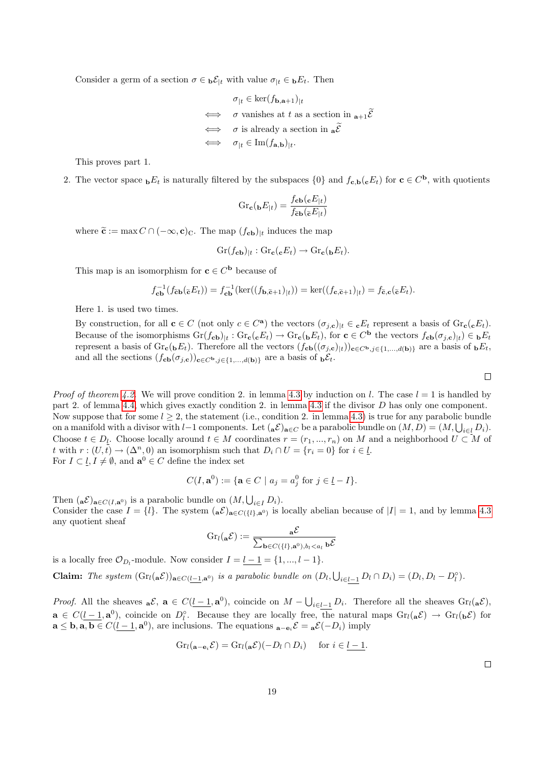Consider a germ of a section $\sigma \in {}_{\mathbf{b}}\mathcal{E}_{|t}$ with value $\sigma_{|t} \in {}_{\mathbf{b}}E_t$. Then

$$
\begin{aligned}
& \sigma_{|t} \in \ker(f_{\mathbf{b},\mathbf{a}+1})_{|t} \\
\iff \quad & \sigma \text{ vanishes at } t \text{ as a section in } {}_{\mathbf{a}+1}\widetilde{\mathcal{E}} \\
\iff \quad & \sigma \text{ is already a section in } {}_{\mathbf{a}}\widetilde{\mathcal{E}} \\
\iff \quad & \sigma_{|t} \in \operatorname{Im}(f_{\mathbf{a},\mathbf{b}})_{|t}.
\end{aligned}
$$

This proves part 1.

2. The vector space ${}_{\mathbf{b}}E_t$ is naturally filtered by the subspaces $\{0\}$ and $f_{\mathbf{c},\mathbf{b}}({}_{\mathbf{c}}E_t)$ for $\mathbf{c} \in C^{\mathbf{b}}$, with quotients

$$
\operatorname{Gr}_{\mathbf{c}}({}_{\mathbf{b}}E_{|t}) = \frac{f_{\mathbf{cb}}({}_{\mathbf{c}}E_{|t})}{f_{\widetilde{\mathbf{c}}\mathbf{b}}({}_{\widetilde{\mathbf{c}}}E_{|t})}
$$

where $\widetilde{\mathbf{c}} := \max C \cap (-\infty, \mathbf{c})_{\mathbf{C}}$. The map $(f_{\mathbf{cb}})_{|t}$ induces the map

$$
\operatorname{Gr}(f_{\mathbf{cb}})_{|t} : \operatorname{Gr}_{\mathbf{c}}({}_{\mathbf{c}}E_t) \to \operatorname{Gr}_{\mathbf{c}}({}_{\mathbf{b}}E_t).
$$

This map is an isomorphism for $\mathbf{c} \in C^{\mathbf{b}}$ because of

$$
f_{\mathbf{cb}}^{-1}(f_{\widetilde{\mathbf{c}}\mathbf{b}}({}_{\widetilde{\mathbf{c}}}E_t)) = f_{\mathbf{cb}}^{-1}(\ker((f_{\mathbf{b},\widetilde{\mathbf{c}}+1})_{|t})) = \ker((f_{\mathbf{c},\widetilde{\mathbf{c}}+1})_{|t}) = f_{\widetilde{\mathbf{c}},\mathbf{c}}({}_{\widetilde{\mathbf{c}}}E_t).
$$

Here 1. is used two times.

By construction, for all $\mathbf{c} \in C$ (not only $c \in C^{\mathbf{a}}$) the vectors $(\sigma_{j,\mathbf{c}})_{|t} \in {}_{\mathbf{c}}E_t$ represent a basis of $\operatorname{Gr}_{\mathbf{c}}({}_{\mathbf{c}}E_t)$. Because of the isomorphisms $\operatorname{Gr}(f_{\mathbf{cb}})_{|t} : \operatorname{Gr}_{\mathbf{c}}({}_{\mathbf{c}}E_t) \to \operatorname{Gr}_{\mathbf{c}}({}_{\mathbf{b}}E_t)$, for $\mathbf{c} \in C^{\mathbf{b}}$ the vectors $f_{\mathbf{cb}}(\sigma_{j,\mathbf{c}})_{|t}) \in {}_{\mathbf{b}}E_t$ represent a basis of $\operatorname{Gr}_{\mathbf{c}}({}_{\mathbf{b}}E_t)$. Therefore all the vectors $(f_{\mathbf{cb}}((\sigma_{j,\mathbf{c}})_{|t}))_{\mathbf{c} \in C^{\mathbf{b}}, j \in \{1,\ldots,d(\mathbf{b})\}}$ are a basis of ${}_{\mathbf{b}}E_t$, and all the sections $(f_{\mathbf{cb}}(\sigma_{j,\mathbf{c}}))_{\mathbf{c} \in C^{\mathbf{b}}, j \in \{1,\ldots,d(\mathbf{b})\}}$ are a basis of ${}_{\mathbf{b}}\mathcal{E}_t$.

□

*Proof of theorem 4.2.* We will prove condition 2. in lemma 4.3 by induction on $l$. The case $l = 1$ is handled by part 2. of lemma 4.4, which gives exactly condition 2. in lemma 4.3 if the divisor $D$ has only one component. Now suppose that for some $l \geq 2$, the statement (i.e., condition 2. in lemma 4.3) is true for any parabolic bundle on a manifold with a divisor with $l-1$ components. Let $({}_{\mathbf{a}}\mathcal{E})_{\mathbf{a} \in C}$ be a parabolic bundle on $(M, D) = (M, \bigcup_{i \in \underline{l}} D_i)$. Choose $t \in D_{\underline{l}}$. Choose locally around $t \in M$ coordinates $r = (r_1, \ldots, r_n)$ on $M$ and a neighborhood $U \subset M$ of $t$ with $r : (U, t) \to (\Delta^n, 0)$ an isomorphism such that $D_i \cap U = \{r_i = 0\}$ for $i \in \underline{l}$.
For $I \subset \underline{l}, I \neq \emptyset$, and $\mathbf{a}^0 \in C$ define the index set

$$
C(I, \mathbf{a}^0) := \{\mathbf{a} \in C \mid a_j = a_j^0 \text{ for } j \in \underline{l} - I\}.
$$

Then $({}_{\mathbf{a}}\mathcal{E})_{\mathbf{a} \in C(I,\mathbf{a}^0)}$ is a parabolic bundle on $(M, \bigcup_{i \in I} D_i)$.
Consider the case $I = \{l\}$. The system $({}_{\mathbf{a}}\mathcal{E})_{\mathbf{a} \in C(\{l\},\mathbf{a}^0)}$ is locally abelian because of $|I| = 1$, and by lemma 4.3 any quotient sheaf

$$
\operatorname{Gr}_l({}_{\mathbf{a}}\mathcal{E}) := \frac{{}_{\mathbf{a}}\mathcal{E}}{\sum_{\mathbf{b} \in C(\{l\},\mathbf{a}^0), b_l < a_l} {}_{\mathbf{b}}\mathcal{E}}
$$

is a locally free $\mathcal{O}_{D_l}$-module. Now consider $I = \underline{l-1} = \{1, \ldots, l-1\}$.

**Claim:** *The system $(\operatorname{Gr}_l({}_{\mathbf{a}}\mathcal{E}))_{\mathbf{a} \in C(\underline{l-1},\mathbf{a}^0)}$ is a parabolic bundle on $(D_l, \bigcup_{i \in \underline{l-1}} D_l \cap D_i) = (D_l, D_l - D_l^\circ)$.*

*Proof.* All the sheaves ${}_{\mathbf{a}}\mathcal{E}$, $\mathbf{a} \in C(\underline{l-1}, \mathbf{a}^0)$, coincide on $M - \bigcup_{i \in \underline{l-1}} D_i$. Therefore all the sheaves $\operatorname{Gr}_l({}_{\mathbf{a}}\mathcal{E})$, $\mathbf{a} \in C(\underline{l-1}, \mathbf{a}^0)$, coincide on $D_l^\circ$. Because they are locally free, the natural maps $\operatorname{Gr}_l({}_{\mathbf{a}}\mathcal{E}) \to \operatorname{Gr}_l({}_{\mathbf{b}}\mathcal{E})$ for $\mathbf{a} \leq \mathbf{b}, \mathbf{a}, \mathbf{b} \in C(\underline{l-1}, \mathbf{a}^0)$, are inclusions. The equations ${}_{\mathbf{a}-\mathbf{e}_i}\mathcal{E} = {}_{\mathbf{a}}\mathcal{E}(-D_i)$ imply

$$
\operatorname{Gr}_l({}_{\mathbf{a}-\mathbf{e}_i}\mathcal{E}) = \operatorname{Gr}_l({}_{\mathbf{a}}\mathcal{E})(-D_l \cap D_i) \quad \text{ for } i \in \underline{l-1}.
$$

□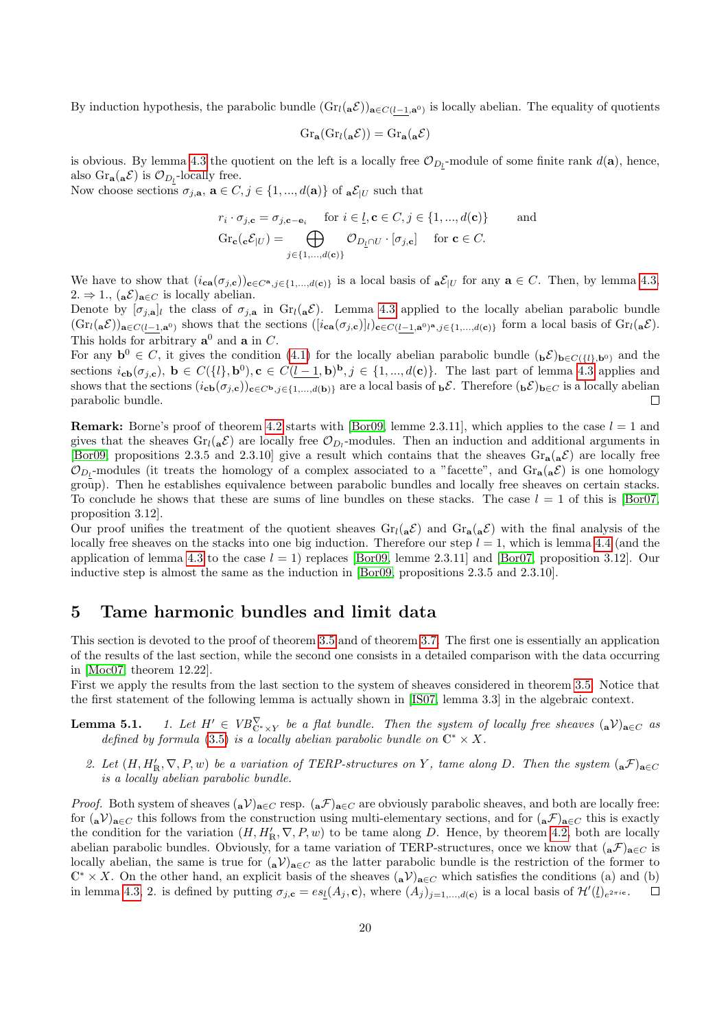By induction hypothesis, the parabolic bundle $(\mathrm{Gr}_l({}_{\mathbf{a}}\mathcal{E}))_{\mathbf{a}\in C(\underline{l-1},\mathbf{a}^0)}$ is locally abelian. The equality of quotients

$$\mathrm{Gr}_{\mathbf{a}}(\mathrm{Gr}_l({}_{\mathbf{a}}\mathcal{E})) = \mathrm{Gr}_{\mathbf{a}}({}_{\mathbf{a}}\mathcal{E})$$

is obvious. By lemma 4.3 the quotient on the left is a locally free $\mathcal{O}_{D_{\underline{l}}}$-module of some finite rank $d(\mathbf{a})$, hence, also $\mathrm{Gr}_{\mathbf{a}}({}_{\mathbf{a}}\mathcal{E})$ is $\mathcal{O}_{D_{\underline{l}}}$-locally free.

Now choose sections $\sigma_{j,\mathbf{a}}$, $\mathbf{a}\in C, j\in\{1,...,d(\mathbf{a})\}$ of ${}_{\mathbf{a}}\mathcal{E}_{|U}$ such that

$$r_i\cdot\sigma_{j,\mathbf{c}} = \sigma_{j,\mathbf{c}-\mathbf{e}_i} \quad \text{for } i\in\underline{l}, \mathbf{c}\in C, j\in\{1,...,d(\mathbf{c})\} \qquad \text{and}$$
$$\mathrm{Gr}_{\mathbf{c}}({}_{\mathbf{c}}\mathcal{E}_{|U}) = \bigoplus_{j\in\{1,...,d(\mathbf{c})\}} \mathcal{O}_{D_{\underline{l}}\cap U}\cdot[\sigma_{j,\mathbf{c}}] \quad \text{for } \mathbf{c}\in C.$$

We have to show that $(i_{\mathbf{ca}}(\sigma_{j,\mathbf{c}}))_{\mathbf{c}\in C^{\mathbf{a}}, j\in\{1,...,d(\mathbf{c})\}}$ is a local basis of ${}_{\mathbf{a}}\mathcal{E}_{|U}$ for any $\mathbf{a}\in C$. Then, by lemma 4.3, 2. $\Rightarrow$ 1., $({}_{\mathbf{a}}\mathcal{E})_{\mathbf{a}\in C}$ is locally abelian.

Denote by $[\sigma_{j,\mathbf{a}}]_l$ the class of $\sigma_{j,\mathbf{a}}$ in $\mathrm{Gr}_l({}_{\mathbf{a}}\mathcal{E})$. Lemma 4.3 applied to the locally abelian parabolic bundle $(\mathrm{Gr}_l({}_{\mathbf{a}}\mathcal{E}))_{\mathbf{a}\in C(\underline{l-1},\mathbf{a}^0)}$ shows that the sections $([i_{\mathbf{ca}}(\sigma_{j,\mathbf{c}})]_l)_{\mathbf{c}\in C(\underline{l-1},\mathbf{a}^0)^{\mathbf{a}}, j\in\{1,...,d(\mathbf{c})\}}$ form a local basis of $\mathrm{Gr}_l({}_{\mathbf{a}}\mathcal{E})$. This holds for arbitrary $\mathbf{a}^0$ and $\mathbf{a}$ in $C$.

For any $\mathbf{b}^0\in C$, it gives the condition (4.1) for the locally abelian parabolic bundle $({}_{\mathbf{b}}\mathcal{E})_{\mathbf{b}\in C(\{l\},\mathbf{b}^0)}$ and the sections $i_{\mathbf{cb}}(\sigma_{j,\mathbf{c}})$, $\mathbf{b}\in C(\{l\},\mathbf{b}^0), \mathbf{c}\in C(\underline{l-1},\mathbf{b})^{\mathbf{b}}, j\in\{1,...,d(\mathbf{c})\}$. The last part of lemma 4.3 applies and shows that the sections $(i_{\mathbf{cb}}(\sigma_{j,\mathbf{c}}))_{\mathbf{c}\in C^{\mathbf{b}}, j\in\{1,...,d(\mathbf{b})\}}$ are a local basis of ${}_{\mathbf{b}}\mathcal{E}$. Therefore $({}_{\mathbf{b}}\mathcal{E})_{\mathbf{b}\in C}$ is a locally abelian parabolic bundle. □

**Remark:** Borne's proof of theorem 4.2 starts with [Bor09, lemme 2.3.11], which applies to the case $l=1$ and gives that the sheaves $\mathrm{Gr}_l({}_{\mathbf{a}}\mathcal{E})$ are locally free $\mathcal{O}_{D_l}$-modules. Then an induction and additional arguments in [Bor09, propositions 2.3.5 and 2.3.10] give a result which contains that the sheaves $\mathrm{Gr}_{\mathbf{a}}({}_{\mathbf{a}}\mathcal{E})$ are locally free $\mathcal{O}_{D_{\underline{l}}}$-modules (it treats the homology of a complex associated to a "facette", and $\mathrm{Gr}_{\mathbf{a}}({}_{\mathbf{a}}\mathcal{E})$ is one homology group). Then he establishes equivalence between parabolic bundles and locally free sheaves on certain stacks. To conclude he shows that these are sums of line bundles on these stacks. The case $l=1$ of this is [Bor07, proposition 3.12].

Our proof unifies the treatment of the quotient sheaves $\mathrm{Gr}_l({}_{\mathbf{a}}\mathcal{E})$ and $\mathrm{Gr}_{\mathbf{a}}({}_{\mathbf{a}}\mathcal{E})$ with the final analysis of the locally free sheaves on the stacks into one big induction. Therefore our step $l=1$, which is lemma 4.4 (and the application of lemma 4.3 to the case $l=1$) replaces [Bor09, lemme 2.3.11] and [Bor07, proposition 3.12]. Our inductive step is almost the same as the induction in [Bor09, propositions 2.3.5 and 2.3.10].

# 5 Tame harmonic bundles and limit data

This section is devoted to the proof of theorem 3.5 and of theorem 3.7. The first one is essentially an application of the results of the last section, while the second one consists in a detailed comparison with the data occurring in [Moc07, theorem 12.22].

First we apply the results from the last section to the system of sheaves considered in theorem 3.5. Notice that the first statement of the following lemma is actually shown in [IS07, lemma 3.3] in the algebraic context.

**Lemma 5.1.** *1. Let $H'\in VB^{\nabla}_{\mathbb{C}^*\times Y}$ be a flat bundle. Then the system of locally free sheaves $({}_{\mathbf{a}}\mathcal{V})_{\mathbf{a}\in C}$ as defined by formula (3.5) is a locally abelian parabolic bundle on $\mathbb{C}^*\times X$.*

*2. Let $(H, H'_{\mathbb{R}}, \nabla, P, w)$ be a variation of TERP-structures on $Y$, tame along $D$. Then the system $({}_{\mathbf{a}}\mathcal{F})_{\mathbf{a}\in C}$ is a locally abelian parabolic bundle.*

*Proof.* Both system of sheaves $({}_{\mathbf{a}}\mathcal{V})_{\mathbf{a}\in C}$ resp. $({}_{\mathbf{a}}\mathcal{F})_{\mathbf{a}\in C}$ are obviously parabolic sheaves, and both are locally free: for $({}_{\mathbf{a}}\mathcal{V})_{\mathbf{a}\in C}$ this follows from the construction using multi-elementary sections, and for $({}_{\mathbf{a}}\mathcal{F})_{\mathbf{a}\in C}$ this is exactly the condition for the variation $(H, H'_{\mathbb{R}}, \nabla, P, w)$ to be tame along $D$. Hence, by theorem 4.2, both are locally abelian parabolic bundles. Obviously, for a tame variation of TERP-structures, once we know that $({}_{\mathbf{a}}\mathcal{F})_{\mathbf{a}\in C}$ is locally abelian, the same is true for $({}_{\mathbf{a}}\mathcal{V})_{\mathbf{a}\in C}$ as the latter parabolic bundle is the restriction of the former to $\mathbb{C}^*\times X$. On the other hand, an explicit basis of the sheaves $({}_{\mathbf{a}}\mathcal{V})_{\mathbf{a}\in C}$ which satisfies the conditions (a) and (b) in lemma 4.3, 2. is defined by putting $\sigma_{j,\mathbf{c}} = es_{\underline{l}}(A_j,\mathbf{c})$, where $(A_j)_{j=1,...,d(\mathbf{c})}$ is a local basis of $\mathcal{H}'(\underline{l})_{e^{2\pi i\mathbf{c}}}$. □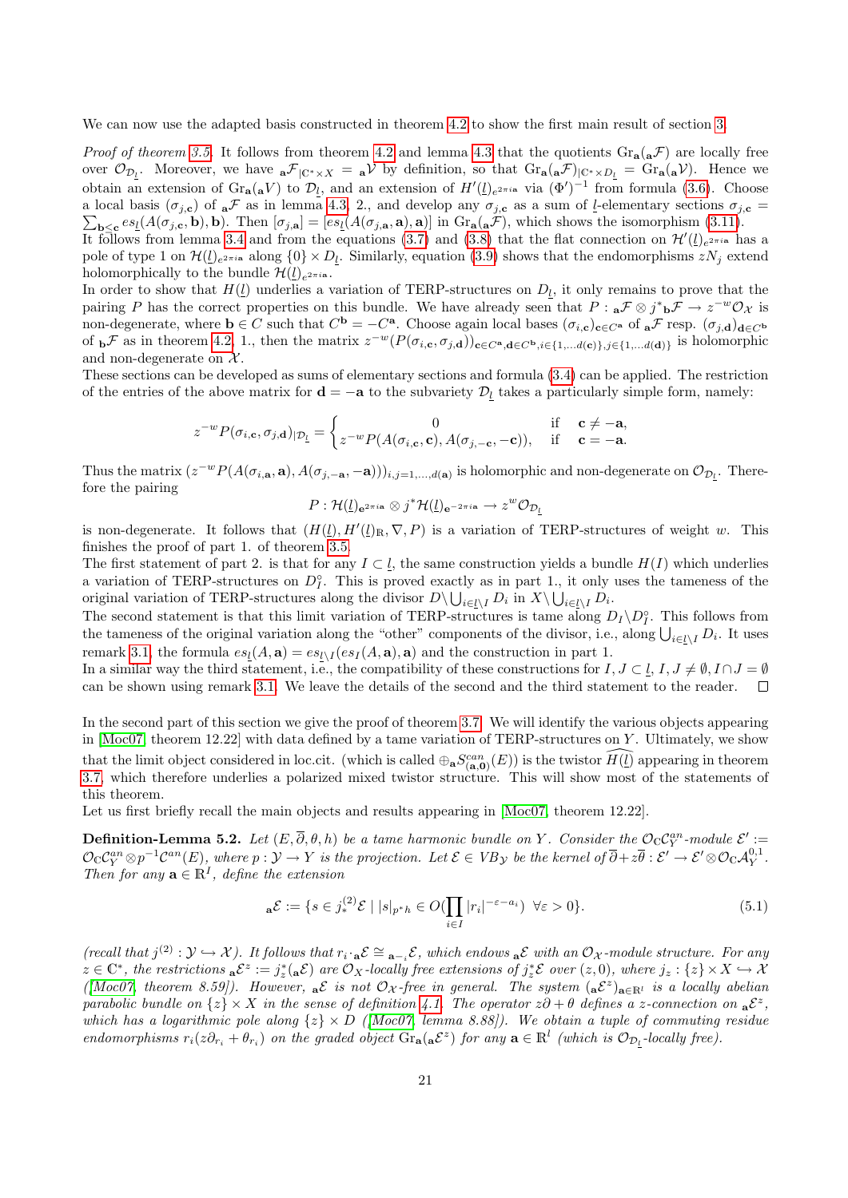We can now use the adapted basis constructed in theorem 4.2 to show the first main result of section 3.

*Proof of theorem 3.5.* It follows from theorem 4.2 and lemma 4.3 that the quotients $\mathrm{Gr}_{\mathbf{a}}({}_{\mathbf{a}}\mathcal{F})$ are locally free over $\mathcal{O}_{\mathcal{D}_{\underline{l}}}$. Moreover, we have ${}_{\mathbf{a}}\mathcal{F}_{|\mathbb{C}^*\times X} = {}_{\mathbf{a}}\mathcal{V}$ by definition, so that $\mathrm{Gr}_{\mathbf{a}}({}_{\mathbf{a}}\mathcal{F})_{|\mathbb{C}^*\times D_{\underline{l}}} = \mathrm{Gr}_{\mathbf{a}}({}_{\mathbf{a}}\mathcal{V})$. Hence we obtain an extension of $\mathrm{Gr}_{\mathbf{a}}(V)$ to $\mathcal{D}_{\underline{l}}$, and an extension of $H'(\underline{l})_{e^{2\pi i\mathbf{a}}}$ via $(\Phi')^{-1}$ from formula (3.6). Choose a local basis $(\sigma_{j,\mathbf{c}})$ of ${}_{\mathbf{a}}\mathcal{F}$ as in lemma 4.3, 2., and develop any $\sigma_{j,\mathbf{c}}$ as a sum of $\underline{l}$-elementary sections $\sigma_{j,\mathbf{c}} = \sum_{\mathbf{b}\leq\mathbf{c}} es_{\underline{l}}(A(\sigma_{j,\mathbf{c}},\mathbf{b}),\mathbf{b})$. Then $[\sigma_{j,\mathbf{a}}] = [es_{\underline{l}}(A(\sigma_{j,\mathbf{a}},\mathbf{a}),\mathbf{a})]$ in $\mathrm{Gr}_{\mathbf{a}}({}_{\mathbf{a}}\mathcal{F})$, which shows the isomorphism (3.11).
It follows from lemma 3.4 and from the equations (3.7) and (3.8) that the flat connection on $\mathcal{H}'(\underline{l})_{e^{2\pi i\mathbf{a}}}$ has a pole of type 1 on $\mathcal{H}(\underline{l})_{e^{2\pi i\mathbf{a}}}$ along $\{0\}\times D_{\underline{l}}$. Similarly, equation (3.9) shows that the endomorphisms $zN_j$ extend holomorphically to the bundle $\mathcal{H}(\underline{l})_{e^{2\pi i\mathbf{a}}}$.
In order to show that $H(\underline{l})$ underlies a variation of TERP-structures on $D_{\underline{l}}$, it only remains to prove that the pairing $P$ has the correct properties on this bundle. We have already seen that $P: {}_{\mathbf{a}}\mathcal{F}\otimes j^*{}_{\mathbf{b}}\mathcal{F}\to z^{-w}\mathcal{O}_{\mathcal{X}}$ is non-degenerate, where $\mathbf{b}\in C$ such that $C^{\mathbf{b}} = -C^{\mathbf{a}}$. Choose again local bases $(\sigma_{i,\mathbf{c}})_{\mathbf{c}\in C^{\mathbf{a}}}$ of ${}_{\mathbf{a}}\mathcal{F}$ resp. $(\sigma_{j,\mathbf{d}})_{\mathbf{d}\in C^{\mathbf{b}}}$ of ${}_{\mathbf{b}}\mathcal{F}$ as in theorem 4.2, 1., then the matrix $z^{-w}(P(\sigma_{i,\mathbf{c}},\sigma_{j,\mathbf{d}}))_{\mathbf{c}\in C^{\mathbf{a}},\mathbf{d}\in C^{\mathbf{b}},i\in\{1,\ldots d(\mathbf{c})\},j\in\{1,\ldots d(\mathbf{d})\}}$ is holomorphic and non-degenerate on $\mathcal{X}$.
These sections can be developed as sums of elementary sections and formula (3.4) can be applied. The restriction of the entries of the above matrix for $\mathbf{d}=-\mathbf{a}$ to the subvariety $\mathcal{D}_{\underline{l}}$ takes a particularly simple form, namely:

$$
z^{-w}P(\sigma_{i,\mathbf{c}},\sigma_{j,\mathbf{d}})_{|\mathcal{D}_{\underline{l}}} = \begin{cases} 0 & \text{if} \quad \mathbf{c}\neq-\mathbf{a}, \\ z^{-w}P(A(\sigma_{i,\mathbf{c}},\mathbf{c}),A(\sigma_{j,-\mathbf{c}},-\mathbf{c})), & \text{if} \quad \mathbf{c}=-\mathbf{a}. \end{cases}
$$

Thus the matrix $(z^{-w}P(A(\sigma_{i,\mathbf{a}},\mathbf{a}),A(\sigma_{j,-\mathbf{a}},-\mathbf{a})))_{i,j=1,\ldots,d(\mathbf{a})}$ is holomorphic and non-degenerate on $\mathcal{O}_{\mathcal{D}_{\underline{l}}}$. Therefore the pairing

$$
P:\mathcal{H}(\underline{l})_{\mathbf{e}^{2\pi i\mathbf{a}}}\otimes j^*\mathcal{H}(\underline{l})_{\mathbf{e}^{-2\pi i\mathbf{a}}}\to z^w\mathcal{O}_{\mathcal{D}_{\underline{l}}}
$$

is non-degenerate. It follows that $(H(\underline{l}),H'(\underline{l})_{\mathbb{R}},\nabla,P)$ is a variation of TERP-structures of weight $w$. This finishes the proof of part 1. of theorem 3.5.
The first statement of part 2. is that for any $I\subset\underline{l}$, the same construction yields a bundle $H(I)$ which underlies a variation of TERP-structures on $D_I^\circ$. This is proved exactly as in part 1., it only uses the tameness of the original variation of TERP-structures along the divisor $D\backslash\bigcup_{i\in\underline{l}\backslash I}D_i$ in $X\backslash\bigcup_{i\in\underline{l}\backslash I}D_i$.
The second statement is that this limit variation of TERP-structures is tame along $D_I\backslash D_I^\circ$. This follows from the tameness of the original variation along the "other" components of the divisor, i.e., along $\bigcup_{i\in\underline{l}\backslash I}D_i$. It uses remark 3.1, the formula $es_{\underline{l}}(A,\mathbf{a}) = es_{\underline{l}\backslash I}(es_I(A,\mathbf{a}),\mathbf{a})$ and the construction in part 1.
In a similar way the third statement, i.e., the compatibility of these constructions for $I,J\subset\underline{l}$, $I,J\neq\emptyset$, $I\cap J=\emptyset$ can be shown using remark 3.1. We leave the details of the second and the third statement to the reader. $\square$

In the second part of this section we give the proof of theorem 3.7. We will identify the various objects appearing in [Moc07, theorem 12.22] with data defined by a tame variation of TERP-structures on $Y$. Ultimately, we show that the limit object considered in loc.cit. (which is called $\oplus_{\mathbf{a}}S^{can}_{(\mathbf{a},\mathbf{0})}(E)$) is the twistor $\widehat{H(\underline{l})}$ appearing in theorem 3.7, which therefore underlies a polarized mixed twistor structure. This will show most of the statements of this theorem.
Let us first briefly recall the main objects and results appearing in [Moc07, theorem 12.22].

**Definition-Lemma 5.2.** *Let $(E,\overline{\partial},\theta,h)$ be a tame harmonic bundle on $Y$. Consider the $\mathcal{O}_{\mathbb{C}}\mathcal{C}^{an}_Y$-module $\mathcal{E}' := \mathcal{O}_{\mathbb{C}}\mathcal{C}^{an}_{\mathcal{Y}}\otimes p^{-1}\mathcal{C}^{an}(E)$, where $p:\mathcal{Y}\to Y$ is the projection. Let $\mathcal{E}\in VB_{\mathcal{Y}}$ be the kernel of $\overline{\partial}+z\overline{\theta}:\mathcal{E}'\to\mathcal{E}'\otimes\mathcal{O}_{\mathbb{C}}\mathcal{A}^{0,1}_Y$. Then for any $\mathbf{a}\in\mathbb{R}^I$, define the extension*

$$
{}_{\mathbf{a}}\mathcal{E} := \{s\in j^{(2)}_*\mathcal{E}\mid |s|_{p^*h}\in O(\prod_{i\in I}|r_i|^{-\varepsilon-a_i})\ \ \forall\varepsilon>0\}. \tag{5.1}
$$

*(recall that $j^{(2)}:\mathcal{Y}\hookrightarrow\mathcal{X}$). It follows that $r_i\cdot{}_{\mathbf{a}}\mathcal{E}\cong{}_{\mathbf{a}-_i}\mathcal{E}$, which endows ${}_{\mathbf{a}}\mathcal{E}$ with an $\mathcal{O}_{\mathcal{X}}$-module structure. For any $z\in\mathbb{C}^*$, the restrictions ${}_{\mathbf{a}}\mathcal{E}^z := j_z^*({}_{\mathbf{a}}\mathcal{E})$ are $\mathcal{O}_X$-locally free extensions of $j_z^*\mathcal{E}$ over $(z,0)$, where $j_z:\{z\}\times X\hookrightarrow\mathcal{X}$ ([Moc07, theorem 8.59]). However, ${}_{\mathbf{a}}\mathcal{E}$ is not $\mathcal{O}_{\mathcal{X}}$-free in general. The system $({}_{\mathbf{a}}\mathcal{E}^z)_{\mathbf{a}\in\mathbb{R}^l}$ is a locally abelian parabolic bundle on $\{z\}\times X$ in the sense of definition 4.1. The operator $z\partial+\theta$ defines a $z$-connection on ${}_{\mathbf{a}}\mathcal{E}^z$, which has a logarithmic pole along $\{z\}\times D$ ([Moc07, lemma 8.88]). We obtain a tuple of commuting residue endomorphisms $r_i(z\partial_{r_i}+\theta_{r_i})$ on the graded object $\mathrm{Gr}_{\mathbf{a}}({}_{\mathbf{a}}\mathcal{E}^z)$ for any $\mathbf{a}\in\mathbb{R}^l$ (which is $\mathcal{O}_{\mathcal{D}_{\underline{l}}}$-locally free).*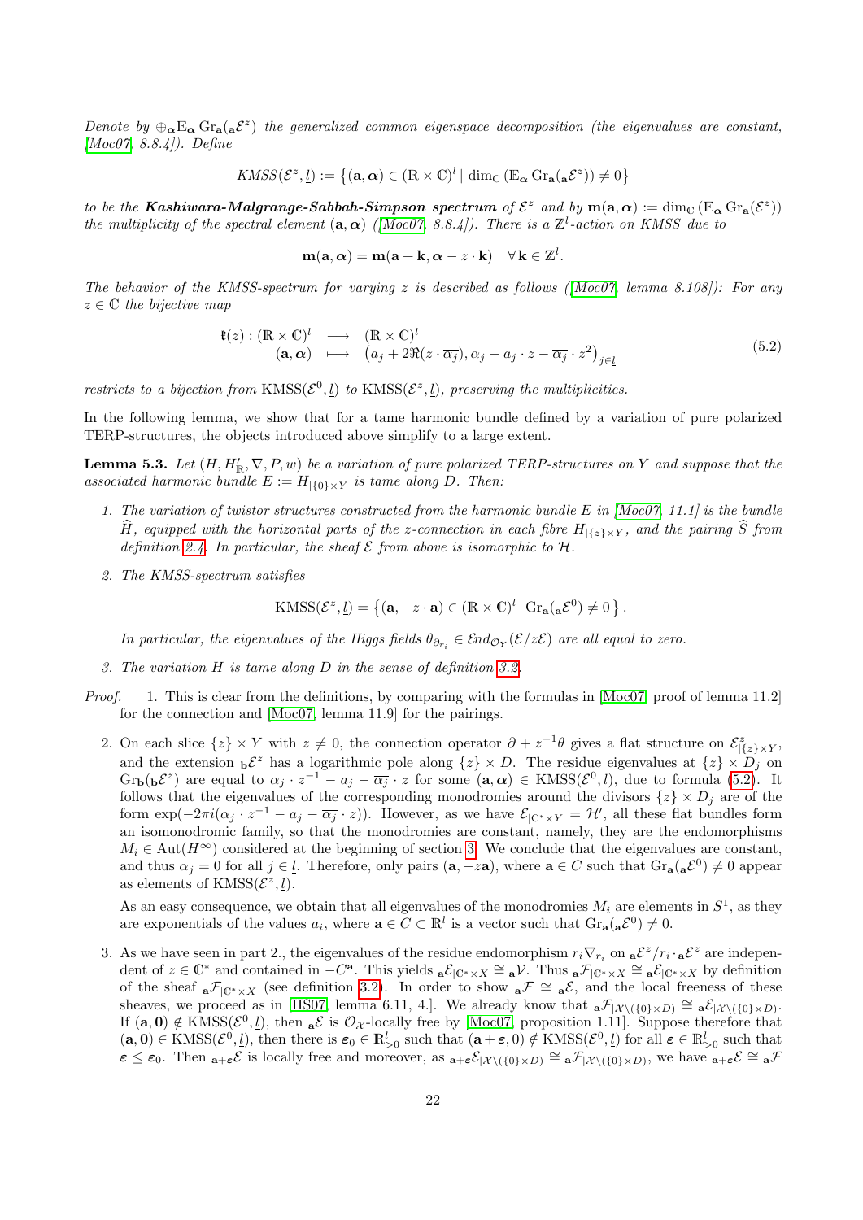*Denote by $\oplus_{\boldsymbol{\alpha}} \mathbb{E}_{\boldsymbol{\alpha}} \operatorname{Gr}_{\mathbf{a}}({}_{\mathbf{a}}\mathcal{E}^z)$ the generalized common eigenspace decomposition (the eigenvalues are constant, [Moc07, 8.8.4]). Define*

$$KMSS(\mathcal{E}^z, \underline{l}) := \left\{(\mathbf{a}, \boldsymbol{\alpha}) \in (\mathbb{R} \times \mathbb{C})^l \mid \dim_{\mathbb{C}} \left(\mathbb{E}_{\boldsymbol{\alpha}} \operatorname{Gr}_{\mathbf{a}}({}_{\mathbf{a}}\mathcal{E}^z)\right) \neq 0\right\}$$

*to be the* ***Kashiwara-Malgrange-Sabbah-Simpson spectrum*** *of $\mathcal{E}^z$ and by $\mathbf{m}(\mathbf{a}, \boldsymbol{\alpha}) := \dim_{\mathbb{C}} (\mathbb{E}_{\boldsymbol{\alpha}} \operatorname{Gr}_{\mathbf{a}}(\mathcal{E}^z))$ the multiplicity of the spectral element $(\mathbf{a}, \boldsymbol{\alpha})$ ([Moc07, 8.8.4]). There is a $\mathbb{Z}^l$-action on KMSS due to*

$$\mathbf{m}(\mathbf{a}, \boldsymbol{\alpha}) = \mathbf{m}(\mathbf{a} + \mathbf{k}, \boldsymbol{\alpha} - z \cdot \mathbf{k}) \quad \forall \mathbf{k} \in \mathbb{Z}^l.$$

*The behavior of the KMSS-spectrum for varying $z$ is described as follows ([Moc07, lemma 8.108]): For any $z \in \mathbb{C}$ the bijective map*

$$\begin{array}{rccl} \mathfrak{k}(z) : & (\mathbb{R} \times \mathbb{C})^l & \longrightarrow & (\mathbb{R} \times \mathbb{C})^l \\ & (\mathbf{a}, \boldsymbol{\alpha}) & \longmapsto & \left(a_j + 2\Re(z \cdot \overline{\alpha_j}), \alpha_j - a_j \cdot z - \overline{\alpha_j} \cdot z^2\right)_{j \in \underline{l}} \end{array} \tag{5.2}$$

*restricts to a bijection from $\mathrm{KMSS}(\mathcal{E}^0, \underline{l})$ to $\mathrm{KMSS}(\mathcal{E}^z, \underline{l})$, preserving the multiplicities.*

In the following lemma, we show that for a tame harmonic bundle defined by a variation of pure polarized TERP-structures, the objects introduced above simplify to a large extent.

**Lemma 5.3.** *Let $(H, H'_{\mathbb{R}}, \nabla, P, w)$ be a variation of pure polarized TERP-structures on $Y$ and suppose that the associated harmonic bundle $E := H_{|\{0\} \times Y}$ is tame along $D$. Then:*

1. *The variation of twistor structures constructed from the harmonic bundle $E$ in [Moc07, 11.1] is the bundle $\widehat{H}$, equipped with the horizontal parts of the $z$-connection in each fibre $H_{|\{z\} \times Y}$, and the pairing $\widehat{S}$ from definition 2.4. In particular, the sheaf $\mathcal{E}$ from above is isomorphic to $\mathcal{H}$.*
2. *The KMSS-spectrum satisfies*

   $$\mathrm{KMSS}(\mathcal{E}^z, \underline{l}) = \left\{(\mathbf{a}, -z \cdot \mathbf{a}) \in (\mathbb{R} \times \mathbb{C})^l \,|\, \operatorname{Gr}_{\mathbf{a}}({}_{\mathbf{a}}\mathcal{E}^0) \neq 0\right\}.$$

   *In particular, the eigenvalues of the Higgs fields $\theta_{\partial_{r_i}} \in \mathcal{E}nd_{\mathcal{O}_Y}(\mathcal{E}/z\mathcal{E})$ are all equal to zero.*
3. *The variation $H$ is tame along $D$ in the sense of definition 3.2.*

*Proof.* 1. This is clear from the definitions, by comparing with the formulas in [Moc07, proof of lemma 11.2] for the connection and [Moc07, lemma 11.9] for the pairings.

2. On each slice $\{z\} \times Y$ with $z \neq 0$, the connection operator $\partial + z^{-1}\theta$ gives a flat structure on $\mathcal{E}^z_{|\{z\} \times Y}$, and the extension ${}_{\mathbf{b}}\mathcal{E}^z$ has a logarithmic pole along $\{z\} \times D$. The residue eigenvalues at $\{z\} \times D_j$ on $\operatorname{Gr}_{\mathbf{b}}({}_{\mathbf{b}}\mathcal{E}^z)$ are equal to $\alpha_j \cdot z^{-1} - a_j - \overline{\alpha_j} \cdot z$ for some $(\mathbf{a}, \boldsymbol{\alpha}) \in \mathrm{KMSS}(\mathcal{E}^0, \underline{l})$, due to formula (5.2). It follows that the eigenvalues of the corresponding monodromies around the divisors $\{z\} \times D_j$ are of the form $\exp(-2\pi i(\alpha_j \cdot z^{-1} - a_j - \overline{\alpha_j} \cdot z))$. However, as we have $\mathcal{E}_{|\mathbb{C}^* \times Y} = \mathcal{H}'$, all these flat bundles form an isomonodromic family, so that the monodromies are constant, namely, they are the endomorphisms $M_i \in \mathrm{Aut}(H^\infty)$ considered at the beginning of section 3. We conclude that the eigenvalues are constant, and thus $\alpha_j = 0$ for all $j \in \underline{l}$. Therefore, only pairs $(\mathbf{a}, -z\mathbf{a})$, where $\mathbf{a} \in C$ such that $\operatorname{Gr}_{\mathbf{a}}({}_{\mathbf{a}}\mathcal{E}^0) \neq 0$ appear as elements of $\mathrm{KMSS}(\mathcal{E}^z, \underline{l})$.

   As an easy consequence, we obtain that all eigenvalues of the monodromies $M_i$ are elements in $S^1$, as they are exponentials of the values $a_i$, where $\mathbf{a} \in C \subset \mathbb{R}^l$ is a vector such that $\operatorname{Gr}_{\mathbf{a}}({}_{\mathbf{a}}\mathcal{E}^0) \neq 0$.

3. As we have seen in part 2., the eigenvalues of the residue endomorphism $r_i \nabla_{r_i}$ on ${}_{\mathbf{a}}\mathcal{E}^z / r_i \cdot {}_{\mathbf{a}}\mathcal{E}^z$ are independent of $z \in \mathbb{C}^*$ and contained in $-C^{\mathbf{a}}$. This yields ${}_{\mathbf{a}}\mathcal{E}_{|\mathbb{C}^* \times X} \cong {}_{\mathbf{a}}\mathcal{V}$. Thus ${}_{\mathbf{a}}\mathcal{F}_{|\mathbb{C}^* \times X} \cong {}_{\mathbf{a}}\mathcal{E}_{|\mathbb{C}^* \times X}$ by definition of the sheaf ${}_{\mathbf{a}}\mathcal{F}_{|\mathbb{C}^* \times X}$ (see definition 3.2). In order to show ${}_{\mathbf{a}}\mathcal{F} \cong {}_{\mathbf{a}}\mathcal{E}$, and the local freeness of these sheaves, we proceed as in [HS07, lemma 6.11, 4.]. We already know that ${}_{\mathbf{a}}\mathcal{F}_{|\mathcal{X} \setminus (\{0\} \times D)} \cong {}_{\mathbf{a}}\mathcal{E}_{|\mathcal{X} \setminus (\{0\} \times D)}$. If $(\mathbf{a}, \mathbf{0}) \notin \mathrm{KMSS}(\mathcal{E}^0, \underline{l})$, then ${}_{\mathbf{a}}\mathcal{E}$ is $\mathcal{O}_{\mathcal{X}}$-locally free by [Moc07, proposition 1.11]. Suppose therefore that $(\mathbf{a}, \mathbf{0}) \in \mathrm{KMSS}(\mathcal{E}^0, \underline{l})$, then there is $\boldsymbol{\varepsilon}_0 \in \mathbb{R}^l_{>0}$ such that $(\mathbf{a} + \boldsymbol{\varepsilon}, 0) \notin \mathrm{KMSS}(\mathcal{E}^0, \underline{l})$ for all $\boldsymbol{\varepsilon} \in \mathbb{R}^l_{>0}$ such that $\boldsymbol{\varepsilon} \leq \boldsymbol{\varepsilon}_0$. Then ${}_{\mathbf{a}+\boldsymbol{\varepsilon}}\mathcal{E}$ is locally free and moreover, as ${}_{\mathbf{a}+\boldsymbol{\varepsilon}}\mathcal{E}_{|\mathcal{X} \setminus (\{0\} \times D)} \cong {}_{\mathbf{a}}\mathcal{F}_{|\mathcal{X} \setminus (\{0\} \times D)}$, we have ${}_{\mathbf{a}+\boldsymbol{\varepsilon}}\mathcal{E} \cong {}_{\mathbf{a}}\mathcal{F}$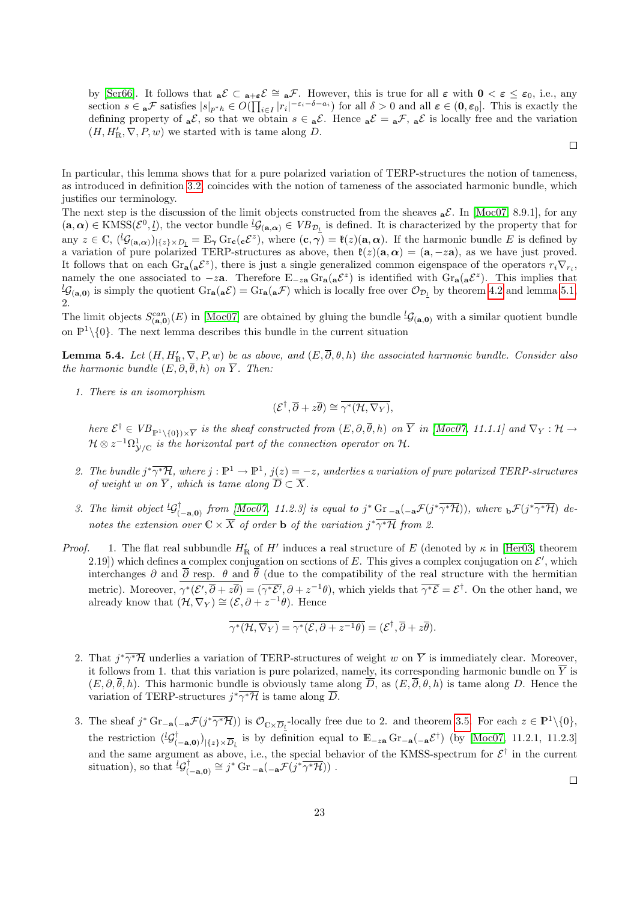by [Ser66]. It follows that ${}_{\mathbf{a}}\mathcal{E} \subset {}_{\mathbf{a}+\boldsymbol{\varepsilon}}\mathcal{E} \cong {}_{\mathbf{a}}\mathcal{F}$. However, this is true for all $\boldsymbol{\varepsilon}$ with $\mathbf{0} < \boldsymbol{\varepsilon} \leq \varepsilon_0$, i.e., any section $s \in {}_{\mathbf{a}}\mathcal{F}$ satisfies $|s|_{p^*h} \in O(\prod_{i\in I}|r_i|^{-\varepsilon_i-\delta-a_i})$ for all $\delta > 0$ and all $\boldsymbol{\varepsilon} \in (\mathbf{0}, \boldsymbol{\varepsilon}_0]$. This is exactly the defining property of ${}_{\mathbf{a}}\mathcal{E}$, so that we obtain $s \in {}_{\mathbf{a}}\mathcal{E}$. Hence ${}_{\mathbf{a}}\mathcal{E} = {}_{\mathbf{a}}\mathcal{F}$, ${}_{\mathbf{a}}\mathcal{E}$ is locally free and the variation $(H, H'_{\mathbb{R}}, \nabla, P, w)$ we started with is tame along $D$.

□

In particular, this lemma shows that for a pure polarized variation of TERP-structures the notion of tameness, as introduced in definition 3.2, coincides with the notion of tameness of the associated harmonic bundle, which justifies our terminology.

The next step is the discussion of the limit objects constructed from the sheaves ${}_{\mathbf{a}}\mathcal{E}$. In [Moc07, 8.9.1], for any $(\mathbf{a}, \boldsymbol{\alpha}) \in \mathrm{KMSS}(\mathcal{E}^0, \underline{l})$, the vector bundle ${}^{\underline{l}}\mathcal{G}_{(\mathbf{a},\boldsymbol{\alpha})} \in VB_{\mathcal{D}_{\underline{l}}}$ is defined. It is characterized by the property that for any $z \in \mathbb{C}$, $({}^{\underline{l}}\mathcal{G}_{(\mathbf{a},\boldsymbol{\alpha})})_{|\{z\}\times D_{\underline{l}}} = \mathbb{E}_{\boldsymbol{\gamma}}\,\mathrm{Gr}_{\mathbf{c}}({}_{\mathbf{c}}\mathcal{E}^z)$, where $(\mathbf{c}, \boldsymbol{\gamma}) = \mathfrak{k}(z)(\mathbf{a}, \boldsymbol{\alpha})$. If the harmonic bundle $E$ is defined by a variation of pure polarized TERP-structures as above, then $\mathfrak{k}(z)(\mathbf{a}, \boldsymbol{\alpha}) = (\mathbf{a}, -z\mathbf{a})$, as we have just proved. It follows that on each $\mathrm{Gr}_{\mathbf{a}}({}_{\mathbf{a}}\mathcal{E}^z)$, there is just a single generalized common eigenspace of the operators $r_i\nabla_{r_i}$, namely the one associated to $-z\mathbf{a}$. Therefore $\mathbb{E}_{-z\mathbf{a}}\,\mathrm{Gr}_{\mathbf{a}}({}_{\mathbf{a}}\mathcal{E}^z)$ is identified with $\mathrm{Gr}_{\mathbf{a}}({}_{\mathbf{a}}\mathcal{E}^z)$. This implies that ${}^{\underline{l}}\mathcal{G}_{(\mathbf{a},\mathbf{0})}$ is simply the quotient $\mathrm{Gr}_{\mathbf{a}}({}_{\mathbf{a}}\mathcal{E}) = \mathrm{Gr}_{\mathbf{a}}({}_{\mathbf{a}}\mathcal{F})$ which is locally free over $\mathcal{O}_{\mathcal{D}_{\underline{l}}}$ by theorem 4.2 and lemma 5.1, 2.

The limit objects $S^{can}_{(\mathbf{a},\mathbf{0})}(E)$ in [Moc07] are obtained by gluing the bundle ${}^{\underline{l}}\mathcal{G}_{(\mathbf{a},\mathbf{0})}$ with a similar quotient bundle on $\mathbb{P}^1\backslash\{0\}$. The next lemma describes this bundle in the current situation

**Lemma 5.4.** *Let $(H, H'_{\mathbb{R}}, \nabla, P, w)$ be as above, and $(E, \overline{\partial}, \theta, h)$ the associated harmonic bundle. Consider also the harmonic bundle $(E, \partial, \overline{\theta}, h)$ on $\overline{Y}$. Then:*

1. *There is an isomorphism*
$$(\mathcal{E}^\dagger, \overline{\partial} + z\overline{\theta}) \cong \overline{\gamma^*(\mathcal{H}, \nabla_Y)},$$
*here $\mathcal{E}^\dagger \in VB_{\mathbb{P}^1\backslash\{0\})\times\overline{Y}}$ is the sheaf constructed from $(E, \partial, \overline{\theta}, h)$ on $\overline{Y}$ in [Moc07, 11.1.1] and $\nabla_Y : \mathcal{H} \to \mathcal{H} \otimes z^{-1}\Omega^1_{\mathcal{Y}/\mathbb{C}}$ is the horizontal part of the connection operator on $\mathcal{H}$.*

2. *The bundle $j^*\overline{\gamma^*\mathcal{H}}$, where $j : \mathbb{P}^1 \to \mathbb{P}^1$, $j(z) = -z$, underlies a variation of pure polarized TERP-structures of weight $w$ on $\overline{Y}$, which is tame along $\overline{D} \subset \overline{X}$.*

3. *The limit object ${}^{\underline{l}}\mathcal{G}^\dagger_{(-\mathbf{a},\mathbf{0})}$ from [Moc07, 11.2.3] is equal to $j^*\,\mathrm{Gr}_{-\mathbf{a}}({}_{-\mathbf{a}}\mathcal{F}(j^*\overline{\gamma^*\mathcal{H}}))$, where ${}_{\mathbf{b}}\mathcal{F}(j^*\overline{\gamma^*\mathcal{H}})$ denotes the extension over $\mathbb{C}\times\overline{X}$ of order $\mathbf{b}$ of the variation $j^*\overline{\gamma^*\mathcal{H}}$ from 2.*

*Proof.*

1. The flat real subbundle $H'_{\mathbb{R}}$ of $H'$ induces a real structure of $E$ (denoted by $\kappa$ in [Her03, theorem 2.19]) which defines a complex conjugation on sections of $E$. This gives a complex conjugation on $\mathcal{E}'$, which interchanges $\partial$ and $\overline{\partial}$ resp. $\theta$ and $\overline{\theta}$ (due to the compatibility of the real structure with the hermitian metric). Moreover, $\overline{\gamma^*(\mathcal{E}', \overline{\partial} + z\overline{\theta})} = (\overline{\gamma^*\mathcal{E}'}, \partial + z^{-1}\theta)$, which yields that $\overline{\gamma^*\mathcal{E}} = \mathcal{E}^\dagger$. On the other hand, we already know that $(\mathcal{H}, \nabla_Y) \cong (\mathcal{E}, \partial + z^{-1}\theta)$. Hence
$$\overline{\gamma^*(\mathcal{H}, \nabla_Y)} = \overline{\gamma^*(\mathcal{E}, \partial + z^{-1}\theta)} = (\mathcal{E}^\dagger, \overline{\partial} + z\overline{\theta}).$$

2. That $j^*\overline{\gamma^*\mathcal{H}}$ underlies a variation of TERP-structures of weight $w$ on $\overline{Y}$ is immediately clear. Moreover, it follows from 1. that this variation is pure polarized, namely, its corresponding harmonic bundle on $\overline{Y}$ is $(E, \partial, \overline{\theta}, h)$. This harmonic bundle is obviously tame along $\overline{D}$, as $(E, \overline{\partial}, \theta, h)$ is tame along $D$. Hence the variation of TERP-structures $j^*\overline{\gamma^*\mathcal{H}}$ is tame along $\overline{D}$.

3. The sheaf $j^*\,\mathrm{Gr}_{-\mathbf{a}}({}_{-\mathbf{a}}\mathcal{F}(j^*\overline{\gamma^*\mathcal{H}}))$ is $\mathcal{O}_{\mathbb{C}\times\overline{D}_{\underline{l}}}$-locally free due to 2. and theorem 3.5. For each $z \in \mathbb{P}^1\backslash\{0\}$, the restriction $({}^{\underline{l}}\mathcal{G}^\dagger_{(-\mathbf{a},\mathbf{0})})_{|\{z\}\times\overline{D}_{\underline{l}}}$ is by definition equal to $\mathbb{E}_{-z\mathbf{a}}\,\mathrm{Gr}_{-\mathbf{a}}({}_{-\mathbf{a}}\mathcal{E}^\dagger)$ (by [Moc07, 11.2.1, 11.2.3] and the same argument as above, i.e., the special behavior of the KMSS-spectrum for $\mathcal{E}^\dagger$ in the current situation), so that ${}^{\underline{l}}\mathcal{G}^\dagger_{(-\mathbf{a},\mathbf{0})} \cong j^*\,\mathrm{Gr}_{-\mathbf{a}}({}_{-\mathbf{a}}\mathcal{F}(j^*\overline{\gamma^*\mathcal{H}}))$ .

□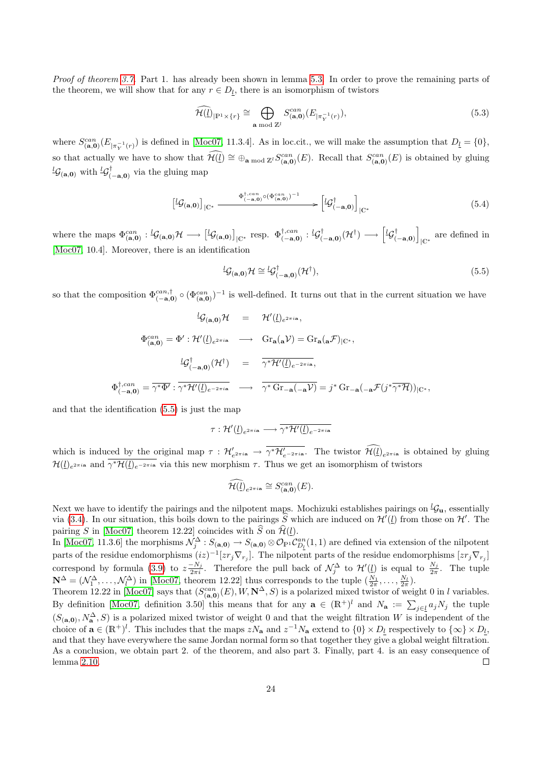*Proof of theorem 3.7.* Part 1. has already been shown in lemma 5.3. In order to prove the remaining parts of the theorem, we will show that for any $r \in D_{\underline{l}}$, there is an isomorphism of twistors

$$\widehat{\mathcal{H}(\underline{l})}_{|\mathbb{P}^1 \times \{r\}} \cong \bigoplus_{\mathbf{a} \bmod \mathbb{Z}^l} S^{can}_{(\mathbf{a},\mathbf{0})}(E_{|\pi_Y^{-1}(r)}), \tag{5.3}$$

where $S^{can}_{(\mathbf{a},\mathbf{0})}(E_{|\pi_Y^{-1}(r)})$ is defined in [Moc07, 11.3.4]. As in loc.cit., we will make the assumption that $D_{\underline{l}} = \{0\}$, so that actually we have to show that $\widehat{\mathcal{H}(\underline{l})} \cong \oplus_{\mathbf{a} \bmod \mathbb{Z}^l} S^{can}_{(\mathbf{a},\mathbf{0})}(E)$. Recall that $S^{can}_{(\mathbf{a},\mathbf{0})}(E)$ is obtained by gluing ${}^{\underline{l}}\mathcal{G}_{(\mathbf{a},\mathbf{0})}$ with ${}^{\underline{l}}\mathcal{G}^{\dagger}_{(-\mathbf{a},\mathbf{0})}$ via the gluing map

$$\left[{}^{\underline{l}}\mathcal{G}_{(\mathbf{a},\mathbf{0})}\right]_{|\mathbb{C}^*} \xrightarrow{\Phi^{\dagger,can}_{(-\mathbf{a},\mathbf{0})} \circ (\Phi^{can}_{(\mathbf{a},\mathbf{0})})^{-1}} \left[{}^{\underline{l}}\mathcal{G}^{\dagger}_{(-\mathbf{a},\mathbf{0})}\right]_{|\mathbb{C}^*} \tag{5.4}$$

where the maps $\Phi^{can}_{(\mathbf{a},\mathbf{0})} : {}^{\underline{l}}\mathcal{G}_{(\mathbf{a},\mathbf{0})}\mathcal{H} \longrightarrow \left[{}^{\underline{l}}\mathcal{G}_{(\mathbf{a},\mathbf{0})}\right]_{|\mathbb{C}^*}$ resp. $\Phi^{\dagger,can}_{(-\mathbf{a},\mathbf{0})} : {}^{\underline{l}}\mathcal{G}^{\dagger}_{(-\mathbf{a},\mathbf{0})}(\mathcal{H}^{\dagger}) \longrightarrow \left[{}^{\underline{l}}\mathcal{G}^{\dagger}_{(-\mathbf{a},\mathbf{0})}\right]_{|\mathbb{C}^*}$ are defined in [Moc07, 10.4]. Moreover, there is an identification

$${}^{\underline{l}}\mathcal{G}_{(\mathbf{a},\mathbf{0})}\mathcal{H} \cong {}^{\underline{l}}\mathcal{G}^{\dagger}_{(-\mathbf{a},\mathbf{0})}(\mathcal{H}^{\dagger}), \tag{5.5}$$

so that the composition $\Phi^{can,\dagger}_{(-\mathbf{a},\mathbf{0})} \circ (\Phi^{can}_{(\mathbf{a},\mathbf{0})})^{-1}$ is well-defined. It turns out that in the current situation we have

$$\begin{aligned}
{}^{\underline{l}}\mathcal{G}_{(\mathbf{a},\mathbf{0})}\mathcal{H} &= \mathcal{H}'(\underline{l})_{e^{2\pi i \mathbf{a}}}, \\
\Phi^{can}_{(\mathbf{a},\mathbf{0})} = \Phi' : \mathcal{H}'(\underline{l})_{e^{2\pi i \mathbf{a}}} &\longrightarrow \mathrm{Gr}_{\mathbf{a}}({}_{\mathbf{a}}\mathcal{V}) = \mathrm{Gr}_{\mathbf{a}}({}_{\mathbf{a}}\mathcal{F})_{|\mathbb{C}^*}, \\
{}^{\underline{l}}\mathcal{G}^{\dagger}_{(-\mathbf{a},\mathbf{0})}(\mathcal{H}^{\dagger}) &= \overline{\gamma^*\mathcal{H}'(\underline{l})_{e^{-2\pi i \mathbf{a}}}}, \\
\Phi^{\dagger,can}_{(-\mathbf{a},\mathbf{0})} = \overline{\gamma^*\Phi'} : \overline{\gamma^*\mathcal{H}'(\underline{l})_{e^{-2\pi i \mathbf{a}}}} &\longrightarrow \overline{\gamma^*\,\mathrm{Gr}_{-\mathbf{a}}({}_{-\mathbf{a}}\mathcal{V})} = j^*\,\mathrm{Gr}_{-\mathbf{a}}({}_{-\mathbf{a}}\mathcal{F}(j^*\overline{\gamma^*\mathcal{H}}))_{|\mathbb{C}^*},
\end{aligned}$$

and that the identification (5.5) is just the map

$$\tau : \mathcal{H}'(\underline{l})_{e^{2\pi i \mathbf{a}}} \longrightarrow \overline{\gamma^*\mathcal{H}'(\underline{l})_{e^{-2\pi i \mathbf{a}}}}$$

which is induced by the original map $\tau : \mathcal{H}'_{e^{2\pi i \mathbf{a}}} \to \overline{\gamma^*\mathcal{H}'_{e^{-2\pi i \mathbf{a}}}}$. The twistor $\widehat{\mathcal{H}(\underline{l})}_{e^{2\pi i \mathbf{a}}}$ is obtained by gluing $\mathcal{H}(\underline{l})_{e^{2\pi i \mathbf{a}}}$ and $\overline{\gamma^*\mathcal{H}(\underline{l})_{e^{-2\pi i \mathbf{a}}}}$ via this new morphism $\tau$. Thus we get an isomorphism of twistors

$$\widehat{\mathcal{H}(\underline{l})}_{e^{2\pi i \mathbf{a}}} \cong S^{can}_{(\mathbf{a},\mathbf{0})}(E).$$

Next we have to identify the pairings and the nilpotent maps. Mochizuki establishes pairings on ${}^{\underline{l}}\mathcal{G}_{\mathbf{u}}$, essentially via (3.4). In our situation, this boils down to the pairings $\widehat{S}$ which are induced on $\mathcal{H}'(\underline{l})$ from those on $\mathcal{H}'$. The pairing $S$ in [Moc07, theorem 12.22] coincides with $\widehat{S}$ on $\widehat{\mathcal{H}}(\underline{l})$.
In [Moc07, 11.3.6] the morphisms $\mathcal{N}^{\Delta}_j : S_{(\mathbf{a},\mathbf{0})} \to S_{(\mathbf{a},\mathbf{0})} \otimes \mathcal{O}_{\mathbb{P}^1}\mathcal{C}^{an}_{D_{\underline{l}}}(1,1)$ are defined via extension of the nilpotent parts of the residue endomorphisms $(iz)^{-1}[zr_j\nabla_{r_j}]$. The nilpotent parts of the residue endomorphisms $[zr_j\nabla_{r_j}]$ correspond by formula (3.9) to $z\frac{-N_j}{2\pi i}$. Therefore the pull back of $\mathcal{N}^{\Delta}_j$ to $\mathcal{H}'(\underline{l})$ is equal to $\frac{N_j}{2\pi}$. The tuple $\mathbf{N}^{\Delta} = (\mathcal{N}^{\Delta}_1, \ldots, \mathcal{N}^{\Delta}_l)$ in [Moc07, theorem 12.22] thus corresponds to the tuple $(\frac{N_1}{2\pi}, \ldots, \frac{N_l}{2\pi})$.
Theorem 12.22 in [Moc07] says that $(S^{can}_{(\mathbf{a},\mathbf{0})}(E), W, \mathbf{N}^{\Delta}, S)$ is a polarized mixed twistor of weight 0 in $l$ variables. By definition [Moc07, definition 3.50] this means that for any $\mathbf{a} \in (\mathbb{R}^+)^l$ and $N_{\mathbf{a}} := \sum_{j \in \underline{l}} a_j N_j$ the tuple $(S_{(\mathbf{a},\mathbf{0})}, N^{\Delta}_{\mathbf{a}}, S)$ is a polarized mixed twistor of weight 0 and that the weight filtration $W$ is independent of the choice of $\mathbf{a} \in (\mathbb{R}^+)^l$. This includes that the maps $zN_{\mathbf{a}}$ and $z^{-1}N_{\mathbf{a}}$ extend to $\{0\} \times D_{\underline{l}}$ respectively to $\{\infty\} \times D_{\underline{l}}$, and that they have everywhere the same Jordan normal form so that together they give a global weight filtration. As a conclusion, we obtain part 2. of the theorem, and also part 3. Finally, part 4. is an easy consequence of lemma 2.10. □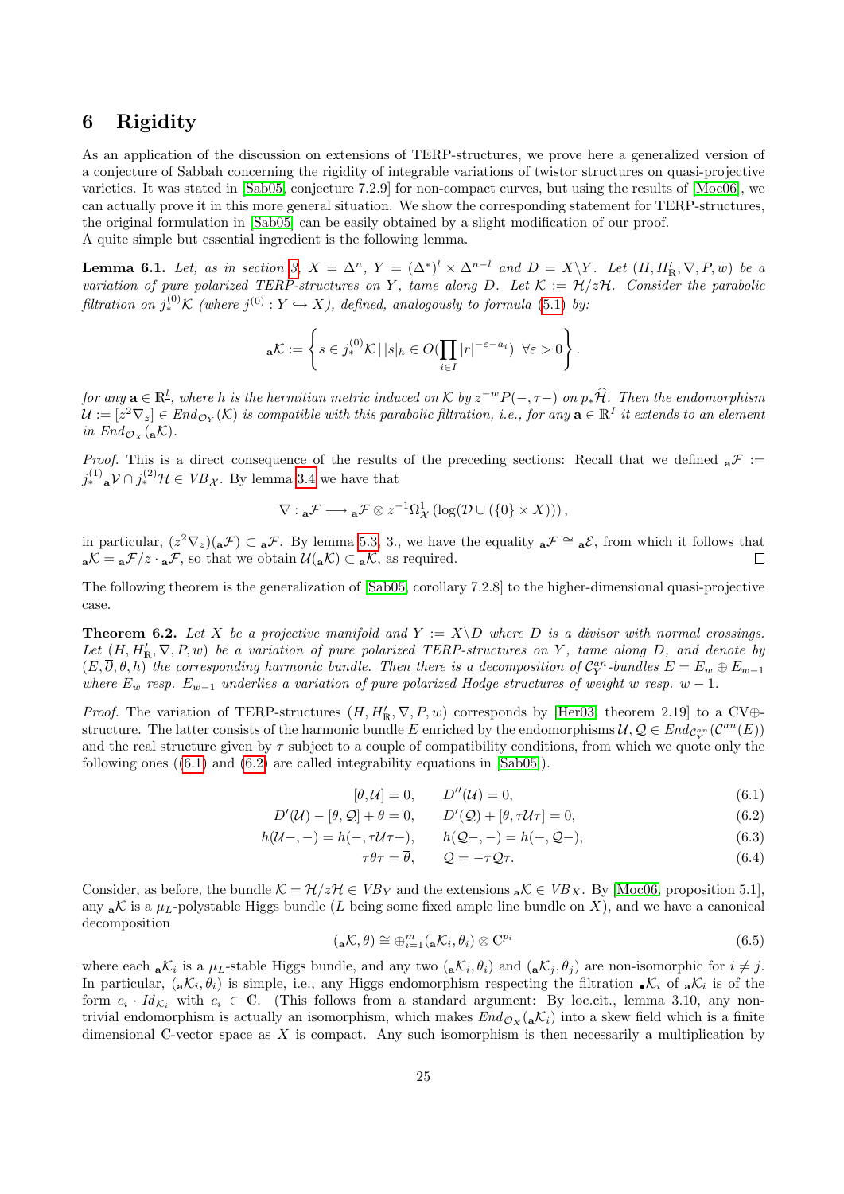## 6 Rigidity

As an application of the discussion on extensions of TERP-structures, we prove here a generalized version of a conjecture of Sabbah concerning the rigidity of integrable variations of twistor structures on quasi-projective varieties. It was stated in [Sab05, conjecture 7.2.9] for non-compact curves, but using the results of [Moc06], we can actually prove it in this more general situation. We show the corresponding statement for TERP-structures, the original formulation in [Sab05] can be easily obtained by a slight modification of our proof.
A quite simple but essential ingredient is the following lemma.

**Lemma 6.1.** *Let, as in section 3, $X = \Delta^n$, $Y = (\Delta^*)^l \times \Delta^{n-l}$ and $D = X \backslash Y$. Let $(H, H'_\mathbb{R}, \nabla, P, w)$ be a variation of pure polarized TERP-structures on $Y$, tame along $D$. Let $\mathcal{K} := \mathcal{H}/z\mathcal{H}$. Consider the parabolic filtration on $j^{(0)}_*\mathcal{K}$ (where $j^{(0)} : Y \hookrightarrow X$), defined, analogously to formula (5.1) by:*

$$
{}_{\mathbf{a}}\mathcal{K} := \left\{ s \in j^{(0)}_*\mathcal{K} \,|\, |s|_h \in O(\prod_{i\in I} |r|^{-\varepsilon - a_i}) \;\; \forall \varepsilon > 0 \right\}.
$$

*for any $\mathbf{a} \in \mathbb{R}^l_-$, where $h$ is the hermitian metric induced on $\mathcal{K}$ by $z^{-w}P(-, \tau -)$ on $p_*\widehat{\mathcal{H}}$. Then the endomorphism $\mathcal{U} := [z^2\nabla_z] \in \mathcal{E}nd_{\mathcal{O}_Y}(\mathcal{K})$ is compatible with this parabolic filtration, i.e., for any $\mathbf{a} \in \mathbb{R}^I$ it extends to an element in $\mathcal{E}nd_{\mathcal{O}_X}({}_{\mathbf{a}}\mathcal{K})$.*

*Proof.* This is a direct consequence of the results of the preceding sections: Recall that we defined ${}_{\mathbf{a}}\mathcal{F} := j^{(1)}_* {}_{\mathbf{a}}\mathcal{V} \cap j^{(2)}_*\mathcal{H} \in VB_{\mathcal{X}}$. By lemma 3.4 we have that

$$
\nabla : {}_{\mathbf{a}}\mathcal{F} \longrightarrow {}_{\mathbf{a}}\mathcal{F} \otimes z^{-1}\Omega^1_{\mathcal{X}} \left(\log(\mathcal{D} \cup (\{0\} \times X))\right),
$$

in particular, $(z^2\nabla_z)({}_{\mathbf{a}}\mathcal{F}) \subset {}_{\mathbf{a}}\mathcal{F}$. By lemma 5.3, 3., we have the equality ${}_{\mathbf{a}}\mathcal{F} \cong {}_{\mathbf{a}}\mathcal{E}$, from which it follows that ${}_{\mathbf{a}}\mathcal{K} = {}_{\mathbf{a}}\mathcal{F}/z \cdot {}_{\mathbf{a}}\mathcal{F}$, so that we obtain $\mathcal{U}({}_{\mathbf{a}}\mathcal{K}) \subset {}_{\mathbf{a}}\mathcal{K}$, as required. ◻

The following theorem is the generalization of [Sab05, corollary 7.2.8] to the higher-dimensional quasi-projective case.

**Theorem 6.2.** *Let $X$ be a projective manifold and $Y := X \backslash D$ where $D$ is a divisor with normal crossings. Let $(H, H'_\mathbb{R}, \nabla, P, w)$ be a variation of pure polarized TERP-structures on $Y$, tame along $D$, and denote by $(E, \overline{\partial}, \theta, h)$ the corresponding harmonic bundle. Then there is a decomposition of $\mathcal{C}^{an}_Y$-bundles $E = E_w \oplus E_{w-1}$ where $E_w$ resp. $E_{w-1}$ underlies a variation of pure polarized Hodge structures of weight $w$ resp. $w-1$.*

*Proof.* The variation of TERP-structures $(H, H'_\mathbb{R}, \nabla, P, w)$ corresponds by [Her03, theorem 2.19] to a CV⊕-structure. The latter consists of the harmonic bundle $E$ enriched by the endomorphisms $\mathcal{U}, \mathcal{Q} \in \mathcal{E}nd_{\mathcal{C}^{an}_Y}(\mathcal{C}^{an}(E))$ and the real structure given by $\tau$ subject to a couple of compatibility conditions, from which we quote only the following ones ((6.1) and (6.2) are called integrability equations in [Sab05]).

$$
[\theta, \mathcal{U}] = 0, \qquad D''(\mathcal{U}) = 0, \tag{6.1}
$$

$$
D'(\mathcal{U}) - [\theta, \mathcal{Q}] + \theta = 0, \qquad D'(\mathcal{Q}) + [\theta, \tau\mathcal{U}\tau] = 0, \tag{6.2}
$$

$$
h(\mathcal{U}-, -) = h(-, \tau\mathcal{U}\tau-), \qquad h(\mathcal{Q}-, -) = h(-, \mathcal{Q}-), \tag{6.3}
$$

$$
\tau\theta\tau = \overline{\theta}, \qquad \mathcal{Q} = -\tau\mathcal{Q}\tau. \tag{6.4}
$$

Consider, as before, the bundle $\mathcal{K} = \mathcal{H}/z\mathcal{H} \in VB_Y$ and the extensions ${}_{\mathbf{a}}\mathcal{K} \in VB_X$. By [Moc06, proposition 5.1], any ${}_{\mathbf{a}}\mathcal{K}$ is a $\mu_L$-polystable Higgs bundle ($L$ being some fixed ample line bundle on $X$), and we have a canonical decomposition

$$
({}_{\mathbf{a}}\mathcal{K}, \theta) \cong \oplus_{i=1}^m ({}_{\mathbf{a}}\mathcal{K}_i, \theta_i) \otimes \mathbb{C}^{p_i} \tag{6.5}
$$

where each ${}_{\mathbf{a}}\mathcal{K}_i$ is a $\mu_L$-stable Higgs bundle, and any two $({}_{\mathbf{a}}\mathcal{K}_i, \theta_i)$ and $({}_{\mathbf{a}}\mathcal{K}_j, \theta_j)$ are non-isomorphic for $i \neq j$. In particular, $({}_{\mathbf{a}}\mathcal{K}_i, \theta_i)$ is simple, i.e., any Higgs endomorphism respecting the filtration ${}_{\bullet}\mathcal{K}_i$ of ${}_{\mathbf{a}}\mathcal{K}_i$ is of the form $c_i \cdot Id_{\mathcal{K}_i}$ with $c_i \in \mathbb{C}$. (This follows from a standard argument: By loc.cit., lemma 3.10, any non-trivial endomorphism is actually an isomorphism, which makes $\mathcal{E}nd_{\mathcal{O}_X}({}_{\mathbf{a}}\mathcal{K}_i)$ into a skew field which is a finite dimensional $\mathbb{C}$-vector space as $X$ is compact. Any such isomorphism is then necessarily a multiplication by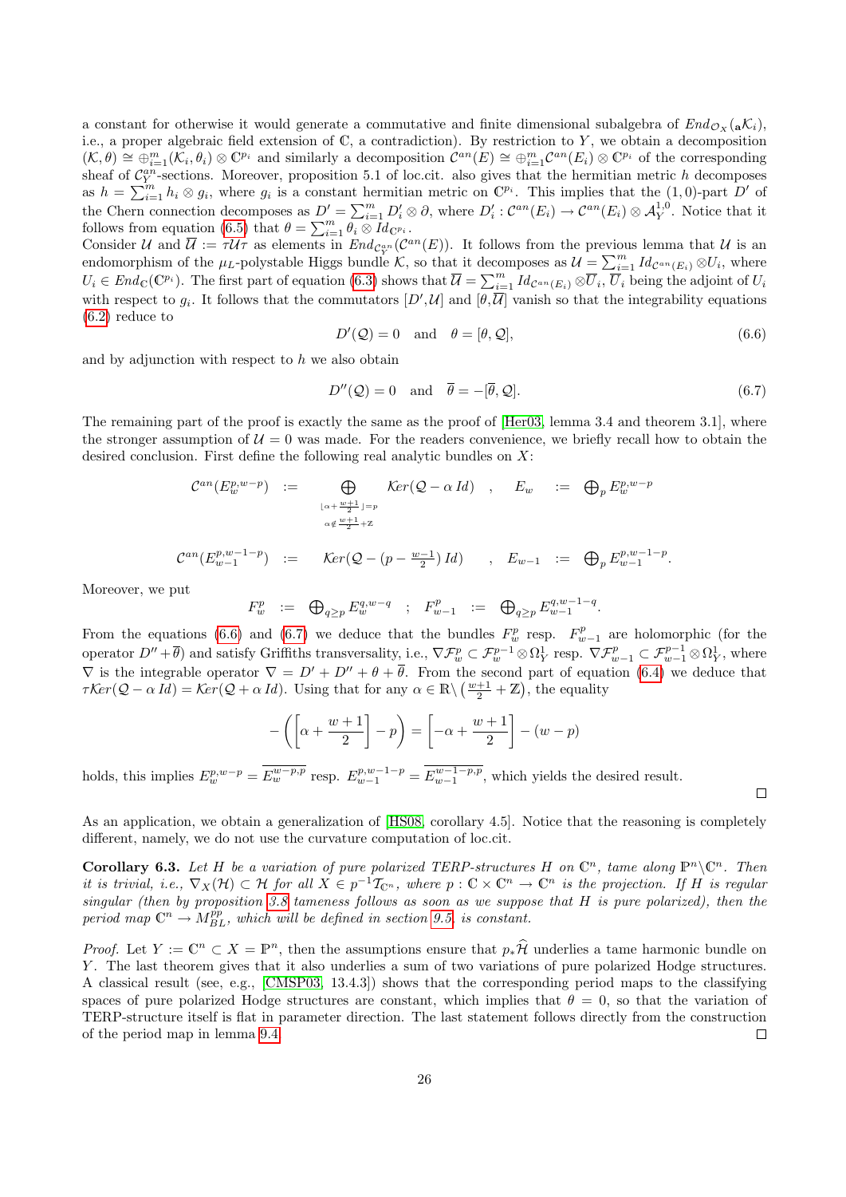a constant for otherwise it would generate a commutative and finite dimensional subalgebra of $End_{\mathcal{O}_X}({}_{\mathbf{a}}\mathcal{K}_i)$, i.e., a proper algebraic field extension of $\mathbb{C}$, a contradiction). By restriction to $Y$, we obtain a decomposition $(\mathcal{K},\theta) \cong \oplus_{i=1}^m (\mathcal{K}_i,\theta_i)\otimes\mathbb{C}^{p_i}$ and similarly a decomposition $\mathcal{C}^{an}(E)\cong\oplus_{i=1}^m\mathcal{C}^{an}(E_i)\otimes\mathbb{C}^{p_i}$ of the corresponding sheaf of $\mathcal{C}_Y^{an}$-sections. Moreover, proposition 5.1 of loc.cit. also gives that the hermitian metric $h$ decomposes as $h=\sum_{i=1}^m h_i\otimes g_i$, where $g_i$ is a constant hermitian metric on $\mathbb{C}^{p_i}$. This implies that the $(1,0)$-part $D'$ of the Chern connection decomposes as $D'=\sum_{i=1}^m D_i'\otimes\partial$, where $D_i':\mathcal{C}^{an}(E_i)\to\mathcal{C}^{an}(E_i)\otimes\mathcal{A}_Y^{1,0}$. Notice that it follows from equation (6.5) that $\theta=\sum_{i=1}^m\theta_i\otimes Id_{\mathbb{C}^{p_i}}$.

Consider $\mathcal{U}$ and $\overline{\mathcal{U}}:=\tau\mathcal{U}\tau$ as elements in $End_{\mathcal{C}_Y^{an}}(\mathcal{C}^{an}(E))$. It follows from the previous lemma that $\mathcal{U}$ is an endomorphism of the $\mu_L$-polystable Higgs bundle $\mathcal{K}$, so that it decomposes as $\mathcal{U}=\sum_{i=1}^m Id_{\mathcal{C}^{an}(E_i)}\otimes U_i$, where $U_i\in End_{\mathbb{C}}(\mathbb{C}^{p_i})$. The first part of equation (6.3) shows that $\overline{\mathcal{U}}=\sum_{i=1}^m Id_{\mathcal{C}^{an}(E_i)}\otimes\overline{U}_i$, $\overline{U}_i$ being the adjoint of $U_i$ with respect to $g_i$. It follows that the commutators $[D',\mathcal{U}]$ and $[\theta,\overline{\mathcal{U}}]$ vanish so that the integrability equations (6.2) reduce to

$$D'(\mathcal{Q})=0 \quad\text{and}\quad \theta=[\theta,\mathcal{Q}], \tag{6.6}$$

and by adjunction with respect to $h$ we also obtain

$$D''(\mathcal{Q})=0 \quad\text{and}\quad \overline{\theta}=-[\overline{\theta},\mathcal{Q}]. \tag{6.7}$$

The remaining part of the proof is exactly the same as the proof of [Her03, lemma 3.4 and theorem 3.1], where the stronger assumption of $\mathcal{U}=0$ was made. For the readers convenience, we briefly recall how to obtain the desired conclusion. First define the following real analytic bundles on $X$:

$$\begin{array}{lllll}
\mathcal{C}^{an}(E_w^{p,w-p}) & := & \displaystyle\bigoplus_{\substack{\lfloor\alpha+\frac{w+1}{2}\rfloor=p\\ \alpha\notin\frac{w+1}{2}+\mathbb{Z}}} \mathcal{K}er(\mathcal{Q}-\alpha\, Id) & , \quad E_w & := \bigoplus_p E_w^{p,w-p}\\[2em]
\mathcal{C}^{an}(E_{w-1}^{p,w-1-p}) & := & \mathcal{K}er(\mathcal{Q}-(p-\frac{w-1}{2})\,Id) & , \quad E_{w-1} & := \bigoplus_p E_{w-1}^{p,w-1-p}.
\end{array}$$

Moreover, we put

$$F_w^p \;:=\; \bigoplus_{q\geq p} E_w^{q,w-q} \quad ; \quad F_{w-1}^p \;:=\; \bigoplus_{q\geq p} E_{w-1}^{q,w-1-q}.$$

From the equations (6.6) and (6.7) we deduce that the bundles $F_w^p$ resp. $F_{w-1}^p$ are holomorphic (for the operator $D''+\overline{\theta}$) and satisfy Griffiths transversality, i.e., $\nabla\mathcal{F}_w^p\subset\mathcal{F}_w^{p-1}\otimes\Omega_Y^1$ resp. $\nabla\mathcal{F}_{w-1}^p\subset\mathcal{F}_{w-1}^{p-1}\otimes\Omega_Y^1$, where $\nabla$ is the integrable operator $\nabla=D'+D''+\theta+\overline{\theta}$. From the second part of equation (6.4) we deduce that $\tau\mathcal{K}er(\mathcal{Q}-\alpha\,Id)=\mathcal{K}er(\mathcal{Q}+\alpha\,Id)$. Using that for any $\alpha\in\mathbb{R}\backslash\left(\frac{w+1}{2}+\mathbb{Z}\right)$, the equality

$$-\left(\left[\alpha+\frac{w+1}{2}\right]-p\right)=\left[-\alpha+\frac{w+1}{2}\right]-(w-p)$$

holds, this implies $E_w^{p,w-p}=\overline{E_w^{w-p,p}}$ resp. $E_{w-1}^{p,w-1-p}=\overline{E_{w-1}^{w-1-p,p}}$, which yields the desired result. □

As an application, we obtain a generalization of [HS08, corollary 4.5]. Notice that the reasoning is completely different, namely, we do not use the curvature computation of loc.cit.

**Corollary 6.3.** *Let $H$ be a variation of pure polarized TERP-structures $H$ on $\mathbb{C}^n$, tame along $\mathbb{P}^n\backslash\mathbb{C}^n$. Then it is trivial, i.e., $\nabla_X(\mathcal{H})\subset\mathcal{H}$ for all $X\in p^{-1}\mathcal{T}_{\mathbb{C}^n}$, where $p:\mathbb{C}\times\mathbb{C}^n\to\mathbb{C}^n$ is the projection. If $H$ is regular singular (then by proposition 3.8 tameness follows as soon as we suppose that $H$ is pure polarized), then the period map $\mathbb{C}^n\to M_{BL}^{pp}$, which will be defined in section 9.5, is constant.*

*Proof.* Let $Y:=\mathbb{C}^n\subset X=\mathbb{P}^n$, then the assumptions ensure that $p_*\widehat{\mathcal{H}}$ underlies a tame harmonic bundle on $Y$. The last theorem gives that it also underlies a sum of two variations of pure polarized Hodge structures. A classical result (see, e.g., [CMSP03, 13.4.3]) shows that the corresponding period maps to the classifying spaces of pure polarized Hodge structures are constant, which implies that $\theta=0$, so that the variation of TERP-structure itself is flat in parameter direction. The last statement follows directly from the construction of the period map in lemma 9.4. □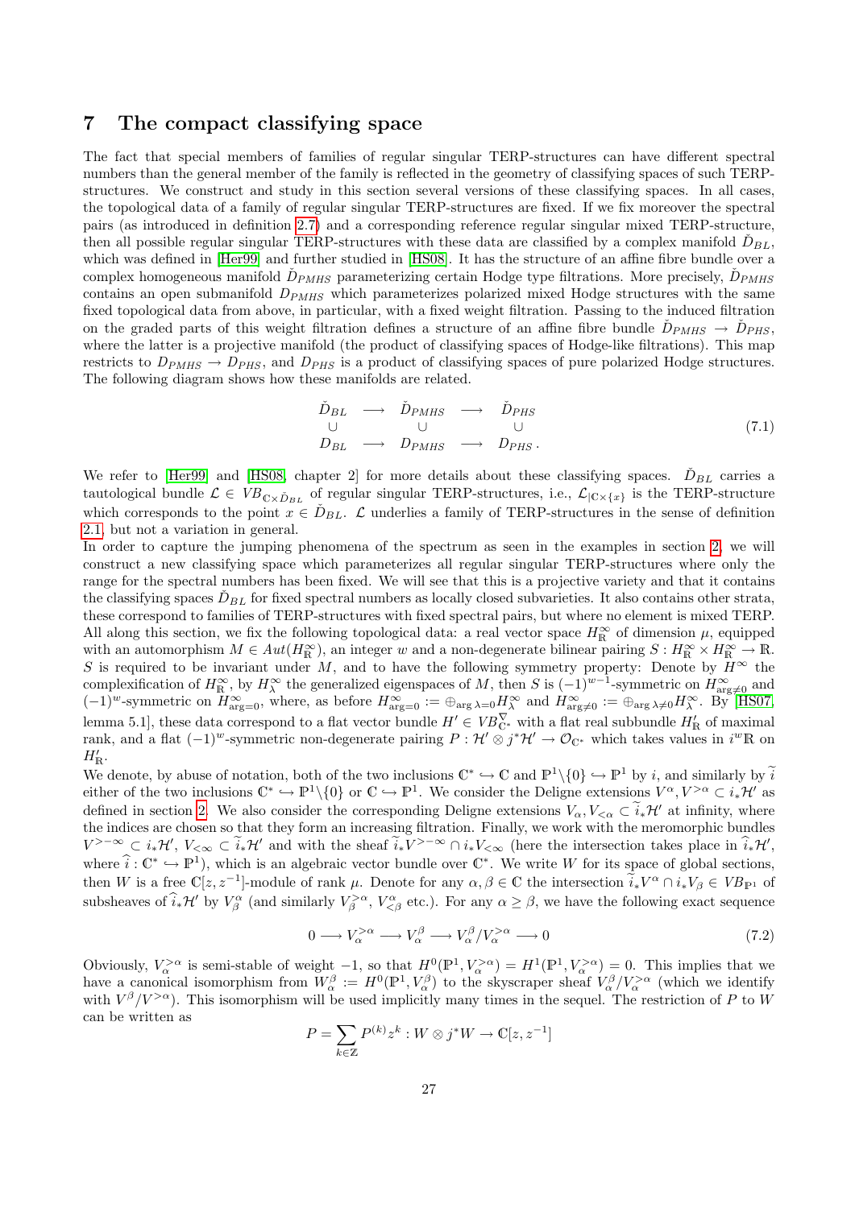## 7 The compact classifying space

The fact that special members of families of regular singular TERP-structures can have different spectral numbers than the general member of the family is reflected in the geometry of classifying spaces of such TERP-structures. We construct and study in this section several versions of these classifying spaces. In all cases, the topological data of a family of regular singular TERP-structures are fixed. If we fix moreover the spectral pairs (as introduced in definition 2.7) and a corresponding reference regular singular mixed TERP-structure, then all possible regular singular TERP-structures with these data are classified by a complex manifold $\check{D}_{BL}$, which was defined in [Her99] and further studied in [HS08]. It has the structure of an affine fibre bundle over a complex homogeneous manifold $\check{D}_{PMHS}$ parameterizing certain Hodge type filtrations. More precisely, $\check{D}_{PMHS}$ contains an open submanifold $D_{PMHS}$ which parameterizes polarized mixed Hodge structures with the same fixed topological data from above, in particular, with a fixed weight filtration. Passing to the induced filtration on the graded parts of this weight filtration defines a structure of an affine fibre bundle $\check{D}_{PMHS} \to \check{D}_{PHS}$, where the latter is a projective manifold (the product of classifying spaces of Hodge-like filtrations). This map restricts to $D_{PMHS} \to D_{PHS}$, and $D_{PHS}$ is a product of classifying spaces of pure polarized Hodge structures. The following diagram shows how these manifolds are related.

$$
\begin{array}{ccccc}
\check{D}_{BL} & \longrightarrow & \check{D}_{PMHS} & \longrightarrow & \check{D}_{PHS} \\
\cup & & \cup & & \cup \\
D_{BL} & \longrightarrow & D_{PMHS} & \longrightarrow & D_{PHS}\,.
\end{array}
\tag{7.1}
$$

We refer to [Her99] and [HS08, chapter 2] for more details about these classifying spaces. $\check{D}_{BL}$ carries a tautological bundle $\mathcal{L} \in VB_{\mathbb{C}\times\check{D}_{BL}}$ of regular singular TERP-structures, i.e., $\mathcal{L}_{|\mathbb{C}\times\{x\}}$ is the TERP-structure which corresponds to the point $x \in \check{D}_{BL}$. $\mathcal{L}$ underlies a family of TERP-structures in the sense of definition 2.1, but not a variation in general.

In order to capture the jumping phenomena of the spectrum as seen in the examples in section 2, we will construct a new classifying space which parameterizes all regular singular TERP-structures where only the range for the spectral numbers has been fixed. We will see that this is a projective variety and that it contains the classifying spaces $\check{D}_{BL}$ for fixed spectral numbers as locally closed subvarieties. It also contains other strata, these correspond to families of TERP-structures with fixed spectral pairs, but where no element is mixed TERP.

All along this section, we fix the following topological data: a real vector space $H^\infty_\mathbb{R}$ of dimension $\mu$, equipped with an automorphism $M \in Aut(H^\infty_\mathbb{R})$, an integer $w$ and a non-degenerate bilinear pairing $S : H^\infty_\mathbb{R} \times H^\infty_\mathbb{R} \to \mathbb{R}$. $S$ is required to be invariant under $M$, and to have the following symmetry property: Denote by $H^\infty$ the complexification of $H^\infty_\mathbb{R}$, by $H^\infty_\lambda$ the generalized eigenspaces of $M$, then $S$ is $(-1)^{w-1}$-symmetric on $H^\infty_{\arg\neq 0}$ and $(-1)^w$-symmetric on $H^\infty_{\arg=0}$, where, as before $H^\infty_{\arg=0} := \oplus_{\arg\lambda=0} H^\infty_\lambda$ and $H^\infty_{\arg\neq 0} := \oplus_{\arg\lambda\neq 0} H^\infty_\lambda$. By [HS07, lemma 5.1], these data correspond to a flat vector bundle $H' \in VB^{\nabla}_{\mathbb{C}^*}$ with a flat real subbundle $H'_\mathbb{R}$ of maximal rank, and a flat $(-1)^w$-symmetric non-degenerate pairing $P : \mathcal{H}' \otimes j^*\mathcal{H}' \to \mathcal{O}_{\mathbb{C}^*}$ which takes values in $i^w\mathbb{R}$ on $H'_\mathbb{R}$.

We denote, by abuse of notation, both of the two inclusions $\mathbb{C}^* \hookrightarrow \mathbb{C}$ and $\mathbb{P}^1\backslash\{0\} \hookrightarrow \mathbb{P}^1$ by $i$, and similarly by $\widetilde{i}$ either of the two inclusions $\mathbb{C}^* \hookrightarrow \mathbb{P}^1\backslash\{0\}$ or $\mathbb{C} \hookrightarrow \mathbb{P}^1$. We consider the Deligne extensions $V^\alpha, V^{>\alpha} \subset i_*\mathcal{H}'$ as defined in section 2. We also consider the corresponding Deligne extensions $V_\alpha, V_{<\alpha} \subset \widetilde{i}_*\mathcal{H}'$ at infinity, where the indices are chosen so that they form an increasing filtration. Finally, we work with the meromorphic bundles $V^{>-\infty} \subset i_*\mathcal{H}'$, $V_{<\infty} \subset \widetilde{i}_*\mathcal{H}'$ and with the sheaf $\widetilde{i}_*V^{>-\infty} \cap i_*V_{<\infty}$ (here the intersection takes place in $\widehat{i}_*\mathcal{H}'$, where $\widehat{i} : \mathbb{C}^* \hookrightarrow \mathbb{P}^1$), which is an algebraic vector bundle over $\mathbb{C}^*$. We write $W$ for its space of global sections, then $W$ is a free $\mathbb{C}[z, z^{-1}]$-module of rank $\mu$. Denote for any $\alpha, \beta \in \mathbb{C}$ the intersection $\widetilde{i}_*V^\alpha \cap i_*V_\beta \in VB_{\mathbb{P}^1}$ of subsheaves of $\widehat{i}_*\mathcal{H}'$ by $V^\alpha_\beta$ (and similarly $V^{>\alpha}_\beta$, $V^\alpha_{<\beta}$ etc.). For any $\alpha \geq \beta$, we have the following exact sequence

$$
0 \longrightarrow V^{>\alpha}_\alpha \longrightarrow V^\beta_\alpha \longrightarrow V^\beta_\alpha / V^{>\alpha}_\alpha \longrightarrow 0
\tag{7.2}
$$

Obviously, $V^{>\alpha}_\alpha$ is semi-stable of weight $-1$, so that $H^0(\mathbb{P}^1, V^{>\alpha}_\alpha) = H^1(\mathbb{P}^1, V^{>\alpha}_\alpha) = 0$. This implies that we have a canonical isomorphism from $W^\beta_\alpha := H^0(\mathbb{P}^1, V^\beta_\alpha)$ to the skyscraper sheaf $V^\beta_\alpha / V^{>\alpha}_\alpha$ (which we identify with $V^\beta / V^{>\alpha}$). This isomorphism will be used implicitly many times in the sequel. The restriction of $P$ to $W$ can be written as

$$
P = \sum_{k\in\mathbb{Z}} P^{(k)} z^k : W \otimes j^*W \to \mathbb{C}[z, z^{-1}]
$$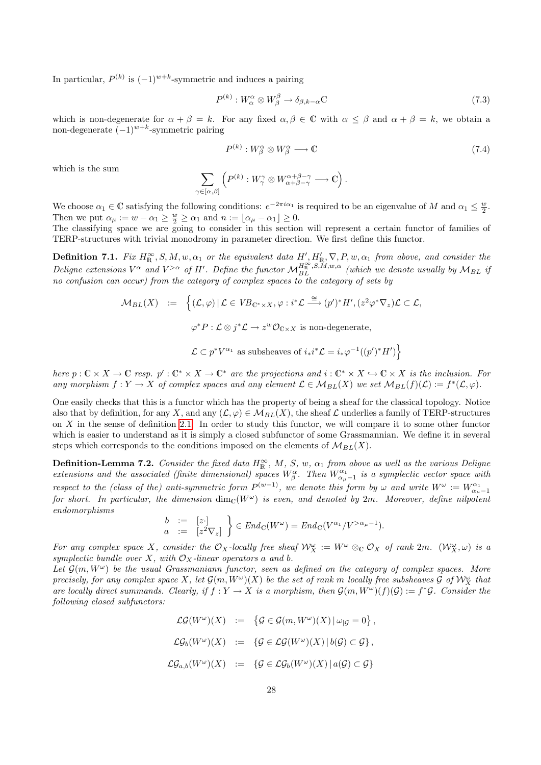In particular, $P^{(k)}$ is $(-1)^{w+k}$-symmetric and induces a pairing

$$P^{(k)} : W^{\alpha}_{\alpha} \otimes W^{\beta}_{\beta} \to \delta_{\beta,k-\alpha}\mathbb{C} \tag{7.3}$$

which is non-degenerate for $\alpha + \beta = k$. For any fixed $\alpha, \beta \in \mathbb{C}$ with $\alpha \leq \beta$ and $\alpha + \beta = k$, we obtain a non-degenerate $(-1)^{w+k}$-symmetric pairing

$$P^{(k)} : W^{\alpha}_{\beta} \otimes W^{\alpha}_{\beta} \longrightarrow \mathbb{C} \tag{7.4}$$

which is the sum

$$\sum_{\gamma\in[\alpha,\beta]} \left( P^{(k)} : W^{\gamma}_{\gamma} \otimes W^{\alpha+\beta-\gamma}_{\alpha+\beta-\gamma} \longrightarrow \mathbb{C} \right).$$

We choose $\alpha_1 \in \mathbb{C}$ satisfying the following conditions: $e^{-2\pi i \alpha_1}$ is required to be an eigenvalue of $M$ and $\alpha_1 \leq \frac{w}{2}$. Then we put $\alpha_\mu := w - \alpha_1 \geq \frac{w}{2} \geq \alpha_1$ and $n := \lfloor \alpha_\mu - \alpha_1 \rfloor \geq 0$.
The classifying space we are going to consider in this section will represent a certain functor of families of TERP-structures with trivial monodromy in parameter direction. We first define this functor.

**Definition 7.1.** *Fix $H^\infty_\mathbb{R}, S, M, w, \alpha_1$ or the equivalent data $H', H'_\mathbb{R}, \nabla, P, w, \alpha_1$ from above, and consider the Deligne extensions $V^\alpha$ and $V^{>\alpha}$ of $H'$. Define the functor $\mathcal{M}^{H^\infty_\mathbb{R},S,M,w,\alpha}_{BL}$ (which we denote usually by $\mathcal{M}_{BL}$ if no confusion can occur) from the category of complex spaces to the category of sets by*

$$\begin{aligned}
\mathcal{M}_{BL}(X) \;:=\; \Big\{ (\mathcal{L},\varphi) \,|\, &\mathcal{L} \in VB_{\mathbb{C}^*\times X}, \varphi : i^*\mathcal{L} \xrightarrow{\cong} (p')^* H', (z^2\varphi^*\nabla_z)\mathcal{L} \subset \mathcal{L}, \\
&\varphi^* P : \mathcal{L} \otimes j^*\mathcal{L} \to z^w \mathcal{O}_{\mathbb{C}\times X} \text{ is non-degenerate}, \\
&\mathcal{L} \subset p^* V^{\alpha_1} \text{ as subsheaves of } i_* i^* \mathcal{L} = i_* \varphi^{-1}((p')^* H') \Big\}
\end{aligned}$$

*here $p : \mathbb{C} \times X \to \mathbb{C}$ resp. $p' : \mathbb{C}^* \times X \to \mathbb{C}^*$ are the projections and $i : \mathbb{C}^* \times X \hookrightarrow \mathbb{C} \times X$ is the inclusion. For any morphism $f : Y \to X$ of complex spaces and any element $\mathcal{L} \in \mathcal{M}_{BL}(X)$ we set $\mathcal{M}_{BL}(f)(\mathcal{L}) := f^*(\mathcal{L},\varphi)$.*

One easily checks that this is a functor which has the property of being a sheaf for the classical topology. Notice also that by definition, for any $X$, and any $(\mathcal{L},\varphi) \in \mathcal{M}_{BL}(X)$, the sheaf $\mathcal{L}$ underlies a family of TERP-structures on $X$ in the sense of definition 2.1. In order to study this functor, we will compare it to some other functor which is easier to understand as it is simply a closed subfunctor of some Grassmannian. We define it in several steps which corresponds to the conditions imposed on the elements of $\mathcal{M}_{BL}(X)$.

**Definition-Lemma 7.2.** *Consider the fixed data $H^\infty_\mathbb{R}$, $M$, $S$, $w$, $\alpha_1$ from above as well as the various Deligne extensions and the associated (finite dimensional) spaces $W^\alpha_\beta$. Then $W^{\alpha_1}_{\alpha_\mu - 1}$ is a symplectic vector space with respect to the (class of the) anti-symmetric form $P^{(w-1)}$, we denote this form by $\omega$ and write $W^\omega := W^{\alpha_1}_{\alpha_\mu-1}$ for short. In particular, the dimension $\dim_\mathbb{C}(W^\omega)$ is even, and denoted by $2m$. Moreover, define nilpotent endomorphisms*

$$\left.\begin{array}{lcl} b & := & [z\cdot] \\ a & := & [z^2\nabla_z] \end{array}\right\} \in End_\mathbb{C}(W^\omega) = End_\mathbb{C}(V^{\alpha_1}/V^{>\alpha_\mu-1}).$$

*For any complex space $X$, consider the $\mathcal{O}_X$-locally free sheaf $\mathcal{W}^\omega_X := W^\omega \otimes_\mathbb{C} \mathcal{O}_X$ of rank $2m$. $(\mathcal{W}^\omega_X, \omega)$ is a symplectic bundle over $X$, with $\mathcal{O}_X$-linear operators $a$ and $b$.*
*Let $\mathcal{G}(m, W^\omega)$ be the usual Grassmaniann functor, seen as defined on the category of complex spaces. More precisely, for any complex space $X$, let $\mathcal{G}(m, W^\omega)(X)$ be the set of rank $m$ locally free subsheaves $\mathcal{G}$ of $\mathcal{W}^\omega_X$ that are locally direct summands. Clearly, if $f : Y \to X$ is a morphism, then $\mathcal{G}(m, W^\omega)(f)(\mathcal{G}) := f^*\mathcal{G}$. Consider the following closed subfunctors:*

$$\begin{aligned}
\mathcal{LG}(W^\omega)(X) &:= \left\{ \mathcal{G} \in \mathcal{G}(m, W^\omega)(X) \,|\, \omega_{|\mathcal{G}} = 0 \right\}, \\
\mathcal{LG}_b(W^\omega)(X) &:= \left\{ \mathcal{G} \in \mathcal{LG}(W^\omega)(X) \,|\, b(\mathcal{G}) \subset \mathcal{G} \right\}, \\
\mathcal{LG}_{a,b}(W^\omega)(X) &:= \left\{ \mathcal{G} \in \mathcal{LG}_b(W^\omega)(X) \,|\, a(\mathcal{G}) \subset \mathcal{G} \right\}
\end{aligned}$$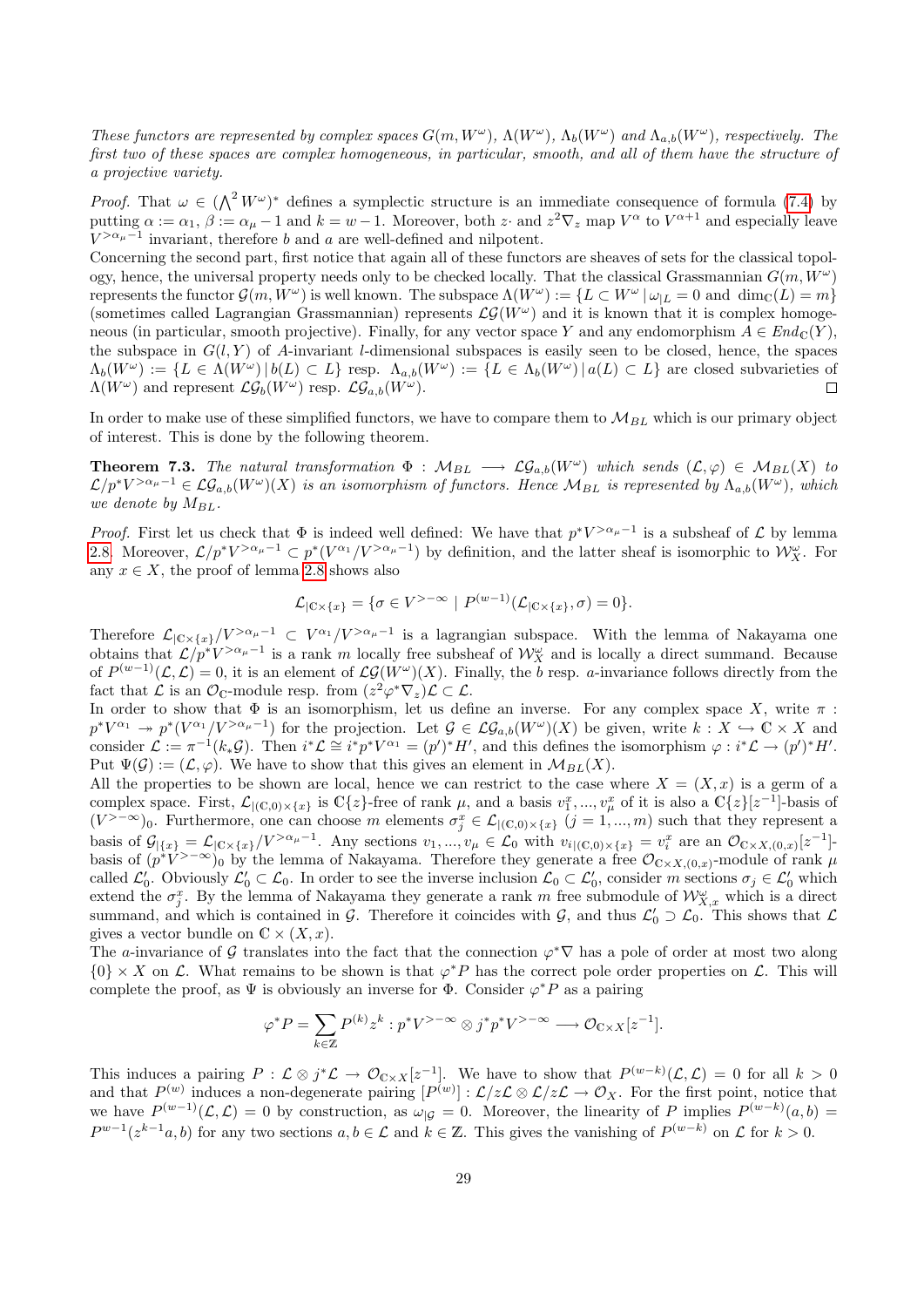*These functors are represented by complex spaces $G(m,W^\omega)$, $\Lambda(W^\omega)$, $\Lambda_b(W^\omega)$ and $\Lambda_{a,b}(W^\omega)$, respectively. The first two of these spaces are complex homogeneous, in particular, smooth, and all of them have the structure of a projective variety.*

*Proof.* That $\omega \in (\bigwedge^2 W^\omega)^*$ defines a symplectic structure is an immediate consequence of formula (7.4) by putting $\alpha := \alpha_1$, $\beta := \alpha_\mu - 1$ and $k = w-1$. Moreover, both $z\cdot$ and $z^2\nabla_z$ map $V^\alpha$ to $V^{\alpha+1}$ and especially leave $V^{>\alpha_\mu-1}$ invariant, therefore $b$ and $a$ are well-defined and nilpotent.
Concerning the second part, first notice that again all of these functors are sheaves of sets for the classical topology, hence, the universal property needs only to be checked locally. That the classical Grassmannian $G(m,W^\omega)$ represents the functor $\mathcal{G}(m,W^\omega)$ is well known. The subspace $\Lambda(W^\omega) := \{L \subset W^\omega \,|\, \omega_{|L} = 0 \text{ and } \dim_{\mathbb{C}}(L) = m\}$ (sometimes called Lagrangian Grassmannian) represents $\mathcal{LG}(W^\omega)$ and it is known that it is complex homogeneous (in particular, smooth projective). Finally, for any vector space $Y$ and any endomorphism $A \in End_{\mathbb{C}}(Y)$, the subspace in $G(l,Y)$ of $A$-invariant $l$-dimensional subspaces is easily seen to be closed, hence, the spaces $\Lambda_b(W^\omega) := \{L \in \Lambda(W^\omega) \,|\, b(L) \subset L\}$ resp. $\Lambda_{a,b}(W^\omega) := \{L \in \Lambda_b(W^\omega) \,|\, a(L) \subset L\}$ are closed subvarieties of $\Lambda(W^\omega)$ and represent $\mathcal{LG}_b(W^\omega)$ resp. $\mathcal{LG}_{a,b}(W^\omega)$. □

In order to make use of these simplified functors, we have to compare them to $\mathcal{M}_{BL}$ which is our primary object of interest. This is done by the following theorem.

**Theorem 7.3.** *The natural transformation $\Phi : \mathcal{M}_{BL} \longrightarrow \mathcal{LG}_{a,b}(W^\omega)$ which sends $(\mathcal{L},\varphi) \in \mathcal{M}_{BL}(X)$ to $\mathcal{L}/p^*V^{>\alpha_\mu-1} \in \mathcal{LG}_{a,b}(W^\omega)(X)$ is an isomorphism of functors. Hence $\mathcal{M}_{BL}$ is represented by $\Lambda_{a,b}(W^\omega)$, which we denote by $M_{BL}$.*

*Proof.* First let us check that $\Phi$ is indeed well defined: We have that $p^*V^{>\alpha_\mu-1}$ is a subsheaf of $\mathcal{L}$ by lemma 2.8. Moreover, $\mathcal{L}/p^*V^{>\alpha_\mu-1} \subset p^*(V^{\alpha_1}/V^{>\alpha_\mu-1})$ by definition, and the latter sheaf is isomorphic to $\mathcal{W}^\omega_X$. For any $x \in X$, the proof of lemma 2.8 shows also

$$\mathcal{L}_{|\mathbb{C}\times\{x\}} = \{\sigma \in V^{>-\infty} \mid P^{(w-1)}(\mathcal{L}_{|\mathbb{C}\times\{x\}},\sigma) = 0\}.$$

Therefore $\mathcal{L}_{|\mathbb{C}\times\{x\}}/V^{>\alpha_\mu-1} \subset V^{\alpha_1}/V^{>\alpha_\mu-1}$ is a lagrangian subspace. With the lemma of Nakayama one obtains that $\mathcal{L}/p^*V^{>\alpha_\mu-1}$ is a rank $m$ locally free subsheaf of $\mathcal{W}^\omega_X$ and is locally a direct summand. Because of $P^{(w-1)}(\mathcal{L},\mathcal{L}) = 0$, it is an element of $\mathcal{LG}(W^\omega)(X)$. Finally, the $b$ resp. $a$-invariance follows directly from the fact that $\mathcal{L}$ is an $\mathcal{O}_{\mathbb{C}}$-module resp. from $(z^2\varphi^*\nabla_z)\mathcal{L} \subset \mathcal{L}$.
In order to show that $\Phi$ is an isomorphism, let us define an inverse. For any complex space $X$, write $\pi : p^*V^{\alpha_1} \twoheadrightarrow p^*(V^{\alpha_1}/V^{>\alpha_\mu-1})$ for the projection. Let $\mathcal{G} \in \mathcal{LG}_{a,b}(W^\omega)(X)$ be given, write $k : X \hookrightarrow \mathbb{C}\times X$ and consider $\mathcal{L} := \pi^{-1}(k_*\mathcal{G})$. Then $i^*\mathcal{L} \cong i^*p^*V^{\alpha_1} = (p')^*H'$, and this defines the isomorphism $\varphi : i^*\mathcal{L} \to (p')^*H'$. Put $\Psi(\mathcal{G}) := (\mathcal{L},\varphi)$. We have to show that this gives an element in $\mathcal{M}_{BL}(X)$.
All the properties to be shown are local, hence we can restrict to the case where $X = (X,x)$ is a germ of a complex space. First, $\mathcal{L}_{|(\mathbb{C},0)\times\{x\}}$ is $\mathbb{C}\{z\}$-free of rank $\mu$, and a basis $v_1^x,\ldots,v_\mu^x$ of it is also a $\mathbb{C}\{z\}[z^{-1}]$-basis of $(V^{>-\infty})_0$. Furthermore, one can choose $m$ elements $\sigma_j^x \in \mathcal{L}_{|(\mathbb{C},0)\times\{x\}}$ $(j=1,\ldots,m)$ such that they represent a basis of $\mathcal{G}_{|\{x\}} = \mathcal{L}_{|\mathbb{C}\times\{x\}}/V^{>\alpha_\mu-1}$. Any sections $v_1,\ldots,v_\mu \in \mathcal{L}_0$ with $v_{i|(\mathbb{C},0)\times\{x\}} = v_i^x$ are an $\mathcal{O}_{\mathbb{C}\times X,(0,x)}[z^{-1}]$-basis of $(p^*V^{>-\infty})_0$ by the lemma of Nakayama. Therefore they generate a free $\mathcal{O}_{\mathbb{C}\times X,(0,x)}$-module of rank $\mu$ called $\mathcal{L}'_0$. Obviously $\mathcal{L}'_0 \subset \mathcal{L}_0$. In order to see the inverse inclusion $\mathcal{L}_0 \subset \mathcal{L}'_0$, consider $m$ sections $\sigma_j \in \mathcal{L}'_0$ which extend the $\sigma_j^x$. By the lemma of Nakayama they generate a rank $m$ free submodule of $\mathcal{W}^\omega_{X,x}$ which is a direct summand, and which is contained in $\mathcal{G}$. Therefore it coincides with $\mathcal{G}$, and thus $\mathcal{L}'_0 \supset \mathcal{L}_0$. This shows that $\mathcal{L}$ gives a vector bundle on $\mathbb{C}\times(X,x)$.
The $a$-invariance of $\mathcal{G}$ translates into the fact that the connection $\varphi^*\nabla$ has a pole of order at most two along $\{0\}\times X$ on $\mathcal{L}$. What remains to be shown is that $\varphi^*P$ has the correct pole order properties on $\mathcal{L}$. This will complete the proof, as $\Psi$ is obviously an inverse for $\Phi$. Consider $\varphi^*P$ as a pairing

$$\varphi^*P = \sum_{k\in\mathbb{Z}} P^{(k)}z^k : p^*V^{>-\infty} \otimes j^*p^*V^{>-\infty} \longrightarrow \mathcal{O}_{\mathbb{C}\times X}[z^{-1}].$$

This induces a pairing $P : \mathcal{L} \otimes j^*\mathcal{L} \to \mathcal{O}_{\mathbb{C}\times X}[z^{-1}]$. We have to show that $P^{(w-k)}(\mathcal{L},\mathcal{L}) = 0$ for all $k > 0$ and that $P^{(w)}$ induces a non-degenerate pairing $[P^{(w)}] : \mathcal{L}/z\mathcal{L} \otimes \mathcal{L}/z\mathcal{L} \to \mathcal{O}_X$. For the first point, notice that we have $P^{(w-1)}(\mathcal{L},\mathcal{L}) = 0$ by construction, as $\omega_{|\mathcal{G}} = 0$. Moreover, the linearity of $P$ implies $P^{(w-k)}(a,b) = P^{w-1}(z^{k-1}a,b)$ for any two sections $a,b \in \mathcal{L}$ and $k \in \mathbb{Z}$. This gives the vanishing of $P^{(w-k)}$ on $\mathcal{L}$ for $k > 0$.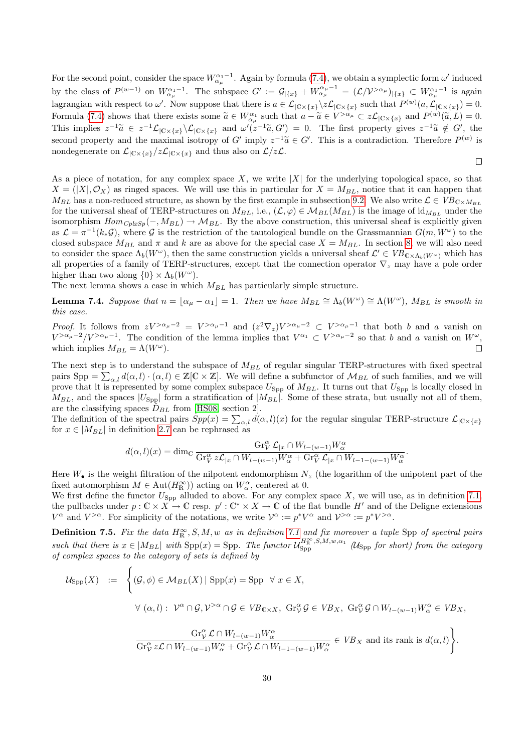For the second point, consider the space $W^{\alpha_1 - 1}_{\alpha_\mu}$. Again by formula (7.4), we obtain a symplectic form $\omega'$ induced by the class of $P^{(w-1)}$ on $W^{\alpha_1-1}_{\alpha_\mu}$. The subspace $G' := \mathcal{G}_{|\{x\}} + W^{\alpha_\mu - 1}_{\alpha_\mu} = (\mathcal{L}/\mathcal{V}^{>\alpha_\mu})_{|\{x\}} \subset W^{\alpha_1-1}_{\alpha_\mu}$ is again lagrangian with respect to $\omega'$. Now suppose that there is $a \in \mathcal{L}_{|\mathbb{C}\times\{x\}} \backslash z\mathcal{L}_{|\mathbb{C}\times\{x\}}$ such that $P^{(w)}(a, \mathcal{L}_{|\mathbb{C}\times\{x\}}) = 0$. Formula (7.4) shows that there exists some $\widetilde{a} \in W^{\alpha_1}_{\alpha_\mu}$ such that $a - \widetilde{a} \in V^{>\alpha_\mu} \subset z\mathcal{L}_{|\mathbb{C}\times\{x\}}$ and $P^{(w)}(\widetilde{a}, L) = 0$. This implies $z^{-1}\widetilde{a} \in z^{-1}\mathcal{L}_{|\mathbb{C}\times\{x\}} \backslash \mathcal{L}_{|\mathbb{C}\times\{x\}}$ and $\omega'(z^{-1}\widetilde{a}, G') = 0$. The first property gives $z^{-1}\widetilde{a} \notin G'$, the second property and the maximal isotropy of $G'$ imply $z^{-1}\widetilde{a} \in G'$. This is a contradiction. Therefore $P^{(w)}$ is nondegenerate on $\mathcal{L}_{|\mathbb{C}\times\{x\}}/z\mathcal{L}_{|\mathbb{C}\times\{x\}}$ and thus also on $\mathcal{L}/z\mathcal{L}$.

□

As a piece of notation, for any complex space $X$, we write $|X|$ for the underlying topological space, so that $X = (|X|, \mathcal{O}_X)$ as ringed spaces. We will use this in particular for $X = M_{BL}$, notice that it can happen that $M_{BL}$ has a non-reduced structure, as shown by the first example in subsection 9.2. We also write $\mathcal{L} \in VB_{\mathbb{C}\times M_{BL}}$ for the universal sheaf of TERP-structures on $M_{BL}$, i.e., $(\mathcal{L}, \varphi) \in \mathcal{M}_{BL}(M_{BL})$ is the image of $\mathrm{id}_{M_{BL}}$ under the isomorphism $Hom_{CplxSp}(-, M_{BL}) \to \mathcal{M}_{BL}$. By the above construction, this universal sheaf is explicitly given as $\mathcal{L} = \pi^{-1}(k_*\mathcal{G})$, where $\mathcal{G}$ is the restriction of the tautological bundle on the Grassmannian $G(m, W^\omega)$ to the closed subspace $M_{BL}$ and $\pi$ and $k$ are as above for the special case $X = M_{BL}$. In section 8, we will also need to consider the space $\Lambda_b(W^\omega)$, then the same construction yields a universal sheaf $\mathcal{L}' \in VB_{\mathbb{C}\times\Lambda_b(W^\omega)}$ which has all properties of a family of TERP-structures, except that the connection operator $\nabla_z$ may have a pole order higher than two along $\{0\} \times \Lambda_b(W^\omega)$.
The next lemma shows a case in which $M_{BL}$ has particularly simple structure.

**Lemma 7.4.** *Suppose that $n = \lfloor \alpha_\mu - \alpha_1 \rfloor = 1$. Then we have $M_{BL} \cong \Lambda_b(W^\omega) \cong \Lambda(W^\omega)$, $M_{BL}$ is smooth in this case.*

*Proof.* It follows from $zV^{>\alpha_\mu - 2} = V^{>\alpha_\mu - 1}$ and $(z^2\nabla_z)V^{>\alpha_\mu-2} \subset V^{>\alpha_\mu - 1}$ that both $b$ and $a$ vanish on $V^{>\alpha_\mu-2}/V^{>\alpha_\mu-1}$. The condition of the lemma implies that $V^{\alpha_1} \subset V^{>\alpha_\mu - 2}$ so that $b$ and $a$ vanish on $W^\omega$, which implies $M_{BL} = \Lambda(W^\omega)$. □

The next step is to understand the subspace of $M_{BL}$ of regular singular TERP-structures with fixed spectral pairs $\mathrm{Spp} = \sum_{\alpha,l} d(\alpha, l) \cdot (\alpha, l) \in \mathbb{Z}[\mathbb{C} \times \mathbb{Z}]$. We will define a subfunctor of $\mathcal{M}_{BL}$ of such families, and we will prove that it is represented by some complex subspace $U_{\mathrm{Spp}}$ of $M_{BL}$. It turns out that $U_{\mathrm{Spp}}$ is locally closed in $M_{BL}$, and the spaces $|U_{\mathrm{Spp}}|$ form a stratification of $|M_{BL}|$. Some of these strata, but usually not all of them, are the classifying spaces $\check{D}_{BL}$ from [HS08, section 2].
The definition of the spectral pairs $Spp(x) = \sum_{\alpha,l} d(\alpha, l)(x)$ for the regular singular TERP-structure $\mathcal{L}_{|\mathbb{C}\times\{x\}}$ for $x \in |M_{BL}|$ in definition 2.7 can be rephrased as

$$d(\alpha, l)(x) = \dim_\mathbb{C} \frac{\mathrm{Gr}^\alpha_V \mathcal{L}_{|x} \cap W_{l-(w-1)}W^\alpha_\alpha}{\mathrm{Gr}^\alpha_V z\mathcal{L}_{|x} \cap W_{l-(w-1)}W^\alpha_\alpha + \mathrm{Gr}^\alpha_V \mathcal{L}_{|x} \cap W_{l-1-(w-1)}W^\alpha_\alpha}.$$

Here $W_\bullet$ is the weight filtration of the nilpotent endomorphism $N_z$ (the logarithm of the unipotent part of the fixed automorphism $M \in \mathrm{Aut}(H^\infty_\mathbb{R})$) acting on $W^\alpha_\alpha$, centered at 0.
We first define the functor $U_{\mathrm{Spp}}$ alluded to above. For any complex space $X$, we will use, as in definition 7.1, the pullbacks under $p : \mathbb{C} \times X \to \mathbb{C}$ resp. $p' : \mathbb{C}^* \times X \to \mathbb{C}$ of the flat bundle $H'$ and of the Deligne extensions $V^\alpha$ and $V^{>\alpha}$. For simplicity of the notations, we write $\mathcal{V}^\alpha := p^*V^\alpha$ and $\mathcal{V}^{>\alpha} := p^*V^{>\alpha}$.

**Definition 7.5.** *Fix the data $H^\infty_\mathbb{R}, S, M, w$ as in definition 7.1 and fix moreover a tuple $\mathrm{Spp}$ of spectral pairs such that there is $x \in |M_{BL}|$ with $\mathrm{Spp}(x) = \mathrm{Spp}$. The functor $\mathcal{U}^{H^\infty_\mathbb{R}, S, M, w, \alpha_1}_{\mathrm{Spp}}$ ($\mathcal{U}_{\mathrm{Spp}}$ for short) from the category of complex spaces to the category of sets is defined by*

$$\begin{aligned}
\mathcal{U}_{\mathrm{Spp}}(X) \;:=\; \Bigg\{ & (\mathcal{G}, \phi) \in \mathcal{M}_{BL}(X) \mid \mathrm{Spp}(x) = \mathrm{Spp} \;\; \forall\, x \in X, \\
& \forall\, (\alpha, l) : \; \mathcal{V}^\alpha \cap \mathcal{G}, \mathcal{V}^{>\alpha} \cap \mathcal{G} \in VB_{\mathbb{C}\times X}, \; \mathrm{Gr}^\alpha_\mathcal{V} \mathcal{G} \in VB_X, \; \mathrm{Gr}^\alpha_\mathcal{V} \mathcal{G} \cap W_{l-(w-1)}W^\alpha_\alpha \in VB_X, \\
& \frac{\mathrm{Gr}^\alpha_\mathcal{V} \mathcal{L} \cap W_{l-(w-1)}W^\alpha_\alpha}{\mathrm{Gr}^\alpha_\mathcal{V} z\mathcal{L} \cap W_{l-(w-1)}W^\alpha_\alpha + \mathrm{Gr}^\alpha_\mathcal{V} \mathcal{L} \cap W_{l-1-(w-1)}W^\alpha_\alpha} \in VB_X \text{ and its rank is } d(\alpha, l) \Bigg\}.
\end{aligned}$$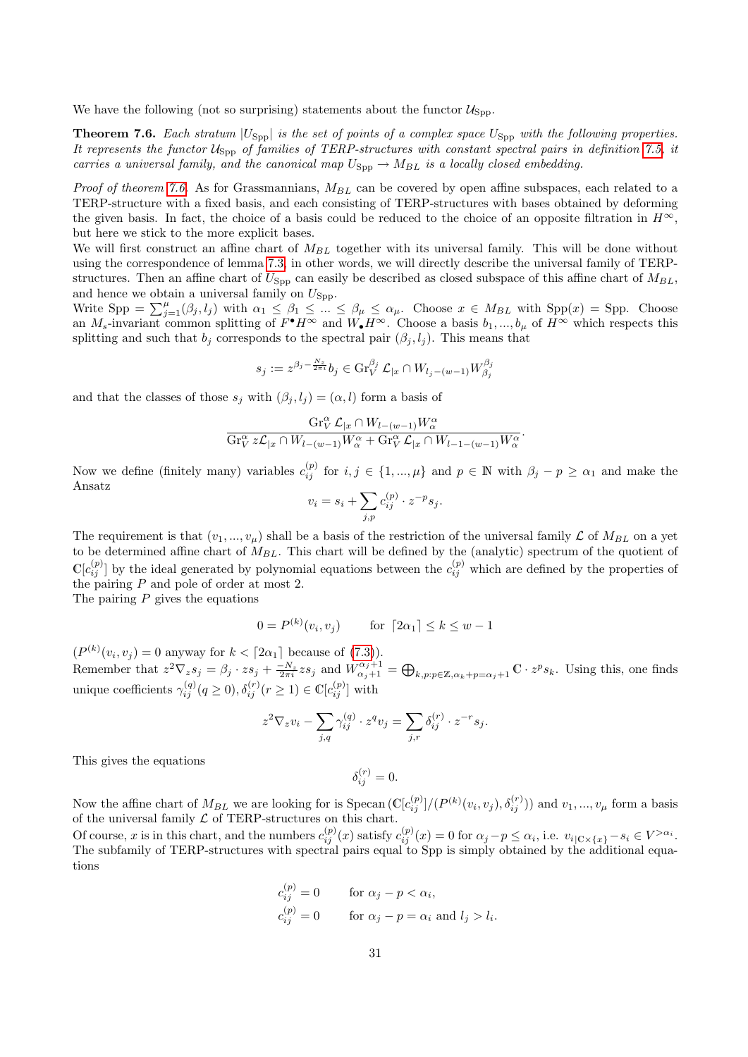We have the following (not so surprising) statements about the functor $\mathcal{U}_{\mathrm{Spp}}$.

**Theorem 7.6.** *Each stratum $|U_{\mathrm{Spp}}|$ is the set of points of a complex space $U_{\mathrm{Spp}}$ with the following properties. It represents the functor $\mathcal{U}_{\mathrm{Spp}}$ of families of TERP-structures with constant spectral pairs in definition 7.5, it carries a universal family, and the canonical map $U_{\mathrm{Spp}} \to M_{BL}$ is a locally closed embedding.*

*Proof of theorem 7.6.* As for Grassmannians, $M_{BL}$ can be covered by open affine subspaces, each related to a TERP-structure with a fixed basis, and each consisting of TERP-structures with bases obtained by deforming the given basis. In fact, the choice of a basis could be reduced to the choice of an opposite filtration in $H^\infty$, but here we stick to the more explicit bases.

We will first construct an affine chart of $M_{BL}$ together with its universal family. This will be done without using the correspondence of lemma 7.3, in other words, we will directly describe the universal family of TERP-structures. Then an affine chart of $U_{\mathrm{Spp}}$ can easily be described as closed subspace of this affine chart of $M_{BL}$, and hence we obtain a universal family on $U_{\mathrm{Spp}}$.

Write $\mathrm{Spp} = \sum_{j=1}^{\mu}(\beta_j, l_j)$ with $\alpha_1 \leq \beta_1 \leq ... \leq \beta_\mu \leq \alpha_\mu$. Choose $x \in M_{BL}$ with $\mathrm{Spp}(x) = \mathrm{Spp}$. Choose an $M_s$-invariant common splitting of $F^\bullet H^\infty$ and $W_\bullet H^\infty$. Choose a basis $b_1, ..., b_\mu$ of $H^\infty$ which respects this splitting and such that $b_j$ corresponds to the spectral pair $(\beta_j, l_j)$. This means that

$$s_j := z^{\beta_j - \frac{N_z}{2\pi i}} b_j \in \mathrm{Gr}_V^{\beta_j} \mathcal{L}_{|x} \cap W_{l_j-(w-1)} W_{\beta_j}^{\beta_j}$$

and that the classes of those $s_j$ with $(\beta_j, l_j) = (\alpha, l)$ form a basis of

$$\frac{\mathrm{Gr}_V^\alpha \mathcal{L}_{|x} \cap W_{l-(w-1)} W_\alpha^\alpha}{\mathrm{Gr}_V^\alpha z\mathcal{L}_{|x} \cap W_{l-(w-1)} W_\alpha^\alpha + \mathrm{Gr}_V^\alpha \mathcal{L}_{|x} \cap W_{l-1-(w-1)} W_\alpha^\alpha}.$$

Now we define (finitely many) variables $c_{ij}^{(p)}$ for $i, j \in \{1, ..., \mu\}$ and $p \in \mathbb{N}$ with $\beta_j - p \geq \alpha_1$ and make the Ansatz

$$v_i = s_i + \sum_{j,p} c_{ij}^{(p)} \cdot z^{-p} s_j.$$

The requirement is that $(v_1, ..., v_\mu)$ shall be a basis of the restriction of the universal family $\mathcal{L}$ of $M_{BL}$ on a yet to be determined affine chart of $M_{BL}$. This chart will be defined by the (analytic) spectrum of the quotient of $\mathbb{C}[c_{ij}^{(p)}]$ by the ideal generated by polynomial equations between the $c_{ij}^{(p)}$ which are defined by the properties of the pairing $P$ and pole of order at most 2.

The pairing $P$ gives the equations

$$0 = P^{(k)}(v_i, v_j) \qquad \text{for } \lceil 2\alpha_1 \rceil \leq k \leq w-1$$

($P^{(k)}(v_i, v_j) = 0$ anyway for $k < \lceil 2\alpha_1 \rceil$ because of (7.3)).

Remember that $z^2\nabla_z s_j = \beta_j \cdot z s_j + \frac{-N_z}{2\pi i} z s_j$ and $W_{\alpha_j+1}^{\alpha_j+1} = \bigoplus_{k,p:p\in\mathbb{Z},\alpha_k+p=\alpha_j+1} \mathbb{C} \cdot z^p s_k$. Using this, one finds unique coefficients $\gamma_{ij}^{(q)} (q \geq 0), \delta_{ij}^{(r)} (r \geq 1) \in \mathbb{C}[c_{ij}^{(p)}]$ with

$$z^2\nabla_z v_i - \sum_{j,q} \gamma_{ij}^{(q)} \cdot z^q v_j = \sum_{j,r} \delta_{ij}^{(r)} \cdot z^{-r} s_j.$$

This gives the equations

$$\delta_{ij}^{(r)} = 0.$$

Now the affine chart of $M_{BL}$ we are looking for is $\mathrm{Specan}\left(\mathbb{C}[c_{ij}^{(p)}]/(P^{(k)}(v_i, v_j), \delta_{ij}^{(r)})\right)$ and $v_1, ..., v_\mu$ form a basis of the universal family $\mathcal{L}$ of TERP-structures on this chart.

Of course, $x$ is in this chart, and the numbers $c_{ij}^{(p)}(x)$ satisfy $c_{ij}^{(p)}(x) = 0$ for $\alpha_j - p \leq \alpha_i$, i.e. $v_{i|\mathbb{C}\times\{x\}} - s_i \in V^{>\alpha_i}$.

The subfamily of TERP-structures with spectral pairs equal to Spp is simply obtained by the additional equations

$$\begin{aligned} c_{ij}^{(p)} &= 0 \qquad \text{for } \alpha_j - p < \alpha_i, \\ c_{ij}^{(p)} &= 0 \qquad \text{for } \alpha_j - p = \alpha_i \text{ and } l_j > l_i. \end{aligned}$$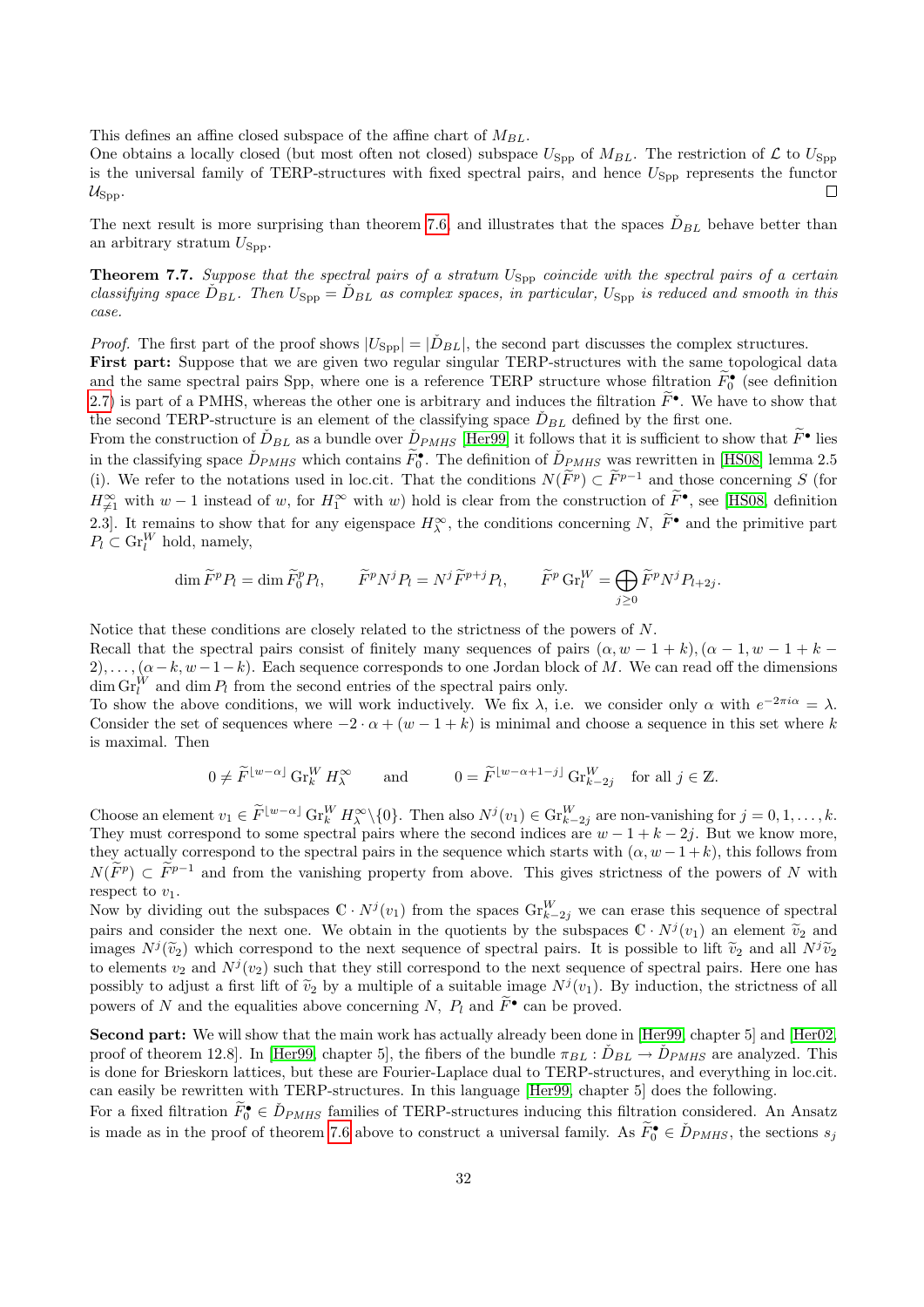This defines an affine closed subspace of the affine chart of $M_{BL}$.

One obtains a locally closed (but most often not closed) subspace $U_{\rm Spp}$ of $M_{BL}$. The restriction of $\mathcal{L}$ to $U_{\rm Spp}$ is the universal family of TERP-structures with fixed spectral pairs, and hence $U_{\rm Spp}$ represents the functor $\mathcal{U}_{\rm Spp}$. □

The next result is more surprising than theorem 7.6 and illustrates that the spaces $\check{D}_{BL}$ behave better than an arbitrary stratum $U_{\rm Spp}$.

**Theorem 7.7.** *Suppose that the spectral pairs of a stratum $U_{\rm Spp}$ coincide with the spectral pairs of a certain classifying space $\check{D}_{BL}$. Then $U_{\rm Spp} = \check{D}_{BL}$ as complex spaces, in particular, $U_{\rm Spp}$ is reduced and smooth in this case.*

*Proof.* The first part of the proof shows $|U_{\rm Spp}| = |\check{D}_{BL}|$, the second part discusses the complex structures.

**First part:** Suppose that we are given two regular singular TERP-structures with the same topological data and the same spectral pairs Spp, where one is a reference TERP structure whose filtration $\widetilde{F}_0^\bullet$ (see definition 2.7) is part of a PMHS, whereas the other one is arbitrary and induces the filtration $\widetilde{F}^\bullet$. We have to show that the second TERP-structure is an element of the classifying space $\check{D}_{BL}$ defined by the first one.

From the construction of $\check{D}_{BL}$ as a bundle over $\check{D}_{PMHS}$ [Her99] it follows that it is sufficient to show that $\widetilde{F}^\bullet$ lies in the classifying space $\check{D}_{PMHS}$ which contains $\widetilde{F}_0^\bullet$. The definition of $\check{D}_{PMHS}$ was rewritten in [HS08] lemma 2.5 (i). We refer to the notations used in loc.cit. That the conditions $N(\widetilde{F}^p) \subset \widetilde{F}^{p-1}$ and those concerning $S$ (for $H^\infty_{\neq 1}$ with $w-1$ instead of $w$, for $H^\infty_1$ with $w$) hold is clear from the construction of $\widetilde{F}^\bullet$, see [HS08, definition 2.3]. It remains to show that for any eigenspace $H^\infty_\lambda$, the conditions concerning $N$, $\widetilde{F}^\bullet$ and the primitive part $P_l \subset \mathrm{Gr}^W_l$ hold, namely,

$$\dim \widetilde{F}^p P_l = \dim \widetilde{F}^p_0 P_l, \qquad \widetilde{F}^p N^j P_l = N^j \widetilde{F}^{p+j} P_l, \qquad \widetilde{F}^p \,\mathrm{Gr}^W_l = \bigoplus_{j\geq 0} \widetilde{F}^p N^j P_{l+2j}.$$

Notice that these conditions are closely related to the strictness of the powers of $N$.

Recall that the spectral pairs consist of finitely many sequences of pairs $(\alpha, w-1+k), (\alpha-1, w-1+k-2), \ldots, (\alpha-k, w-1-k)$. Each sequence corresponds to one Jordan block of $M$. We can read off the dimensions $\dim \mathrm{Gr}^W_l$ and $\dim P_l$ from the second entries of the spectral pairs only.

To show the above conditions, we will work inductively. We fix $\lambda$, i.e. we consider only $\alpha$ with $e^{-2\pi i\alpha} = \lambda$. Consider the set of sequences where $-2\cdot\alpha + (w-1+k)$ is minimal and choose a sequence in this set where $k$ is maximal. Then

$$0 \neq \widetilde{F}^{\lfloor w-\alpha \rfloor}\,\mathrm{Gr}^W_k H^\infty_\lambda \qquad \text{and} \qquad 0 = \widetilde{F}^{\lfloor w-\alpha+1-j \rfloor}\,\mathrm{Gr}^W_{k-2j} \quad \text{for all } j \in \mathbb{Z}.$$

Choose an element $v_1 \in \widetilde{F}^{\lfloor w-\alpha \rfloor}\,\mathrm{Gr}^W_k H^\infty_\lambda \backslash \{0\}$. Then also $N^j(v_1) \in \mathrm{Gr}^W_{k-2j}$ are non-vanishing for $j = 0, 1, \ldots, k$. They must correspond to some spectral pairs where the second indices are $w-1+k-2j$. But we know more, they actually correspond to the spectral pairs in the sequence which starts with $(\alpha, w-1+k)$, this follows from $N(\widetilde{F}^p) \subset \widetilde{F}^{p-1}$ and from the vanishing property from above. This gives strictness of the powers of $N$ with respect to $v_1$.

Now by dividing out the subspaces $\mathbb{C}\cdot N^j(v_1)$ from the spaces $\mathrm{Gr}^W_{k-2j}$ we can erase this sequence of spectral pairs and consider the next one. We obtain in the quotients by the subspaces $\mathbb{C}\cdot N^j(v_1)$ an element $\widetilde{v}_2$ and images $N^j(\widetilde{v}_2)$ which correspond to the next sequence of spectral pairs. It is possible to lift $\widetilde{v}_2$ and all $N^j\widetilde{v}_2$ to elements $v_2$ and $N^j(v_2)$ such that they still correspond to the next sequence of spectral pairs. Here one has possibly to adjust a first lift of $\widetilde{v}_2$ by a multiple of a suitable image $N^j(v_1)$. By induction, the strictness of all powers of $N$ and the equalities above concerning $N$, $P_l$ and $\widetilde{F}^\bullet$ can be proved.

**Second part:** We will show that the main work has actually already been done in [Her99, chapter 5] and [Her02, proof of theorem 12.8]. In [Her99, chapter 5], the fibers of the bundle $\pi_{BL} : \check{D}_{BL} \to \check{D}_{PMHS}$ are analyzed. This is done for Brieskorn lattices, but these are Fourier-Laplace dual to TERP-structures, and everything in loc.cit. can easily be rewritten with TERP-structures. In this language [Her99, chapter 5] does the following.

For a fixed filtration $\widetilde{F}_0^\bullet \in \check{D}_{PMHS}$ families of TERP-structures inducing this filtration considered. An Ansatz is made as in the proof of theorem 7.6 above to construct a universal family. As $\widetilde{F}_0^\bullet \in \check{D}_{PMHS}$, the sections $s_j$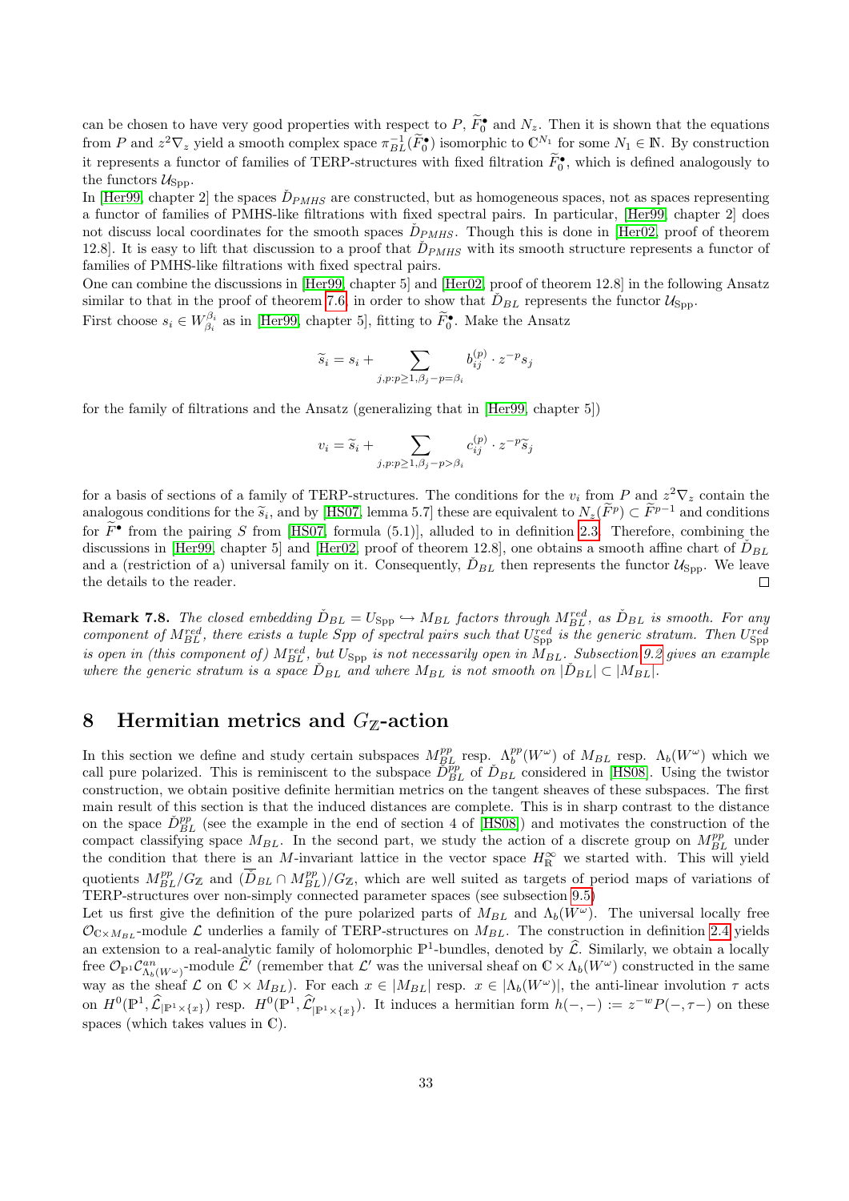can be chosen to have very good properties with respect to $P$, $\widetilde{F}_0^\bullet$ and $N_z$. Then it is shown that the equations from $P$ and $z^2\nabla_z$ yield a smooth complex space $\pi_{BL}^{-1}(\widetilde{F}_0^\bullet)$ isomorphic to $\mathbb{C}^{N_1}$ for some $N_1 \in \mathbb{N}$. By construction it represents a functor of families of TERP-structures with fixed filtration $\widetilde{F}_0^\bullet$, which is defined analogously to the functors $\mathcal{U}_{\rm Spp}$.

In [Her99, chapter 2] the spaces $\check{D}_{PMHS}$ are constructed, but as homogeneous spaces, not as spaces representing a functor of families of PMHS-like filtrations with fixed spectral pairs. In particular, [Her99, chapter 2] does not discuss local coordinates for the smooth spaces $\check{D}_{PMHS}$. Though this is done in [Her02, proof of theorem 12.8]. It is easy to lift that discussion to a proof that $\check{D}_{PMHS}$ with its smooth structure represents a functor of families of PMHS-like filtrations with fixed spectral pairs.

One can combine the discussions in [Her99, chapter 5] and [Her02, proof of theorem 12.8] in the following Ansatz similar to that in the proof of theorem 7.6 in order to show that $\check{D}_{BL}$ represents the functor $\mathcal{U}_{\rm Spp}$.

First choose $s_i \in W_{\beta_i}^{\beta_i}$ as in [Her99, chapter 5], fitting to $\widetilde{F}_0^\bullet$. Make the Ansatz

$$\widetilde{s}_i = s_i + \sum_{j,p:p\geq 1,\beta_j-p=\beta_i} b_{ij}^{(p)} \cdot z^{-p} s_j$$

for the family of filtrations and the Ansatz (generalizing that in [Her99, chapter 5])

$$v_i = \widetilde{s}_i + \sum_{j,p:p\geq 1,\beta_j-p>\beta_i} c_{ij}^{(p)} \cdot z^{-p} \widetilde{s}_j$$

for a basis of sections of a family of TERP-structures. The conditions for the $v_i$ from $P$ and $z^2\nabla_z$ contain the analogous conditions for the $\widetilde{s}_i$, and by [HS07, lemma 5.7] these are equivalent to $N_z(\widetilde{F}^p) \subset \widetilde{F}^{p-1}$ and conditions for $\widetilde{F}^\bullet$ from the pairing $S$ from [HS07, formula (5.1)], alluded to in definition 2.3. Therefore, combining the discussions in [Her99, chapter 5] and [Her02, proof of theorem 12.8], one obtains a smooth affine chart of $\check{D}_{BL}$ and a (restriction of a) universal family on it. Consequently, $\check{D}_{BL}$ then represents the functor $\mathcal{U}_{\rm Spp}$. We leave the details to the reader. □

**Remark 7.8.** *The closed embedding $\check{D}_{BL} = U_{\rm Spp} \hookrightarrow M_{BL}$ factors through $M_{BL}^{red}$, as $\check{D}_{BL}$ is smooth. For any component of $M_{BL}^{red}$, there exists a tuple Spp of spectral pairs such that $U_{\rm Spp}^{red}$ is the generic stratum. Then $U_{\rm Spp}^{red}$ is open in (this component of) $M_{BL}^{red}$, but $U_{\rm Spp}$ is not necessarily open in $M_{BL}$. Subsection 9.2 gives an example where the generic stratum is a space $\check{D}_{BL}$ and where $M_{BL}$ is not smooth on $|\check{D}_{BL}| \subset |M_{BL}|$.*

# 8 Hermitian metrics and $G_{\mathbb{Z}}$-action

In this section we define and study certain subspaces $M_{BL}^{pp}$ resp. $\Lambda_b^{pp}(W^\omega)$ of $M_{BL}$ resp. $\Lambda_b(W^\omega)$ which we call pure polarized. This is reminiscent to the subspace $\check{D}_{BL}^{pp}$ of $\check{D}_{BL}$ considered in [HS08]. Using the twistor construction, we obtain positive definite hermitian metrics on the tangent sheaves of these subspaces. The first main result of this section is that the induced distances are complete. This is in sharp contrast to the distance on the space $\check{D}_{BL}^{pp}$ (see the example in the end of section 4 of [HS08]) and motivates the construction of the compact classifying space $M_{BL}$. In the second part, we study the action of a discrete group on $M_{BL}^{pp}$ under the condition that there is an $M$-invariant lattice in the vector space $H_{\mathbb{R}}^\infty$ we started with. This will yield quotients $M_{BL}^{pp}/G_{\mathbb{Z}}$ and $(\overline{\check{D}}_{BL} \cap M_{BL}^{pp})/G_{\mathbb{Z}}$, which are well suited as targets of period maps of variations of TERP-structures over non-simply connected parameter spaces (see subsection 9.5)

Let us first give the definition of the pure polarized parts of $M_{BL}$ and $\Lambda_b(W^\omega)$. The universal locally free $\mathcal{O}_{\mathbb{C}\times M_{BL}}$-module $\mathcal{L}$ underlies a family of TERP-structures on $M_{BL}$. The construction in definition 2.4 yields an extension to a real-analytic family of holomorphic $\mathbb{P}^1$-bundles, denoted by $\widehat{\mathcal{L}}$. Similarly, we obtain a locally free $\mathcal{O}_{\mathbb{P}^1}\mathcal{C}^{an}_{\Lambda_b(W^\omega)}$-module $\widehat{\mathcal{L}}'$ (remember that $\mathcal{L}'$ was the universal sheaf on $\mathbb{C}\times\Lambda_b(W^\omega)$ constructed in the same way as the sheaf $\mathcal{L}$ on $\mathbb{C}\times M_{BL}$). For each $x \in |M_{BL}|$ resp. $x \in |\Lambda_b(W^\omega)|$, the anti-linear involution $\tau$ acts on $H^0(\mathbb{P}^1, \widehat{\mathcal{L}}_{|\mathbb{P}^1\times\{x\}})$ resp. $H^0(\mathbb{P}^1, \widehat{\mathcal{L}}'_{|\mathbb{P}^1\times\{x\}})$. It induces a hermitian form $h(-,-) := z^{-w}P(-,\tau-)$ on these spaces (which takes values in $\mathbb{C}$).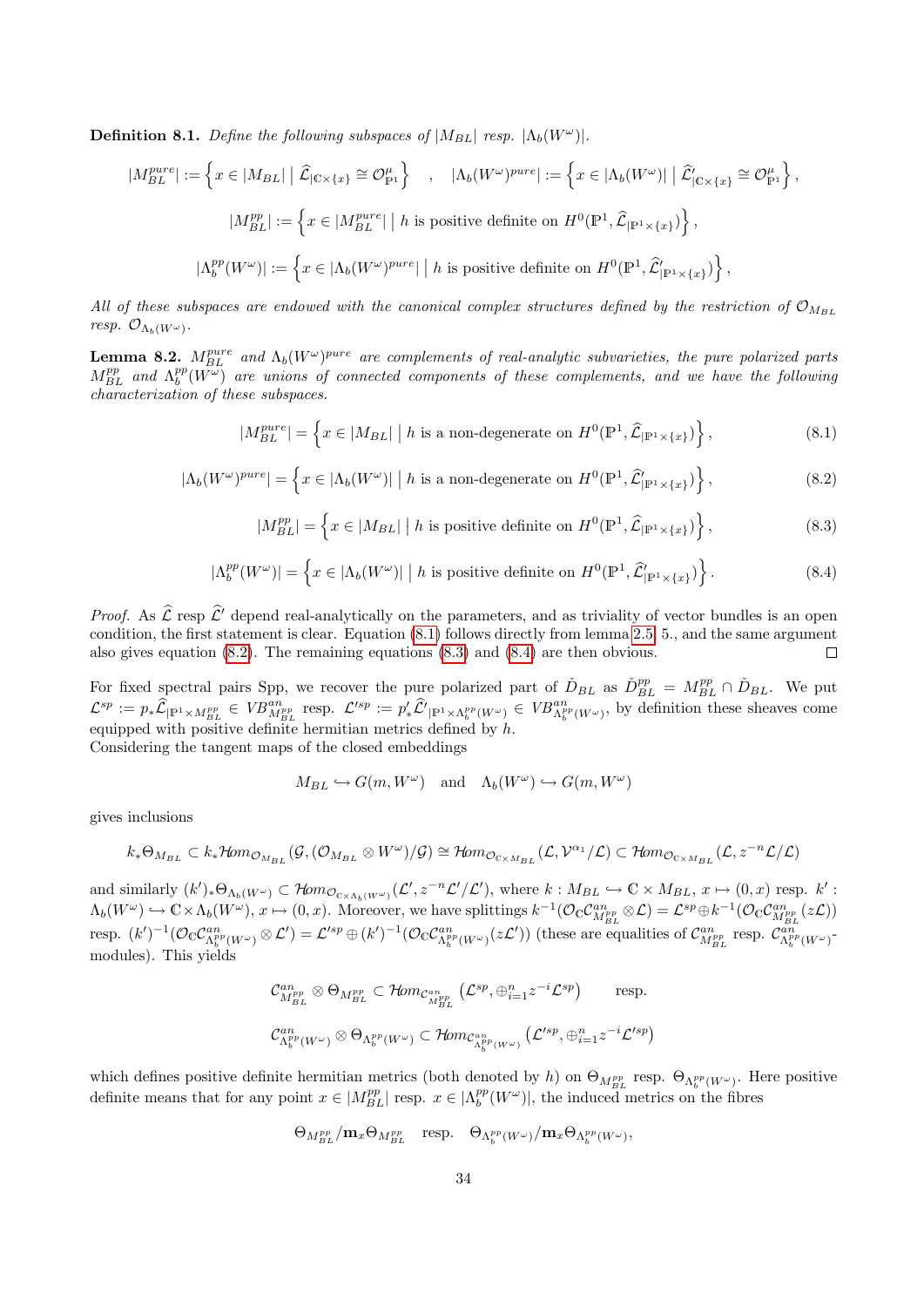**Definition 8.1.** *Define the following subspaces of* $|M_{BL}|$ *resp.* $|\Lambda_b(W^\omega)|$.

$$|M_{BL}^{pure}| := \left\{ x \in |M_{BL}| \;\middle|\; \widehat{\mathcal{L}}_{|\mathbb{C}\times\{x\}} \cong \mathcal{O}_{\mathbb{P}^1}^\mu \right\} \quad , \quad |\Lambda_b(W^\omega)^{pure}| := \left\{ x \in |\Lambda_b(W^\omega)| \;\middle|\; \widehat{\mathcal{L}}'_{|\mathbb{C}\times\{x\}} \cong \mathcal{O}_{\mathbb{P}^1}^\mu \right\},$$

$$|M_{BL}^{pp}| := \left\{ x \in |M_{BL}^{pure}| \;\middle|\; h \text{ is positive definite on } H^0(\mathbb{P}^1, \widehat{\mathcal{L}}_{|\mathbb{P}^1\times\{x\}}) \right\},$$

$$|\Lambda_b^{pp}(W^\omega)| := \left\{ x \in |\Lambda_b(W^\omega)^{pure}| \;\middle|\; h \text{ is positive definite on } H^0(\mathbb{P}^1, \widehat{\mathcal{L}}'_{|\mathbb{P}^1\times\{x\}}) \right\},$$

*All of these subspaces are endowed with the canonical complex structures defined by the restriction of* $\mathcal{O}_{M_{BL}}$ *resp.* $\mathcal{O}_{\Lambda_b(W^\omega)}$.

**Lemma 8.2.** $M_{BL}^{pure}$ *and* $\Lambda_b(W^\omega)^{pure}$ *are complements of real-analytic subvarieties, the pure polarized parts* $M_{BL}^{pp}$ *and* $\Lambda_b^{pp}(W^\omega)$ *are unions of connected components of these complements, and we have the following characterization of these subspaces.*

$$|M_{BL}^{pure}| = \left\{ x \in |M_{BL}| \;\middle|\; h \text{ is a non-degenerate on } H^0(\mathbb{P}^1, \widehat{\mathcal{L}}_{|\mathbb{P}^1\times\{x\}}) \right\}, \tag{8.1}$$

$$|\Lambda_b(W^\omega)^{pure}| = \left\{ x \in |\Lambda_b(W^\omega)| \;\middle|\; h \text{ is a non-degenerate on } H^0(\mathbb{P}^1, \widehat{\mathcal{L}}'_{|\mathbb{P}^1\times\{x\}}) \right\}, \tag{8.2}$$

$$|M_{BL}^{pp}| = \left\{ x \in |M_{BL}| \;\middle|\; h \text{ is positive definite on } H^0(\mathbb{P}^1, \widehat{\mathcal{L}}_{|\mathbb{P}^1\times\{x\}}) \right\}, \tag{8.3}$$

$$|\Lambda_b^{pp}(W^\omega)| = \left\{ x \in |\Lambda_b(W^\omega)| \;\middle|\; h \text{ is positive definite on } H^0(\mathbb{P}^1, \widehat{\mathcal{L}}'_{|\mathbb{P}^1\times\{x\}}) \right\}. \tag{8.4}$$

*Proof.* As $\widehat{\mathcal{L}}$ resp $\widehat{\mathcal{L}}'$ depend real-analytically on the parameters, and as triviality of vector bundles is an open condition, the first statement is clear. Equation (8.1) follows directly from lemma 2.5, 5., and the same argument also gives equation (8.2). The remaining equations (8.3) and (8.4) are then obvious. □

For fixed spectral pairs Spp, we recover the pure polarized part of $\check{D}_{BL}$ as $\check{D}_{BL}^{pp} = M_{BL}^{pp} \cap \check{D}_{BL}$. We put $\mathcal{L}^{sp} := p_* \widehat{\mathcal{L}}_{|\mathbb{P}^1\times M_{BL}^{pp}} \in VB^{an}_{M_{BL}^{pp}}$ resp. $\mathcal{L}'^{sp} := p'_* \widehat{\mathcal{L}}'_{|\mathbb{P}^1\times\Lambda_b^{pp}(W^\omega)} \in VB^{an}_{\Lambda_b^{pp}(W^\omega)}$, by definition these sheaves come equipped with positive definite hermitian metrics defined by $h$.
Considering the tangent maps of the closed embeddings

$$M_{BL} \hookrightarrow G(m, W^\omega) \quad \text{and} \quad \Lambda_b(W^\omega) \hookrightarrow G(m, W^\omega)$$

gives inclusions

$$k_*\Theta_{M_{BL}} \subset k_* \mathcal{H}om_{\mathcal{O}_{M_{BL}}}(\mathcal{G}, (\mathcal{O}_{M_{BL}} \otimes W^\omega)/\mathcal{G}) \cong \mathcal{H}om_{\mathcal{O}_{\mathbb{C}\times M_{BL}}}(\mathcal{L}, \mathcal{V}^{\alpha_1}/\mathcal{L}) \subset \mathcal{H}om_{\mathcal{O}_{\mathbb{C}\times M_{BL}}}(\mathcal{L}, z^{-n}\mathcal{L}/\mathcal{L})$$

and similarly $(k')_*\Theta_{\Lambda_b(W^\omega)} \subset \mathcal{H}om_{\mathcal{O}_{\mathbb{C}\times\Lambda_b(W^\omega)}}(\mathcal{L}', z^{-n}\mathcal{L}'/\mathcal{L}')$, where $k : M_{BL} \hookrightarrow \mathbb{C}\times M_{BL}$, $x \mapsto (0, x)$ resp. $k' : \Lambda_b(W^\omega) \hookrightarrow \mathbb{C}\times\Lambda_b(W^\omega)$, $x \mapsto (0,x)$. Moreover, we have splittings $k^{-1}(\mathcal{O}_\mathbb{C}\mathcal{C}^{an}_{M_{BL}^{pp}} \otimes \mathcal{L}) = \mathcal{L}^{sp} \oplus k^{-1}(\mathcal{O}_\mathbb{C}\mathcal{C}^{an}_{M_{BL}^{pp}}(z\mathcal{L}))$ resp. $(k')^{-1}(\mathcal{O}_\mathbb{C}\mathcal{C}^{an}_{\Lambda_b^{pp}(W^\omega)} \otimes \mathcal{L}') = \mathcal{L}'^{sp} \oplus (k')^{-1}(\mathcal{O}_\mathbb{C}\mathcal{C}^{an}_{\Lambda_b^{pp}(W^\omega)}(z\mathcal{L}'))$ (these are equalities of $\mathcal{C}^{an}_{M_{BL}^{pp}}$ resp. $\mathcal{C}^{an}_{\Lambda_b^{pp}(W^\omega)}$-modules). This yields

$$\mathcal{C}^{an}_{M_{BL}^{pp}} \otimes \Theta_{M_{BL}^{pp}} \subset \mathcal{H}om_{\mathcal{C}^{an}_{M_{BL}^{pp}}}\left(\mathcal{L}^{sp}, \oplus_{i=1}^n z^{-i}\mathcal{L}^{sp}\right) \qquad \text{resp.}$$

$$\mathcal{C}^{an}_{\Lambda_b^{pp}(W^\omega)} \otimes \Theta_{\Lambda_b^{pp}(W^\omega)} \subset \mathcal{H}om_{\mathcal{C}^{an}_{\Lambda_b^{pp}(W^\omega)}}\left(\mathcal{L}'^{sp}, \oplus_{i=1}^n z^{-i}\mathcal{L}'^{sp}\right)$$

which defines positive definite hermitian metrics (both denoted by $h$) on $\Theta_{M_{BL}^{pp}}$ resp. $\Theta_{\Lambda_b^{pp}(W^\omega)}$. Here positive definite means that for any point $x \in |M_{BL}^{pp}|$ resp. $x \in |\Lambda_b^{pp}(W^\omega)|$, the induced metrics on the fibres

$$\Theta_{M_{BL}^{pp}}/\mathbf{m}_x\Theta_{M_{BL}^{pp}} \quad \text{resp.} \quad \Theta_{\Lambda_b^{pp}(W^\omega)}/\mathbf{m}_x\Theta_{\Lambda_b^{pp}(W^\omega)},$$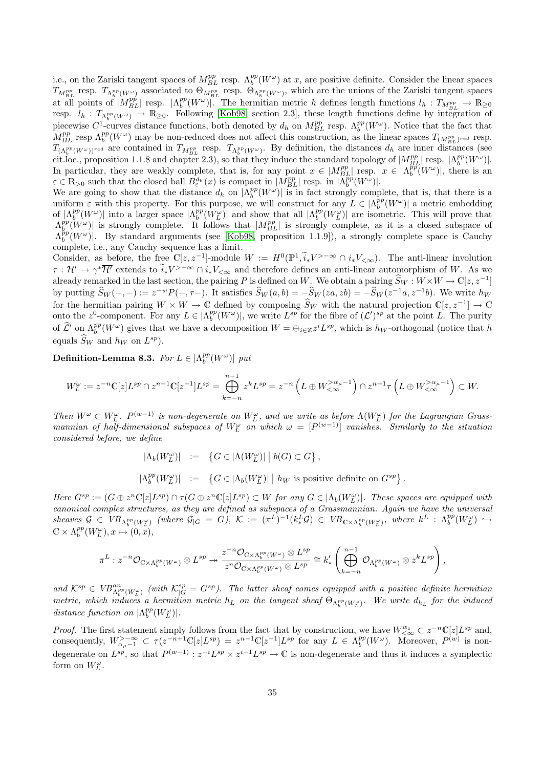i.e., on the Zariski tangent spaces of $M_{BL}^{pp}$ resp. $\Lambda_b^{pp}(W^\omega)$ at $x$, are positive definite. Consider the linear spaces $T_{M_{BL}^{pp}}$ resp. $T_{\Lambda_b^{pp}(W^\omega)}$ associated to $\Theta_{M_{BL}^{pp}}$ resp. $\Theta_{\Lambda_b^{pp}(W^\omega)}$, which are the unions of the Zariski tangent spaces at all points of $|M_{BL}^{pp}|$ resp. $|\Lambda_b^{pp}(W^\omega)|$. The hermitian metric $h$ defines length functions $l_h : T_{M_{BL}^{pp}} \to \mathbb{R}_{\geq 0}$ resp. $l_h : T_{\Lambda_b^{pp}(W^\omega)} \to \mathbb{R}_{\geq 0}$. Following [Kob98, section 2.3], these length functions define by integration of piecewise $C^1$-curves distance functions, both denoted by $d_h$ on $M_{BL}^{pp}$ resp. $\Lambda_b^{pp}(W^\omega)$. Notice that the fact that $M_{BL}^{pp}$ resp $\Lambda_b^{pp}(W^\omega)$ may be non-reduced does not affect this construction, as the linear spaces $T_{(M_{BL}^{pp})^{red}}$ resp. $T_{(\Lambda_b^{pp}(W^\omega))^{red}}$ are contained in $T_{M_{BL}^{pp}}$ resp. $T_{\Lambda_b^{pp}(W^\omega)}$. By definition, the distances $d_h$ are inner distances (see cit.loc., proposition 1.1.8 and chapter 2.3), so that they induce the standard topology of $|M_{BL}^{pp}|$ resp. $|\Lambda_b^{pp}(W^\omega)|$. In particular, they are weakly complete, that is, for any point $x \in |M_{BL}^{pp}|$ resp. $x \in |\Lambda_b^{pp}(W^\omega)|$, there is an $\varepsilon \in \mathbb{R}_{>0}$ such that the closed ball $B_\varepsilon^{d_h}(x)$ is compact in $|M_{BL}^{pp}|$ resp. in $|\Lambda_b^{pp}(W^\omega)|$.

We are going to show that the distance $d_h$ on $|\Lambda_b^{pp}(W^\omega)|$ is in fact strongly complete, that is, that there is a uniform $\varepsilon$ with this property. For this purpose, we will construct for any $L \in |\Lambda_b^{pp}(W^\omega)|$ a metric embedding of $|\Lambda_b^{pp}(W^\omega)|$ into a larger space $|\Lambda_b^{pp}(W_L^\omega)|$ and show that all $|\Lambda_b^{pp}(W_L^\omega)|$ are isometric. This will prove that $|\Lambda_b^{pp}(W^\omega)|$ is strongly complete. It follows that $|M_{BL}^{pp}|$ is strongly complete, as it is a closed subspace of $|\Lambda_b^{pp}(W^\omega)|$. By standard arguments (see [Kob98, proposition 1.1.9]), a strongly complete space is Cauchy complete, i.e., any Cauchy sequence has a limit.

Consider, as before, the free $\mathbb{C}[z,z^{-1}]$-module $W := H^0(\mathbb{P}^1, \widetilde{i}_*V^{>-\infty} \cap i_*V_{<\infty})$. The anti-linear involution $\tau : \mathcal{H}' \to \gamma^*\overline{\mathcal{H}'}$ extends to $\widetilde{i}_*V^{>-\infty} \cap i_*V_{<\infty}$ and therefore defines an anti-linear automorphism of $W$. As we already remarked in the last section, the pairing $P$ is defined on $W$. We obtain a pairing $\widehat{S}_W : W \times W \to \mathbb{C}[z,z^{-1}]$ by putting $\widehat{S}_W(-,-) := z^{-w}P(-,\tau-)$. It satisfies $\widehat{S}_W(a,b) = -\widehat{S}_W(za,zb) = -\widehat{S}_W(z^{-1}a,z^{-1}b)$. We write $h_W$ for the hermitian pairing $W \times W \to \mathbb{C}$ defined by composing $\widehat{S}_W$ with the natural projection $\mathbb{C}[z,z^{-1}] \to \mathbb{C}$ onto the $z^0$-component. For any $L \in |\Lambda_b^{pp}(W^\omega)|$, we write $L^{sp}$ for the fibre of $(\mathcal{L}')^{sp}$ at the point $L$. The purity of $\widehat{\mathcal{L}}'$ on $\Lambda_b^{pp}(W^\omega)$ gives that we have a decomposition $W = \oplus_{i\in\mathbb{Z}} z^i L^{sp}$, which is $h_W$-orthogonal (notice that $h$ equals $\widehat{S}_W$ and $h_W$ on $L^{sp}$).

**Definition-Lemma 8.3.** *For $L \in |\Lambda_b^{pp}(W^\omega)|$ put*

$$W_L^\omega := z^{-n}\mathbb{C}[z]L^{sp} \cap z^{n-1}\mathbb{C}[z^{-1}]L^{sp} = \bigoplus_{k=-n}^{n-1} z^k L^{sp} = z^{-n}\left(L \oplus W_{<\infty}^{>\alpha_\mu - 1}\right) \cap z^{n-1}\tau\left(L \oplus W_{<\infty}^{>\alpha_\mu-1}\right) \subset W.$$

*Then $W^\omega \subset W_L^\omega$. $P^{(w-1)}$ is non-degenerate on $W_L^\omega$, and we write as before $\Lambda(W_L^\omega)$ for the Lagrangian Grassmannian of half-dimensional subspaces of $W_L^\omega$ on which $\omega = [P^{(w-1)}]$ vanishes. Similarly to the situation considered before, we define*

$$\begin{aligned} |\Lambda_b(W_L^\omega)| &:= \left\{ G \in |\Lambda(W_L^\omega)| \,\middle|\, b(G) \subset G \right\}, \\ |\Lambda_b^{pp}(W_L^\omega)| &:= \left\{ G \in |\Lambda_b(W_L^\omega)| \,\middle|\, h_W \text{ is positive definite on } G^{sp} \right\}. \end{aligned}$$

*Here $G^{sp} := (G \oplus z^n\mathbb{C}[z]L^{sp}) \cap \tau(G \oplus z^n\mathbb{C}[z]L^{sp}) \subset W$ for any $G \in |\Lambda_b(W_L^\omega)|$. These spaces are equipped with canonical complex structures, as they are defined as subspaces of a Grassmannian. Again we have the universal sheaves $\mathcal{G} \in VB_{\Lambda_b^{pp}(W_L^\omega)}$ (where $\mathcal{G}_{|G} = G$), $\mathcal{K} := (\pi^L)^{-1}(k_*^L\mathcal{G}) \in VB_{\mathbb{C}\times\Lambda_b^{pp}(W_L^\omega)}$, where $k^L : \Lambda_b^{pp}(W_L^\omega) \hookrightarrow \mathbb{C} \times \Lambda_b^{pp}(W_L^\omega), x \mapsto (0,x)$,*

$$\pi^L : z^{-n}\mathcal{O}_{\mathbb{C}\times\Lambda_b^{pp}(W^\omega)} \otimes L^{sp} \twoheadrightarrow \frac{z^{-n}\mathcal{O}_{\mathbb{C}\times\Lambda_b^{pp}(W^\omega)} \otimes L^{sp}}{z^n\mathcal{O}_{\mathbb{C}\times\Lambda_b^{pp}(W^\omega)} \otimes L^{sp}} \cong k'_*\left(\bigoplus_{k=-n}^{n-1} \mathcal{O}_{\Lambda_b^{pp}(W^\omega)} \otimes z^k L^{sp}\right),$$

*and $\mathcal{K}^{sp} \in VB_{\Lambda_b^{pp}(W_L^\omega)}^{an}$ (with $\mathcal{K}_{|G}^{sp} = G^{sp}$). The latter sheaf comes equipped with a positive definite hermitian metric, which induces a hermitian metric $h_L$ on the tangent sheaf $\Theta_{\Lambda_b^{pp}(W_L^\omega)}$. We write $d_{h_L}$ for the induced distance function on $|\Lambda_b^{pp}(W_L^\omega)|$.*

*Proof.* The first statement simply follows from the fact that by construction, we have $W_{<\infty}^{\alpha_1} \subset z^{-n}\mathbb{C}[z]L^{sp}$ and, consequently, $W_{\alpha_\mu-1}^{>-\infty} \subset \tau(z^{-n+1}\mathbb{C}[z]L^{sp}) = z^{n-1}\mathbb{C}[z^{-1}]L^{sp}$ for any $L \in \Lambda_b^{pp}(W^\omega)$. Moreover, $P^{(w)}$ is non-degenerate on $L^{sp}$, so that $P^{(w-1)} : z^{-i}L^{sp} \times z^{i-1}L^{sp} \to \mathbb{C}$ is non-degenerate and thus it induces a symplectic form on $W_L^\omega$.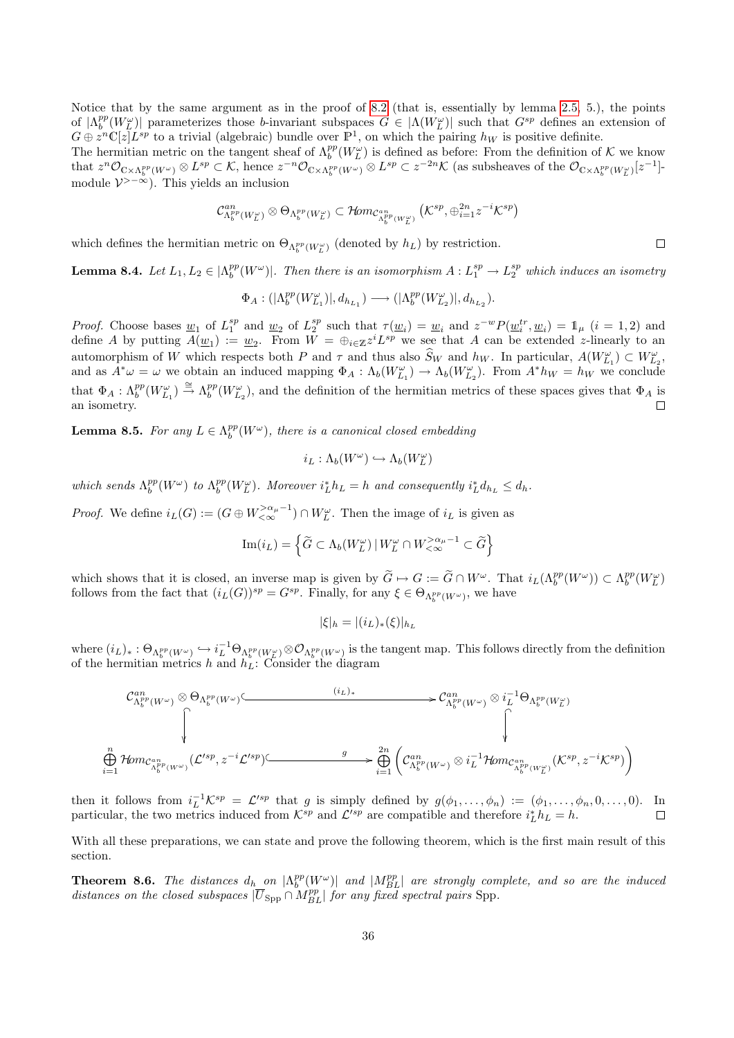Notice that by the same argument as in the proof of 8.2 (that is, essentially by lemma 2.5, 5.), the points of $|\Lambda^{pp}_b(W^\omega_L)|$ parameterizes those $b$-invariant subspaces $G \in |\Lambda(W^\omega_L)|$ such that $G^{sp}$ defines an extension of $G \oplus z^n\mathbb{C}[z]L^{sp}$ to a trivial (algebraic) bundle over $\mathbb{P}^1$, on which the pairing $h_W$ is positive definite.
The hermitian metric on the tangent sheaf of $\Lambda^{pp}_b(W^\omega_L)$ is defined as before: From the definition of $\mathcal{K}$ we know that $z^n\mathcal{O}_{\mathbb{C}\times\Lambda^{pp}_b(W^\omega)}\otimes L^{sp}\subset\mathcal{K}$, hence $z^{-n}\mathcal{O}_{\mathbb{C}\times\Lambda^{pp}_b(W^\omega)}\otimes L^{sp}\subset z^{-2n}\mathcal{K}$ (as subsheaves of the $\mathcal{O}_{\mathbb{C}\times\Lambda^{pp}_b(W^\omega_L)}[z^{-1}]$-module $\mathcal{V}^{>-\infty}$). This yields an inclusion

$$\mathcal{C}^{an}_{\Lambda^{pp}_b(W^\omega_L)}\otimes\Theta_{\Lambda^{pp}_b(W^\omega_L)}\subset\mathcal{H}om_{\mathcal{C}^{an}_{\Lambda^{pp}_b(W^\omega_L)}}\left(\mathcal{K}^{sp},\oplus_{i=1}^{2n}z^{-i}\mathcal{K}^{sp}\right)$$

which defines the hermitian metric on $\Theta_{\Lambda^{pp}_b(W^\omega_L)}$ (denoted by $h_L$) by restriction. □

**Lemma 8.4.** *Let $L_1, L_2 \in |\Lambda^{pp}_b(W^\omega)|$. Then there is an isomorphism $A : L_1^{sp} \to L_2^{sp}$ which induces an isometry*

$$\Phi_A : (|\Lambda^{pp}_b(W^\omega_{L_1})|, d_{h_{L_1}}) \longrightarrow (|\Lambda^{pp}_b(W^\omega_{L_2})|, d_{h_{L_2}}).$$

*Proof.* Choose bases $\underline{w}_1$ of $L_1^{sp}$ and $\underline{w}_2$ of $L_2^{sp}$ such that $\tau(\underline{w}_i)=\underline{w}_i$ and $z^{-w}P(\underline{w}_i^{tr},\underline{w}_i)=\mathbb{1}_\mu$ $(i=1,2)$ and define $A$ by putting $A(\underline{w}_1):=\underline{w}_2$. From $W=\oplus_{i\in\mathbb{Z}}z^iL^{sp}$ we see that $A$ can be extended $z$-linearly to an automorphism of $W$ which respects both $P$ and $\tau$ and thus also $\widehat{S}_W$ and $h_W$. In particular, $A(W^\omega_{L_1})\subset W^\omega_{L_2}$, and as $A^*\omega=\omega$ we obtain an induced mapping $\Phi_A:\Lambda_b(W^\omega_{L_1})\to\Lambda_b(W^\omega_{L_2})$. From $A^*h_W=h_W$ we conclude that $\Phi_A:\Lambda^{pp}_b(W^\omega_{L_1})\stackrel{\cong}{\to}\Lambda^{pp}_b(W^\omega_{L_2})$, and the definition of the hermitian metrics of these spaces gives that $\Phi_A$ is an isometry. □

**Lemma 8.5.** *For any $L\in\Lambda^{pp}_b(W^\omega)$, there is a canonical closed embedding*

$$i_L:\Lambda_b(W^\omega)\hookrightarrow\Lambda_b(W^\omega_L)$$

*which sends $\Lambda^{pp}_b(W^\omega)$ to $\Lambda^{pp}_b(W^\omega_L)$. Moreover $i_L^*h_L=h$ and consequently $i_L^*d_{h_L}\le d_h$.*

*Proof.* We define $i_L(G):=(G\oplus W^{>\alpha_\mu-1}_{<\infty})\cap W^\omega_L$. Then the image of $i_L$ is given as

$$\mathrm{Im}(i_L)=\left\{\widetilde{G}\subset\Lambda_b(W^\omega_L)\,|\,W^\omega_L\cap W^{>\alpha_\mu-1}_{<\infty}\subset\widetilde{G}\right\}$$

which shows that it is closed, an inverse map is given by $\widetilde{G}\mapsto G:=\widetilde{G}\cap W^\omega$. That $i_L(\Lambda^{pp}_b(W^\omega))\subset\Lambda^{pp}_b(W^\omega_L)$ follows from the fact that $(i_L(G))^{sp}=G^{sp}$. Finally, for any $\xi\in\Theta_{\Lambda^{pp}_b(W^\omega)}$, we have

$$|\xi|_h=|(i_L)_*(\xi)|_{h_L}$$

where $(i_L)_*:\Theta_{\Lambda^{pp}_b(W^\omega)}\hookrightarrow i_L^{-1}\Theta_{\Lambda^{pp}_b(W^\omega_L)}\otimes\mathcal{O}_{\Lambda^{pp}_b(W^\omega)}$ is the tangent map. This follows directly from the definition of the hermitian metrics $h$ and $h_L$: Consider the diagram

$$\begin{array}{ccc}
\mathcal{C}^{an}_{\Lambda^{pp}_b(W^\omega)}\otimes\Theta_{\Lambda^{pp}_b(W^\omega)} & \xhookrightarrow{\quad(i_L)_*\quad} & \mathcal{C}^{an}_{\Lambda^{pp}_b(W^\omega)}\otimes i_L^{-1}\Theta_{\Lambda^{pp}_b(W^\omega_L)}\\
\big\downarrow & & \big\downarrow\\
\bigoplus_{i=1}^{n}\mathcal{H}om_{\mathcal{C}^{an}_{\Lambda^{pp}_b(W^\omega)}}(\mathcal{L}'^{sp},z^{-i}\mathcal{L}'^{sp}) & \xhookrightarrow{\quad g\quad} & \bigoplus_{i=1}^{2n}\left(\mathcal{C}^{an}_{\Lambda^{pp}_b(W^\omega)}\otimes i_L^{-1}\mathcal{H}om_{\mathcal{C}^{an}_{\Lambda^{pp}_b(W^\omega_L)}}(\mathcal{K}^{sp},z^{-i}\mathcal{K}^{sp})\right)
\end{array}$$

then it follows from $i_L^{-1}\mathcal{K}^{sp}=\mathcal{L}'^{sp}$ that $g$ is simply defined by $g(\phi_1,\ldots,\phi_n):=(\phi_1,\ldots,\phi_n,0,\ldots,0)$. In particular, the two metrics induced from $\mathcal{K}^{sp}$ and $\mathcal{L}'^{sp}$ are compatible and therefore $i_L^*h_L=h$. □

With all these preparations, we can state and prove the following theorem, which is the first main result of this section.

**Theorem 8.6.** *The distances $d_h$ on $|\Lambda^{pp}_b(W^\omega)|$ and $|M^{pp}_{BL}|$ are strongly complete, and so are the induced distances on the closed subspaces $|\overline{U}_{\mathrm{Spp}}\cap M^{pp}_{BL}|$ for any fixed spectral pairs Spp.*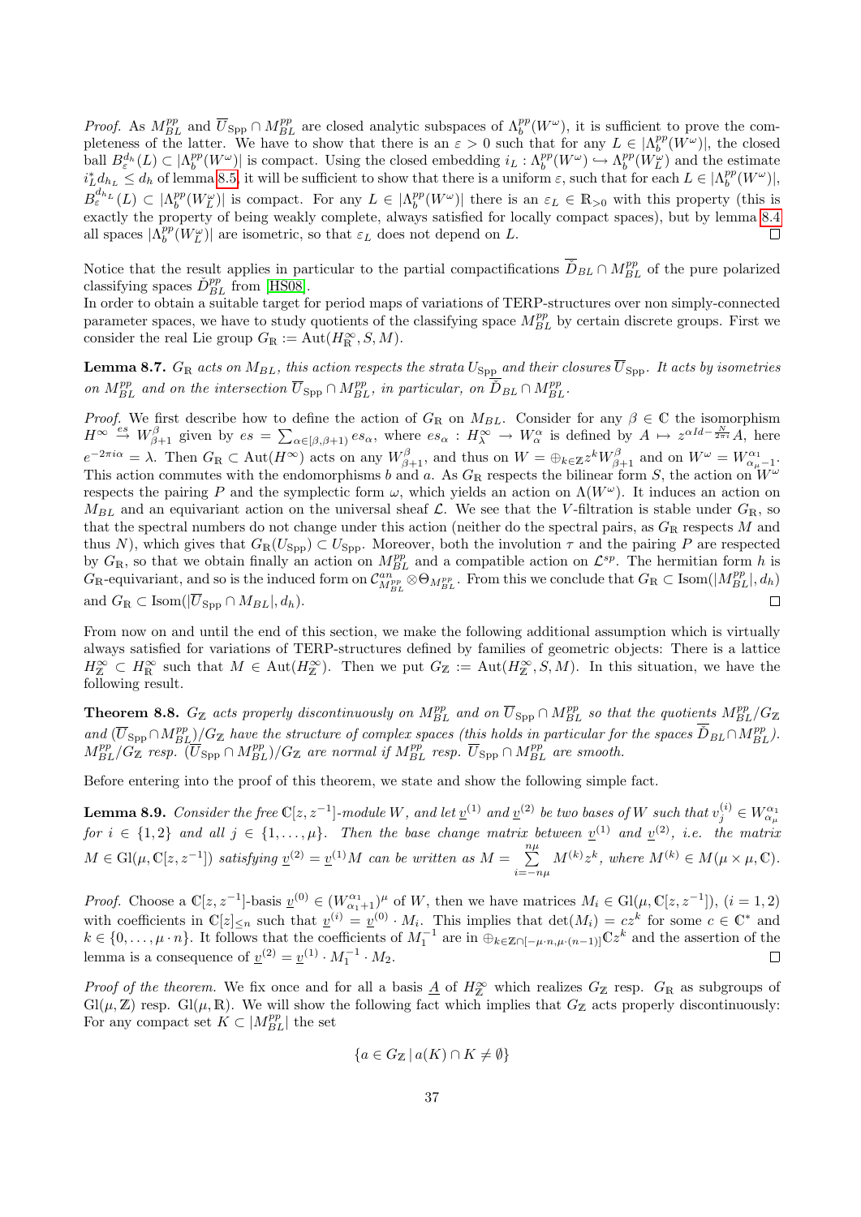*Proof.* As $M_{BL}^{pp}$ and $\overline{U}_{\mathrm{Spp}} \cap M_{BL}^{pp}$ are closed analytic subspaces of $\Lambda_b^{pp}(W^\omega)$, it is sufficient to prove the completeness of the latter. We have to show that there is an $\varepsilon > 0$ such that for any $L \in |\Lambda_b^{pp}(W^\omega)|$, the closed ball $B_\varepsilon^{d_h}(L) \subset |\Lambda_b^{pp}(W^\omega)|$ is compact. Using the closed embedding $i_L : \Lambda_b^{pp}(W^\omega) \hookrightarrow \Lambda_b^{pp}(W_L^\omega)$ and the estimate $i_L^* d_{h_L} \leq d_h$ of lemma 8.5, it will be sufficient to show that there is a uniform $\varepsilon$, such that for each $L \in |\Lambda_b^{pp}(W^\omega)|$, $B_\varepsilon^{d_{h_L}}(L) \subset |\Lambda_b^{pp}(W_L^\omega)|$ is compact. For any $L \in |\Lambda_b^{pp}(W^\omega)|$ there is an $\varepsilon_L \in \mathbb{R}_{>0}$ with this property (this is exactly the property of being weakly complete, always satisfied for locally compact spaces), but by lemma 8.4 all spaces $|\Lambda_b^{pp}(W_L^\omega)|$ are isometric, so that $\varepsilon_L$ does not depend on $L$. $\square$

Notice that the result applies in particular to the partial compactifications $\overline{\check{D}}_{BL} \cap M_{BL}^{pp}$ of the pure polarized classifying spaces $\check{D}_{BL}^{pp}$ from [HS08].

In order to obtain a suitable target for period maps of variations of TERP-structures over non simply-connected parameter spaces, we have to study quotients of the classifying space $M_{BL}^{pp}$ by certain discrete groups. First we consider the real Lie group $G_\mathbb{R} := \mathrm{Aut}(H_\mathbb{R}^\infty, S, M)$.

**Lemma 8.7.** *$G_\mathbb{R}$ acts on $M_{BL}$, this action respects the strata $U_{\mathrm{Spp}}$ and their closures $\overline{U}_{\mathrm{Spp}}$. It acts by isometries on $M_{BL}^{pp}$ and on the intersection $\overline{U}_{\mathrm{Spp}} \cap M_{BL}^{pp}$, in particular, on $\overline{\check{D}}_{BL} \cap M_{BL}^{pp}$.*

*Proof.* We first describe how to define the action of $G_\mathbb{R}$ on $M_{BL}$. Consider for any $\beta \in \mathbb{C}$ the isomorphism $H^\infty \xrightarrow{es} W_{\beta+1}^\beta$ given by $es = \sum_{\alpha \in [\beta, \beta+1)} es_\alpha$, where $es_\alpha : H_\lambda^\infty \to W_\alpha^\alpha$ is defined by $A \mapsto z^{\alpha Id - \frac{N}{2\pi i}} A$, here $e^{-2\pi i \alpha} = \lambda$. Then $G_\mathbb{R} \subset \mathrm{Aut}(H^\infty)$ acts on any $W_{\beta+1}^\beta$, and thus on $W = \oplus_{k \in \mathbb{Z}} z^k W_{\beta+1}^\beta$ and on $W^\omega = W_{\alpha_\mu - 1}^{\alpha_1}$. This action commutes with the endomorphisms $b$ and $a$. As $G_\mathbb{R}$ respects the bilinear form $S$, the action on $W^\omega$ respects the pairing $P$ and the symplectic form $\omega$, which yields an action on $\Lambda(W^\omega)$. It induces an action on $M_{BL}$ and an equivariant action on the universal sheaf $\mathcal{L}$. We see that the $V$-filtration is stable under $G_\mathbb{R}$, so that the spectral numbers do not change under this action (neither do the spectral pairs, as $G_\mathbb{R}$ respects $M$ and thus $N$), which gives that $G_\mathbb{R}(U_{\mathrm{Spp}}) \subset U_{\mathrm{Spp}}$. Moreover, both the involution $\tau$ and the pairing $P$ are respected by $G_\mathbb{R}$, so that we obtain finally an action on $M_{BL}^{pp}$ and a compatible action on $\mathcal{L}^{sp}$. The hermitian form $h$ is $G_\mathbb{R}$-equivariant, and so is the induced form on $\mathcal{C}_{M_{BL}^{pp}}^{an} \otimes \Theta_{M_{BL}^{pp}}$. From this we conclude that $G_\mathbb{R} \subset \mathrm{Isom}(|M_{BL}^{pp}|, d_h)$ and $G_\mathbb{R} \subset \mathrm{Isom}(|\overline{U}_{\mathrm{Spp}} \cap M_{BL}|, d_h)$. $\square$

From now on and until the end of this section, we make the following additional assumption which is virtually always satisfied for variations of TERP-structures defined by families of geometric objects: There is a lattice $H_\mathbb{Z}^\infty \subset H_\mathbb{R}^\infty$ such that $M \in \mathrm{Aut}(H_\mathbb{Z}^\infty)$. Then we put $G_\mathbb{Z} := \mathrm{Aut}(H_\mathbb{Z}^\infty, S, M)$. In this situation, we have the following result.

**Theorem 8.8.** *$G_\mathbb{Z}$ acts properly discontinuously on $M_{BL}^{pp}$ and on $\overline{U}_{\mathrm{Spp}} \cap M_{BL}^{pp}$ so that the quotients $M_{BL}^{pp}/G_\mathbb{Z}$ and $(\overline{U}_{\mathrm{Spp}} \cap M_{BL}^{pp})/G_\mathbb{Z}$ have the structure of complex spaces (this holds in particular for the spaces $\overline{\check{D}}_{BL} \cap M_{BL}^{pp}$). $M_{BL}^{pp}/G_\mathbb{Z}$ resp. $(\overline{U}_{\mathrm{Spp}} \cap M_{BL}^{pp})/G_\mathbb{Z}$ are normal if $M_{BL}^{pp}$ resp. $\overline{U}_{\mathrm{Spp}} \cap M_{BL}^{pp}$ are smooth.*

Before entering into the proof of this theorem, we state and show the following simple fact.

**Lemma 8.9.** *Consider the free $\mathbb{C}[z, z^{-1}]$-module $W$, and let $\underline{v}^{(1)}$ and $\underline{v}^{(2)}$ be two bases of $W$ such that $v_j^{(i)} \in W_{\alpha_\mu}^{\alpha_1}$ for $i \in \{1, 2\}$ and all $j \in \{1, \ldots, \mu\}$. Then the base change matrix between $\underline{v}^{(1)}$ and $\underline{v}^{(2)}$, i.e. the matrix $M \in \mathrm{Gl}(\mu, \mathbb{C}[z, z^{-1}])$ satisfying $\underline{v}^{(2)} = \underline{v}^{(1)} M$ can be written as $M = \sum_{i=-n\mu}^{n\mu} M^{(k)} z^k$, where $M^{(k)} \in M(\mu \times \mu, \mathbb{C})$.*

*Proof.* Choose a $\mathbb{C}[z, z^{-1}]$-basis $\underline{v}^{(0)} \in (W_{\alpha_1+1}^{\alpha_1})^\mu$ of $W$, then we have matrices $M_i \in \mathrm{Gl}(\mu, \mathbb{C}[z, z^{-1}])$, $(i = 1, 2)$ with coefficients in $\mathbb{C}[z]_{\leq n}$ such that $\underline{v}^{(i)} = \underline{v}^{(0)} \cdot M_i$. This implies that $\det(M_i) = cz^k$ for some $c \in \mathbb{C}^*$ and $k \in \{0, \ldots, \mu \cdot n\}$. It follows that the coefficients of $M_1^{-1}$ are in $\oplus_{k \in \mathbb{Z} \cap [-\mu \cdot n, \mu \cdot (n-1)]} \mathbb{C} z^k$ and the assertion of the lemma is a consequence of $\underline{v}^{(2)} = \underline{v}^{(1)} \cdot M_1^{-1} \cdot M_2$. $\square$

*Proof of the theorem.* We fix once and for all a basis $\underline{A}$ of $H_\mathbb{Z}^\infty$ which realizes $G_\mathbb{Z}$ resp. $G_\mathbb{R}$ as subgroups of $\mathrm{Gl}(\mu, \mathbb{Z})$ resp. $\mathrm{Gl}(\mu, \mathbb{R})$. We will show the following fact which implies that $G_\mathbb{Z}$ acts properly discontinuously: For any compact set $K \subset |M_{BL}^{pp}|$ the set

$$\{a \in G_\mathbb{Z} \,|\, a(K) \cap K \neq \emptyset\}$$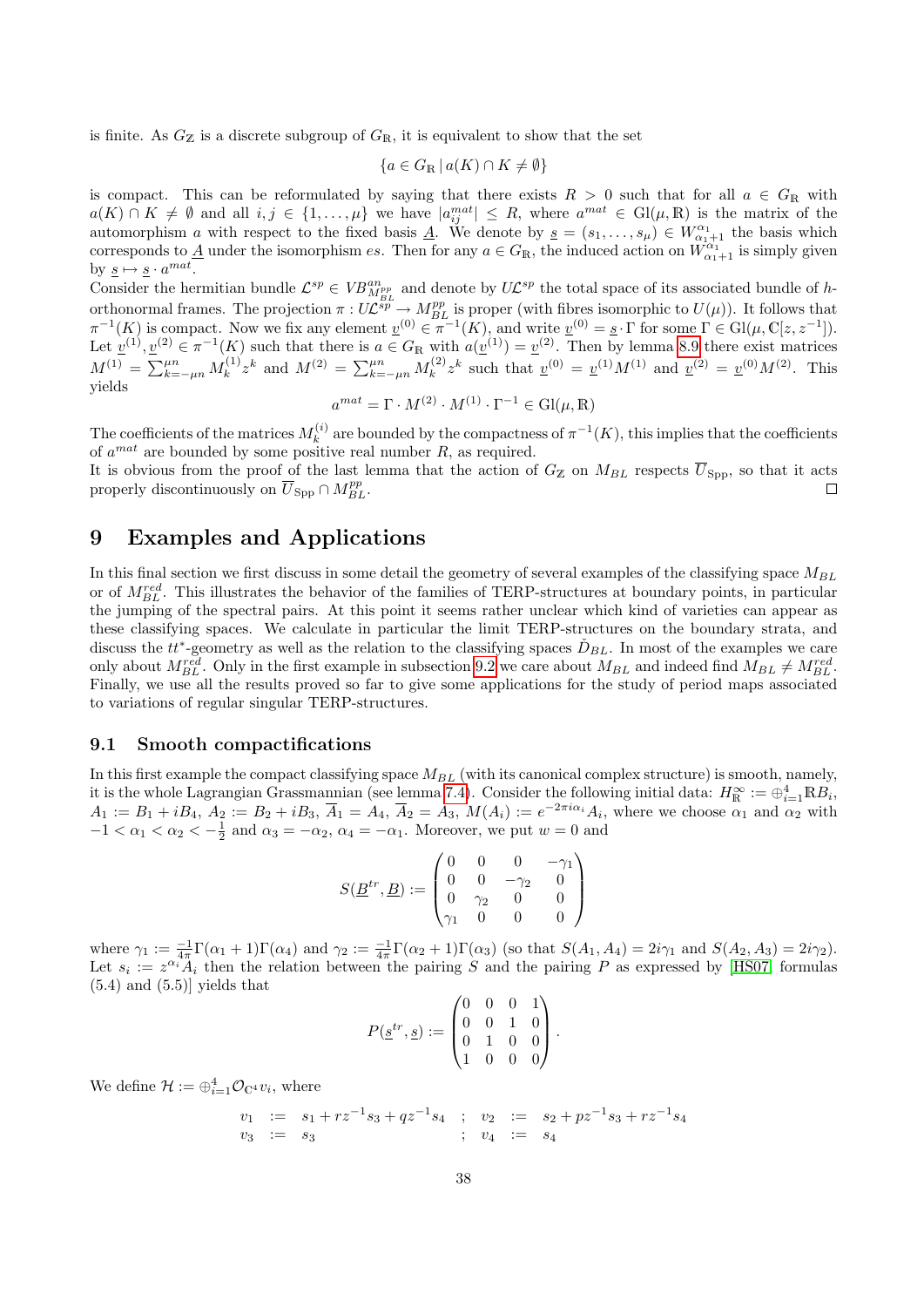is finite. As $G_\mathbb{Z}$ is a discrete subgroup of $G_\mathbb{R}$, it is equivalent to show that the set

$$\{a \in G_\mathbb{R} \,|\, a(K) \cap K \neq \emptyset\}$$

is compact. This can be reformulated by saying that there exists $R > 0$ such that for all $a \in G_\mathbb{R}$ with $a(K) \cap K \neq \emptyset$ and all $i, j \in \{1, \ldots, \mu\}$ we have $|a^{mat}_{ij}| \leq R$, where $a^{mat} \in \mathrm{Gl}(\mu, \mathbb{R})$ is the matrix of the automorphism $a$ with respect to the fixed basis $\underline{A}$. We denote by $\underline{s} = (s_1, \ldots, s_\mu) \in W^{\alpha_1}_{\alpha_1+1}$ the basis which corresponds to $\underline{A}$ under the isomorphism $es$. Then for any $a \in G_\mathbb{R}$, the induced action on $W^{\alpha_1}_{\alpha_1+1}$ is simply given by $\underline{s} \mapsto \underline{s} \cdot a^{mat}$.
Consider the hermitian bundle $\mathcal{L}^{sp} \in VB^{an}_{M^{pp}_{BL}}$ and denote by $U\mathcal{L}^{sp}$ the total space of its associated bundle of $h$-orthonormal frames. The projection $\pi : U\mathcal{L}^{sp} \to M^{pp}_{BL}$ is proper (with fibres isomorphic to $U(\mu)$). It follows that $\pi^{-1}(K)$ is compact. Now we fix any element $\underline{v}^{(0)} \in \pi^{-1}(K)$, and write $\underline{v}^{(0)} = \underline{s} \cdot \Gamma$ for some $\Gamma \in \mathrm{Gl}(\mu, \mathbb{C}[z, z^{-1}])$. Let $\underline{v}^{(1)}, \underline{v}^{(2)} \in \pi^{-1}(K)$ such that there is $a \in G_\mathbb{R}$ with $a(\underline{v}^{(1)}) = \underline{v}^{(2)}$. Then by lemma 8.9 there exist matrices $M^{(1)} = \sum_{k=-\mu n}^{\mu n} M^{(1)}_k z^k$ and $M^{(2)} = \sum_{k=-\mu n}^{\mu n} M^{(2)}_k z^k$ such that $\underline{v}^{(0)} = \underline{v}^{(1)} M^{(1)}$ and $\underline{v}^{(2)} = \underline{v}^{(0)} M^{(2)}$. This yields

$$a^{mat} = \Gamma \cdot M^{(2)} \cdot M^{(1)} \cdot \Gamma^{-1} \in \mathrm{Gl}(\mu, \mathbb{R})$$

The coefficients of the matrices $M^{(i)}_k$ are bounded by the compactness of $\pi^{-1}(K)$, this implies that the coefficients of $a^{mat}$ are bounded by some positive real number $R$, as required.
It is obvious from the proof of the last lemma that the action of $G_\mathbb{Z}$ on $M_{BL}$ respects $\overline{U}_{\mathrm{Spp}}$, so that it acts properly discontinuously on $\overline{U}_{\mathrm{Spp}} \cap M^{pp}_{BL}$. □

# 9 Examples and Applications

In this final section we first discuss in some detail the geometry of several examples of the classifying space $M_{BL}$ or of $M^{red}_{BL}$. This illustrates the behavior of the families of TERP-structures at boundary points, in particular the jumping of the spectral pairs. At this point it seems rather unclear which kind of varieties can appear as these classifying spaces. We calculate in particular the limit TERP-structures on the boundary strata, and discuss the $tt^*$-geometry as well as the relation to the classifying spaces $\check{D}_{BL}$. In most of the examples we care only about $M^{red}_{BL}$. Only in the first example in subsection 9.2 we care about $M_{BL}$ and indeed find $M_{BL} \neq M^{red}_{BL}$. Finally, we use all the results proved so far to give some applications for the study of period maps associated to variations of regular singular TERP-structures.

## 9.1 Smooth compactifications

In this first example the compact classifying space $M_{BL}$ (with its canonical complex structure) is smooth, namely, it is the whole Lagrangian Grassmannian (see lemma 7.4). Consider the following initial data: $H^\infty_\mathbb{R} := \oplus_{i=1}^4 \mathbb{R} B_i$, $A_1 := B_1 + iB_4$, $A_2 := B_2 + iB_3$, $\overline{A}_1 = A_4$, $\overline{A}_2 = A_3$, $M(A_i) := e^{-2\pi i \alpha_i} A_i$, where we choose $\alpha_1$ and $\alpha_2$ with $-1 < \alpha_1 < \alpha_2 < -\frac{1}{2}$ and $\alpha_3 = -\alpha_2$, $\alpha_4 = -\alpha_1$. Moreover, we put $w = 0$ and

$$S(\underline{B}^{tr}, \underline{B}) := \begin{pmatrix} 0 & 0 & 0 & -\gamma_1 \\ 0 & 0 & -\gamma_2 & 0 \\ 0 & \gamma_2 & 0 & 0 \\ \gamma_1 & 0 & 0 & 0 \end{pmatrix}$$

where $\gamma_1 := \frac{-1}{4\pi}\Gamma(\alpha_1+1)\Gamma(\alpha_4)$ and $\gamma_2 := \frac{-1}{4\pi}\Gamma(\alpha_2+1)\Gamma(\alpha_3)$ (so that $S(A_1, A_4) = 2i\gamma_1$ and $S(A_2, A_3) = 2i\gamma_2$). Let $s_i := z^{\alpha_i} A_i$ then the relation between the pairing $S$ and the pairing $P$ as expressed by [HS07, formulas (5.4) and (5.5)] yields that

$$P(\underline{s}^{tr}, \underline{s}) := \begin{pmatrix} 0 & 0 & 0 & 1 \\ 0 & 0 & 1 & 0 \\ 0 & 1 & 0 & 0 \\ 1 & 0 & 0 & 0 \end{pmatrix}.$$

We define $\mathcal{H} := \oplus_{i=1}^4 \mathcal{O}_{\mathbb{C}^4} v_i$, where

$$\begin{array}{lllllll} v_1 & := & s_1 + rz^{-1}s_3 + qz^{-1}s_4 & ; & v_2 & := & s_2 + pz^{-1}s_3 + rz^{-1}s_4 \\ v_3 & := & s_3 & ; & v_4 & := & s_4 \end{array}$$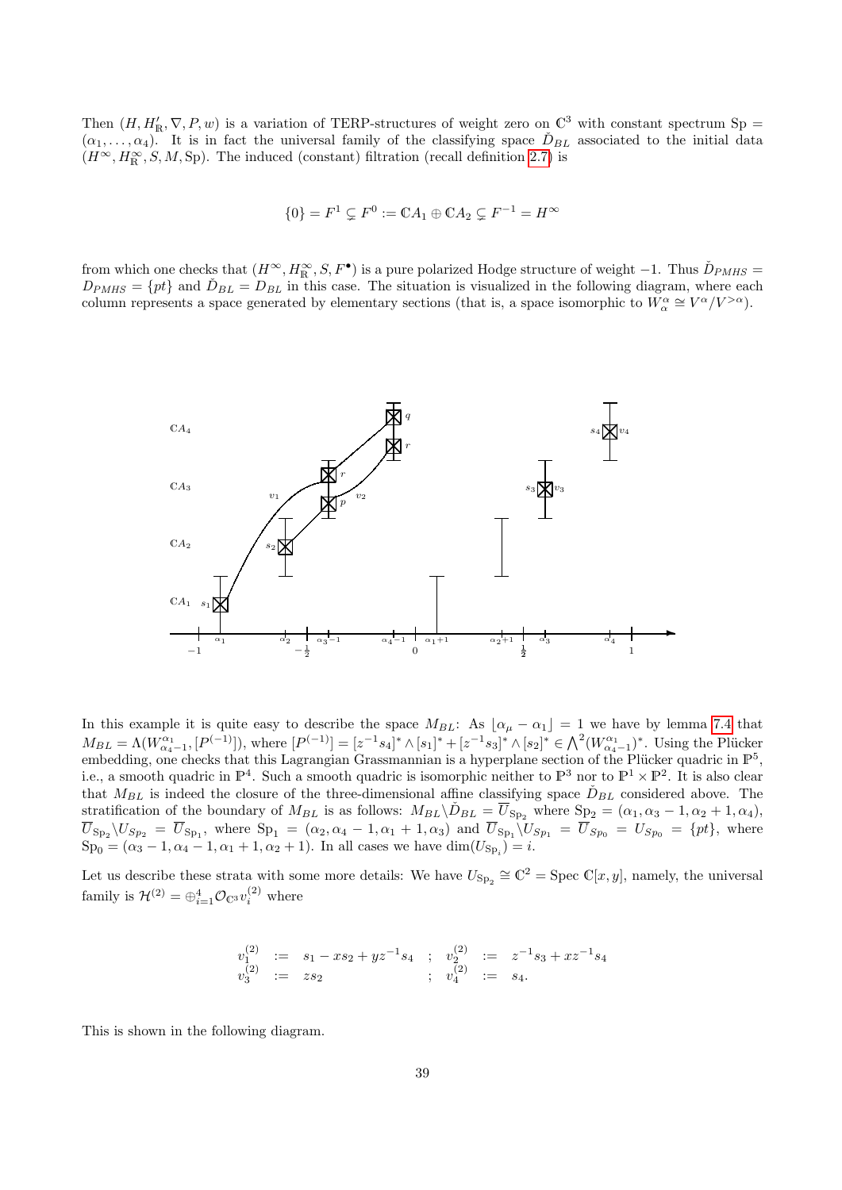Then $(H, H'_{\mathbb{R}}, \nabla, P, w)$ is a variation of TERP-structures of weight zero on $\mathbb{C}^3$ with constant spectrum $\mathrm{Sp} = (\alpha_1, \ldots, \alpha_4)$. It is in fact the universal family of the classifying space $\check{D}_{BL}$ associated to the initial data $(H^\infty, H^\infty_{\mathbb{R}}, S, M, \mathrm{Sp})$. The induced (constant) filtration (recall definition 2.7) is

$$\{0\} = F^1 \subsetneq F^0 := \mathbb{C}A_1 \oplus \mathbb{C}A_2 \subsetneq F^{-1} = H^\infty$$

from which one checks that $(H^\infty, H^\infty_{\mathbb{R}}, S, F^\bullet)$ is a pure polarized Hodge structure of weight $-1$. Thus $\check{D}_{PMHS} = D_{PMHS} = \{pt\}$ and $\check{D}_{BL} = D_{BL}$ in this case. The situation is visualized in the following diagram, where each column represents a space generated by elementary sections (that is, a space isomorphic to $W^\alpha_\alpha \cong V^\alpha / V^{>\alpha}$).

In this example it is quite easy to describe the space $M_{BL}$: As $\lfloor \alpha_\mu - \alpha_1 \rfloor = 1$ we have by lemma 7.4 that $M_{BL} = \Lambda(W^{\alpha_1}_{\alpha_4 - 1}, [P^{(-1)}])$, where $[P^{(-1)}] = [z^{-1}s_4]^* \wedge [s_1]^* + [z^{-1}s_3]^* \wedge [s_2]^* \in \bigwedge^2 (W^{\alpha_1}_{\alpha_4-1})^*$. Using the Plücker embedding, one checks that this Lagrangian Grassmannian is a hyperplane section of the Plücker quadric in $\mathbb{P}^5$, i.e., a smooth quadric in $\mathbb{P}^4$. Such a smooth quadric is isomorphic neither to $\mathbb{P}^3$ nor to $\mathbb{P}^1 \times \mathbb{P}^2$. It is also clear that $M_{BL}$ is indeed the closure of the three-dimensional affine classifying space $\check{D}_{BL}$ considered above. The stratification of the boundary of $M_{BL}$ is as follows: $M_{BL} \backslash \check{D}_{BL} = \overline{U}_{\mathrm{Sp}_2}$ where $\mathrm{Sp}_2 = (\alpha_1, \alpha_3 - 1, \alpha_2 + 1, \alpha_4)$, $\overline{U}_{\mathrm{Sp}_2} \backslash U_{Sp_2} = \overline{U}_{\mathrm{Sp}_1}$, where $\mathrm{Sp}_1 = (\alpha_2, \alpha_4 - 1, \alpha_1 + 1, \alpha_3)$ and $\overline{U}_{\mathrm{Sp}_1} \backslash U_{Sp_1} = \overline{U}_{Sp_0} = U_{Sp_0} = \{pt\}$, where $\mathrm{Sp}_0 = (\alpha_3 - 1, \alpha_4 - 1, \alpha_1 + 1, \alpha_2 + 1)$. In all cases we have $\dim(U_{\mathrm{Sp}_i}) = i$.

Let us describe these strata with some more details: We have $U_{\mathrm{Sp}_2} \cong \mathbb{C}^2 = \mathrm{Spec}\, \mathbb{C}[x, y]$, namely, the universal family is $\mathcal{H}^{(2)} = \oplus_{i=1}^4 \mathcal{O}_{\mathbb{C}^3} v_i^{(2)}$ where

$$\begin{array}{rclcrcl} v_1^{(2)} & := & s_1 - x s_2 + y z^{-1} s_4 & ; & v_2^{(2)} & := & z^{-1} s_3 + x z^{-1} s_4 \\ v_3^{(2)} & := & z s_2 & ; & v_4^{(2)} & := & s_4. \end{array}$$

This is shown in the following diagram.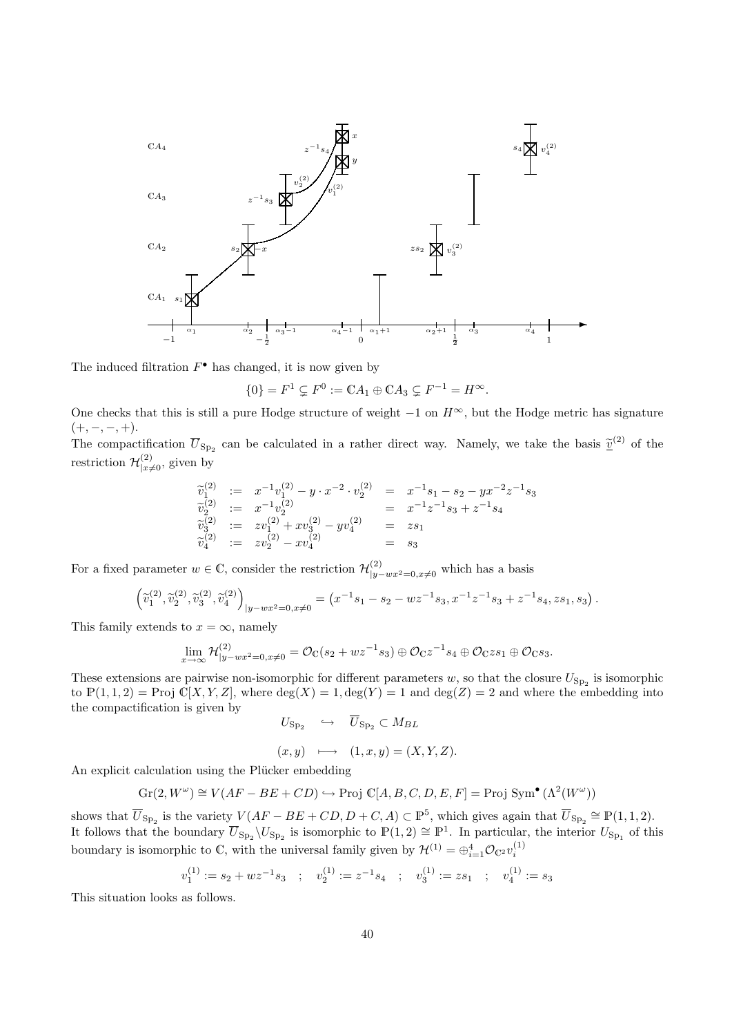The induced filtration $F^\bullet$ has changed, it is now given by

$$\{0\} = F^1 \subsetneq F^0 := \mathbb{C}A_1 \oplus \mathbb{C}A_3 \subsetneq F^{-1} = H^\infty.$$

One checks that this is still a pure Hodge structure of weight $-1$ on $H^\infty$, but the Hodge metric has signature $(+,-,-,+)$.

The compactification $\overline{U}_{\mathrm{Sp}_2}$ can be calculated in a rather direct way. Namely, we take the basis $\underline{\widetilde{v}}^{(2)}$ of the restriction $\mathcal{H}^{(2)}_{|x\neq 0}$, given by

$$\begin{array}{rclcl}
\widetilde{v}^{(2)}_1 & := & x^{-1}v^{(2)}_1 - y\cdot x^{-2}\cdot v^{(2)}_2 & = & x^{-1}s_1 - s_2 - yx^{-2}z^{-1}s_3 \\
\widetilde{v}^{(2)}_2 & := & x^{-1}v^{(2)}_2 & = & x^{-1}z^{-1}s_3 + z^{-1}s_4 \\
\widetilde{v}^{(2)}_3 & := & zv^{(2)}_1 + xv^{(2)}_3 - yv^{(2)}_4 & = & zs_1 \\
\widetilde{v}^{(2)}_4 & := & zv^{(2)}_2 - xv^{(2)}_4 & = & s_3
\end{array}$$

For a fixed parameter $w \in \mathbb{C}$, consider the restriction $\mathcal{H}^{(2)}_{|y-wx^2=0,x\neq 0}$ which has a basis

$$\left(\widetilde{v}^{(2)}_1,\widetilde{v}^{(2)}_2,\widetilde{v}^{(2)}_3,\widetilde{v}^{(2)}_4\right)_{|y-wx^2=0,x\neq 0} = \left(x^{-1}s_1 - s_2 - wz^{-1}s_3, x^{-1}z^{-1}s_3 + z^{-1}s_4, zs_1, s_3\right).$$

This family extends to $x=\infty$, namely

$$\lim_{x\to\infty} \mathcal{H}^{(2)}_{|y-wx^2=0,x\neq 0} = \mathcal{O}_\mathbb{C}(s_2 + wz^{-1}s_3) \oplus \mathcal{O}_\mathbb{C} z^{-1}s_4 \oplus \mathcal{O}_\mathbb{C} zs_1 \oplus \mathcal{O}_\mathbb{C} s_3.$$

These extensions are pairwise non-isomorphic for different parameters $w$, so that the closure $U_{\mathrm{Sp}_2}$ is isomorphic to $\mathbb{P}(1,1,2) = \mathrm{Proj}\ \mathbb{C}[X,Y,Z]$, where $\deg(X)=1, \deg(Y)=1$ and $\deg(Z)=2$ and where the embedding into the compactification is given by

$$\begin{array}{rcl}
U_{\mathrm{Sp}_2} & \hookrightarrow & \overline{U}_{\mathrm{Sp}_2} \subset M_{BL} \\[1ex]
(x,y) & \longmapsto & (1,x,y) = (X,Y,Z).
\end{array}$$

An explicit calculation using the Plücker embedding

$$\mathrm{Gr}(2,W^\omega) \cong V(AF - BE + CD) \hookrightarrow \mathrm{Proj}\ \mathbb{C}[A,B,C,D,E,F] = \mathrm{Proj}\ \mathrm{Sym}^\bullet(\Lambda^2(W^\omega))$$

shows that $\overline{U}_{\mathrm{Sp}_2}$ is the variety $V(AF-BE+CD, D+C, A) \subset \mathbb{P}^5$, which gives again that $\overline{U}_{\mathrm{Sp}_2} \cong \mathbb{P}(1,1,2)$. It follows that the boundary $\overline{U}_{\mathrm{Sp}_2}\backslash U_{\mathrm{Sp}_2}$ is isomorphic to $\mathbb{P}(1,2)\cong\mathbb{P}^1$. In particular, the interior $U_{\mathrm{Sp}_1}$ of this boundary is isomorphic to $\mathbb{C}$, with the universal family given by $\mathcal{H}^{(1)} = \oplus_{i=1}^4 \mathcal{O}_{\mathbb{C}^2} v^{(1)}_i$

$$v^{(1)}_1 := s_2 + wz^{-1}s_3 \quad ; \quad v^{(1)}_2 := z^{-1}s_4 \quad ; \quad v^{(1)}_3 := zs_1 \quad ; \quad v^{(1)}_4 := s_3$$

This situation looks as follows.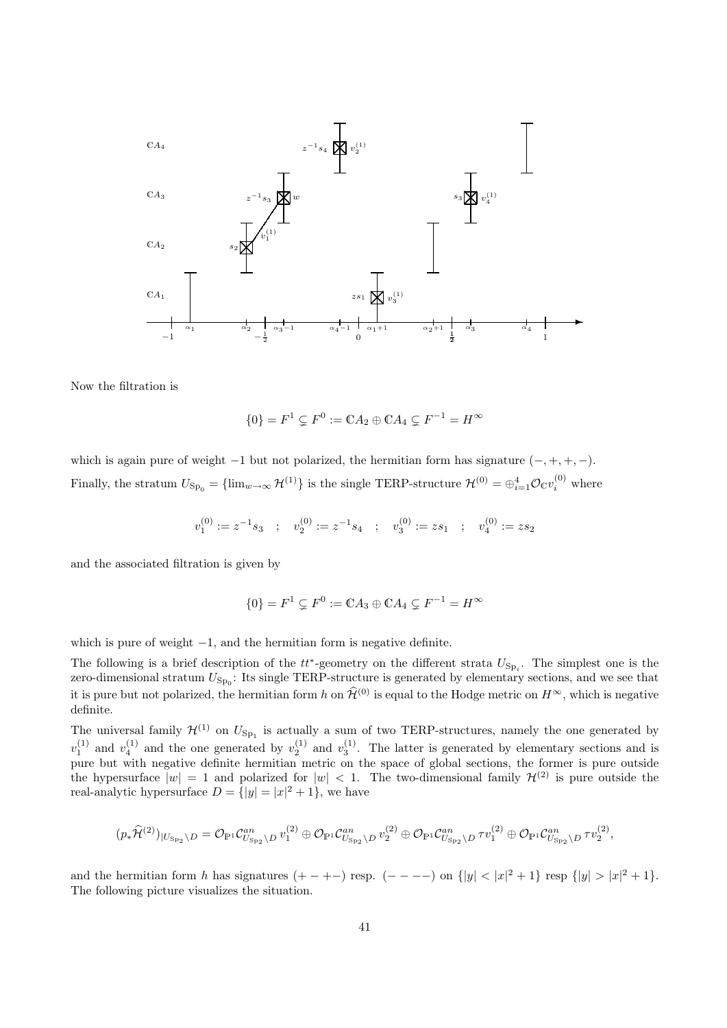Now the filtration is

$$\{0\} = F^1 \subsetneq F^0 := \mathbb{C}A_2 \oplus \mathbb{C}A_4 \subsetneq F^{-1} = H^\infty$$

which is again pure of weight $-1$ but not polarized, the hermitian form has signature $(-,+,+,-)$.

Finally, the stratum $U_{\mathrm{Sp}_0} = \{\lim_{w\to\infty} \mathcal{H}^{(1)}\}$ is the single TERP-structure $\mathcal{H}^{(0)} = \oplus_{i=1}^4 \mathcal{O}_\mathbb{C} v_i^{(0)}$ where

$$v_1^{(0)} := z^{-1}s_3 \quad ; \quad v_2^{(0)} := z^{-1}s_4 \quad ; \quad v_3^{(0)} := zs_1 \quad ; \quad v_4^{(0)} := zs_2$$

and the associated filtration is given by

$$\{0\} = F^1 \subsetneq F^0 := \mathbb{C}A_3 \oplus \mathbb{C}A_4 \subsetneq F^{-1} = H^\infty$$

which is pure of weight $-1$, and the hermitian form is negative definite.

The following is a brief description of the $tt^*$-geometry on the different strata $U_{\mathrm{Sp}_i}$. The simplest one is the zero-dimensional stratum $U_{\mathrm{Sp}_0}$: Its single TERP-structure is generated by elementary sections, and we see that it is pure but not polarized, the hermitian form $h$ on $\widehat{\mathcal{H}}^{(0)}$ is equal to the Hodge metric on $H^\infty$, which is negative definite.

The universal family $\mathcal{H}^{(1)}$ on $U_{\mathrm{Sp}_1}$ is actually a sum of two TERP-structures, namely the one generated by $v_1^{(1)}$ and $v_4^{(1)}$ and the one generated by $v_2^{(1)}$ and $v_3^{(1)}$. The latter is generated by elementary sections and is pure but with negative definite hermitian metric on the space of global sections, the former is pure outside the hypersurface $|w| = 1$ and polarized for $|w| < 1$. The two-dimensional family $\mathcal{H}^{(2)}$ is pure outside the real-analytic hypersurface $D = \{|y| = |x|^2 + 1\}$, we have

$$(p_*\widehat{\mathcal{H}}^{(2)})_{|U_{\mathrm{Sp}_2}\setminus D} = \mathcal{O}_{\mathbb{P}^1}\mathcal{C}^{an}_{U_{\mathrm{Sp}_2}\setminus D}\, v_1^{(2)} \oplus \mathcal{O}_{\mathbb{P}^1}\mathcal{C}^{an}_{U_{\mathrm{Sp}_2}\setminus D}\, v_2^{(2)} \oplus \mathcal{O}_{\mathbb{P}^1}\mathcal{C}^{an}_{U_{\mathrm{Sp}_2}\setminus D}\, \tau v_1^{(2)} \oplus \mathcal{O}_{\mathbb{P}^1}\mathcal{C}^{an}_{U_{\mathrm{Sp}_2}\setminus D}\, \tau v_2^{(2)},$$

and the hermitian form $h$ has signatures $(+--+-)$ resp. $(----)$ on $\{|y| < |x|^2 + 1\}$ resp $\{|y| > |x|^2 + 1\}$. The following picture visualizes the situation.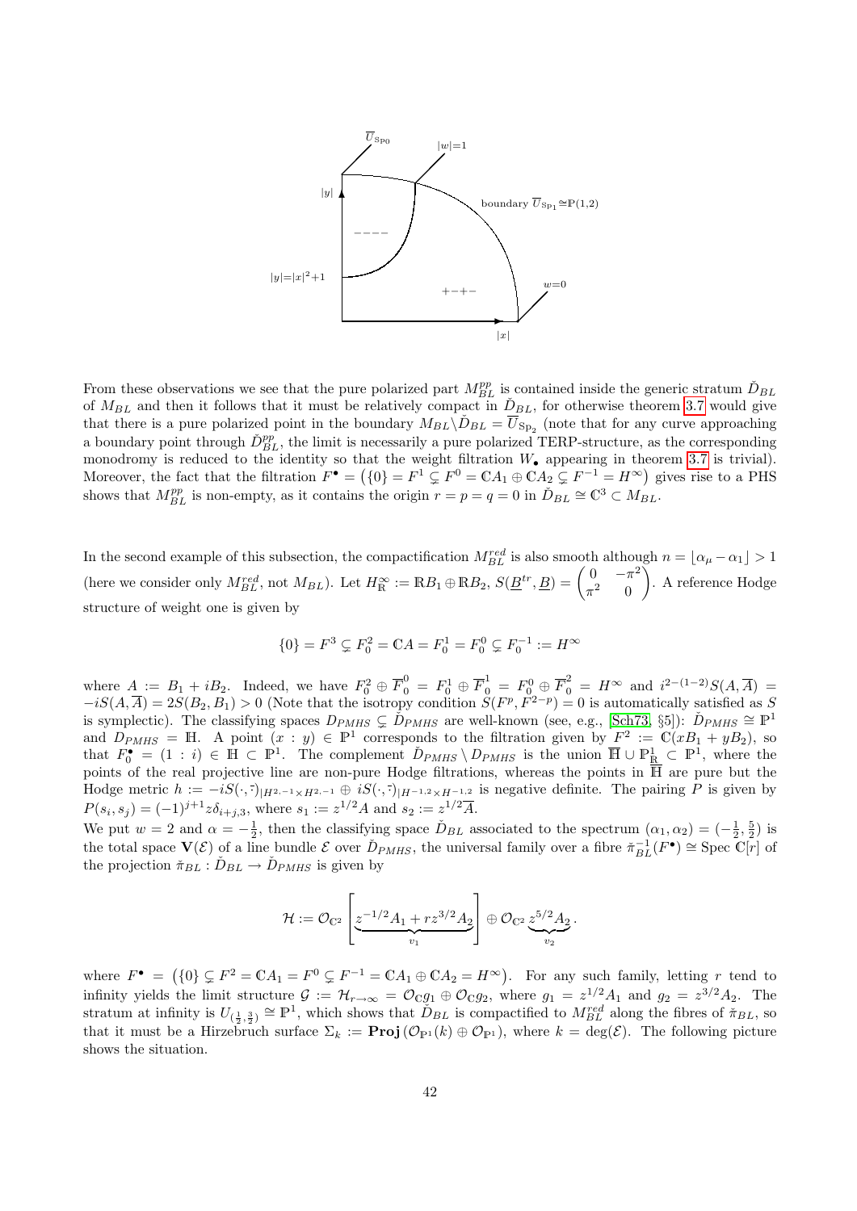From these observations we see that the pure polarized part $M_{BL}^{pp}$ is contained inside the generic stratum $\check{D}_{BL}$ of $M_{BL}$ and then it follows that it must be relatively compact in $\check{D}_{BL}$, for otherwise theorem 3.7 would give that there is a pure polarized point in the boundary $M_{BL}\backslash\check{D}_{BL} = \overline{U}_{\mathrm{Sp}_2}$ (note that for any curve approaching a boundary point through $\check{D}_{BL}^{pp}$, the limit is necessarily a pure polarized TERP-structure, as the corresponding monodromy is reduced to the identity so that the weight filtration $W_\bullet$ appearing in theorem 3.7 is trivial). Moreover, the fact that the filtration $F^\bullet = \left(\{0\} = F^1 \subsetneq F^0 = \mathbb{C}A_1 \oplus \mathbb{C}A_2 \subsetneq F^{-1} = H^\infty\right)$ gives rise to a PHS shows that $M_{BL}^{pp}$ is non-empty, as it contains the origin $r = p = q = 0$ in $\check{D}_{BL} \cong \mathbb{C}^3 \subset M_{BL}$.

In the second example of this subsection, the compactification $M_{BL}^{red}$ is also smooth although $n = \lfloor \alpha_\mu - \alpha_1 \rfloor > 1$ (here we consider only $M_{BL}^{red}$, not $M_{BL}$). Let $H_{\mathbb{R}}^\infty := \mathbb{R}B_1 \oplus \mathbb{R}B_2$, $S(\underline{B}^{tr}, \underline{B}) = \begin{pmatrix} 0 & -\pi^2 \\ \pi^2 & 0 \end{pmatrix}$. A reference Hodge structure of weight one is given by

$$\{0\} = F^3 \subsetneq F_0^2 = \mathbb{C}A = F_0^1 = F_0^0 \subsetneq F_0^{-1} := H^\infty$$

where $A := B_1 + iB_2$. Indeed, we have $F_0^2 \oplus \overline{F}_0^0 = F_0^1 \oplus \overline{F}_0^1 = F_0^0 \oplus \overline{F}_0^2 = H^\infty$ and $i^{2-(1-2)}S(A,\overline{A}) = -iS(A,\overline{A}) = 2S(B_2,B_1) > 0$ (Note that the isotropy condition $S(F^p, F^{2-p}) = 0$ is automatically satisfied as $S$ is symplectic). The classifying spaces $D_{PMHS} \subsetneq \check{D}_{PMHS}$ are well-known (see, e.g., [Sch73, §5]): $\check{D}_{PMHS} \cong \mathbb{P}^1$ and $D_{PMHS} = \mathbb{H}$. A point $(x:y) \in \mathbb{P}^1$ corresponds to the filtration given by $F^2 := \mathbb{C}(xB_1 + yB_2)$, so that $F_0^\bullet = (1:i) \in \mathbb{H} \subset \mathbb{P}^1$. The complement $\check{D}_{PMHS} \setminus D_{PMHS}$ is the union $\overline{\mathbb{H}} \cup \mathbb{P}^1_{\mathbb{R}} \subset \mathbb{P}^1$, where the points of the real projective line are non-pure Hodge filtrations, whereas the points in $\overline{\mathbb{H}}$ are pure but the Hodge metric $h := -iS(\cdot,\bar{\cdot})_{|H^{2,-1}\times H^{2,-1}} \oplus iS(\cdot,\bar{\cdot})_{|H^{-1,2}\times H^{-1,2}}$ is negative definite. The pairing $P$ is given by $P(s_i,s_j) = (-1)^{j+1} z\delta_{i+j,3}$, where $s_1 := z^{1/2}A$ and $s_2 := z^{1/2}\overline{A}$.
We put $w = 2$ and $\alpha = -\frac{1}{2}$, then the classifying space $\check{D}_{BL}$ associated to the spectrum $(\alpha_1,\alpha_2) = (-\frac{1}{2},\frac{5}{2})$ is the total space $\mathbf{V}(\mathcal{E})$ of a line bundle $\mathcal{E}$ over $\check{D}_{PMHS}$, the universal family over a fibre $\check{\pi}_{BL}^{-1}(F^\bullet) \cong \operatorname{Spec}\mathbb{C}[r]$ of the projection $\check{\pi}_{BL} : \check{D}_{BL} \to \check{D}_{PMHS}$ is given by

$$\mathcal{H} := \mathcal{O}_{\mathbb{C}^2}\left[\underbrace{z^{-1/2}A_1 + rz^{3/2}A_2}_{v_1}\right] \oplus \mathcal{O}_{\mathbb{C}^2}\underbrace{z^{5/2}A_2}_{v_2}.$$

where $F^\bullet = \left(\{0\} \subsetneq F^2 = \mathbb{C}A_1 = F^0 \subsetneq F^{-1} = \mathbb{C}A_1 \oplus \mathbb{C}A_2 = H^\infty\right)$. For any such family, letting $r$ tend to infinity yields the limit structure $\mathcal{G} := \mathcal{H}_{r\to\infty} = \mathcal{O}_{\mathbb{C}}g_1 \oplus \mathcal{O}_{\mathbb{C}}g_2$, where $g_1 = z^{1/2}A_1$ and $g_2 = z^{3/2}A_2$. The stratum at infinity is $U_{(\frac{1}{2},\frac{3}{2})} \cong \mathbb{P}^1$, which shows that $\check{D}_{BL}$ is compactified to $M_{BL}^{red}$ along the fibres of $\check{\pi}_{BL}$, so that it must be a Hirzebruch surface $\Sigma_k := \mathbf{Proj}(\mathcal{O}_{\mathbb{P}^1}(k) \oplus \mathcal{O}_{\mathbb{P}^1})$, where $k = \deg(\mathcal{E})$. The following picture shows the situation.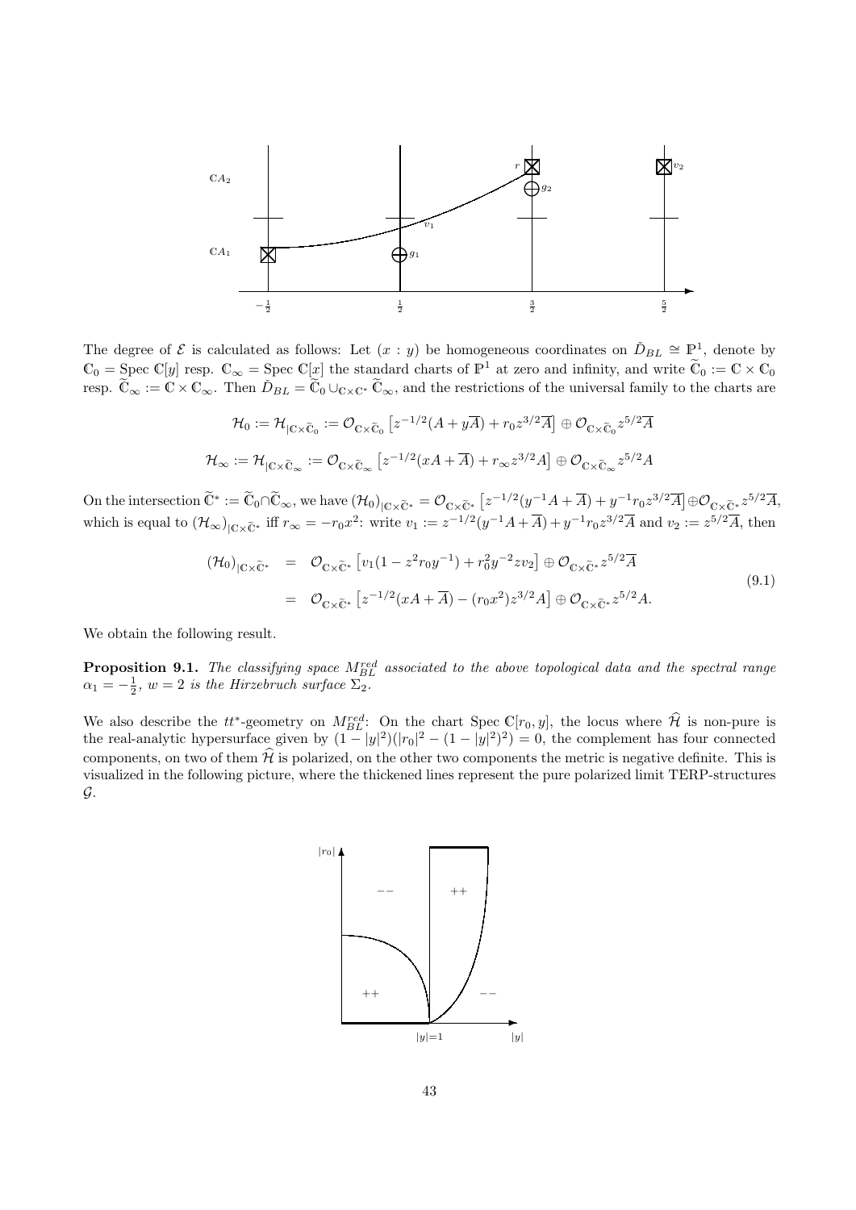The degree of $\mathcal{E}$ is calculated as follows: Let $(x:y)$ be homogeneous coordinates on $\check{D}_{BL} \cong \mathbb{P}^1$, denote by $\mathbb{C}_0 = \operatorname{Spec} \mathbb{C}[y]$ resp. $\mathbb{C}_\infty = \operatorname{Spec} \mathbb{C}[x]$ the standard charts of $\mathbb{P}^1$ at zero and infinity, and write $\widetilde{\mathbb{C}}_0 := \mathbb{C} \times \mathbb{C}_0$ resp. $\widetilde{\mathbb{C}}_\infty := \mathbb{C} \times \mathbb{C}_\infty$. Then $\check{D}_{BL} = \widetilde{\mathbb{C}}_0 \cup_{\mathbb{C}\times\mathbb{C}^*} \widetilde{\mathbb{C}}_\infty$, and the restrictions of the universal family to the charts are

$$\mathcal{H}_0 := \mathcal{H}_{|\mathbb{C}\times\widetilde{\mathbb{C}}_0} := \mathcal{O}_{\mathbb{C}\times\widetilde{\mathbb{C}}_0}\left[z^{-1/2}(A + y\overline{A}) + r_0 z^{3/2}\overline{A}\right] \oplus \mathcal{O}_{\mathbb{C}\times\widetilde{\mathbb{C}}_0} z^{5/2}\overline{A}$$

$$\mathcal{H}_\infty := \mathcal{H}_{|\mathbb{C}\times\widetilde{\mathbb{C}}_\infty} := \mathcal{O}_{\mathbb{C}\times\widetilde{\mathbb{C}}_\infty}\left[z^{-1/2}(xA + \overline{A}) + r_\infty z^{3/2}A\right] \oplus \mathcal{O}_{\mathbb{C}\times\widetilde{\mathbb{C}}_\infty} z^{5/2}A$$

On the intersection $\widetilde{\mathbb{C}}^* := \widetilde{\mathbb{C}}_0 \cap \widetilde{\mathbb{C}}_\infty$, we have $(\mathcal{H}_0)_{|\mathbb{C}\times\widetilde{\mathbb{C}}^*} = \mathcal{O}_{\mathbb{C}\times\widetilde{\mathbb{C}}^*}\left[z^{-1/2}(y^{-1}A + \overline{A}) + y^{-1}r_0 z^{3/2}\overline{A}\right] \oplus \mathcal{O}_{\mathbb{C}\times\widetilde{\mathbb{C}}^*} z^{5/2}\overline{A}$, which is equal to $(\mathcal{H}_\infty)_{|\mathbb{C}\times\widetilde{\mathbb{C}}^*}$ iff $r_\infty = -r_0 x^2$: write $v_1 := z^{-1/2}(y^{-1}A + \overline{A}) + y^{-1}r_0 z^{3/2}\overline{A}$ and $v_2 := z^{5/2}\overline{A}$, then

$$\begin{aligned}
(\mathcal{H}_0)_{|\mathbb{C}\times\widetilde{\mathbb{C}}^*} &= \mathcal{O}_{\mathbb{C}\times\widetilde{\mathbb{C}}^*}\left[v_1(1 - z^2 r_0 y^{-1}) + r_0^2 y^{-2} z v_2\right] \oplus \mathcal{O}_{\mathbb{C}\times\widetilde{\mathbb{C}}^*} z^{5/2}\overline{A} \\
&= \mathcal{O}_{\mathbb{C}\times\widetilde{\mathbb{C}}^*}\left[z^{-1/2}(xA + \overline{A}) - (r_0 x^2) z^{3/2} A\right] \oplus \mathcal{O}_{\mathbb{C}\times\widetilde{\mathbb{C}}^*} z^{5/2}A.
\end{aligned} \tag{9.1}$$

We obtain the following result.

**Proposition 9.1.** *The classifying space $M_{BL}^{red}$ associated to the above topological data and the spectral range $\alpha_1 = -\frac{1}{2}$, $w = 2$ is the Hirzebruch surface $\Sigma_2$.*

We also describe the $tt^*$-geometry on $M_{BL}^{red}$: On the chart $\operatorname{Spec} \mathbb{C}[r_0, y]$, the locus where $\widehat{\mathcal{H}}$ is non-pure is the real-analytic hypersurface given by $(1 - |y|^2)(|r_0|^2 - (1 - |y|^2)^2) = 0$, the complement has four connected components, on two of them $\widehat{\mathcal{H}}$ is polarized, on the other two components the metric is negative definite. This is visualized in the following picture, where the thickened lines represent the pure polarized limit TERP-structures $\mathcal{G}$.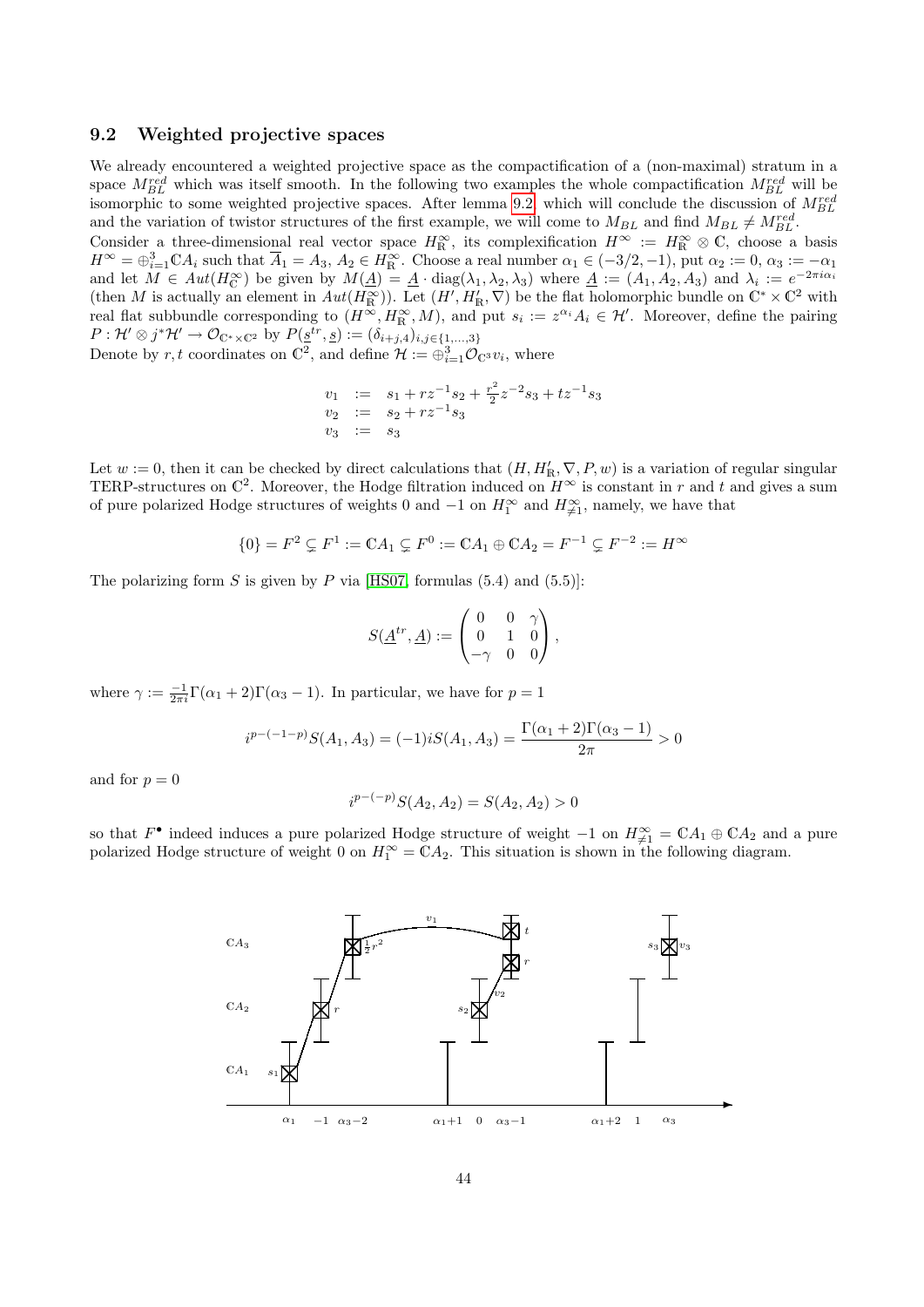### 9.2 Weighted projective spaces

We already encountered a weighted projective space as the compactification of a (non-maximal) stratum in a space $M_{BL}^{red}$ which was itself smooth. In the following two examples the whole compactification $M_{BL}^{red}$ will be isomorphic to some weighted projective spaces. After lemma 9.2 which will conclude the discussion of $M_{BL}^{red}$ and the variation of twistor structures of the first example, we will come to $M_{BL}$ and find $M_{BL} \neq M_{BL}^{red}$.

Consider a three-dimensional real vector space $H^\infty_\mathbb{R}$, its complexification $H^\infty := H^\infty_\mathbb{R} \otimes \mathbb{C}$, choose a basis $H^\infty = \oplus_{i=1}^3 \mathbb{C}A_i$ such that $\overline{A}_1 = A_3$, $A_2 \in H^\infty_\mathbb{R}$. Choose a real number $\alpha_1 \in (-3/2, -1)$, put $\alpha_2 := 0$, $\alpha_3 := -\alpha_1$ and let $M \in Aut(H^\infty_\mathbb{C})$ be given by $M(\underline{A}) = \underline{A} \cdot \mathrm{diag}(\lambda_1, \lambda_2, \lambda_3)$ where $\underline{A} := (A_1, A_2, A_3)$ and $\lambda_i := e^{-2\pi i \alpha_i}$ (then $M$ is actually an element in $Aut(H^\infty_\mathbb{R})$). Let $(H', H'_\mathbb{R}, \nabla)$ be the flat holomorphic bundle on $\mathbb{C}^* \times \mathbb{C}^2$ with real flat subbundle corresponding to $(H^\infty, H^\infty_\mathbb{R}, M)$, and put $s_i := z^{\alpha_i} A_i \in \mathcal{H}'$. Moreover, define the pairing $P : \mathcal{H}' \otimes j^*\mathcal{H}' \to \mathcal{O}_{\mathbb{C}^* \times \mathbb{C}^2}$ by $P(\underline{s}^{tr}, \underline{s}) := (\delta_{i+j,4})_{i,j \in \{1,\ldots,3\}}$

Denote by $r, t$ coordinates on $\mathbb{C}^2$, and define $\mathcal{H} := \oplus_{i=1}^3 \mathcal{O}_{\mathbb{C}^3} v_i$, where

$$
\begin{aligned}
v_1 &:= s_1 + r z^{-1} s_2 + \tfrac{r^2}{2} z^{-2} s_3 + t z^{-1} s_3 \\
v_2 &:= s_2 + r z^{-1} s_3 \\
v_3 &:= s_3
\end{aligned}
$$

Let $w := 0$, then it can be checked by direct calculations that $(H, H'_\mathbb{R}, \nabla, P, w)$ is a variation of regular singular TERP-structures on $\mathbb{C}^2$. Moreover, the Hodge filtration induced on $H^\infty$ is constant in $r$ and $t$ and gives a sum of pure polarized Hodge structures of weights 0 and $-1$ on $H^\infty_1$ and $H^\infty_{\neq 1}$, namely, we have that

$$
\{0\} = F^2 \subsetneq F^1 := \mathbb{C}A_1 \subsetneq F^0 := \mathbb{C}A_1 \oplus \mathbb{C}A_2 = F^{-1} \subsetneq F^{-2} := H^\infty
$$

The polarizing form $S$ is given by $P$ via [HS07, formulas (5.4) and (5.5)]:

$$
S(\underline{A}^{tr}, \underline{A}) := \begin{pmatrix} 0 & 0 & \gamma \\ 0 & 1 & 0 \\ -\gamma & 0 & 0 \end{pmatrix},
$$

where $\gamma := \frac{-1}{2\pi i}\Gamma(\alpha_1 + 2)\Gamma(\alpha_3 - 1)$. In particular, we have for $p = 1$

$$
i^{p-(-1-p)} S(A_1, A_3) = (-1) i S(A_1, A_3) = \frac{\Gamma(\alpha_1 + 2)\Gamma(\alpha_3 - 1)}{2\pi} > 0
$$

and for $p = 0$

$$
i^{p-(-p)} S(A_2, A_2) = S(A_2, A_2) > 0
$$

so that $F^\bullet$ indeed induces a pure polarized Hodge structure of weight $-1$ on $H^\infty_{\neq 1} = \mathbb{C}A_1 \oplus \mathbb{C}A_2$ and a pure polarized Hodge structure of weight 0 on $H^\infty_1 = \mathbb{C}A_2$. This situation is shown in the following diagram.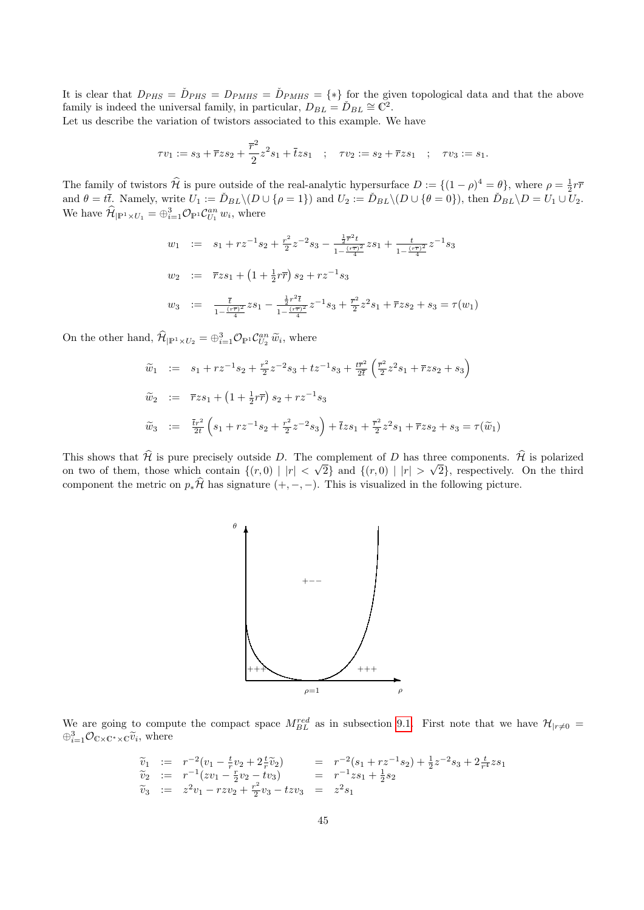It is clear that $D_{PHS} = \check{D}_{PHS} = D_{PMHS} = \check{D}_{PMHS} = \{*\}$ for the given topological data and that the above family is indeed the universal family, in particular, $D_{BL} = \check{D}_{BL} \cong \mathbb{C}^2$.
Let us describe the variation of twistors associated to this example. We have

$$\tau v_1 := s_3 + \overline{r} z s_2 + \frac{\overline{r}^2}{2} z^2 s_1 + \overline{t} z s_1 \quad ; \quad \tau v_2 := s_2 + \overline{r} z s_1 \quad ; \quad \tau v_3 := s_1.$$

The family of twistors $\widehat{\mathcal{H}}$ is pure outside of the real-analytic hypersurface $D := \{(1-\rho)^4 = \theta\}$, where $\rho = \frac{1}{2} r \overline{r}$ and $\theta = t\overline{t}$. Namely, write $U_1 := \check{D}_{BL} \backslash (D \cup \{\rho = 1\})$ and $U_2 := \check{D}_{BL} \backslash (D \cup \{\theta = 0\})$, then $\check{D}_{BL} \backslash D = U_1 \cup U_2$. We have $\widehat{\mathcal{H}}_{|\mathbb{P}^1 \times U_1} = \oplus_{i=1}^3 \mathcal{O}_{\mathbb{P}^1} \mathcal{C}^{an}_{U_1} w_i$, where

$$\begin{aligned}
w_1 &:= s_1 + r z^{-1} s_2 + \tfrac{r^2}{2} z^{-2} s_3 - \frac{\frac{1}{2}\overline{r}^2 t}{1 - \frac{(r\overline{r})^2}{4}} z s_1 + \frac{t}{1 - \frac{(r\overline{r})^2}{4}} z^{-1} s_3 \\
w_2 &:= \overline{r} z s_1 + \left(1 + \tfrac{1}{2} r \overline{r}\right) s_2 + r z^{-1} s_3 \\
w_3 &:= \frac{\overline{t}}{1 - \frac{(r\overline{r})^2}{4}} z s_1 - \frac{\frac{1}{2} r^2 \overline{t}}{1 - \frac{(r\overline{r})^2}{4}} z^{-1} s_3 + \tfrac{\overline{r}^2}{2} z^2 s_1 + \overline{r} z s_2 + s_3 = \tau(w_1)
\end{aligned}$$

On the other hand, $\widehat{\mathcal{H}}_{|\mathbb{P}^1 \times U_2} = \oplus_{i=1}^3 \mathcal{O}_{\mathbb{P}^1} \mathcal{C}^{an}_{U_2} \widetilde{w}_i$, where

$$\begin{aligned}
\widetilde{w}_1 &:= s_1 + r z^{-1} s_2 + \tfrac{r^2}{2} z^{-2} s_3 + t z^{-1} s_3 + \tfrac{t \overline{r}^2}{2\overline{t}} \left( \tfrac{\overline{r}^2}{2} z^2 s_1 + \overline{r} z s_2 + s_3 \right) \\
\widetilde{w}_2 &:= \overline{r} z s_1 + \left(1 + \tfrac{1}{2} r \overline{r}\right) s_2 + r z^{-1} s_3 \\
\widetilde{w}_3 &:= \tfrac{\overline{t} r^2}{2t} \left( s_1 + r z^{-1} s_2 + \tfrac{r^2}{2} z^{-2} s_3 \right) + \overline{t} z s_1 + \tfrac{\overline{r}^2}{2} z^2 s_1 + \overline{r} z s_2 + s_3 = \tau(\widetilde{w}_1)
\end{aligned}$$

This shows that $\widehat{\mathcal{H}}$ is pure precisely outside $D$. The complement of $D$ has three components. $\widehat{\mathcal{H}}$ is polarized on two of them, those which contain $\{(r,0) \mid |r| < \sqrt{2}\}$ and $\{(r,0) \mid |r| > \sqrt{2}\}$, respectively. On the third component the metric on $p_* \widehat{\mathcal{H}}$ has signature $(+,-,-)$. This is visualized in the following picture.

We are going to compute the compact space $M^{red}_{BL}$ as in subsection 9.1. First note that we have $\mathcal{H}_{|r \neq 0} = \oplus_{i=1}^3 \mathcal{O}_{\mathbb{C} \times \mathbb{C}^* \times \mathbb{C}} \widetilde{v}_i$, where

$$\begin{aligned}
\widetilde{v}_1 &:= r^{-2}(v_1 - \tfrac{t}{r} v_2 + 2 \tfrac{t}{r} \widetilde{v}_2) &&= r^{-2}(s_1 + r z^{-1} s_2) + \tfrac{1}{2} z^{-2} s_3 + 2 \tfrac{t}{r^4} z s_1 \\
\widetilde{v}_2 &:= r^{-1}(z v_1 - \tfrac{r}{2} v_2 - t v_3) &&= r^{-1} z s_1 + \tfrac{1}{2} s_2 \\
\widetilde{v}_3 &:= z^2 v_1 - r z v_2 + \tfrac{r^2}{2} v_3 - t z v_3 &&= z^2 s_1
\end{aligned}$$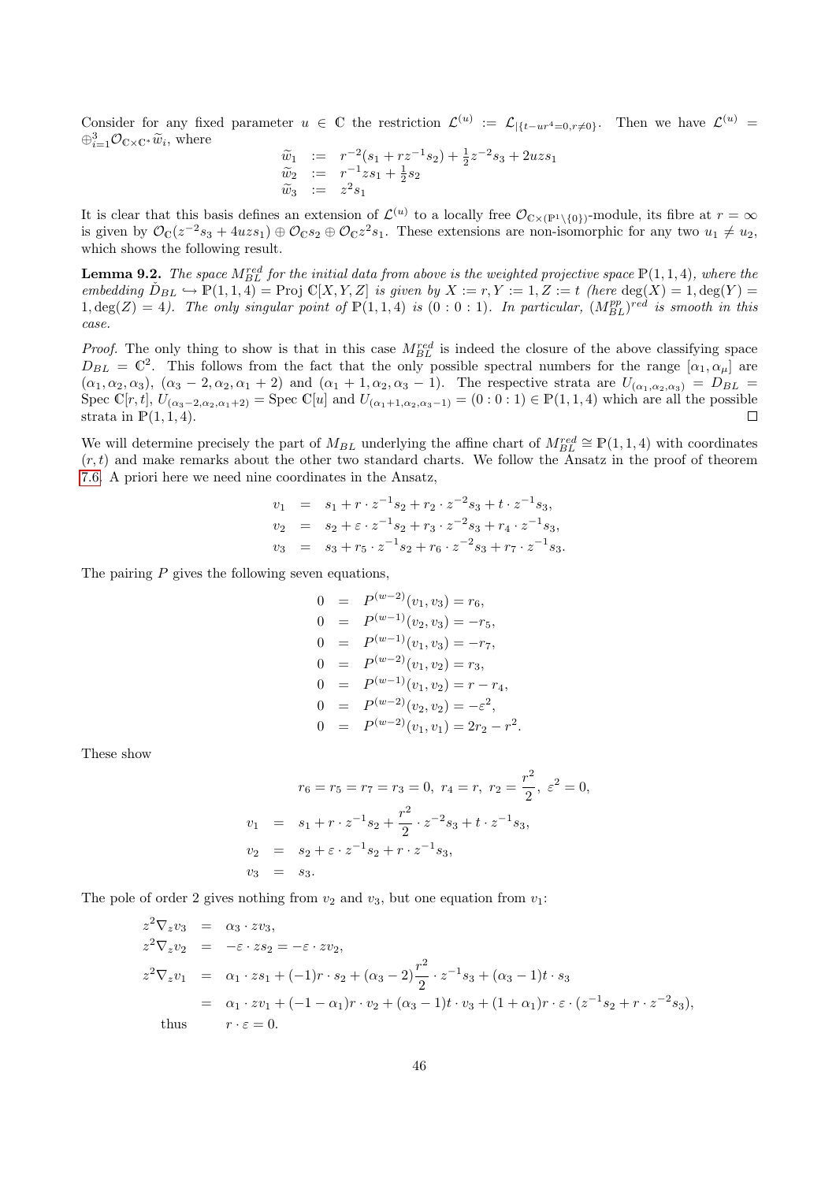Consider for any fixed parameter $u \in \mathbb{C}$ the restriction $\mathcal{L}^{(u)} := \mathcal{L}_{|\{t-ur^4=0, r\neq 0\}}$. Then we have $\mathcal{L}^{(u)} = \oplus_{i=1}^3 \mathcal{O}_{\mathbb{C}\times\mathbb{C}^*}\widetilde{w}_i$, where

$$
\begin{aligned}
\widetilde{w}_1 &:= r^{-2}(s_1 + rz^{-1}s_2) + \tfrac{1}{2}z^{-2}s_3 + 2uzs_1 \\
\widetilde{w}_2 &:= r^{-1}zs_1 + \tfrac{1}{2}s_2 \\
\widetilde{w}_3 &:= z^2 s_1
\end{aligned}
$$

It is clear that this basis defines an extension of $\mathcal{L}^{(u)}$ to a locally free $\mathcal{O}_{\mathbb{C}\times(\mathbb{P}^1\setminus\{0\})}$-module, its fibre at $r=\infty$ is given by $\mathcal{O}_{\mathbb{C}}(z^{-2}s_3 + 4uzs_1) \oplus \mathcal{O}_{\mathbb{C}}s_2 \oplus \mathcal{O}_{\mathbb{C}}z^2 s_1$. These extensions are non-isomorphic for any two $u_1 \neq u_2$, which shows the following result.

**Lemma 9.2.** *The space $M_{BL}^{red}$ for the initial data from above is the weighted projective space $\mathbb{P}(1,1,4)$, where the embedding $\check{D}_{BL} \hookrightarrow \mathbb{P}(1,1,4) = \text{Proj}\,\mathbb{C}[X,Y,Z]$ is given by $X := r, Y := 1, Z := t$ (here $\deg(X) = 1, \deg(Y) = 1, \deg(Z) = 4$). The only singular point of $\mathbb{P}(1,1,4)$ is $(0:0:1)$. In particular, $(M_{BL}^{pp})^{red}$ is smooth in this case.*

*Proof.* The only thing to show is that in this case $M_{BL}^{red}$ is indeed the closure of the above classifying space $D_{BL} = \mathbb{C}^2$. This follows from the fact that the only possible spectral numbers for the range $[\alpha_1, \alpha_\mu]$ are $(\alpha_1, \alpha_2, \alpha_3)$, $(\alpha_3 - 2, \alpha_2, \alpha_1 + 2)$ and $(\alpha_1 + 1, \alpha_2, \alpha_3 - 1)$. The respective strata are $U_{(\alpha_1,\alpha_2,\alpha_3)} = D_{BL} = \text{Spec}\,\mathbb{C}[r,t]$, $U_{(\alpha_3-2,\alpha_2,\alpha_1+2)} = \text{Spec}\,\mathbb{C}[u]$ and $U_{(\alpha_1+1,\alpha_2,\alpha_3-1)} = (0:0:1) \in \mathbb{P}(1,1,4)$ which are all the possible strata in $\mathbb{P}(1,1,4)$. $\square$

We will determine precisely the part of $M_{BL}$ underlying the affine chart of $M_{BL}^{red} \cong \mathbb{P}(1,1,4)$ with coordinates $(r,t)$ and make remarks about the other two standard charts. We follow the Ansatz in the proof of theorem 7.6. A priori here we need nine coordinates in the Ansatz,

$$
\begin{aligned}
v_1 &= s_1 + r\cdot z^{-1}s_2 + r_2\cdot z^{-2}s_3 + t\cdot z^{-1}s_3, \\
v_2 &= s_2 + \varepsilon\cdot z^{-1}s_2 + r_3\cdot z^{-2}s_3 + r_4\cdot z^{-1}s_3, \\
v_3 &= s_3 + r_5\cdot z^{-1}s_2 + r_6\cdot z^{-2}s_3 + r_7\cdot z^{-1}s_3.
\end{aligned}
$$

The pairing $P$ gives the following seven equations,

$$
\begin{aligned}
0 &= P^{(w-2)}(v_1, v_3) = r_6, \\
0 &= P^{(w-1)}(v_2, v_3) = -r_5, \\
0 &= P^{(w-1)}(v_1, v_3) = -r_7, \\
0 &= P^{(w-2)}(v_1, v_2) = r_3, \\
0 &= P^{(w-1)}(v_1, v_2) = r - r_4, \\
0 &= P^{(w-2)}(v_2, v_2) = -\varepsilon^2, \\
0 &= P^{(w-2)}(v_1, v_1) = 2r_2 - r^2.
\end{aligned}
$$

These show

$$
r_6 = r_5 = r_7 = r_3 = 0,\ r_4 = r,\ r_2 = \frac{r^2}{2},\ \varepsilon^2 = 0,
$$

$$
\begin{aligned}
v_1 &= s_1 + r\cdot z^{-1}s_2 + \frac{r^2}{2}\cdot z^{-2}s_3 + t\cdot z^{-1}s_3, \\
v_2 &= s_2 + \varepsilon\cdot z^{-1}s_2 + r\cdot z^{-1}s_3, \\
v_3 &= s_3.
\end{aligned}
$$

The pole of order 2 gives nothing from $v_2$ and $v_3$, but one equation from $v_1$:

$$
\begin{aligned}
z^2\nabla_z v_3 &= \alpha_3\cdot zv_3, \\
z^2\nabla_z v_2 &= -\varepsilon\cdot zs_2 = -\varepsilon\cdot zv_2, \\
z^2\nabla_z v_1 &= \alpha_1\cdot zs_1 + (-1)r\cdot s_2 + (\alpha_3 - 2)\frac{r^2}{2}\cdot z^{-1}s_3 + (\alpha_3 - 1)t\cdot s_3 \\
&= \alpha_1\cdot zv_1 + (-1-\alpha_1)r\cdot v_2 + (\alpha_3 - 1)t\cdot v_3 + (1+\alpha_1)r\cdot\varepsilon\cdot(z^{-1}s_2 + r\cdot z^{-2}s_3), \\
\text{thus} \quad & r\cdot\varepsilon = 0.
\end{aligned}
$$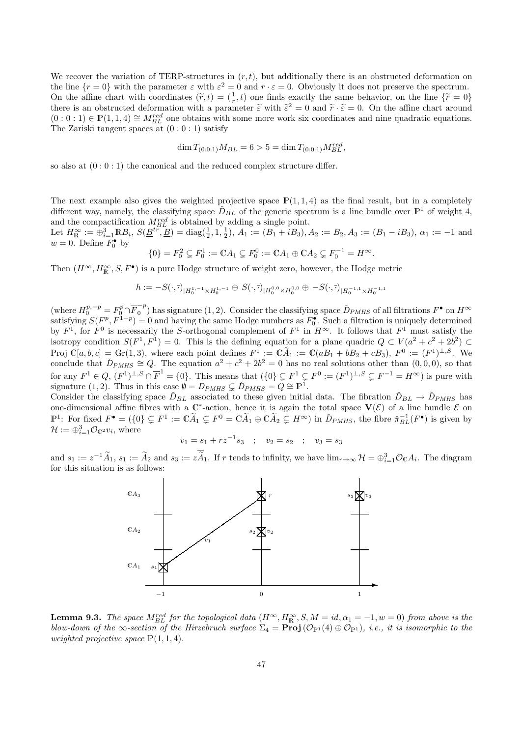We recover the variation of TERP-structures in $(r,t)$, but additionally there is an obstructed deformation on the line $\{r=0\}$ with the parameter $\varepsilon$ with $\varepsilon^2=0$ and $r\cdot\varepsilon=0$. Obviously it does not preserve the spectrum. On the affine chart with coordinates $(\widetilde{r},t)=(\frac{1}{r},t)$ one finds exactly the same behavior, on the line $\{\widetilde{r}=0\}$ there is an obstructed deformation with a parameter $\widetilde{\varepsilon}$ with $\widetilde{\varepsilon}^2=0$ and $\widetilde{r}\cdot\widetilde{\varepsilon}=0$. On the affine chart around $(0:0:1)\in\mathbb{P}(1,1,4)\cong M_{BL}^{red}$ one obtains with some more work six coordinates and nine quadratic equations. The Zariski tangent spaces at $(0:0:1)$ satisfy

$$\dim T_{(0:0:1)}M_{BL}=6>5=\dim T_{(0:0:1)}M_{BL}^{red},$$

so also at $(0:0:1)$ the canonical and the reduced complex structure differ.

The next example also gives the weighted projective space $\mathbb{P}(1,1,4)$ as the final result, but in a completely different way, namely, the classifying space $\check{D}_{BL}$ of the generic spectrum is a line bundle over $\mathbb{P}^1$ of weight 4, and the compactification $M_{BL}^{red}$ is obtained by adding a single point.

Let $H^\infty_{\mathbb{R}}:=\oplus_{i=1}^3\mathbb{R}B_i$, $S(\underline{B}^{tr},\underline{B})=\mathrm{diag}(\frac{1}{2},1,\frac{1}{2})$, $A_1:=(B_1+iB_3), A_2:=B_2, A_3:=(B_1-iB_3)$, $\alpha_1:=-1$ and $w=0$. Define $F_0^\bullet$ by

$$\{0\}=F_0^2\subsetneq F_0^1:=\mathbb{C}A_1\subsetneq F_0^0:=\mathbb{C}A_1\oplus\mathbb{C}A_2\subsetneq F_0^{-1}=H^\infty.$$

Then $(H^\infty,H^\infty_{\mathbb{R}},S,F^\bullet)$ is a pure Hodge structure of weight zero, however, the Hodge metric

$$h:=-S(\cdot,\bar{\cdot})_{|H_0^{1,-1}\times H_0^{1,-1}}\oplus S(\cdot,\bar{\cdot})_{|H_0^{0,0}\times H_0^{0,0}}\oplus -S(\cdot,\bar{\cdot})_{|H_0^{-1,1}\times H_0^{-1,1}}$$

(where $H_0^{p,-p}=F_0^p\cap\overline{F}_0^{-p}$) has signature $(1,2)$. Consider the classifying space $\check{D}_{PMHS}$ of all filtrations $F^\bullet$ on $H^\infty$ satisfying $S(F^p,F^{1-p})=0$ and having the same Hodge numbers as $F_0^\bullet$. Such a filtration is uniquely determined by $F^1$, for $F^0$ is necessarily the $S$-orthogonal complement of $F^1$ in $H^\infty$. It follows that $F^1$ must satisfy the isotropy condition $S(F^1,F^1)=0$. This is the defining equation for a plane quadric $Q\subset V(a^2+c^2+2b^2)\subset \mathrm{Proj}\,\mathbb{C}[a,b,c]=\mathrm{Gr}(1,3)$, where each point defines $F^1:=\mathbb{C}\widetilde{A}_1:=\mathbb{C}(aB_1+bB_2+cB_3)$, $F^0:=(F^1)^{\perp,S}$. We conclude that $\check{D}_{PMHS}\cong Q$. The equation $a^2+c^2+2b^2=0$ has no real solutions other than $(0,0,0)$, so that for any $F^1\in Q$, $(F^1)^{\perp,S}\cap\overline{F}^1=\{0\}$. This means that $(\{0\}\subsetneq F^1\subsetneq F^0:=(F^1)^{\perp,S}\subsetneq F^{-1}=H^\infty)$ is pure with signature $(1,2)$. Thus in this case $\emptyset=D_{PMHS}\subsetneq\check{D}_{PMHS}=Q\cong\mathbb{P}^1$.

Consider the classifying space $\check{D}_{BL}$ associated to these given initial data. The fibration $\check{D}_{BL}\to\check{D}_{PMHS}$ has one-dimensional affine fibres with a $\mathbb{C}^*$-action, hence it is again the total space $\mathbf{V}(\mathcal{E})$ of a line bundle $\mathcal{E}$ on $\mathbb{P}^1$: For fixed $F^\bullet=(\{0\}\subsetneq F^1:=\mathbb{C}\widetilde{A}_1\subsetneq F^0=\mathbb{C}\widetilde{A}_1\oplus\mathbb{C}\widetilde{A}_2\subsetneq H^\infty)$ in $\check{D}_{PMHS}$, the fibre $\check{\pi}_{BL}^{-1}(F^\bullet)$ is given by $\mathcal{H}:=\oplus_{i=1}^3\mathcal{O}_{\mathbb{C}^2}v_i$, where

$$v_1=s_1+rz^{-1}s_3\quad;\quad v_2=s_2\quad;\quad v_3=s_3$$

and $s_1:=z^{-1}\widetilde{A}_1$, $s_1:=\widetilde{A}_2$ and $s_3:=z\overline{\widetilde{A}}_1$. If $r$ tends to infinity, we have $\lim_{r\to\infty}\mathcal{H}=\oplus_{i=1}^3\mathcal{O}_{\mathbb{C}}A_i$. The diagram for this situation is as follows:

**Lemma 9.3.** *The space $M_{BL}^{red}$ for the topological data $(H^\infty,H^\infty_{\mathbb{R}},S,M=id,\alpha_1=-1,w=0)$ from above is the blow-down of the $\infty$-section of the Hirzebruch surface $\Sigma_4=\mathbf{Proj}(\mathcal{O}_{\mathbb{P}^1}(4)\oplus\mathcal{O}_{\mathbb{P}^1})$, i.e., it is isomorphic to the weighted projective space $\mathbb{P}(1,1,4)$.*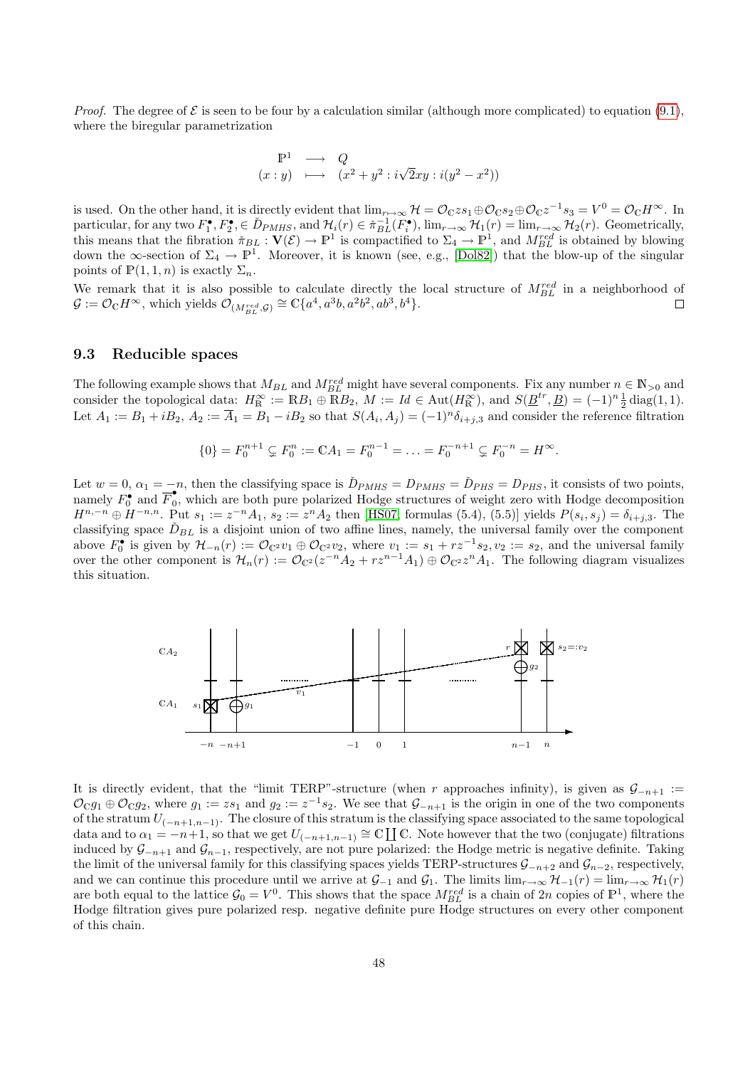*Proof.* The degree of $\mathcal{E}$ is seen to be four by a calculation similar (although more complicated) to equation (9.1), where the biregular parametrization

$$\begin{array}{ccc} \mathbb{P}^1 & \longrightarrow & Q \\ (x:y) & \longmapsto & (x^2+y^2 : i\sqrt{2}xy : i(y^2-x^2)) \end{array}$$

is used. On the other hand, it is directly evident that $\lim_{r\to\infty}\mathcal{H} = \mathcal{O}_\mathbb{C} z s_1 \oplus \mathcal{O}_\mathbb{C} s_2 \oplus \mathcal{O}_\mathbb{C} z^{-1} s_3 = V^0 = \mathcal{O}_\mathbb{C} H^\infty$. In particular, for any two $F_1^\bullet, F_2^\bullet, \in \check{D}_{PMHS}$, and $\mathcal{H}_i(r) \in \check{\pi}_{BL}^{-1}(F_i^\bullet)$, $\lim_{r\to\infty}\mathcal{H}_1(r) = \lim_{r\to\infty}\mathcal{H}_2(r)$. Geometrically, this means that the fibration $\check{\pi}_{BL} : \mathbf{V}(\mathcal{E}) \to \mathbb{P}^1$ is compactified to $\Sigma_4 \to \mathbb{P}^1$, and $M_{BL}^{red}$ is obtained by blowing down the $\infty$-section of $\Sigma_4 \to \mathbb{P}^1$. Moreover, it is known (see, e.g., [Dol82]) that the blow-up of the singular points of $\mathbb{P}(1,1,n)$ is exactly $\Sigma_n$.

We remark that it is also possible to calculate directly the local structure of $M_{BL}^{red}$ in a neighborhood of $\mathcal{G} := \mathcal{O}_\mathbb{C} H^\infty$, which yields $\mathcal{O}_{(M_{BL}^{red},\mathcal{G})} \cong \mathbb{C}\{a^4, a^3b, a^2b^2, ab^3, b^4\}$. $\square$

### 9.3 Reducible spaces

The following example shows that $M_{BL}$ and $M_{BL}^{red}$ might have several components. Fix any number $n \in \mathbb{N}_{>0}$ and consider the topological data: $H_\mathbb{R}^\infty := \mathbb{R}B_1 \oplus \mathbb{R}B_2$, $M := Id \in \mathrm{Aut}(H_\mathbb{R}^\infty)$, and $S(\underline{B}^{tr}, \underline{B}) = (-1)^n \frac{1}{2}\mathrm{diag}(1,1)$. Let $A_1 := B_1 + iB_2$, $A_2 := \overline{A}_1 = B_1 - iB_2$ so that $S(A_i, A_j) = (-1)^n \delta_{i+j,3}$ and consider the reference filtration

$$\{0\} = F_0^{n+1} \subsetneq F_0^n := \mathbb{C}A_1 = F_0^{n-1} = \ldots = F_0^{-n+1} \subsetneq F_0^{-n} = H^\infty.$$

Let $w = 0$, $\alpha_1 = -n$, then the classifying space is $\check{D}_{PMHS} = D_{PMHS} = \check{D}_{PHS} = D_{PHS}$, it consists of two points, namely $F_0^\bullet$ and $\overline{F}_0^\bullet$, which are both pure polarized Hodge structures of weight zero with Hodge decomposition $H^{n,-n} \oplus H^{-n,n}$. Put $s_1 := z^{-n}A_1$, $s_2 := z^n A_2$ then [HS07, formulas (5.4), (5.5)] yields $P(s_i, s_j) = \delta_{i+j,3}$. The classifying space $\check{D}_{BL}$ is a disjoint union of two affine lines, namely, the universal family over the component above $F_0^\bullet$ is given by $\mathcal{H}_{-n}(r) := \mathcal{O}_{\mathbb{C}^2} v_1 \oplus \mathcal{O}_{\mathbb{C}^2} v_2$, where $v_1 := s_1 + rz^{-1}s_2$, $v_2 := s_2$, and the universal family over the other component is $\mathcal{H}_n(r) := \mathcal{O}_{\mathbb{C}^2}(z^{-n}A_2 + rz^{n-1}A_1) \oplus \mathcal{O}_{\mathbb{C}^2} z^n A_1$. The following diagram visualizes this situation.

It is directly evident, that the "limit TERP"-structure (when $r$ approaches infinity), is given as $\mathcal{G}_{-n+1} := \mathcal{O}_\mathbb{C} g_1 \oplus \mathcal{O}_\mathbb{C} g_2$, where $g_1 := zs_1$ and $g_2 := z^{-1}s_2$. We see that $\mathcal{G}_{-n+1}$ is the origin in one of the two components of the stratum $U_{(-n+1,n-1)}$. The closure of this stratum is the classifying space associated to the same topological data and to $\alpha_1 = -n+1$, so that we get $U_{(-n+1,n-1)} \cong \mathbb{C} \coprod \mathbb{C}$. Note however that the two (conjugate) filtrations induced by $\mathcal{G}_{-n+1}$ and $\mathcal{G}_{n-1}$, respectively, are not pure polarized: the Hodge metric is negative definite. Taking the limit of the universal family for this classifying spaces yields TERP-structures $\mathcal{G}_{-n+2}$ and $\mathcal{G}_{n-2}$, respectively, and we can continue this procedure until we arrive at $\mathcal{G}_{-1}$ and $\mathcal{G}_1$. The limits $\lim_{r\to\infty}\mathcal{H}_{-1}(r) = \lim_{r\to\infty}\mathcal{H}_1(r)$ are both equal to the lattice $\mathcal{G}_0 = V^0$. This shows that the space $M_{BL}^{red}$ is a chain of $2n$ copies of $\mathbb{P}^1$, where the Hodge filtration gives pure polarized resp. negative definite pure Hodge structures on every other component of this chain.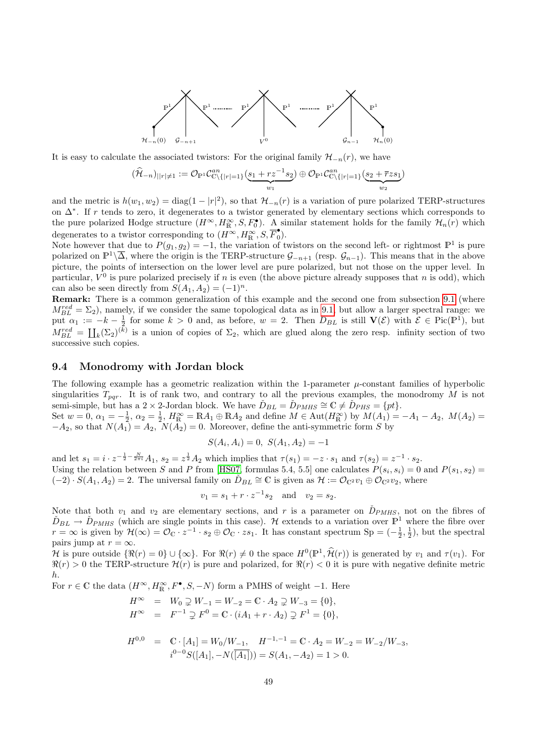It is easy to calculate the associated twistors: For the original family $\mathcal{H}_{-n}(r)$, we have

$$(\widehat{\mathcal{H}}_{-n})_{||r|\neq 1} := \mathcal{O}_{\mathbb{P}^1}\mathcal{C}^{an}_{\mathbb{C}\setminus\{|r|=1\}}(\underbrace{s_1 + rz^{-1}s_2}_{w_1}) \oplus \mathcal{O}_{\mathbb{P}^1}\mathcal{C}^{an}_{\mathbb{C}\setminus\{|r|=1\}}(\underbrace{s_2 + \overline{r}zs_1}_{w_2})$$

and the metric is $h(w_1, w_2) = \mathrm{diag}(1 - |r|^2)$, so that $\mathcal{H}_{-n}(r)$ is a variation of pure polarized TERP-structures on $\Delta^*$. If $r$ tends to zero, it degenerates to a twistor generated by elementary sections which corresponds to the pure polarized Hodge structure $(H^\infty, H^\infty_\mathbb{R}, S, F_0^\bullet)$. A similar statement holds for the family $\mathcal{H}_n(r)$ which degenerates to a twistor corresponding to $(H^\infty, H^\infty_\mathbb{R}, S, \overline{F}_0^\bullet)$.

Note however that due to $P(g_1, g_2) = -1$, the variation of twistors on the second left- or rightmost $\mathbb{P}^1$ is pure polarized on $\mathbb{P}^1\setminus\overline{\Delta}$, where the origin is the TERP-structure $\mathcal{G}_{-n+1}$ (resp. $\mathcal{G}_{n-1}$). This means that in the above picture, the points of intersection on the lower level are pure polarized, but not those on the upper level. In particular, $V^0$ is pure polarized precisely if $n$ is even (the above picture already supposes that $n$ is odd), which can also be seen directly from $S(A_1, A_2) = (-1)^n$.

**Remark:** There is a common generalization of this example and the second one from subsection 9.1 (where $M^{red}_{BL} = \Sigma_2$), namely, if we consider the same topological data as in 9.1, but allow a larger spectral range: we put $\alpha_1 := -k - \frac{1}{2}$ for some $k > 0$ and, as before, $w = 2$. Then $\check{D}_{BL}$ is still $\mathbf{V}(\mathcal{E})$ with $\mathcal{E} \in \mathrm{Pic}(\mathbb{P}^1)$, but $M^{red}_{BL} = \coprod_k (\Sigma_2)^{(k)}$ is a union of copies of $\Sigma_2$, which are glued along the zero resp. infinity section of two successive such copies.

### 9.4 Monodromy with Jordan block

The following example has a geometric realization within the 1-parameter $\mu$-constant families of hyperbolic singularities $T_{pqr}$. It is of rank two, and contrary to all the previous examples, the monodromy $M$ is not semi-simple, but has a $2\times 2$-Jordan block. We have $\check{D}_{BL} = \check{D}_{PMHS} \cong \mathbb{C} \neq \check{D}_{PHS} = \{pt\}$.

Set $w = 0$, $\alpha_1 = -\frac{1}{2}$, $\alpha_2 = \frac{1}{2}$, $H^\infty_\mathbb{R} = \mathbb{R}A_1 \oplus \mathbb{R}A_2$ and define $M \in \mathrm{Aut}(H^\infty_\mathbb{R})$ by $M(A_1) = -A_1 - A_2$, $M(A_2) = -A_2$, so that $N(A_1) = A_2$, $N(A_2) = 0$. Moreover, define the anti-symmetric form $S$ by

$$S(A_i, A_i) = 0,\ S(A_1, A_2) = -1$$

and let $s_1 = i\cdot z^{-\frac{1}{2} - \frac{N}{2\pi i}}A_1$, $s_2 = z^{\frac{1}{2}}A_2$ which implies that $\tau(s_1) = -z\cdot s_1$ and $\tau(s_2) = z^{-1}\cdot s_2$.

Using the relation between $S$ and $P$ from [HS07, formulas 5.4, 5.5] one calculates $P(s_i, s_i) = 0$ and $P(s_1, s_2) = (-2)\cdot S(A_1, A_2) = 2$. The universal family on $\check{D}_{BL} \cong \mathbb{C}$ is given as $\mathcal{H} := \mathcal{O}_{\mathbb{C}^2}v_1 \oplus \mathcal{O}_{\mathbb{C}^2}v_2$, where

$$v_1 = s_1 + r\cdot z^{-1}s_2 \quad \text{and} \quad v_2 = s_2.$$

Note that both $v_1$ and $v_2$ are elementary sections, and $r$ is a parameter on $\check{D}_{PMHS}$, not on the fibres of $\check{D}_{BL} \to \check{D}_{PMHS}$ (which are single points in this case). $\mathcal{H}$ extends to a variation over $\mathbb{P}^1$ where the fibre over $r = \infty$ is given by $\mathcal{H}(\infty) = \mathcal{O}_\mathbb{C}\cdot z^{-1}\cdot s_2 \oplus \mathcal{O}_\mathbb{C}\cdot zs_1$. It has constant spectrum $\mathrm{Sp} = (-\frac{1}{2}, \frac{1}{2})$, but the spectral pairs jump at $r = \infty$.

$\mathcal{H}$ is pure outside $\{\Re(r) = 0\}\cup\{\infty\}$. For $\Re(r) \neq 0$ the space $H^0(\mathbb{P}^1, \widehat{\mathcal{H}}(r))$ is generated by $v_1$ and $\tau(v_1)$. For $\Re(r) > 0$ the TERP-structure $\mathcal{H}(r)$ is pure and polarized, for $\Re(r) < 0$ it is pure with negative definite metric $h$.

For $r \in \mathbb{C}$ the data $(H^\infty, H^\infty_\mathbb{R}, F^\bullet, S, -N)$ form a PMHS of weight $-1$. Here

$$\begin{aligned}
H^\infty &= W_0 \supsetneq W_{-1} = W_{-2} = \mathbb{C}\cdot A_2 \supsetneq W_{-3} = \{0\},\\
H^\infty &= F^{-1} \supsetneq F^0 = \mathbb{C}\cdot(iA_1 + r\cdot A_2) \supsetneq F^1 = \{0\},
\end{aligned}$$

$$\begin{aligned}
H^{0,0} &= \mathbb{C}\cdot[A_1] = W_0/W_{-1}, \quad H^{-1,-1} = \mathbb{C}\cdot A_2 = W_{-2} = W_{-2}/W_{-3},\\
& i^{0-0}S([A_1], -N(\overline{[A_1]})) = S(A_1, -A_2) = 1 > 0.
\end{aligned}$$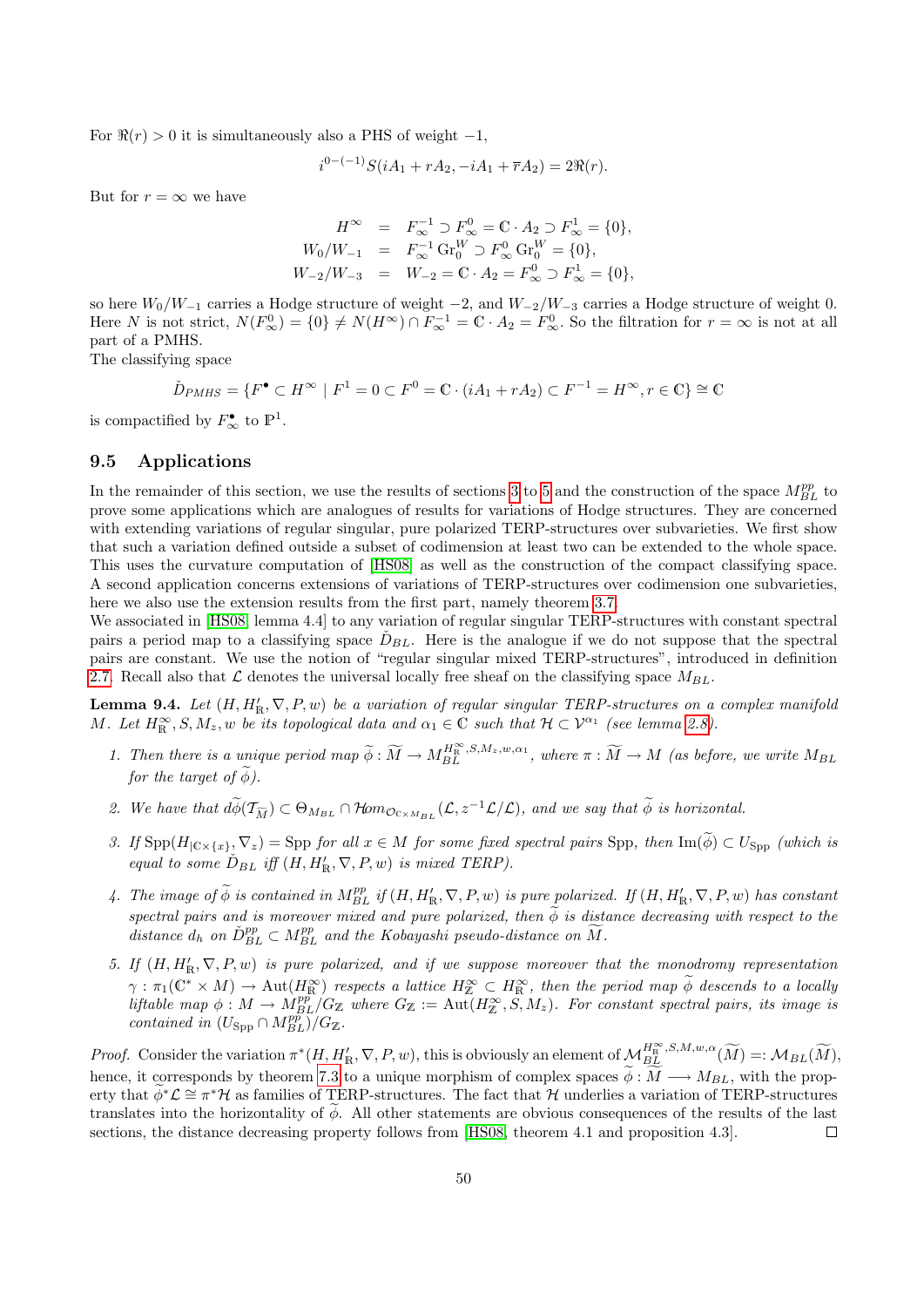For $\Re(r) > 0$ it is simultaneously also a PHS of weight $-1$,

$$i^{0-(-1)} S(iA_1 + rA_2, -iA_1 + \overline{r}A_2) = 2\Re(r).$$

But for $r = \infty$ we have

$$\begin{aligned}
H^\infty &= F_\infty^{-1} \supset F_\infty^0 = \mathbb{C} \cdot A_2 \supset F_\infty^1 = \{0\}, \\
W_0/W_{-1} &= F_\infty^{-1} \operatorname{Gr}_0^W \supset F_\infty^0 \operatorname{Gr}_0^W = \{0\}, \\
W_{-2}/W_{-3} &= W_{-2} = \mathbb{C} \cdot A_2 = F_\infty^0 \supset F_\infty^1 = \{0\},
\end{aligned}$$

so here $W_0/W_{-1}$ carries a Hodge structure of weight $-2$, and $W_{-2}/W_{-3}$ carries a Hodge structure of weight 0. Here $N$ is not strict, $N(F_\infty^0) = \{0\} \neq N(H^\infty) \cap F_\infty^{-1} = \mathbb{C} \cdot A_2 = F_\infty^0$. So the filtration for $r = \infty$ is not at all part of a PMHS.

The classifying space

$$\check{D}_{PMHS} = \{F^\bullet \subset H^\infty \mid F^1 = 0 \subset F^0 = \mathbb{C} \cdot (iA_1 + rA_2) \subset F^{-1} = H^\infty, r \in \mathbb{C}\} \cong \mathbb{C}$$

is compactified by $F_\infty^\bullet$ to $\mathbb{P}^1$.

## 9.5 Applications

In the remainder of this section, we use the results of sections 3 to 5 and the construction of the space $M_{BL}^{pp}$ to prove some applications which are analogues of results for variations of Hodge structures. They are concerned with extending variations of regular singular, pure polarized TERP-structures over subvarieties. We first show that such a variation defined outside a subset of codimension at least two can be extended to the whole space. This uses the curvature computation of [HS08] as well as the construction of the compact classifying space. A second application concerns extensions of variations of TERP-structures over codimension one subvarieties, here we also use the extension results from the first part, namely theorem 3.7.

We associated in [HS08, lemma 4.4] to any variation of regular singular TERP-structures with constant spectral pairs a period map to a classifying space $\check{D}_{BL}$. Here is the analogue if we do not suppose that the spectral pairs are constant. We use the notion of "regular singular mixed TERP-structures", introduced in definition 2.7. Recall also that $\mathcal{L}$ denotes the universal locally free sheaf on the classifying space $M_{BL}$.

**Lemma 9.4.** *Let $(H, H'_\mathbb{R}, \nabla, P, w)$ be a variation of regular singular TERP-structures on a complex manifold $M$. Let $H_\mathbb{R}^\infty, S, M_z, w$ be its topological data and $\alpha_1 \in \mathbb{C}$ such that $\mathcal{H} \subset \mathcal{V}^{\alpha_1}$ (see lemma 2.8).*

1. *Then there is a unique period map $\widetilde{\phi} : \widetilde{M} \to M_{BL}^{H_\mathbb{R}^\infty, S, M_z, w, \alpha_1}$, where $\pi : \widetilde{M} \to M$ (as before, we write $M_{BL}$ for the target of $\widetilde{\phi}$).*
2. *We have that $d\widetilde{\phi}(\mathcal{T}_{\widetilde{M}}) \subset \Theta_{M_{BL}} \cap \mathcal{H}om_{\mathcal{O}_{\mathbb{C}\times M_{BL}}}(\mathcal{L}, z^{-1}\mathcal{L}/\mathcal{L})$, and we say that $\widetilde{\phi}$ is horizontal.*
3. *If $\operatorname{Spp}(H_{|\mathbb{C}\times\{x\}}, \nabla_z) = \operatorname{Spp}$ for all $x \in M$ for some fixed spectral pairs Spp, then $\operatorname{Im}(\widetilde{\phi}) \subset U_{\operatorname{Spp}}$ (which is equal to some $\check{D}_{BL}$ iff $(H, H'_\mathbb{R}, \nabla, P, w)$ is mixed TERP).*
4. *The image of $\widetilde{\phi}$ is contained in $M_{BL}^{pp}$ if $(H, H'_\mathbb{R}, \nabla, P, w)$ is pure polarized. If $(H, H'_\mathbb{R}, \nabla, P, w)$ has constant spectral pairs and is moreover mixed and pure polarized, then $\widetilde{\phi}$ is distance decreasing with respect to the distance $d_h$ on $\check{D}_{BL}^{pp} \subset M_{BL}^{pp}$ and the Kobayashi pseudo-distance on $\widetilde{M}$.*
5. *If $(H, H'_\mathbb{R}, \nabla, P, w)$ is pure polarized, and if we suppose moreover that the monodromy representation $\gamma : \pi_1(\mathbb{C}^* \times M) \to \operatorname{Aut}(H_\mathbb{R}^\infty)$ respects a lattice $H_\mathbb{Z}^\infty \subset H_\mathbb{R}^\infty$, then the period map $\widetilde{\phi}$ descends to a locally liftable map $\phi : M \to M_{BL}^{pp}/G_\mathbb{Z}$ where $G_\mathbb{Z} := \operatorname{Aut}(H_\mathbb{Z}^\infty, S, M_z)$. For constant spectral pairs, its image is contained in $(U_{\operatorname{Spp}} \cap M_{BL}^{pp})/G_\mathbb{Z}$.*

*Proof.* Consider the variation $\pi^*(H, H'_\mathbb{R}, \nabla, P, w)$, this is obviously an element of $\mathcal{M}_{BL}^{H_\mathbb{R}^\infty, S, M, w, \alpha}(\widetilde{M}) =: \mathcal{M}_{BL}(\widetilde{M})$, hence, it corresponds by theorem 7.3 to a unique morphism of complex spaces $\widetilde{\phi} : \widetilde{M} \longrightarrow M_{BL}$, with the property that $\widetilde{\phi}^*\mathcal{L} \cong \pi^*\mathcal{H}$ as families of TERP-structures. The fact that $\mathcal{H}$ underlies a variation of TERP-structures translates into the horizontality of $\widetilde{\phi}$. All other statements are obvious consequences of the results of the last sections, the distance decreasing property follows from [HS08, theorem 4.1 and proposition 4.3]. □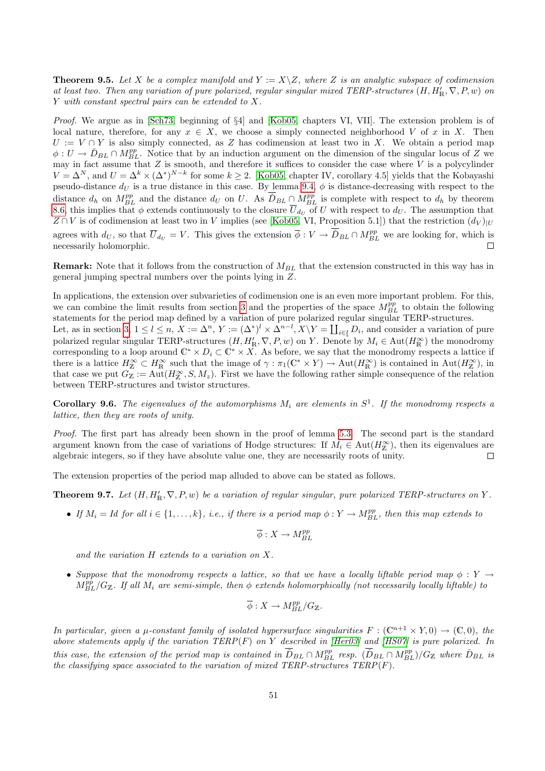**Theorem 9.5.** *Let $X$ be a complex manifold and $Y := X\backslash Z$, where $Z$ is an analytic subspace of codimension at least two. Then any variation of pure polarized, regular singular mixed TERP-structures $(H, H'_{\mathbb{R}}, \nabla, P, w)$ on $Y$ with constant spectral pairs can be extended to $X$.*

*Proof.* We argue as in [Sch73, beginning of §4] and [Kob05, chapters VI, VII]. The extension problem is of local nature, therefore, for any $x \in X$, we choose a simply connected neighborhood $V$ of $x$ in $X$. Then $U := V \cap Y$ is also simply connected, as $Z$ has codimension at least two in $X$. We obtain a period map $\phi : U \to \check{D}_{BL} \cap M_{BL}^{pp}$. Notice that by an induction argument on the dimension of the singular locus of $Z$ we may in fact assume that $Z$ is smooth, and therefore it suffices to consider the case where $V$ is a polycylinder $V = \Delta^N$, and $U = \Delta^k \times (\Delta^*)^{N-k}$ for some $k \geq 2$. [Kob05, chapter IV, corollary 4.5] yields that the Kobayashi pseudo-distance $d_U$ is a true distance in this case. By lemma 9.4, $\phi$ is distance-decreasing with respect to the distance $d_h$ on $M_{BL}^{pp}$ and the distance $d_U$ on $U$. As $\overline{\check{D}}_{BL} \cap M_{BL}^{pp}$ is complete with respect to $d_h$ by theorem 8.6, this implies that $\phi$ extends continuously to the closure $\overline{U}_{d_U}$ of $U$ with respect to $d_U$. The assumption that $Z \cap V$ is of codimension at least two in $V$ implies (see [Kob05, VI, Proposition 5.1]) that the restriction $(d_V)_{|U}$ agrees with $d_U$, so that $\overline{U}_{d_U} = V$. This gives the extension $\overline{\phi} : V \to \overline{\check{D}}_{BL} \cap M_{BL}^{pp}$ we are looking for, which is necessarily holomorphic. □

**Remark:** Note that it follows from the construction of $M_{BL}$ that the extension constructed in this way has in general jumping spectral numbers over the points lying in $Z$.

In applications, the extension over subvarieties of codimension one is an even more important problem. For this, we can combine the limit results from section 3 and the properties of the space $M_{BL}^{pp}$ to obtain the following statements for the period map defined by a variation of pure polarized regular singular TERP-structures.
Let, as in section 3, $1 \leq l \leq n$, $X := \Delta^n$, $Y := (\Delta^*)^l \times \Delta^{n-l}$, $X\backslash Y = \coprod_{i \in \underline{l}} D_i$, and consider a variation of pure polarized regular singular TERP-structures $(H, H'_{\mathbb{R}}, \nabla, P, w)$ on $Y$. Denote by $M_i \in \text{Aut}(H_{\mathbb{R}}^\infty)$ the monodromy corresponding to a loop around $\mathbb{C}^* \times D_i \subset \mathbb{C}^* \times X$. As before, we say that the monodromy respects a lattice if there is a lattice $H_{\mathbb{Z}}^\infty \subset H_{\mathbb{R}}^\infty$ such that the image of $\gamma : \pi_1(\mathbb{C}^* \times Y) \to \text{Aut}(H_{\mathbb{R}}^\infty)$ is contained in $\text{Aut}(H_{\mathbb{Z}}^\infty)$, in that case we put $G_{\mathbb{Z}} := \text{Aut}(H_{\mathbb{Z}}^\infty, S, M_z)$. First we have the following rather simple consequence of the relation between TERP-structures and twistor structures.

**Corollary 9.6.** *The eigenvalues of the automorphisms $M_i$ are elements in $S^1$. If the monodromy respects a lattice, then they are roots of unity.*

*Proof.* The first part has already been shown in the proof of lemma 5.3. The second part is the standard argument known from the case of variations of Hodge structures: If $M_i \in \text{Aut}(H_{\mathbb{Z}}^\infty)$, then its eigenvalues are algebraic integers, so if they have absolute value one, they are necessarily roots of unity. □

The extension properties of the period map alluded to above can be stated as follows.

**Theorem 9.7.** *Let $(H, H'_{\mathbb{R}}, \nabla, P, w)$ be a variation of regular singular, pure polarized TERP-structures on $Y$.*

- *If $M_i = Id$ for all $i \in \{1, \ldots, k\}$, i.e., if there is a period map $\phi : Y \to M_{BL}^{pp}$, then this map extends to*

$$\overline{\phi} : X \to M_{BL}^{pp}$$

  *and the variation $H$ extends to a variation on $X$.*

- *Suppose that the monodromy respects a lattice, so that we have a locally liftable period map $\phi : Y \to M_{BL}^{pp}/G_{\mathbb{Z}}$. If all $M_i$ are semi-simple, then $\phi$ extends holomorphically (not necessarily locally liftable) to*

$$\overline{\phi} : X \to M_{BL}^{pp}/G_{\mathbb{Z}}.$$

*In particular, given a $\mu$-constant family of isolated hypersurface singularities $F : (\mathbb{C}^{n+1} \times Y, 0) \to (\mathbb{C}, 0)$, the above statements apply if the variation $TERP(F)$ on $Y$ described in [Her03] and [HS07] is pure polarized. In this case, the extension of the period map is contained in $\overline{\check{D}}_{BL} \cap M_{BL}^{pp}$ resp. $(\overline{\check{D}}_{BL} \cap M_{BL}^{pp})/G_{\mathbb{Z}}$ where $\check{D}_{BL}$ is the classifying space associated to the variation of mixed TERP-structures $TERP(F)$.*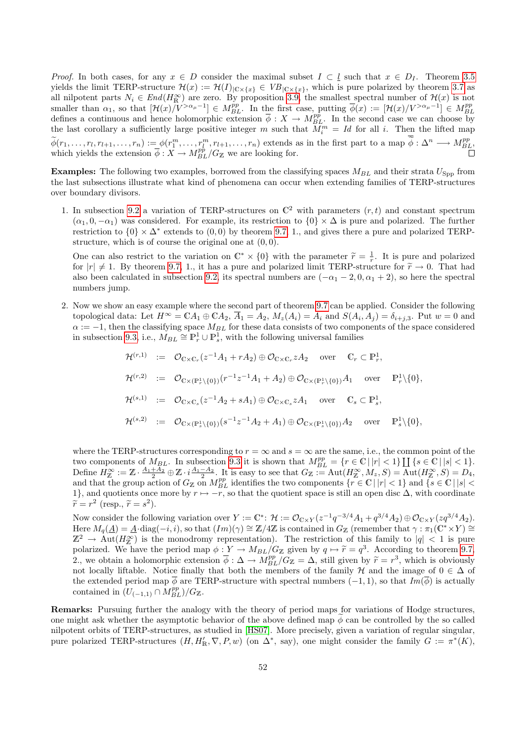*Proof.* In both cases, for any $x \in D$ consider the maximal subset $I \subset \underline{l}$ such that $x \in D_I$. Theorem 3.5 yields the limit TERP-structure $\mathcal{H}(x) := \mathcal{H}(I)_{|\mathbb{C}\times\{x\}} \in VB_{|\mathbb{C}\times\{x\}}$, which is pure polarized by theorem 3.7 as all nilpotent parts $N_i \in End(H^\infty_\mathbb{R})$ are zero. By proposition 3.9, the smallest spectral number of $\mathcal{H}(x)$ is not smaller than $\alpha_1$, so that $[\mathcal{H}(x)/V^{>\alpha_\mu-1}] \in M^{pp}_{BL}$. In the first case, putting $\overline{\phi}(x) := [\mathcal{H}(x)/V^{>\alpha_\mu-1}] \in M^{pp}_{BL}$ defines a continuous and hence holomorphic extension $\overline{\phi} : X \to M^{pp}_{BL}$. In the second case we can choose by the last corollary a sufficiently large positive integer $m$ such that $M_i^m = Id$ for all $i$. Then the lifted map $\widetilde{\phi}(r_1,\ldots,r_l,r_{l+1},\ldots,r_n) := \phi(r_1^m,\ldots,r_l^m,r_{l+1},\ldots,r_n)$ extends as in the first part to a map $\overline{\widetilde{\phi}} : \Delta^n \longrightarrow M^{pp}_{BL}$, which yields the extension $\overline{\phi} : X \to M^{pp}_{BL}/G_\mathbb{Z}$ we are looking for. $\square$

**Examples:** The following two examples, borrowed from the classifying spaces $M_{BL}$ and their strata $U_{\mathrm{Spp}}$ from the last subsections illustrate what kind of phenomena can occur when extending families of TERP-structures over boundary divisors.

1. In subsection 9.2 a variation of TERP-structures on $\mathbb{C}^2$ with parameters $(r,t)$ and constant spectrum $(\alpha_1, 0, -\alpha_1)$ was considered. For example, its restriction to $\{0\}\times\Delta$ is pure and polarized. The further restriction to $\{0\}\times\Delta^*$ extends to $(0,0)$ by theorem 9.7 1., and gives there a pure and polarized TERP-structure, which is of course the original one at $(0,0)$.

   One can also restrict to the variation on $\mathbb{C}^*\times\{0\}$ with the parameter $\widetilde{r} = \frac{1}{r}$. It is pure and polarized for $|r| \neq 1$. By theorem 9.7, 1., it has a pure and polarized limit TERP-structure for $\widetilde{r} \to 0$. That had also been calculated in subsection 9.2, its spectral numbers are $(-\alpha_1 - 2, 0, \alpha_1 + 2)$, so here the spectral numbers jump.

2. Now we show an easy example where the second part of theorem 9.7 can be applied. Consider the following topological data: Let $H^\infty = \mathbb{C}A_1 \oplus \mathbb{C}A_2$, $\overline{A}_1 = A_2$, $M_z(A_i) = A_i$ and $S(A_i, A_j) = \delta_{i+j,3}$. Put $w = 0$ and $\alpha := -1$, then the classifying space $M_{BL}$ for these data consists of two components of the space considered in subsection 9.3, i.e., $M_{BL} \cong \mathbb{P}^1_r \cup \mathbb{P}^1_s$, with the following universal families

$$
\begin{array}{lcll}
\mathcal{H}^{(r,1)} & := & \mathcal{O}_{\mathbb{C}\times\mathbb{C}_r}(z^{-1}A_1 + rA_2) \oplus \mathcal{O}_{\mathbb{C}\times\mathbb{C}_r} zA_2 & \text{over} \quad \mathbb{C}_r \subset \mathbb{P}^1_r, \\
\mathcal{H}^{(r,2)} & := & \mathcal{O}_{\mathbb{C}\times(\mathbb{P}^1_r\backslash\{0\})}(r^{-1}z^{-1}A_1 + A_2) \oplus \mathcal{O}_{\mathbb{C}\times(\mathbb{P}^1_r\backslash\{0\})} A_1 & \text{over} \quad \mathbb{P}^1_r\backslash\{0\}, \\
\mathcal{H}^{(s,1)} & := & \mathcal{O}_{\mathbb{C}\times\mathbb{C}_s}(z^{-1}A_2 + sA_1) \oplus \mathcal{O}_{\mathbb{C}\times\mathbb{C}_s} zA_1 & \text{over} \quad \mathbb{C}_s \subset \mathbb{P}^1_s, \\
\mathcal{H}^{(s,2)} & := & \mathcal{O}_{\mathbb{C}\times(\mathbb{P}^1_s\backslash\{0\})}(s^{-1}z^{-1}A_2 + A_1) \oplus \mathcal{O}_{\mathbb{C}\times(\mathbb{P}^1_s\backslash\{0\})} A_2 & \text{over} \quad \mathbb{P}^1_s\backslash\{0\},
\end{array}
$$

   where the TERP-structures corresponding to $r = \infty$ and $s = \infty$ are the same, i.e., the common point of the two components of $M_{BL}$. In subsection 9.3 it is shown that $M^{pp}_{BL} = \{r \in \mathbb{C}\,|\,|r| < 1\} \coprod \{s \in \mathbb{C}\,|\,|s| < 1\}$. Define $H^\infty_\mathbb{Z} := \mathbb{Z}\cdot\frac{A_1+A_2}{2} \oplus \mathbb{Z}\cdot i\frac{A_1-A_2}{2}$. It is easy to see that $G_\mathbb{Z} := \mathrm{Aut}(H^\infty_\mathbb{Z}, M_z, S) = \mathrm{Aut}(H^\infty_\mathbb{Z}, S) = D_4$, and that the group action of $G_\mathbb{Z}$ on $M^{pp}_{BL}$ identifies the two components $\{r \in \mathbb{C}\,|\,|r| < 1\}$ and $\{s \in \mathbb{C}\,|\,|s| < 1\}$, and quotients once more by $r \mapsto -r$, so that the quotient space is still an open disc $\Delta$, with coordinate $\widetilde{r} = r^2$ (resp., $\widetilde{r} = s^2$).

   Now consider the following variation over $Y := \mathbb{C}^*$: $\mathcal{H} := \mathcal{O}_{\mathbb{C}\times Y}(z^{-1}q^{-3/4}A_1 + q^{3/4}A_2) \oplus \mathcal{O}_{\mathbb{C}\times Y}(zq^{3/4}A_2)$. Here $M_q(\underline{A}) = \underline{A}\cdot\mathrm{diag}(-i, i)$, so that $(Im)(\gamma) \cong \mathbb{Z}/4\mathbb{Z}$ is contained in $G_\mathbb{Z}$ (remember that $\gamma : \pi_1(\mathbb{C}^*\times Y) \cong \mathbb{Z}^2 \to \mathrm{Aut}(H^\infty_\mathbb{Z})$ is the monodromy representation). The restriction of this family to $|q| < 1$ is pure polarized. We have the period map $\phi : Y \to M_{BL}/G_\mathbb{Z}$ given by $q \mapsto \widetilde{r} = q^3$. According to theorem 9.7, 2., we obtain a holomorphic extension $\overline{\phi} : \Delta \to M^{pp}_{BL}/G_\mathbb{Z} = \Delta$, still given by $\widetilde{r} = r^3$, which is obviously not locally liftable. Notice finally that both the members of the family $\mathcal{H}$ and the image of $0 \in \Delta$ of the extended period map $\overline{\phi}$ are TERP-structure with spectral numbers $(-1, 1)$, so that $Im(\overline{\phi})$ is actually contained in $(U_{(-1,1)} \cap M^{pp}_{BL})/G_\mathbb{Z}$.

**Remarks:** Pursuing further the analogy with the theory of period maps for variations of Hodge structures, one might ask whether the asymptotic behavior of the above defined map $\phi$ can be controlled by the so called nilpotent orbits of TERP-structures, as studied in [HS07]. More precisely, given a variation of regular singular, pure polarized TERP-structures $(H, H'_\mathbb{R}, \nabla, P, w)$ (on $\Delta^*$, say), one might consider the family $G := \pi^*(K)$,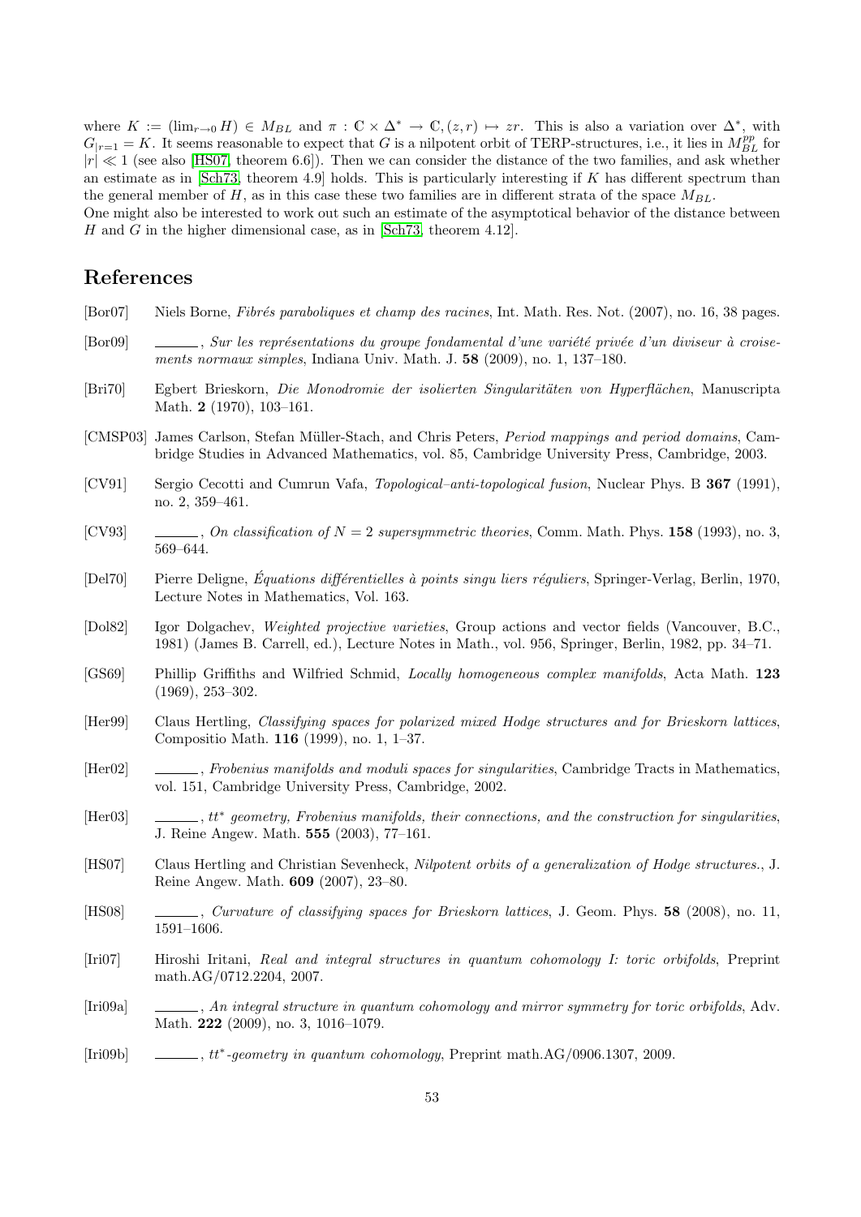where $K := (\lim_{r\to 0} H) \in M_{BL}$ and $\pi : \mathbb{C} \times \Delta^* \to \mathbb{C}, (z, r) \mapsto zr$. This is also a variation over $\Delta^*$, with $G_{|r=1} = K$. It seems reasonable to expect that $G$ is a nilpotent orbit of TERP-structures, i.e., it lies in $M_{BL}^{pp}$ for $|r| \ll 1$ (see also [HS07, theorem 6.6]). Then we can consider the distance of the two families, and ask whether an estimate as in [Sch73, theorem 4.9] holds. This is particularly interesting if $K$ has different spectrum than the general member of $H$, as in this case these two families are in different strata of the space $M_{BL}$.
One might also be interested to work out such an estimate of the asymptotical behavior of the distance between $H$ and $G$ in the higher dimensional case, as in [Sch73, theorem 4.12].

# References

[Bor07] Niels Borne, *Fibrés paraboliques et champ des racines*, Int. Math. Res. Not. (2007), no. 16, 38 pages.

[Bor09] ______, *Sur les représentations du groupe fondamental d'une variété privée d'un diviseur à croisements normaux simples*, Indiana Univ. Math. J. **58** (2009), no. 1, 137–180.

[Bri70] Egbert Brieskorn, *Die Monodromie der isolierten Singularitäten von Hyperflächen*, Manuscripta Math. **2** (1970), 103–161.

[CMSP03] James Carlson, Stefan Müller-Stach, and Chris Peters, *Period mappings and period domains*, Cambridge Studies in Advanced Mathematics, vol. 85, Cambridge University Press, Cambridge, 2003.

[CV91] Sergio Cecotti and Cumrun Vafa, *Topological–anti-topological fusion*, Nuclear Phys. B **367** (1991), no. 2, 359–461.

[CV93] ______, *On classification of $N = 2$ supersymmetric theories*, Comm. Math. Phys. **158** (1993), no. 3, 569–644.

[Del70] Pierre Deligne, *Équations différentielles à points singu liers réguliers*, Springer-Verlag, Berlin, 1970, Lecture Notes in Mathematics, Vol. 163.

[Dol82] Igor Dolgachev, *Weighted projective varieties*, Group actions and vector fields (Vancouver, B.C., 1981) (James B. Carrell, ed.), Lecture Notes in Math., vol. 956, Springer, Berlin, 1982, pp. 34–71.

[GS69] Phillip Griffiths and Wilfried Schmid, *Locally homogeneous complex manifolds*, Acta Math. **123** (1969), 253–302.

[Her99] Claus Hertling, *Classifying spaces for polarized mixed Hodge structures and for Brieskorn lattices*, Compositio Math. **116** (1999), no. 1, 1–37.

[Her02] ______, *Frobenius manifolds and moduli spaces for singularities*, Cambridge Tracts in Mathematics, vol. 151, Cambridge University Press, Cambridge, 2002.

[Her03] ______, *$tt^*$ geometry, Frobenius manifolds, their connections, and the construction for singularities*, J. Reine Angew. Math. **555** (2003), 77–161.

[HS07] Claus Hertling and Christian Sevenheck, *Nilpotent orbits of a generalization of Hodge structures.*, J. Reine Angew. Math. **609** (2007), 23–80.

[HS08] ______, *Curvature of classifying spaces for Brieskorn lattices*, J. Geom. Phys. **58** (2008), no. 11, 1591–1606.

[Iri07] Hiroshi Iritani, *Real and integral structures in quantum cohomology I: toric orbifolds*, Preprint math.AG/0712.2204, 2007.

[Iri09a] ______, *An integral structure in quantum cohomology and mirror symmetry for toric orbifolds*, Adv. Math. **222** (2009), no. 3, 1016–1079.

[Iri09b] ______, *$tt^*$-geometry in quantum cohomology*, Preprint math.AG/0906.1307, 2009.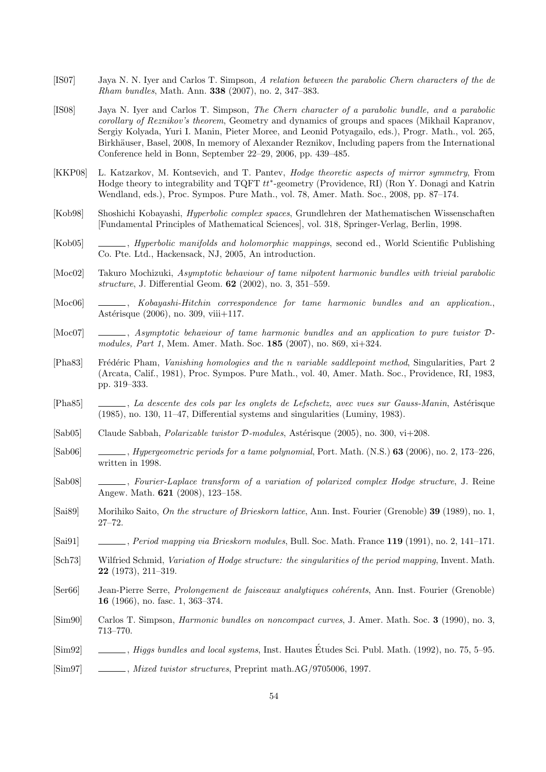[IS07] Jaya N. N. Iyer and Carlos T. Simpson, *A relation between the parabolic Chern characters of the de Rham bundles*, Math. Ann. **338** (2007), no. 2, 347–383.

[IS08] Jaya N. Iyer and Carlos T. Simpson, *The Chern character of a parabolic bundle, and a parabolic corollary of Reznikov's theorem*, Geometry and dynamics of groups and spaces (Mikhail Kapranov, Sergiy Kolyada, Yuri I. Manin, Pieter Moree, and Leonid Potyagailo, eds.), Progr. Math., vol. 265, Birkhäuser, Basel, 2008, In memory of Alexander Reznikov, Including papers from the International Conference held in Bonn, September 22–29, 2006, pp. 439–485.

[KKP08] L. Katzarkov, M. Kontsevich, and T. Pantev, *Hodge theoretic aspects of mirror symmetry*, From Hodge theory to integrability and TQFT $tt^*$-geometry (Providence, RI) (Ron Y. Donagi and Katrin Wendland, eds.), Proc. Sympos. Pure Math., vol. 78, Amer. Math. Soc., 2008, pp. 87–174.

[Kob98] Shoshichi Kobayashi, *Hyperbolic complex spaces*, Grundlehren der Mathematischen Wissenschaften [Fundamental Principles of Mathematical Sciences], vol. 318, Springer-Verlag, Berlin, 1998.

[Kob05] ______, *Hyperbolic manifolds and holomorphic mappings*, second ed., World Scientific Publishing Co. Pte. Ltd., Hackensack, NJ, 2005, An introduction.

[Moc02] Takuro Mochizuki, *Asymptotic behaviour of tame nilpotent harmonic bundles with trivial parabolic structure*, J. Differential Geom. **62** (2002), no. 3, 351–559.

[Moc06] ______, *Kobayashi-Hitchin correspondence for tame harmonic bundles and an application.*, Astérisque (2006), no. 309, viii+117.

[Moc07] ______, *Asymptotic behaviour of tame harmonic bundles and an application to pure twistor $\mathcal{D}$-modules, Part 1*, Mem. Amer. Math. Soc. **185** (2007), no. 869, xi+324.

[Pha83] Frédéric Pham, *Vanishing homologies and the n variable saddlepoint method*, Singularities, Part 2 (Arcata, Calif., 1981), Proc. Sympos. Pure Math., vol. 40, Amer. Math. Soc., Providence, RI, 1983, pp. 319–333.

[Pha85] ______, *La descente des cols par les onglets de Lefschetz, avec vues sur Gauss-Manin*, Astérisque (1985), no. 130, 11–47, Differential systems and singularities (Luminy, 1983).

[Sab05] Claude Sabbah, *Polarizable twistor $\mathcal{D}$-modules*, Astérisque (2005), no. 300, vi+208.

[Sab06] ______, *Hypergeometric periods for a tame polynomial*, Port. Math. (N.S.) **63** (2006), no. 2, 173–226, written in 1998.

[Sab08] ______, *Fourier-Laplace transform of a variation of polarized complex Hodge structure*, J. Reine Angew. Math. **621** (2008), 123–158.

[Sai89] Morihiko Saito, *On the structure of Brieskorn lattice*, Ann. Inst. Fourier (Grenoble) **39** (1989), no. 1, 27–72.

[Sai91] ______, *Period mapping via Brieskorn modules*, Bull. Soc. Math. France **119** (1991), no. 2, 141–171.

[Sch73] Wilfried Schmid, *Variation of Hodge structure: the singularities of the period mapping*, Invent. Math. **22** (1973), 211–319.

[Ser66] Jean-Pierre Serre, *Prolongement de faisceaux analytiques cohérents*, Ann. Inst. Fourier (Grenoble) **16** (1966), no. fasc. 1, 363–374.

[Sim90] Carlos T. Simpson, *Harmonic bundles on noncompact curves*, J. Amer. Math. Soc. **3** (1990), no. 3, 713–770.

[Sim92] ______, *Higgs bundles and local systems*, Inst. Hautes Études Sci. Publ. Math. (1992), no. 75, 5–95.

[Sim97] ______, *Mixed twistor structures*, Preprint math.AG/9705006, 1997.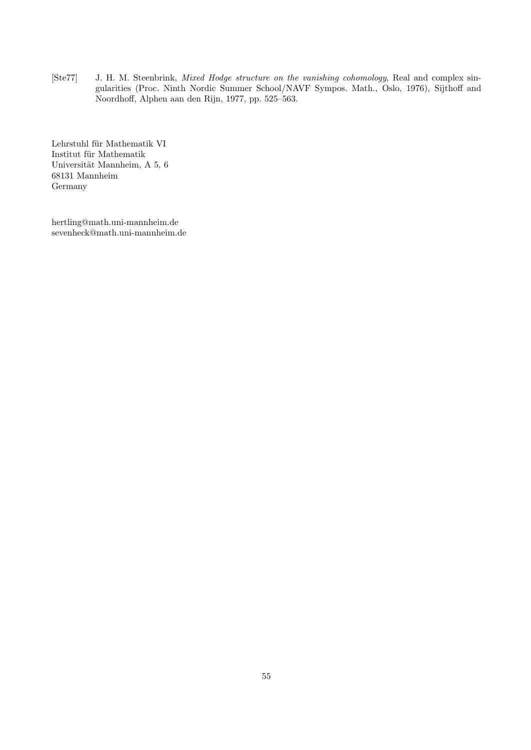[Ste77] J. H. M. Steenbrink, *Mixed Hodge structure on the vanishing cohomology*, Real and complex singularities (Proc. Ninth Nordic Summer School/NAVF Sympos. Math., Oslo, 1976), Sijthoff and Noordhoff, Alphen aan den Rijn, 1977, pp. 525–563.

Lehrstuhl für Mathematik VI
Institut für Mathematik
Universität Mannheim, A 5, 6
68131 Mannheim
Germany

hertling@math.uni-mannheim.de
sevenheck@math.uni-mannheim.de